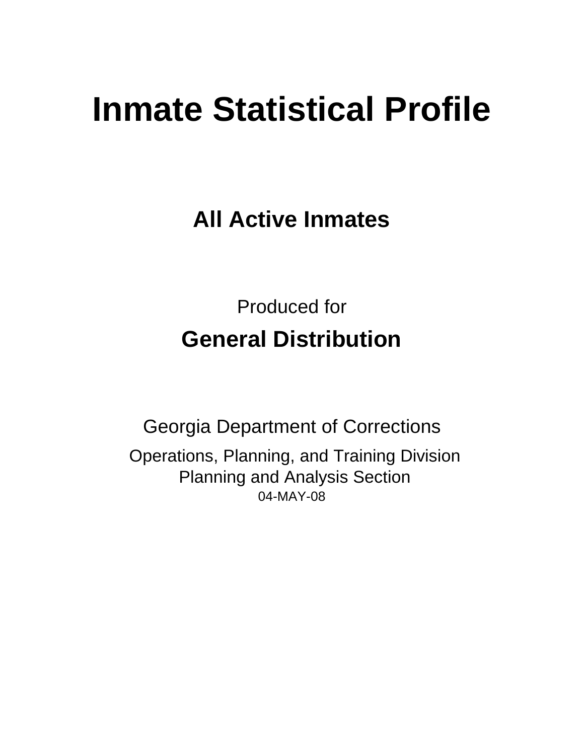# Inmate Statistical Profile

## All Active Inmates

Produced for

## General Distribution

Georgia Department of Corrections

Operations, Planning, and Training Division
Planning and Analysis Section
04-MAY-08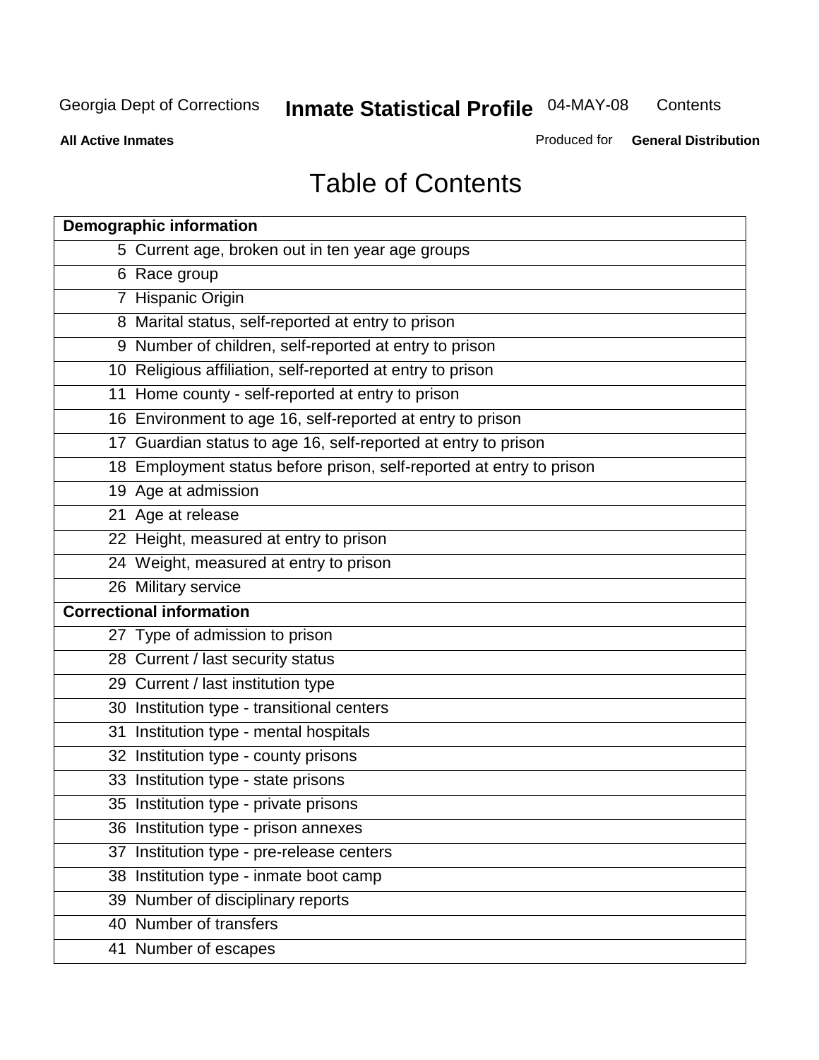# Table of Contents

| Demographic information | |
|---|---|
| 5 | Current age, broken out in ten year age groups |
| 6 | Race group |
| 7 | Hispanic Origin |
| 8 | Marital status, self-reported at entry to prison |
| 9 | Number of children, self-reported at entry to prison |
| 10 | Religious affiliation, self-reported at entry to prison |
| 11 | Home county - self-reported at entry to prison |
| 16 | Environment to age 16, self-reported at entry to prison |
| 17 | Guardian status to age 16, self-reported at entry to prison |
| 18 | Employment status before prison, self-reported at entry to prison |
| 19 | Age at admission |
| 21 | Age at release |
| 22 | Height, measured at entry to prison |
| 24 | Weight, measured at entry to prison |
| 26 | Military service |
| **Correctional information** | |
| 27 | Type of admission to prison |
| 28 | Current / last security status |
| 29 | Current / last institution type |
| 30 | Institution type - transitional centers |
| 31 | Institution type - mental hospitals |
| 32 | Institution type - county prisons |
| 33 | Institution type - state prisons |
| 35 | Institution type - private prisons |
| 36 | Institution type - prison annexes |
| 37 | Institution type - pre-release centers |
| 38 | Institution type - inmate boot camp |
| 39 | Number of disciplinary reports |
| 40 | Number of transfers |
| 41 | Number of escapes |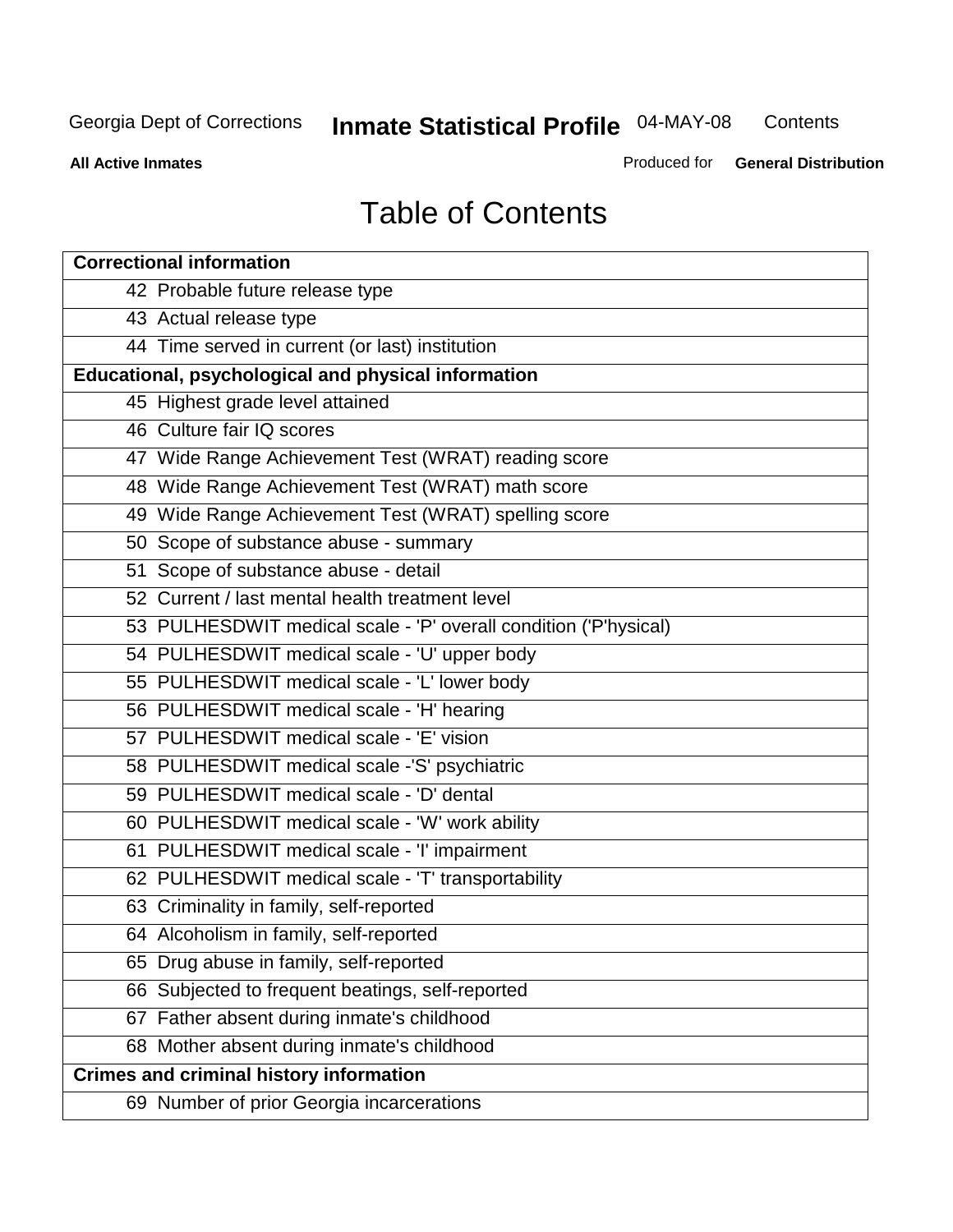# Table of Contents

| Correctional information |
|---|
| 42 Probable future release type |
| 43 Actual release type |
| 44 Time served in current (or last) institution |
| **Educational, psychological and physical information** |
| 45 Highest grade level attained |
| 46 Culture fair IQ scores |
| 47 Wide Range Achievement Test (WRAT) reading score |
| 48 Wide Range Achievement Test (WRAT) math score |
| 49 Wide Range Achievement Test (WRAT) spelling score |
| 50 Scope of substance abuse - summary |
| 51 Scope of substance abuse - detail |
| 52 Current / last mental health treatment level |
| 53 PULHESDWIT medical scale - 'P' overall condition ('P'hysical) |
| 54 PULHESDWIT medical scale - 'U' upper body |
| 55 PULHESDWIT medical scale - 'L' lower body |
| 56 PULHESDWIT medical scale - 'H' hearing |
| 57 PULHESDWIT medical scale - 'E' vision |
| 58 PULHESDWIT medical scale -'S' psychiatric |
| 59 PULHESDWIT medical scale - 'D' dental |
| 60 PULHESDWIT medical scale - 'W' work ability |
| 61 PULHESDWIT medical scale - 'I' impairment |
| 62 PULHESDWIT medical scale - 'T' transportability |
| 63 Criminality in family, self-reported |
| 64 Alcoholism in family, self-reported |
| 65 Drug abuse in family, self-reported |
| 66 Subjected to frequent beatings, self-reported |
| 67 Father absent during inmate's childhood |
| 68 Mother absent during inmate's childhood |
| **Crimes and criminal history information** |
| 69 Number of prior Georgia incarcerations |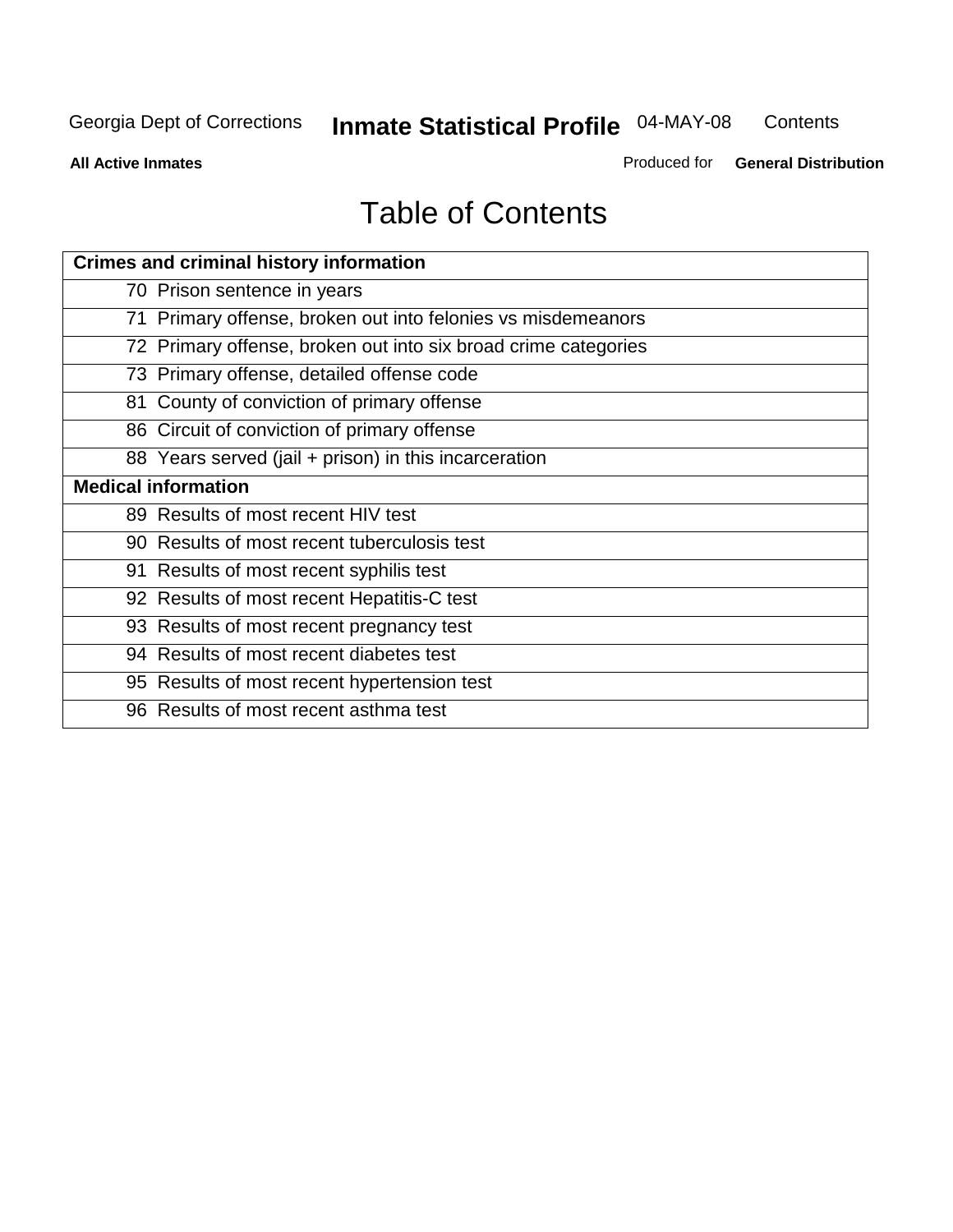# Table of Contents

| Crimes and criminal history information |
|---|
| 70 Prison sentence in years |
| 71 Primary offense, broken out into felonies vs misdemeanors |
| 72 Primary offense, broken out into six broad crime categories |
| 73 Primary offense, detailed offense code |
| 81 County of conviction of primary offense |
| 86 Circuit of conviction of primary offense |
| 88 Years served (jail + prison) in this incarceration |
| **Medical information** |
| 89 Results of most recent HIV test |
| 90 Results of most recent tuberculosis test |
| 91 Results of most recent syphilis test |
| 92 Results of most recent Hepatitis-C test |
| 93 Results of most recent pregnancy test |
| 94 Results of most recent diabetes test |
| 95 Results of most recent hypertension test |
| 96 Results of most recent asthma test |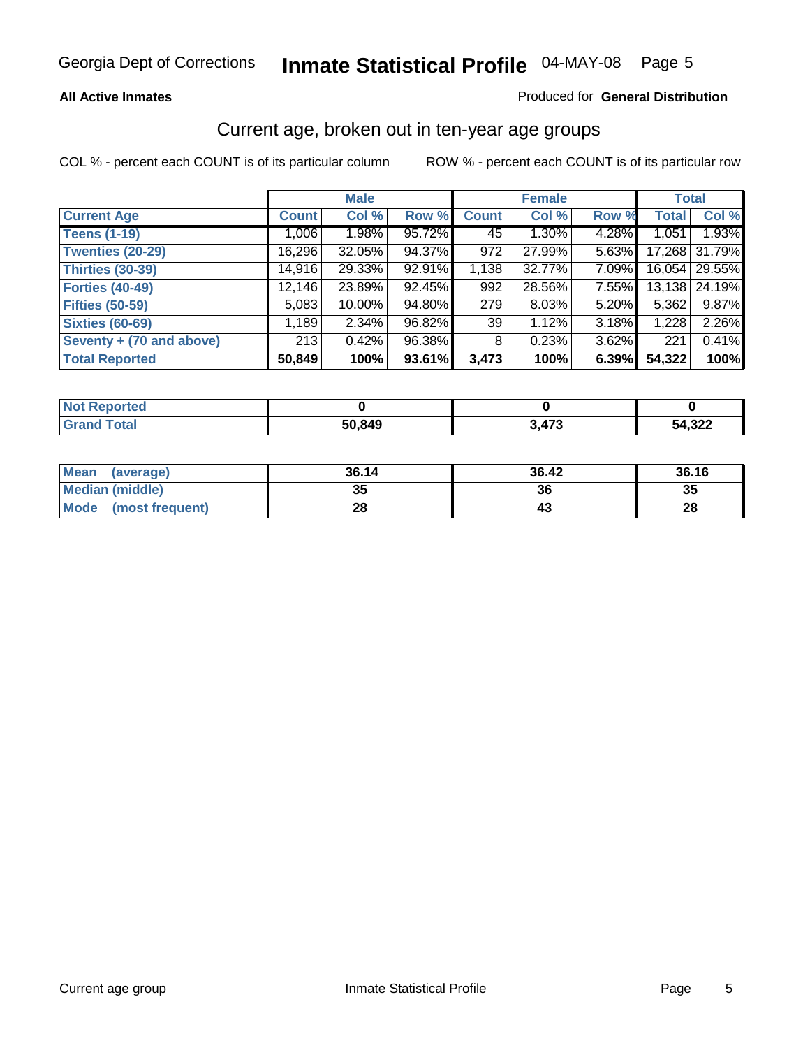Georgia Dept of Corrections **Inmate Statistical Profile** 04-MAY-08

**All Active Inmates**

Produced for **General Distribution**

## Current age, broken out in ten-year age groups

COL % - percent each COUNT is of its particular column

ROW % - percent each COUNT is of its particular row

| | Male | | | Female | | | Total | |
|---|---|---|---|---|---|---|---|---|
| **Current Age** | **Count** | **Col %** | **Row %** | **Count** | **Col %** | **Row %** | **Total** | **Col %** |
| **Teens (1-19)** | 1,006 | 1.98% | 95.72% | 45 | 1.30% | 4.28% | 1,051 | 1.93% |
| **Twenties (20-29)** | 16,296 | 32.05% | 94.37% | 972 | 27.99% | 5.63% | 17,268 | 31.79% |
| **Thirties (30-39)** | 14,916 | 29.33% | 92.91% | 1,138 | 32.77% | 7.09% | 16,054 | 29.55% |
| **Forties (40-49)** | 12,146 | 23.89% | 92.45% | 992 | 28.56% | 7.55% | 13,138 | 24.19% |
| **Fifties (50-59)** | 5,083 | 10.00% | 94.80% | 279 | 8.03% | 5.20% | 5,362 | 9.87% |
| **Sixties (60-69)** | 1,189 | 2.34% | 96.82% | 39 | 1.12% | 3.18% | 1,228 | 2.26% |
| **Seventy + (70 and above)** | 213 | 0.42% | 96.38% | 8 | 0.23% | 3.62% | 221 | 0.41% |
| **Total Reported** | **50,849** | **100%** | **93.61%** | **3,473** | **100%** | **6.39%** | **54,322** | **100%** |

| | Male | Female | Total |
|---|---|---|---|
| **Not Reported** | **0** | **0** | **0** |
| **Grand Total** | **50,849** | **3,473** | **54,322** |

| | Male | Female | Total |
|---|---|---|---|
| **Mean (average)** | **36.14** | **36.42** | **36.16** |
| **Median (middle)** | **35** | **36** | **35** |
| **Mode (most frequent)** | **28** | **43** | **28** |

Current age group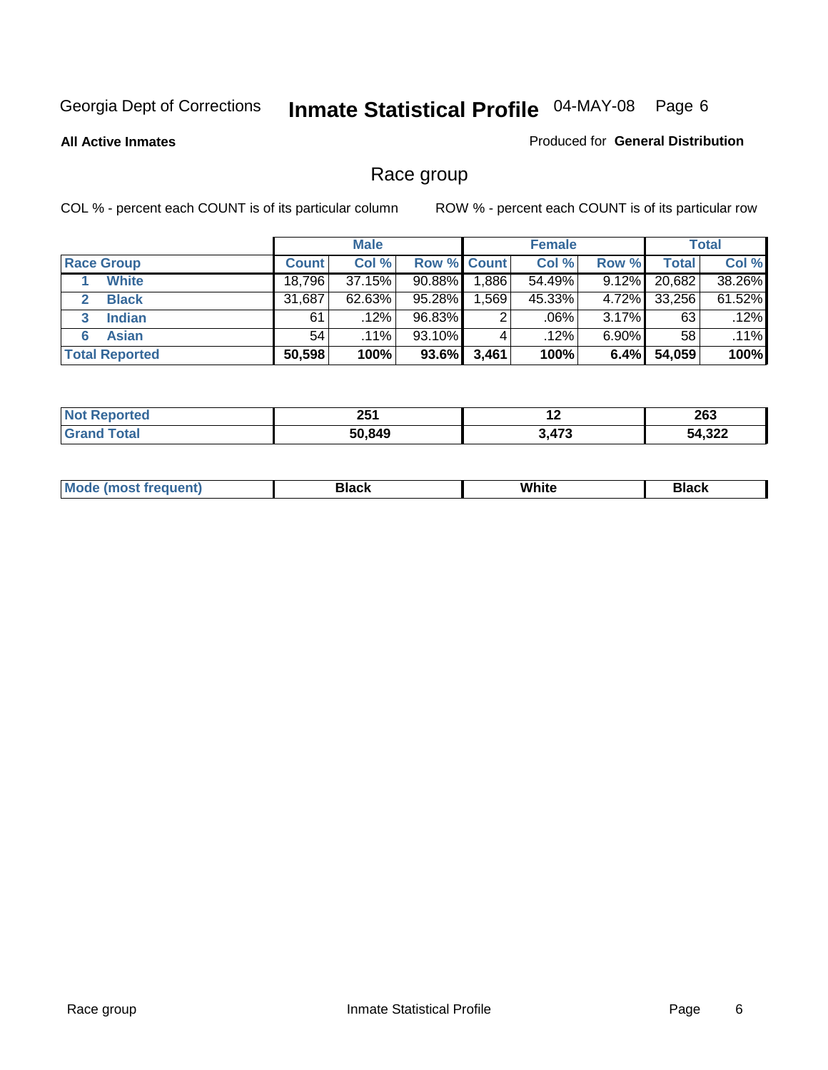Georgia Dept of Corrections **Inmate Statistical Profile** 04-MAY-08

**All Active Inmates**

Produced for **General Distribution**

## Race group

COL % - percent each COUNT is of its particular column ROW % - percent each COUNT is of its particular row

| | Male | | | Female | | | Total | |
|---|---|---|---|---|---|---|---|---|
| **Race Group** | **Count** | **Col %** | **Row %** | **Count** | **Col %** | **Row %** | **Total** | **Col %** |
| 1 **White** | 18,796 | 37.15% | 90.88% | 1,886 | 54.49% | 9.12% | 20,682 | 38.26% |
| 2 **Black** | 31,687 | 62.63% | 95.28% | 1,569 | 45.33% | 4.72% | 33,256 | 61.52% |
| 3 **Indian** | 61 | .12% | 96.83% | 2 | .06% | 3.17% | 63 | .12% |
| 6 **Asian** | 54 | .11% | 93.10% | 4 | .12% | 6.90% | 58 | .11% |
| **Total Reported** | **50,598** | **100%** | **93.6%** | **3,461** | **100%** | **6.4%** | **54,059** | **100%** |

| | Male | Female | Total |
|---|---|---|---|
| **Not Reported** | **251** | **12** | **263** |
| **Grand Total** | **50,849** | **3,473** | **54,322** |

| | Male | Female | Total |
|---|---|---|---|
| **Mode (most frequent)** | **Black** | **White** | **Black** |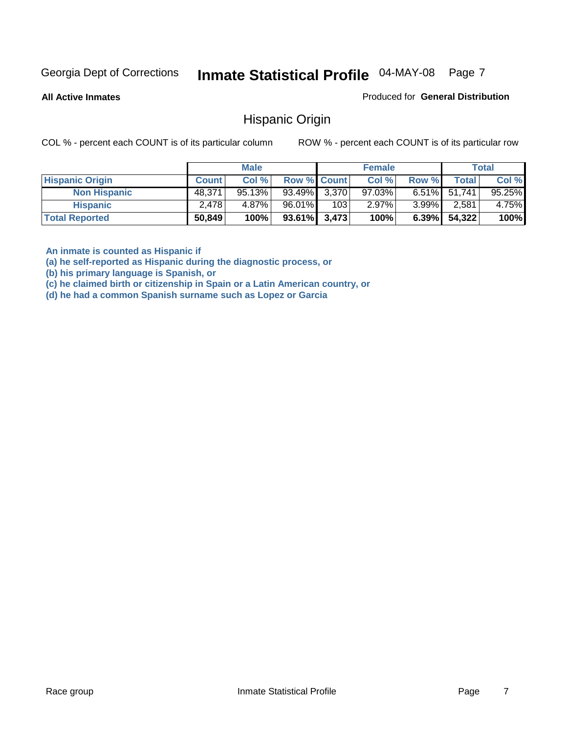Georgia Dept of Corrections **Inmate Statistical Profile** 04-MAY-08

**All Active Inmates**

Produced for **General Distribution**

## Hispanic Origin

COL % - percent each COUNT is of its particular column

ROW % - percent each COUNT is of its particular row

| | Male | | | Female | | | Total | |
|---|---|---|---|---|---|---|---|---|
| **Hispanic Origin** | **Count** | **Col %** | **Row %** | **Count** | **Col %** | **Row %** | **Total** | **Col %** |
| **Non Hispanic** | 48,371 | 95.13% | 93.49% | 3,370 | 97.03% | 6.51% | 51,741 | 95.25% |
| **Hispanic** | 2,478 | 4.87% | 96.01% | 103 | 2.97% | 3.99% | 2,581 | 4.75% |
| **Total Reported** | **50,849** | **100%** | **93.61%** | **3,473** | **100%** | **6.39%** | **54,322** | **100%** |

**An inmate is counted as Hispanic if**
**(a) he self-reported as Hispanic during the diagnostic process, or**
**(b) his primary language is Spanish, or**
**(c) he claimed birth or citizenship in Spain or a Latin American country, or**
**(d) he had a common Spanish surname such as Lopez or Garcia**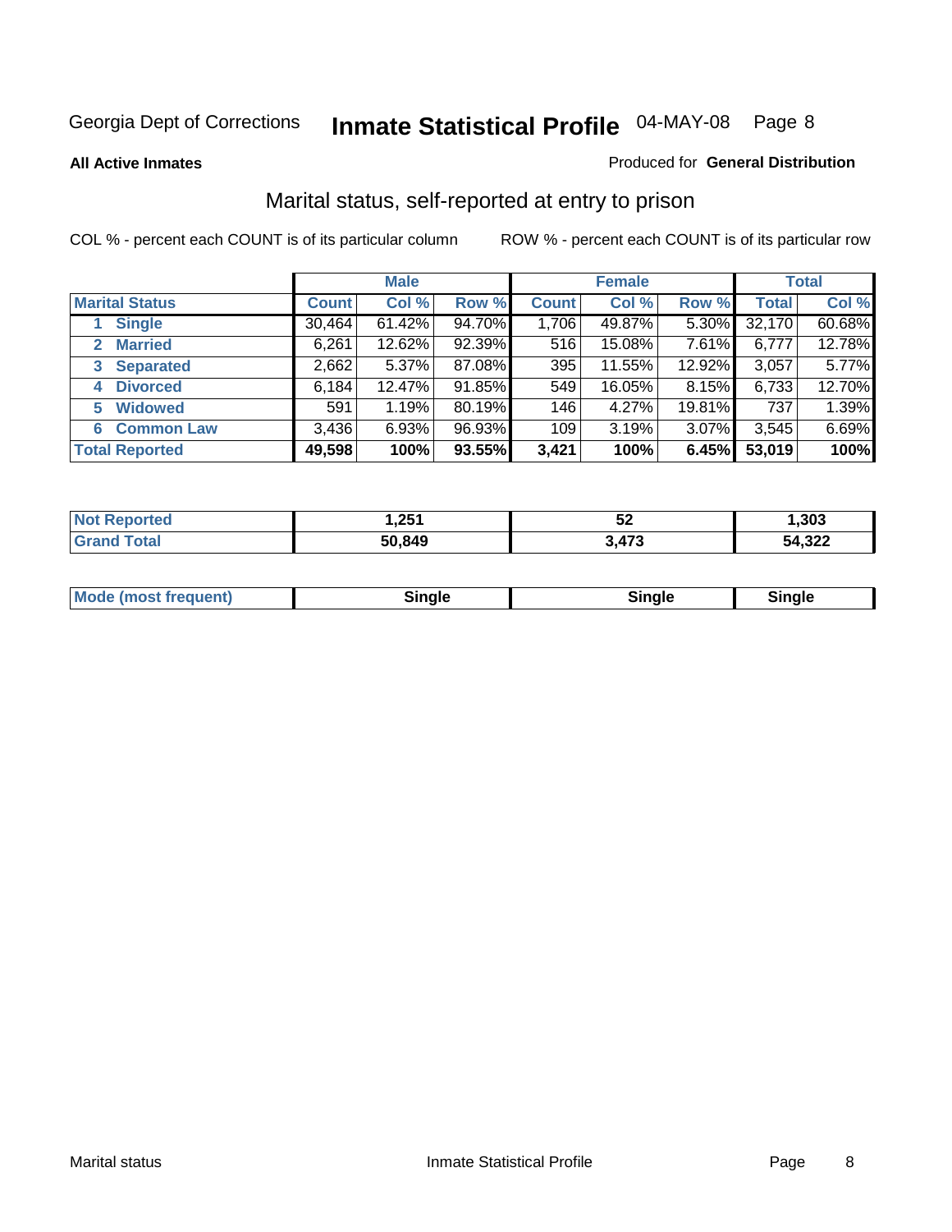Georgia Dept of Corrections **Inmate Statistical Profile** 04-MAY-08

**All Active Inmates**

Produced for **General Distribution**

## Marital status, self-reported at entry to prison

COL % - percent each COUNT is of its particular column

ROW % - percent each COUNT is of its particular row

| | Male | | | Female | | | Total | |
|---|---|---|---|---|---|---|---|---|
| **Marital Status** | **Count** | **Col %** | **Row %** | **Count** | **Col %** | **Row %** | **Total** | **Col %** |
| 1 Single | 30,464 | 61.42% | 94.70% | 1,706 | 49.87% | 5.30% | 32,170 | 60.68% |
| 2 Married | 6,261 | 12.62% | 92.39% | 516 | 15.08% | 7.61% | 6,777 | 12.78% |
| 3 Separated | 2,662 | 5.37% | 87.08% | 395 | 11.55% | 12.92% | 3,057 | 5.77% |
| 4 Divorced | 6,184 | 12.47% | 91.85% | 549 | 16.05% | 8.15% | 6,733 | 12.70% |
| 5 Widowed | 591 | 1.19% | 80.19% | 146 | 4.27% | 19.81% | 737 | 1.39% |
| 6 Common Law | 3,436 | 6.93% | 96.93% | 109 | 3.19% | 3.07% | 3,545 | 6.69% |
| **Total Reported** | **49,598** | **100%** | **93.55%** | **3,421** | **100%** | **6.45%** | **53,019** | **100%** |

| | Male | Female | Total |
|---|---|---|---|
| Not Reported | 1,251 | 52 | 1,303 |
| Grand Total | 50,849 | 3,473 | 54,322 |

| | Male | Female | Total |
|---|---|---|---|
| Mode (most frequent) | Single | Single | Single |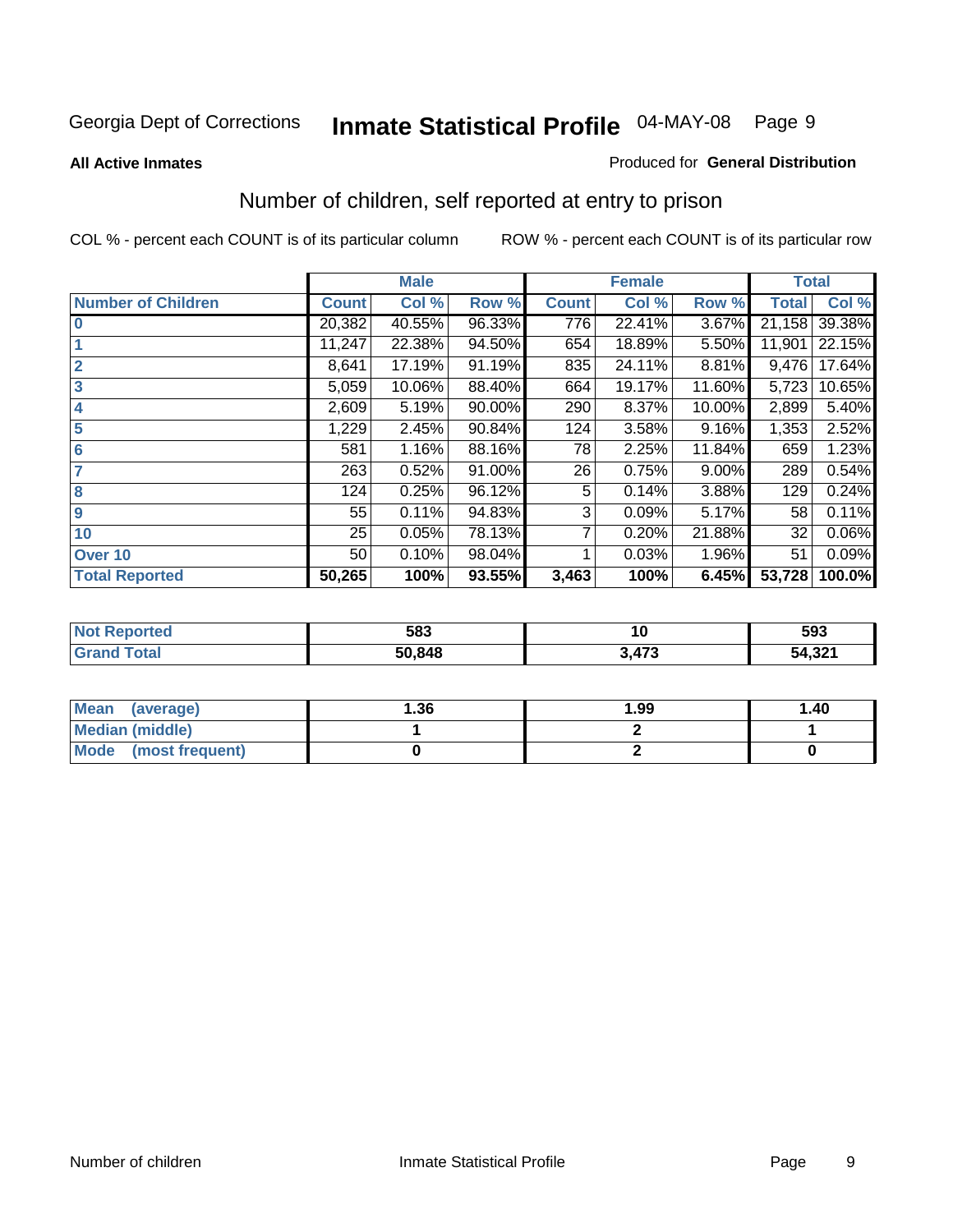Georgia Dept of Corrections **Inmate Statistical Profile** 04-MAY-08

**All Active Inmates**

Produced for **General Distribution**

## Number of children, self reported at entry to prison

COL % - percent each COUNT is of its particular column

ROW % - percent each COUNT is of its particular row

| | Male | | | Female | | | Total | |
|---|---|---|---|---|---|---|---|---|
| **Number of Children** | **Count** | **Col %** | **Row %** | **Count** | **Col %** | **Row %** | **Total** | **Col %** |
| **0** | 20,382 | 40.55% | 96.33% | 776 | 22.41% | 3.67% | 21,158 | 39.38% |
| **1** | 11,247 | 22.38% | 94.50% | 654 | 18.89% | 5.50% | 11,901 | 22.15% |
| **2** | 8,641 | 17.19% | 91.19% | 835 | 24.11% | 8.81% | 9,476 | 17.64% |
| **3** | 5,059 | 10.06% | 88.40% | 664 | 19.17% | 11.60% | 5,723 | 10.65% |
| **4** | 2,609 | 5.19% | 90.00% | 290 | 8.37% | 10.00% | 2,899 | 5.40% |
| **5** | 1,229 | 2.45% | 90.84% | 124 | 3.58% | 9.16% | 1,353 | 2.52% |
| **6** | 581 | 1.16% | 88.16% | 78 | 2.25% | 11.84% | 659 | 1.23% |
| **7** | 263 | 0.52% | 91.00% | 26 | 0.75% | 9.00% | 289 | 0.54% |
| **8** | 124 | 0.25% | 96.12% | 5 | 0.14% | 3.88% | 129 | 0.24% |
| **9** | 55 | 0.11% | 94.83% | 3 | 0.09% | 5.17% | 58 | 0.11% |
| **10** | 25 | 0.05% | 78.13% | 7 | 0.20% | 21.88% | 32 | 0.06% |
| **Over 10** | 50 | 0.10% | 98.04% | 1 | 0.03% | 1.96% | 51 | 0.09% |
| **Total Reported** | **50,265** | **100%** | **93.55%** | **3,463** | **100%** | **6.45%** | **53,728** | **100.0%** |

| | Male | Female | Total |
|---|---|---|---|
| **Not Reported** | **583** | **10** | **593** |
| **Grand Total** | **50,848** | **3,473** | **54,321** |

| | Male | Female | Total |
|---|---|---|---|
| **Mean (average)** | **1.36** | **1.99** | **1.40** |
| **Median (middle)** | **1** | **2** | **1** |
| **Mode (most frequent)** | **0** | **2** | **0** |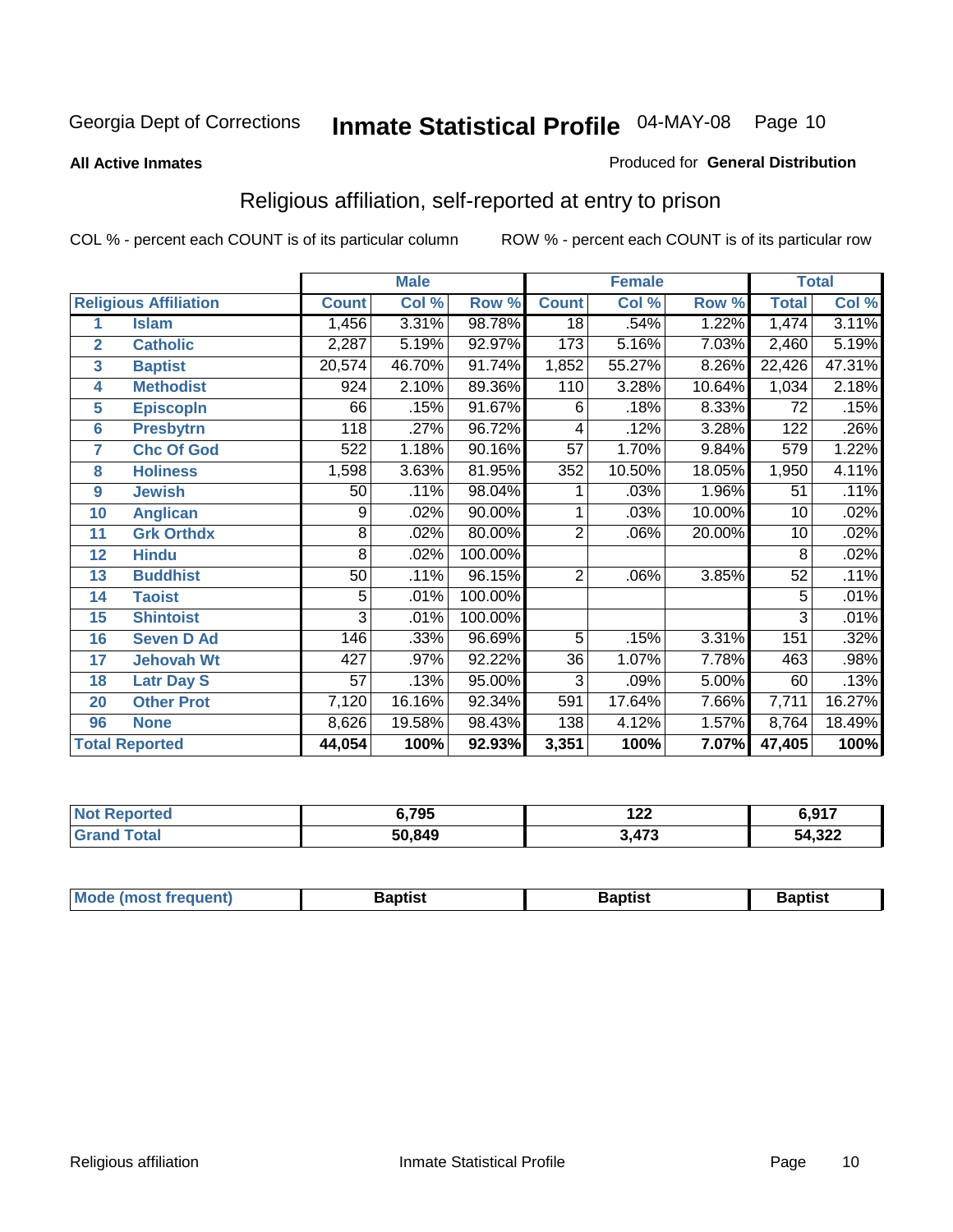Georgia Dept of Corrections **Inmate Statistical Profile** 04-MAY-08

**All Active Inmates**

Produced for **General Distribution**

## Religious affiliation, self-reported at entry to prison

COL % - percent each COUNT is of its particular column

ROW % - percent each COUNT is of its particular row

| Religious Affiliation | | Male | | | Female | | | Total | |
|---|---|---|---|---|---|---|---|---|---|
| | | Count | Col % | Row % | Count | Col % | Row % | Total | Col % |
| 1 | Islam | 1,456 | 3.31% | 98.78% | 18 | .54% | 1.22% | 1,474 | 3.11% |
| 2 | Catholic | 2,287 | 5.19% | 92.97% | 173 | 5.16% | 7.03% | 2,460 | 5.19% |
| 3 | Baptist | 20,574 | 46.70% | 91.74% | 1,852 | 55.27% | 8.26% | 22,426 | 47.31% |
| 4 | Methodist | 924 | 2.10% | 89.36% | 110 | 3.28% | 10.64% | 1,034 | 2.18% |
| 5 | Episcopln | 66 | .15% | 91.67% | 6 | .18% | 8.33% | 72 | .15% |
| 6 | Presbytrn | 118 | .27% | 96.72% | 4 | .12% | 3.28% | 122 | .26% |
| 7 | Chc Of God | 522 | 1.18% | 90.16% | 57 | 1.70% | 9.84% | 579 | 1.22% |
| 8 | Holiness | 1,598 | 3.63% | 81.95% | 352 | 10.50% | 18.05% | 1,950 | 4.11% |
| 9 | Jewish | 50 | .11% | 98.04% | 1 | .03% | 1.96% | 51 | .11% |
| 10 | Anglican | 9 | .02% | 90.00% | 1 | .03% | 10.00% | 10 | .02% |
| 11 | Grk Orthdx | 8 | .02% | 80.00% | 2 | .06% | 20.00% | 10 | .02% |
| 12 | Hindu | 8 | .02% | 100.00% | | | | 8 | .02% |
| 13 | Buddhist | 50 | .11% | 96.15% | 2 | .06% | 3.85% | 52 | .11% |
| 14 | Taoist | 5 | .01% | 100.00% | | | | 5 | .01% |
| 15 | Shintoist | 3 | .01% | 100.00% | | | | 3 | .01% |
| 16 | Seven D Ad | 146 | .33% | 96.69% | 5 | .15% | 3.31% | 151 | .32% |
| 17 | Jehovah Wt | 427 | .97% | 92.22% | 36 | 1.07% | 7.78% | 463 | .98% |
| 18 | Latr Day S | 57 | .13% | 95.00% | 3 | .09% | 5.00% | 60 | .13% |
| 20 | Other Prot | 7,120 | 16.16% | 92.34% | 591 | 17.64% | 7.66% | 7,711 | 16.27% |
| 96 | None | 8,626 | 19.58% | 98.43% | 138 | 4.12% | 1.57% | 8,764 | 18.49% |
| **Total Reported** | | **44,054** | **100%** | **92.93%** | **3,351** | **100%** | **7.07%** | **47,405** | **100%** |

| | Male | Female | Total |
|---|---|---|---|
| Not Reported | 6,795 | 122 | 6,917 |
| Grand Total | 50,849 | 3,473 | 54,322 |

| | Male | Female | Total |
|---|---|---|---|
| Mode (most frequent) | Baptist | Baptist | Baptist |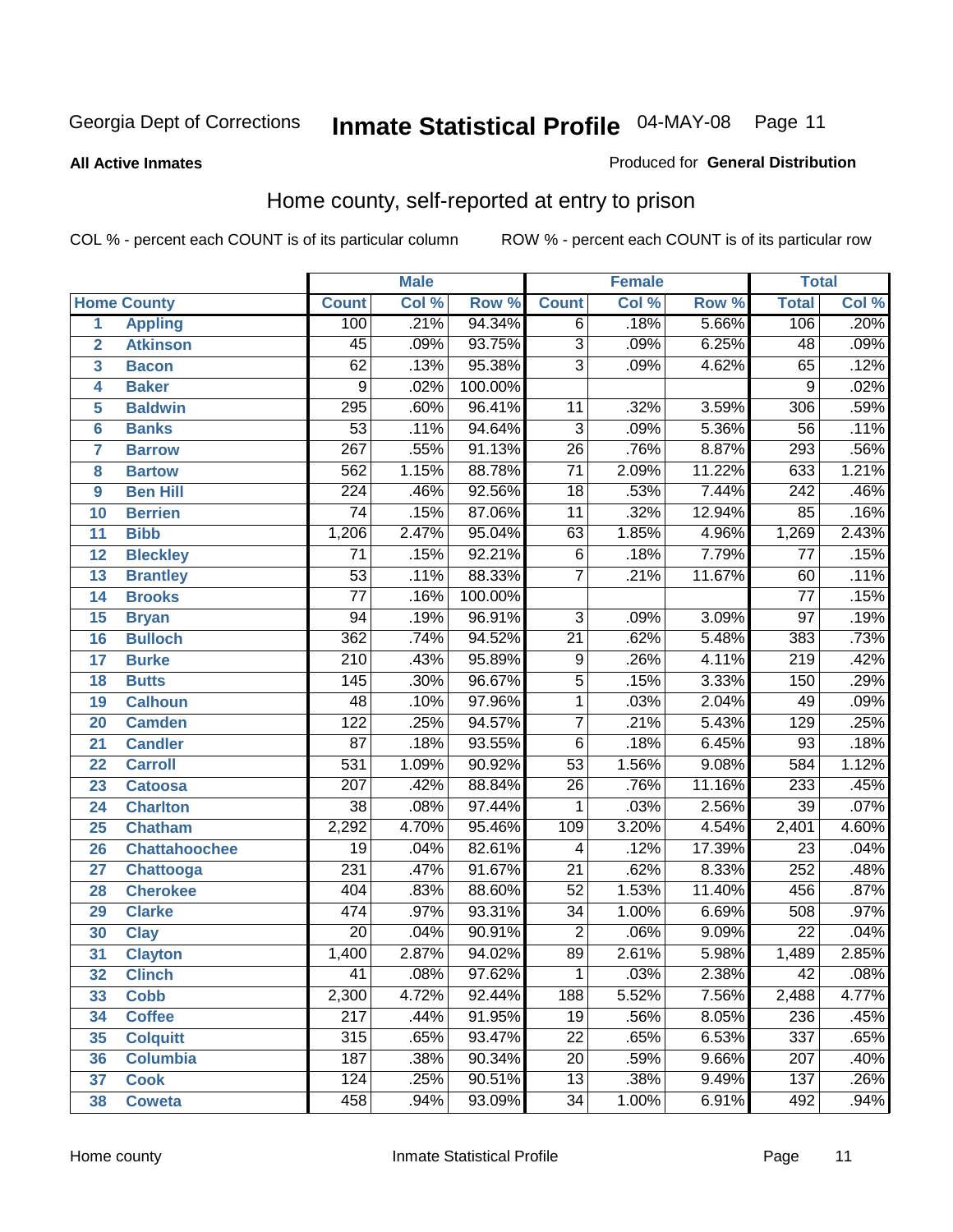Georgia Dept of Corrections **Inmate Statistical Profile** 04-MAY-08

**All Active Inmates**

Produced for **General Distribution**

## Home county, self-reported at entry to prison

COL % - percent each COUNT is of its particular column ROW % - percent each COUNT is of its particular row

| | | Male | | | Female | | | Total | |
|---|---|---|---|---|---|---|---|---|---|
| Home County | | Count | Col % | Row % | Count | Col % | Row % | Total | Col % |
| 1 | Appling | 100 | .21% | 94.34% | 6 | .18% | 5.66% | 106 | .20% |
| 2 | Atkinson | 45 | .09% | 93.75% | 3 | .09% | 6.25% | 48 | .09% |
| 3 | Bacon | 62 | .13% | 95.38% | 3 | .09% | 4.62% | 65 | .12% |
| 4 | Baker | 9 | .02% | 100.00% | | | | 9 | .02% |
| 5 | Baldwin | 295 | .60% | 96.41% | 11 | .32% | 3.59% | 306 | .59% |
| 6 | Banks | 53 | .11% | 94.64% | 3 | .09% | 5.36% | 56 | .11% |
| 7 | Barrow | 267 | .55% | 91.13% | 26 | .76% | 8.87% | 293 | .56% |
| 8 | Bartow | 562 | 1.15% | 88.78% | 71 | 2.09% | 11.22% | 633 | 1.21% |
| 9 | Ben Hill | 224 | .46% | 92.56% | 18 | .53% | 7.44% | 242 | .46% |
| 10 | Berrien | 74 | .15% | 87.06% | 11 | .32% | 12.94% | 85 | .16% |
| 11 | Bibb | 1,206 | 2.47% | 95.04% | 63 | 1.85% | 4.96% | 1,269 | 2.43% |
| 12 | Bleckley | 71 | .15% | 92.21% | 6 | .18% | 7.79% | 77 | .15% |
| 13 | Brantley | 53 | .11% | 88.33% | 7 | .21% | 11.67% | 60 | .11% |
| 14 | Brooks | 77 | .16% | 100.00% | | | | 77 | .15% |
| 15 | Bryan | 94 | .19% | 96.91% | 3 | .09% | 3.09% | 97 | .19% |
| 16 | Bulloch | 362 | .74% | 94.52% | 21 | .62% | 5.48% | 383 | .73% |
| 17 | Burke | 210 | .43% | 95.89% | 9 | .26% | 4.11% | 219 | .42% |
| 18 | Butts | 145 | .30% | 96.67% | 5 | .15% | 3.33% | 150 | .29% |
| 19 | Calhoun | 48 | .10% | 97.96% | 1 | .03% | 2.04% | 49 | .09% |
| 20 | Camden | 122 | .25% | 94.57% | 7 | .21% | 5.43% | 129 | .25% |
| 21 | Candler | 87 | .18% | 93.55% | 6 | .18% | 6.45% | 93 | .18% |
| 22 | Carroll | 531 | 1.09% | 90.92% | 53 | 1.56% | 9.08% | 584 | 1.12% |
| 23 | Catoosa | 207 | .42% | 88.84% | 26 | .76% | 11.16% | 233 | .45% |
| 24 | Charlton | 38 | .08% | 97.44% | 1 | .03% | 2.56% | 39 | .07% |
| 25 | Chatham | 2,292 | 4.70% | 95.46% | 109 | 3.20% | 4.54% | 2,401 | 4.60% |
| 26 | Chattahoochee | 19 | .04% | 82.61% | 4 | .12% | 17.39% | 23 | .04% |
| 27 | Chattooga | 231 | .47% | 91.67% | 21 | .62% | 8.33% | 252 | .48% |
| 28 | Cherokee | 404 | .83% | 88.60% | 52 | 1.53% | 11.40% | 456 | .87% |
| 29 | Clarke | 474 | .97% | 93.31% | 34 | 1.00% | 6.69% | 508 | .97% |
| 30 | Clay | 20 | .04% | 90.91% | 2 | .06% | 9.09% | 22 | .04% |
| 31 | Clayton | 1,400 | 2.87% | 94.02% | 89 | 2.61% | 5.98% | 1,489 | 2.85% |
| 32 | Clinch | 41 | .08% | 97.62% | 1 | .03% | 2.38% | 42 | .08% |
| 33 | Cobb | 2,300 | 4.72% | 92.44% | 188 | 5.52% | 7.56% | 2,488 | 4.77% |
| 34 | Coffee | 217 | .44% | 91.95% | 19 | .56% | 8.05% | 236 | .45% |
| 35 | Colquitt | 315 | .65% | 93.47% | 22 | .65% | 6.53% | 337 | .65% |
| 36 | Columbia | 187 | .38% | 90.34% | 20 | .59% | 9.66% | 207 | .40% |
| 37 | Cook | 124 | .25% | 90.51% | 13 | .38% | 9.49% | 137 | .26% |
| 38 | Coweta | 458 | .94% | 93.09% | 34 | 1.00% | 6.91% | 492 | .94% |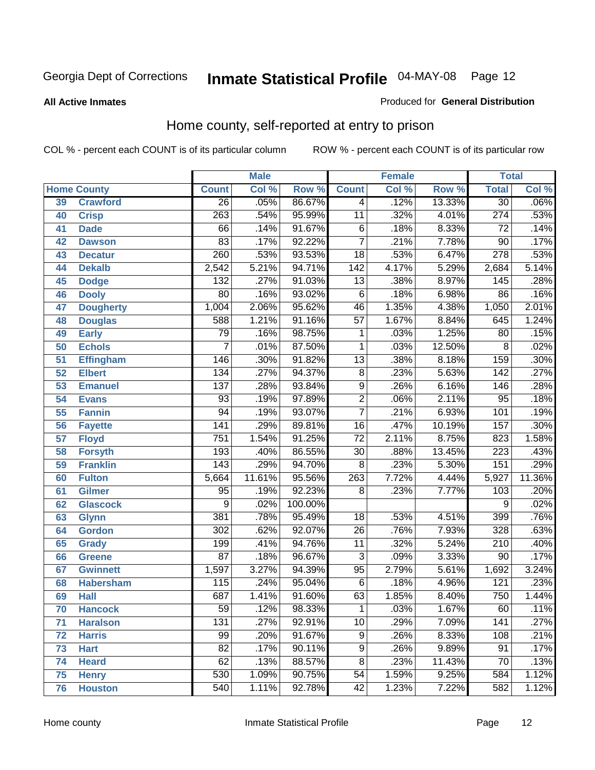Georgia Dept of Corrections **Inmate Statistical Profile** 04-MAY-08 Page 12

**All Active Inmates**

Produced for **General Distribution**

## Home county, self-reported at entry to prison

COL % - percent each COUNT is of its particular column ROW % - percent each COUNT is of its particular row

| Home County | | Male | | | Female | | | Total | |
|---|---|---|---|---|---|---|---|---|---|
| | | Count | Col % | Row % | Count | Col % | Row % | Total | Col % |
| 39 | Crawford | 26 | .05% | 86.67% | 4 | .12% | 13.33% | 30 | .06% |
| 40 | Crisp | 263 | .54% | 95.99% | 11 | .32% | 4.01% | 274 | .53% |
| 41 | Dade | 66 | .14% | 91.67% | 6 | .18% | 8.33% | 72 | .14% |
| 42 | Dawson | 83 | .17% | 92.22% | 7 | .21% | 7.78% | 90 | .17% |
| 43 | Decatur | 260 | .53% | 93.53% | 18 | .53% | 6.47% | 278 | .53% |
| 44 | Dekalb | 2,542 | 5.21% | 94.71% | 142 | 4.17% | 5.29% | 2,684 | 5.14% |
| 45 | Dodge | 132 | .27% | 91.03% | 13 | .38% | 8.97% | 145 | .28% |
| 46 | Dooly | 80 | .16% | 93.02% | 6 | .18% | 6.98% | 86 | .16% |
| 47 | Dougherty | 1,004 | 2.06% | 95.62% | 46 | 1.35% | 4.38% | 1,050 | 2.01% |
| 48 | Douglas | 588 | 1.21% | 91.16% | 57 | 1.67% | 8.84% | 645 | 1.24% |
| 49 | Early | 79 | .16% | 98.75% | 1 | .03% | 1.25% | 80 | .15% |
| 50 | Echols | 7 | .01% | 87.50% | 1 | .03% | 12.50% | 8 | .02% |
| 51 | Effingham | 146 | .30% | 91.82% | 13 | .38% | 8.18% | 159 | .30% |
| 52 | Elbert | 134 | .27% | 94.37% | 8 | .23% | 5.63% | 142 | .27% |
| 53 | Emanuel | 137 | .28% | 93.84% | 9 | .26% | 6.16% | 146 | .28% |
| 54 | Evans | 93 | .19% | 97.89% | 2 | .06% | 2.11% | 95 | .18% |
| 55 | Fannin | 94 | .19% | 93.07% | 7 | .21% | 6.93% | 101 | .19% |
| 56 | Fayette | 141 | .29% | 89.81% | 16 | .47% | 10.19% | 157 | .30% |
| 57 | Floyd | 751 | 1.54% | 91.25% | 72 | 2.11% | 8.75% | 823 | 1.58% |
| 58 | Forsyth | 193 | .40% | 86.55% | 30 | .88% | 13.45% | 223 | .43% |
| 59 | Franklin | 143 | .29% | 94.70% | 8 | .23% | 5.30% | 151 | .29% |
| 60 | Fulton | 5,664 | 11.61% | 95.56% | 263 | 7.72% | 4.44% | 5,927 | 11.36% |
| 61 | Gilmer | 95 | .19% | 92.23% | 8 | .23% | 7.77% | 103 | .20% |
| 62 | Glascock | 9 | .02% | 100.00% | | | | 9 | .02% |
| 63 | Glynn | 381 | .78% | 95.49% | 18 | .53% | 4.51% | 399 | .76% |
| 64 | Gordon | 302 | .62% | 92.07% | 26 | .76% | 7.93% | 328 | .63% |
| 65 | Grady | 199 | .41% | 94.76% | 11 | .32% | 5.24% | 210 | .40% |
| 66 | Greene | 87 | .18% | 96.67% | 3 | .09% | 3.33% | 90 | .17% |
| 67 | Gwinnett | 1,597 | 3.27% | 94.39% | 95 | 2.79% | 5.61% | 1,692 | 3.24% |
| 68 | Habersham | 115 | .24% | 95.04% | 6 | .18% | 4.96% | 121 | .23% |
| 69 | Hall | 687 | 1.41% | 91.60% | 63 | 1.85% | 8.40% | 750 | 1.44% |
| 70 | Hancock | 59 | .12% | 98.33% | 1 | .03% | 1.67% | 60 | .11% |
| 71 | Haralson | 131 | .27% | 92.91% | 10 | .29% | 7.09% | 141 | .27% |
| 72 | Harris | 99 | .20% | 91.67% | 9 | .26% | 8.33% | 108 | .21% |
| 73 | Hart | 82 | .17% | 90.11% | 9 | .26% | 9.89% | 91 | .17% |
| 74 | Heard | 62 | .13% | 88.57% | 8 | .23% | 11.43% | 70 | .13% |
| 75 | Henry | 530 | 1.09% | 90.75% | 54 | 1.59% | 9.25% | 584 | 1.12% |
| 76 | Houston | 540 | 1.11% | 92.78% | 42 | 1.23% | 7.22% | 582 | 1.12% |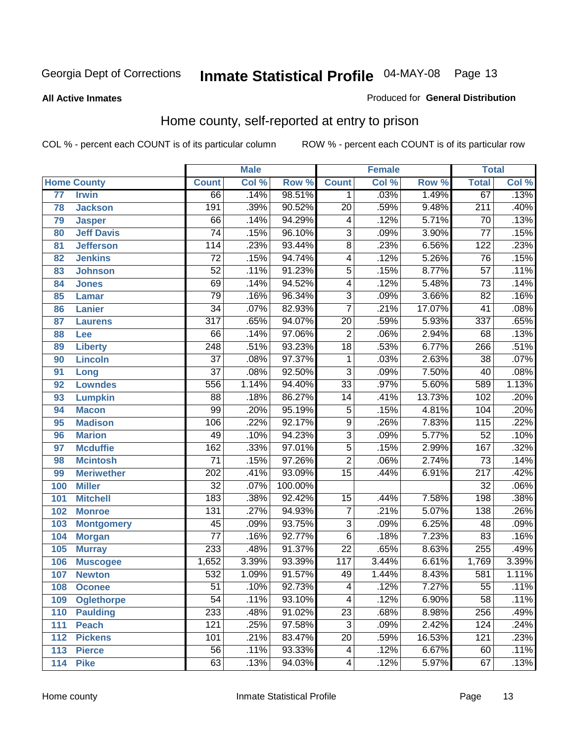Georgia Dept of Corrections **Inmate Statistical Profile** 04-MAY-08

**All Active Inmates**

Produced for **General Distribution**

## Home county, self-reported at entry to prison

COL % - percent each COUNT is of its particular column ROW % - percent each COUNT is of its particular row

| Home County | | Male | | | Female | | | Total | |
|---|---|---|---|---|---|---|---|---|---|
| | | Count | Col % | Row % | Count | Col % | Row % | Total | Col % |
| 77 | Irwin | 66 | .14% | 98.51% | 1 | .03% | 1.49% | 67 | .13% |
| 78 | Jackson | 191 | .39% | 90.52% | 20 | .59% | 9.48% | 211 | .40% |
| 79 | Jasper | 66 | .14% | 94.29% | 4 | .12% | 5.71% | 70 | .13% |
| 80 | Jeff Davis | 74 | .15% | 96.10% | 3 | .09% | 3.90% | 77 | .15% |
| 81 | Jefferson | 114 | .23% | 93.44% | 8 | .23% | 6.56% | 122 | .23% |
| 82 | Jenkins | 72 | .15% | 94.74% | 4 | .12% | 5.26% | 76 | .15% |
| 83 | Johnson | 52 | .11% | 91.23% | 5 | .15% | 8.77% | 57 | .11% |
| 84 | Jones | 69 | .14% | 94.52% | 4 | .12% | 5.48% | 73 | .14% |
| 85 | Lamar | 79 | .16% | 96.34% | 3 | .09% | 3.66% | 82 | .16% |
| 86 | Lanier | 34 | .07% | 82.93% | 7 | .21% | 17.07% | 41 | .08% |
| 87 | Laurens | 317 | .65% | 94.07% | 20 | .59% | 5.93% | 337 | .65% |
| 88 | Lee | 66 | .14% | 97.06% | 2 | .06% | 2.94% | 68 | .13% |
| 89 | Liberty | 248 | .51% | 93.23% | 18 | .53% | 6.77% | 266 | .51% |
| 90 | Lincoln | 37 | .08% | 97.37% | 1 | .03% | 2.63% | 38 | .07% |
| 91 | Long | 37 | .08% | 92.50% | 3 | .09% | 7.50% | 40 | .08% |
| 92 | Lowndes | 556 | 1.14% | 94.40% | 33 | .97% | 5.60% | 589 | 1.13% |
| 93 | Lumpkin | 88 | .18% | 86.27% | 14 | .41% | 13.73% | 102 | .20% |
| 94 | Macon | 99 | .20% | 95.19% | 5 | .15% | 4.81% | 104 | .20% |
| 95 | Madison | 106 | .22% | 92.17% | 9 | .26% | 7.83% | 115 | .22% |
| 96 | Marion | 49 | .10% | 94.23% | 3 | .09% | 5.77% | 52 | .10% |
| 97 | Mcduffie | 162 | .33% | 97.01% | 5 | .15% | 2.99% | 167 | .32% |
| 98 | Mcintosh | 71 | .15% | 97.26% | 2 | .06% | 2.74% | 73 | .14% |
| 99 | Meriwether | 202 | .41% | 93.09% | 15 | .44% | 6.91% | 217 | .42% |
| 100 | Miller | 32 | .07% | 100.00% | | | | 32 | .06% |
| 101 | Mitchell | 183 | .38% | 92.42% | 15 | .44% | 7.58% | 198 | .38% |
| 102 | Monroe | 131 | .27% | 94.93% | 7 | .21% | 5.07% | 138 | .26% |
| 103 | Montgomery | 45 | .09% | 93.75% | 3 | .09% | 6.25% | 48 | .09% |
| 104 | Morgan | 77 | .16% | 92.77% | 6 | .18% | 7.23% | 83 | .16% |
| 105 | Murray | 233 | .48% | 91.37% | 22 | .65% | 8.63% | 255 | .49% |
| 106 | Muscogee | 1,652 | 3.39% | 93.39% | 117 | 3.44% | 6.61% | 1,769 | 3.39% |
| 107 | Newton | 532 | 1.09% | 91.57% | 49 | 1.44% | 8.43% | 581 | 1.11% |
| 108 | Oconee | 51 | .10% | 92.73% | 4 | .12% | 7.27% | 55 | .11% |
| 109 | Oglethorpe | 54 | .11% | 93.10% | 4 | .12% | 6.90% | 58 | .11% |
| 110 | Paulding | 233 | .48% | 91.02% | 23 | .68% | 8.98% | 256 | .49% |
| 111 | Peach | 121 | .25% | 97.58% | 3 | .09% | 2.42% | 124 | .24% |
| 112 | Pickens | 101 | .21% | 83.47% | 20 | .59% | 16.53% | 121 | .23% |
| 113 | Pierce | 56 | .11% | 93.33% | 4 | .12% | 6.67% | 60 | .11% |
| 114 | Pike | 63 | .13% | 94.03% | 4 | .12% | 5.97% | 67 | .13% |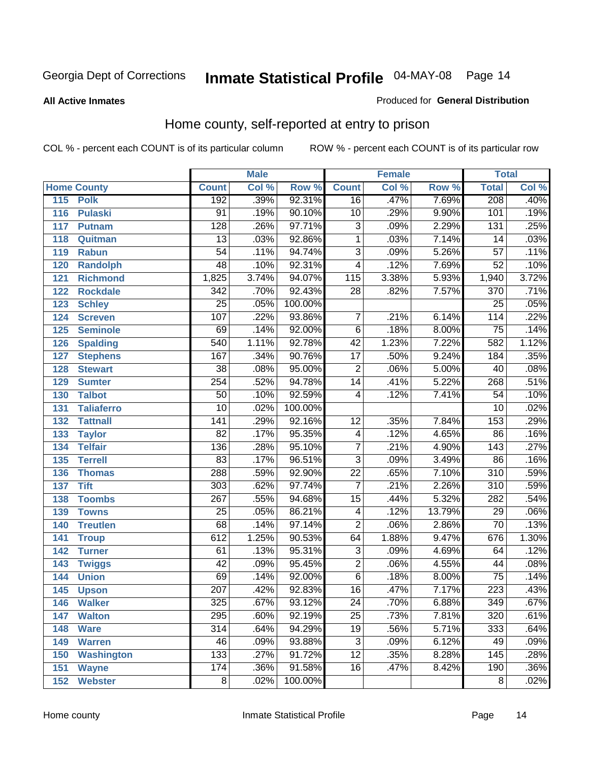Georgia Dept of Corrections **Inmate Statistical Profile** 04-MAY-08

**All Active Inmates**

Produced for **General Distribution**

## Home county, self-reported at entry to prison

COL % - percent each COUNT is of its particular column    ROW % - percent each COUNT is of its particular row

| | | Male | | | Female | | | Total | |
|---|---|---|---|---|---|---|---|---|---|
| Home County | | Count | Col % | Row % | Count | Col % | Row % | Total | Col % |
| 115 | Polk | 192 | .39% | 92.31% | 16 | .47% | 7.69% | 208 | .40% |
| 116 | Pulaski | 91 | .19% | 90.10% | 10 | .29% | 9.90% | 101 | .19% |
| 117 | Putnam | 128 | .26% | 97.71% | 3 | .09% | 2.29% | 131 | .25% |
| 118 | Quitman | 13 | .03% | 92.86% | 1 | .03% | 7.14% | 14 | .03% |
| 119 | Rabun | 54 | .11% | 94.74% | 3 | .09% | 5.26% | 57 | .11% |
| 120 | Randolph | 48 | .10% | 92.31% | 4 | .12% | 7.69% | 52 | .10% |
| 121 | Richmond | 1,825 | 3.74% | 94.07% | 115 | 3.38% | 5.93% | 1,940 | 3.72% |
| 122 | Rockdale | 342 | .70% | 92.43% | 28 | .82% | 7.57% | 370 | .71% |
| 123 | Schley | 25 | .05% | 100.00% | | | | 25 | .05% |
| 124 | Screven | 107 | .22% | 93.86% | 7 | .21% | 6.14% | 114 | .22% |
| 125 | Seminole | 69 | .14% | 92.00% | 6 | .18% | 8.00% | 75 | .14% |
| 126 | Spalding | 540 | 1.11% | 92.78% | 42 | 1.23% | 7.22% | 582 | 1.12% |
| 127 | Stephens | 167 | .34% | 90.76% | 17 | .50% | 9.24% | 184 | .35% |
| 128 | Stewart | 38 | .08% | 95.00% | 2 | .06% | 5.00% | 40 | .08% |
| 129 | Sumter | 254 | .52% | 94.78% | 14 | .41% | 5.22% | 268 | .51% |
| 130 | Talbot | 50 | .10% | 92.59% | 4 | .12% | 7.41% | 54 | .10% |
| 131 | Taliaferro | 10 | .02% | 100.00% | | | | 10 | .02% |
| 132 | Tattnall | 141 | .29% | 92.16% | 12 | .35% | 7.84% | 153 | .29% |
| 133 | Taylor | 82 | .17% | 95.35% | 4 | .12% | 4.65% | 86 | .16% |
| 134 | Telfair | 136 | .28% | 95.10% | 7 | .21% | 4.90% | 143 | .27% |
| 135 | Terrell | 83 | .17% | 96.51% | 3 | .09% | 3.49% | 86 | .16% |
| 136 | Thomas | 288 | .59% | 92.90% | 22 | .65% | 7.10% | 310 | .59% |
| 137 | Tift | 303 | .62% | 97.74% | 7 | .21% | 2.26% | 310 | .59% |
| 138 | Toombs | 267 | .55% | 94.68% | 15 | .44% | 5.32% | 282 | .54% |
| 139 | Towns | 25 | .05% | 86.21% | 4 | .12% | 13.79% | 29 | .06% |
| 140 | Treutlen | 68 | .14% | 97.14% | 2 | .06% | 2.86% | 70 | .13% |
| 141 | Troup | 612 | 1.25% | 90.53% | 64 | 1.88% | 9.47% | 676 | 1.30% |
| 142 | Turner | 61 | .13% | 95.31% | 3 | .09% | 4.69% | 64 | .12% |
| 143 | Twiggs | 42 | .09% | 95.45% | 2 | .06% | 4.55% | 44 | .08% |
| 144 | Union | 69 | .14% | 92.00% | 6 | .18% | 8.00% | 75 | .14% |
| 145 | Upson | 207 | .42% | 92.83% | 16 | .47% | 7.17% | 223 | .43% |
| 146 | Walker | 325 | .67% | 93.12% | 24 | .70% | 6.88% | 349 | .67% |
| 147 | Walton | 295 | .60% | 92.19% | 25 | .73% | 7.81% | 320 | .61% |
| 148 | Ware | 314 | .64% | 94.29% | 19 | .56% | 5.71% | 333 | .64% |
| 149 | Warren | 46 | .09% | 93.88% | 3 | .09% | 6.12% | 49 | .09% |
| 150 | Washington | 133 | .27% | 91.72% | 12 | .35% | 8.28% | 145 | .28% |
| 151 | Wayne | 174 | .36% | 91.58% | 16 | .47% | 8.42% | 190 | .36% |
| 152 | Webster | 8 | .02% | 100.00% | | | | 8 | .02% |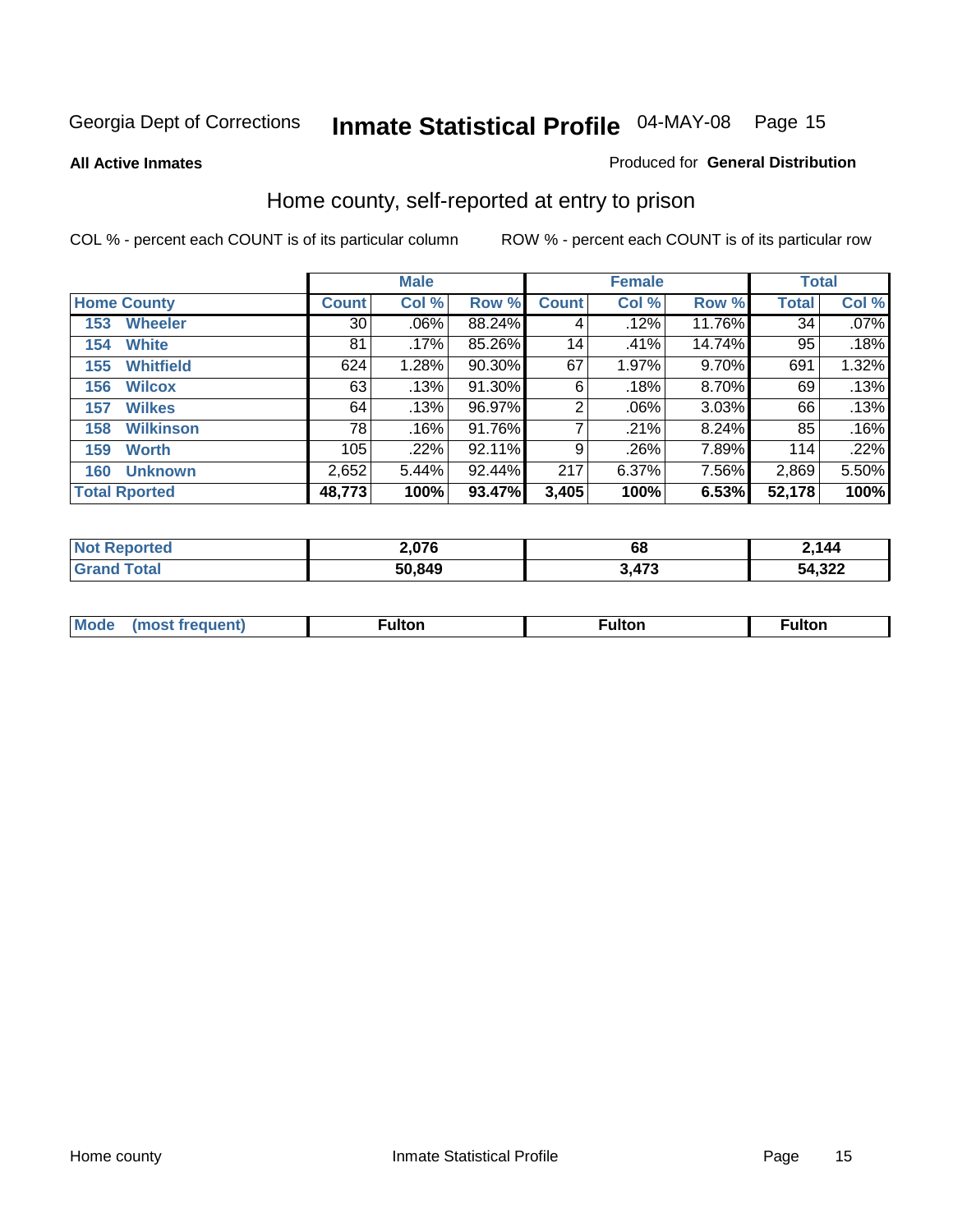Georgia Dept of Corrections **Inmate Statistical Profile** 04-MAY-08

**All Active Inmates**

Produced for **General Distribution**

## Home county, self-reported at entry to prison

COL % - percent each COUNT is of its particular column ROW % - percent each COUNT is of its particular row

| | Male | | | Female | | | Total | |
|---|---|---|---|---|---|---|---|---|
| **Home County** | **Count** | **Col %** | **Row %** | **Count** | **Col %** | **Row %** | **Total** | **Col %** |
| **153 Wheeler** | 30 | .06% | 88.24% | 4 | .12% | 11.76% | 34 | .07% |
| **154 White** | 81 | .17% | 85.26% | 14 | .41% | 14.74% | 95 | .18% |
| **155 Whitfield** | 624 | 1.28% | 90.30% | 67 | 1.97% | 9.70% | 691 | 1.32% |
| **156 Wilcox** | 63 | .13% | 91.30% | 6 | .18% | 8.70% | 69 | .13% |
| **157 Wilkes** | 64 | .13% | 96.97% | 2 | .06% | 3.03% | 66 | .13% |
| **158 Wilkinson** | 78 | .16% | 91.76% | 7 | .21% | 8.24% | 85 | .16% |
| **159 Worth** | 105 | .22% | 92.11% | 9 | .26% | 7.89% | 114 | .22% |
| **160 Unknown** | 2,652 | 5.44% | 92.44% | 217 | 6.37% | 7.56% | 2,869 | 5.50% |
| **Total Rported** | **48,773** | **100%** | **93.47%** | **3,405** | **100%** | **6.53%** | **52,178** | **100%** |

| | Male | Female | Total |
|---|---|---|---|
| **Not Reported** | **2,076** | **68** | **2,144** |
| **Grand Total** | **50,849** | **3,473** | **54,322** |

| | Male | Female | Total |
|---|---|---|---|
| **Mode (most frequent)** | **Fulton** | **Fulton** | **Fulton** |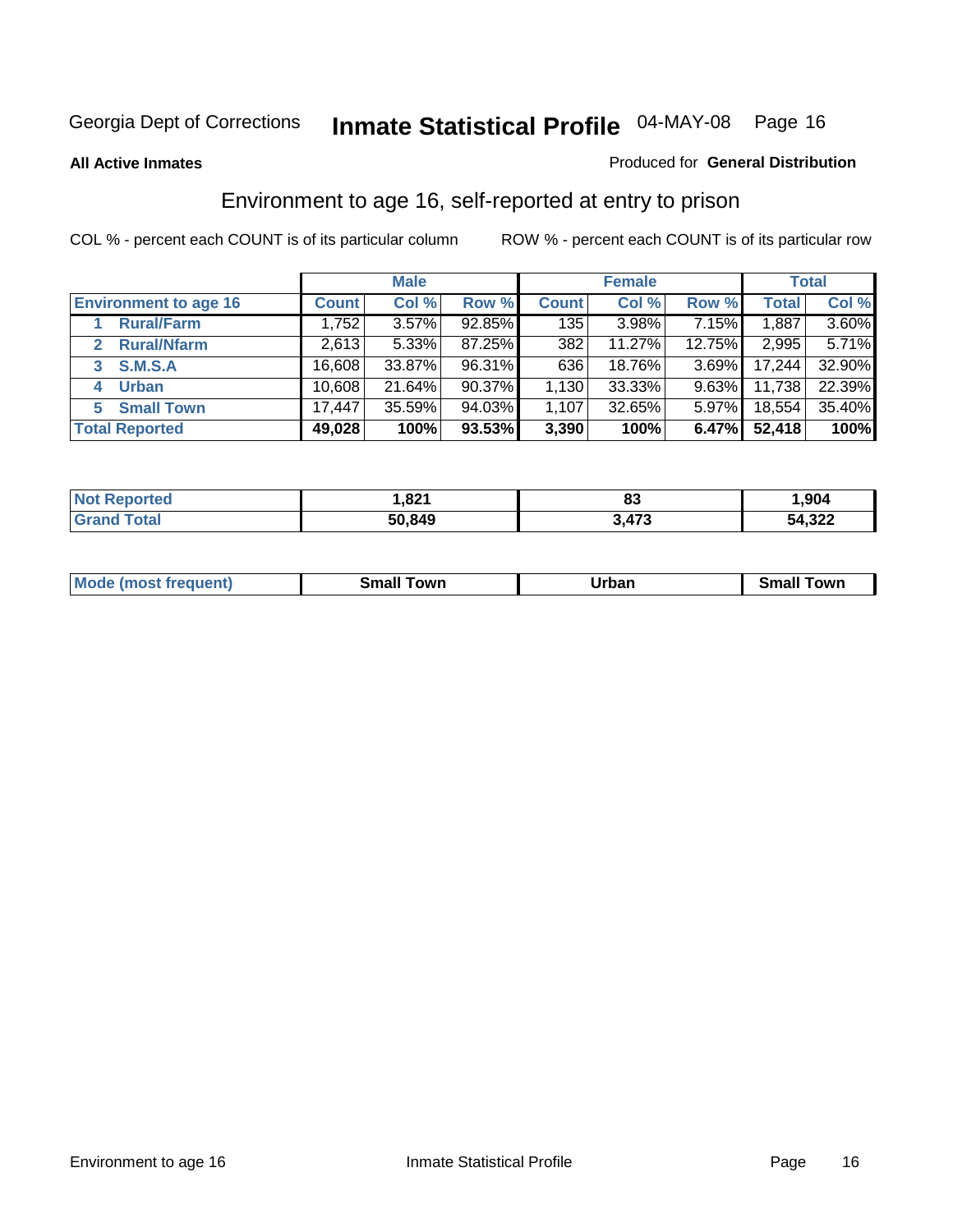Georgia Dept of Corrections **Inmate Statistical Profile** 04-MAY-08

**All Active Inmates**

Produced for **General Distribution**

## Environment to age 16, self-reported at entry to prison

COL % - percent each COUNT is of its particular column ROW % - percent each COUNT is of its particular row

| | Male | | | Female | | | Total | |
|---|---|---|---|---|---|---|---|---|
| **Environment to age 16** | **Count** | **Col %** | **Row %** | **Count** | **Col %** | **Row %** | **Total** | **Col %** |
| 1 **Rural/Farm** | 1,752 | 3.57% | 92.85% | 135 | 3.98% | 7.15% | 1,887 | 3.60% |
| 2 **Rural/Nfarm** | 2,613 | 5.33% | 87.25% | 382 | 11.27% | 12.75% | 2,995 | 5.71% |
| 3 **S.M.S.A** | 16,608 | 33.87% | 96.31% | 636 | 18.76% | 3.69% | 17,244 | 32.90% |
| 4 **Urban** | 10,608 | 21.64% | 90.37% | 1,130 | 33.33% | 9.63% | 11,738 | 22.39% |
| 5 **Small Town** | 17,447 | 35.59% | 94.03% | 1,107 | 32.65% | 5.97% | 18,554 | 35.40% |
| **Total Reported** | **49,028** | **100%** | **93.53%** | **3,390** | **100%** | **6.47%** | **52,418** | **100%** |

| | Male | Female | Total |
|---|---|---|---|
| **Not Reported** | **1,821** | **83** | **1,904** |
| **Grand Total** | **50,849** | **3,473** | **54,322** |

| | Male | Female | Total |
|---|---|---|---|
| **Mode (most frequent)** | **Small Town** | **Urban** | **Small Town** |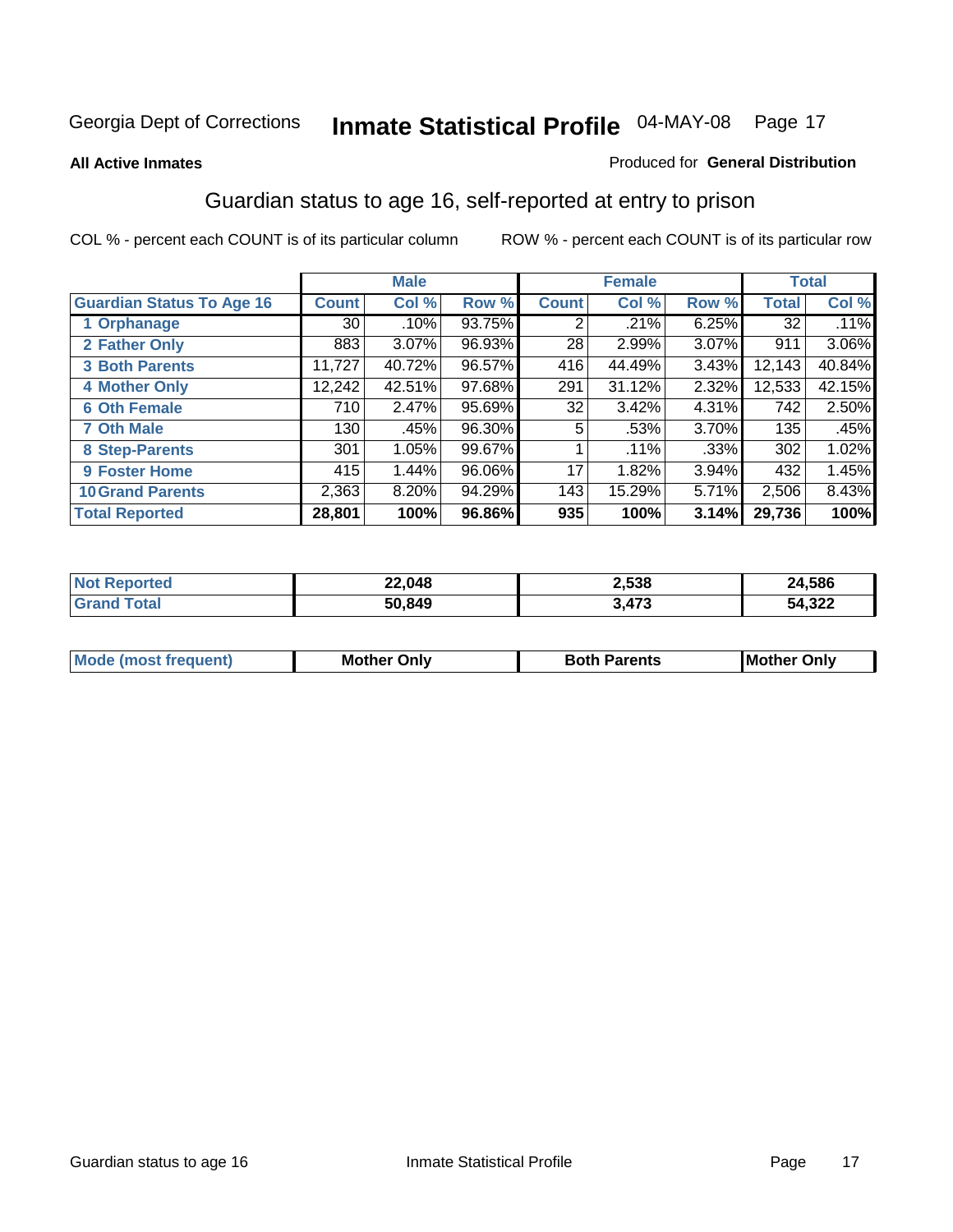Georgia Dept of Corrections **Inmate Statistical Profile** 04-MAY-08 Page 17

**All Active Inmates**

Produced for **General Distribution**

## Guardian status to age 16, self-reported at entry to prison

COL % - percent each COUNT is of its particular column

ROW % - percent each COUNT is of its particular row

| | Male | | | Female | | | Total | |
|---|---|---|---|---|---|---|---|---|
| **Guardian Status To Age 16** | **Count** | **Col %** | **Row %** | **Count** | **Col %** | **Row %** | **Total** | **Col %** |
| 1 Orphanage | 30 | .10% | 93.75% | 2 | .21% | 6.25% | 32 | .11% |
| 2 Father Only | 883 | 3.07% | 96.93% | 28 | 2.99% | 3.07% | 911 | 3.06% |
| 3 Both Parents | 11,727 | 40.72% | 96.57% | 416 | 44.49% | 3.43% | 12,143 | 40.84% |
| 4 Mother Only | 12,242 | 42.51% | 97.68% | 291 | 31.12% | 2.32% | 12,533 | 42.15% |
| 6 Oth Female | 710 | 2.47% | 95.69% | 32 | 3.42% | 4.31% | 742 | 2.50% |
| 7 Oth Male | 130 | .45% | 96.30% | 5 | .53% | 3.70% | 135 | .45% |
| 8 Step-Parents | 301 | 1.05% | 99.67% | 1 | .11% | .33% | 302 | 1.02% |
| 9 Foster Home | 415 | 1.44% | 96.06% | 17 | 1.82% | 3.94% | 432 | 1.45% |
| 10 Grand Parents | 2,363 | 8.20% | 94.29% | 143 | 15.29% | 5.71% | 2,506 | 8.43% |
| **Total Reported** | **28,801** | **100%** | **96.86%** | **935** | **100%** | **3.14%** | **29,736** | **100%** |

| | Male | Female | Total |
|---|---|---|---|
| Not Reported | **22,048** | **2,538** | **24,586** |
| Grand Total | **50,849** | **3,473** | **54,322** |

| | Male | Female | Total |
|---|---|---|---|
| Mode (most frequent) | **Mother Only** | **Both Parents** | **Mother Only** |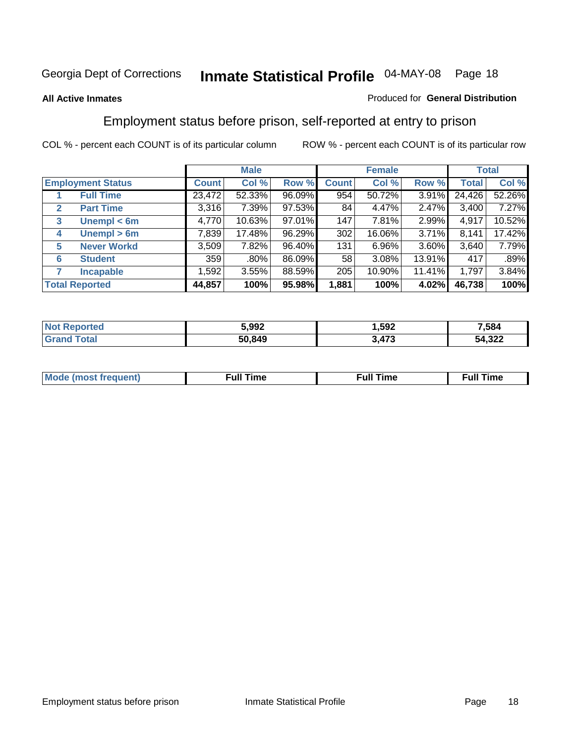Georgia Dept of Corrections **Inmate Statistical Profile** 04-MAY-08

**All Active Inmates**

Produced for **General Distribution**

## Employment status before prison, self-reported at entry to prison

COL % - percent each COUNT is of its particular column ROW % - percent each COUNT is of its particular row

| Employment Status | | Male | | | Female | | | Total | |
|---|---|---|---|---|---|---|---|---|---|
| | | Count | Col % | Row % | Count | Col % | Row % | Total | Col % |
| 1 | Full Time | 23,472 | 52.33% | 96.09% | 954 | 50.72% | 3.91% | 24,426 | 52.26% |
| 2 | Part Time | 3,316 | 7.39% | 97.53% | 84 | 4.47% | 2.47% | 3,400 | 7.27% |
| 3 | Unempl < 6m | 4,770 | 10.63% | 97.01% | 147 | 7.81% | 2.99% | 4,917 | 10.52% |
| 4 | Unempl > 6m | 7,839 | 17.48% | 96.29% | 302 | 16.06% | 3.71% | 8,141 | 17.42% |
| 5 | Never Workd | 3,509 | 7.82% | 96.40% | 131 | 6.96% | 3.60% | 3,640 | 7.79% |
| 6 | Student | 359 | .80% | 86.09% | 58 | 3.08% | 13.91% | 417 | .89% |
| 7 | Incapable | 1,592 | 3.55% | 88.59% | 205 | 10.90% | 11.41% | 1,797 | 3.84% |
| **Total Reported** | | **44,857** | **100%** | **95.98%** | **1,881** | **100%** | **4.02%** | **46,738** | **100%** |

| | Male | Female | Total |
|---|---|---|---|
| Not Reported | **5,992** | **1,592** | **7,584** |
| Grand Total | **50,849** | **3,473** | **54,322** |

| | Male | Female | Total |
|---|---|---|---|
| Mode (most frequent) | **Full Time** | **Full Time** | **Full Time** |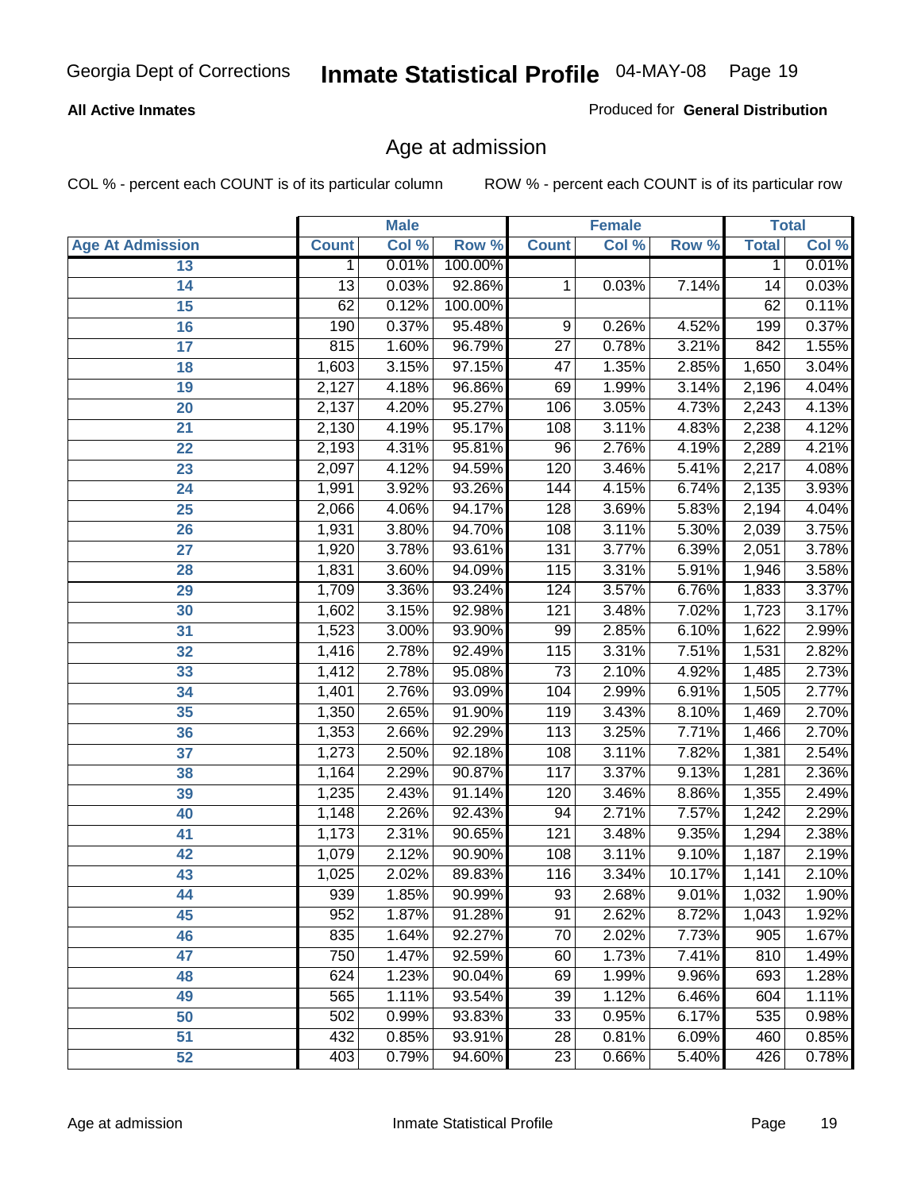Georgia Dept of Corrections **Inmate Statistical Profile** 04-MAY-08

**All Active Inmates**

Produced for **General Distribution**

## Age at admission

COL % - percent each COUNT is of its particular column ROW % - percent each COUNT is of its particular row

| | Male | | | Female | | | Total | |
|---|---|---|---|---|---|---|---|---|
| **Age At Admission** | **Count** | **Col %** | **Row %** | **Count** | **Col %** | **Row %** | **Total** | **Col %** |
| 13 | 1 | 0.01% | 100.00% | | | | 1 | 0.01% |
| 14 | 13 | 0.03% | 92.86% | 1 | 0.03% | 7.14% | 14 | 0.03% |
| 15 | 62 | 0.12% | 100.00% | | | | 62 | 0.11% |
| 16 | 190 | 0.37% | 95.48% | 9 | 0.26% | 4.52% | 199 | 0.37% |
| 17 | 815 | 1.60% | 96.79% | 27 | 0.78% | 3.21% | 842 | 1.55% |
| 18 | 1,603 | 3.15% | 97.15% | 47 | 1.35% | 2.85% | 1,650 | 3.04% |
| 19 | 2,127 | 4.18% | 96.86% | 69 | 1.99% | 3.14% | 2,196 | 4.04% |
| 20 | 2,137 | 4.20% | 95.27% | 106 | 3.05% | 4.73% | 2,243 | 4.13% |
| 21 | 2,130 | 4.19% | 95.17% | 108 | 3.11% | 4.83% | 2,238 | 4.12% |
| 22 | 2,193 | 4.31% | 95.81% | 96 | 2.76% | 4.19% | 2,289 | 4.21% |
| 23 | 2,097 | 4.12% | 94.59% | 120 | 3.46% | 5.41% | 2,217 | 4.08% |
| 24 | 1,991 | 3.92% | 93.26% | 144 | 4.15% | 6.74% | 2,135 | 3.93% |
| 25 | 2,066 | 4.06% | 94.17% | 128 | 3.69% | 5.83% | 2,194 | 4.04% |
| 26 | 1,931 | 3.80% | 94.70% | 108 | 3.11% | 5.30% | 2,039 | 3.75% |
| 27 | 1,920 | 3.78% | 93.61% | 131 | 3.77% | 6.39% | 2,051 | 3.78% |
| 28 | 1,831 | 3.60% | 94.09% | 115 | 3.31% | 5.91% | 1,946 | 3.58% |
| 29 | 1,709 | 3.36% | 93.24% | 124 | 3.57% | 6.76% | 1,833 | 3.37% |
| 30 | 1,602 | 3.15% | 92.98% | 121 | 3.48% | 7.02% | 1,723 | 3.17% |
| 31 | 1,523 | 3.00% | 93.90% | 99 | 2.85% | 6.10% | 1,622 | 2.99% |
| 32 | 1,416 | 2.78% | 92.49% | 115 | 3.31% | 7.51% | 1,531 | 2.82% |
| 33 | 1,412 | 2.78% | 95.08% | 73 | 2.10% | 4.92% | 1,485 | 2.73% |
| 34 | 1,401 | 2.76% | 93.09% | 104 | 2.99% | 6.91% | 1,505 | 2.77% |
| 35 | 1,350 | 2.65% | 91.90% | 119 | 3.43% | 8.10% | 1,469 | 2.70% |
| 36 | 1,353 | 2.66% | 92.29% | 113 | 3.25% | 7.71% | 1,466 | 2.70% |
| 37 | 1,273 | 2.50% | 92.18% | 108 | 3.11% | 7.82% | 1,381 | 2.54% |
| 38 | 1,164 | 2.29% | 90.87% | 117 | 3.37% | 9.13% | 1,281 | 2.36% |
| 39 | 1,235 | 2.43% | 91.14% | 120 | 3.46% | 8.86% | 1,355 | 2.49% |
| 40 | 1,148 | 2.26% | 92.43% | 94 | 2.71% | 7.57% | 1,242 | 2.29% |
| 41 | 1,173 | 2.31% | 90.65% | 121 | 3.48% | 9.35% | 1,294 | 2.38% |
| 42 | 1,079 | 2.12% | 90.90% | 108 | 3.11% | 9.10% | 1,187 | 2.19% |
| 43 | 1,025 | 2.02% | 89.83% | 116 | 3.34% | 10.17% | 1,141 | 2.10% |
| 44 | 939 | 1.85% | 90.99% | 93 | 2.68% | 9.01% | 1,032 | 1.90% |
| 45 | 952 | 1.87% | 91.28% | 91 | 2.62% | 8.72% | 1,043 | 1.92% |
| 46 | 835 | 1.64% | 92.27% | 70 | 2.02% | 7.73% | 905 | 1.67% |
| 47 | 750 | 1.47% | 92.59% | 60 | 1.73% | 7.41% | 810 | 1.49% |
| 48 | 624 | 1.23% | 90.04% | 69 | 1.99% | 9.96% | 693 | 1.28% |
| 49 | 565 | 1.11% | 93.54% | 39 | 1.12% | 6.46% | 604 | 1.11% |
| 50 | 502 | 0.99% | 93.83% | 33 | 0.95% | 6.17% | 535 | 0.98% |
| 51 | 432 | 0.85% | 93.91% | 28 | 0.81% | 6.09% | 460 | 0.85% |
| 52 | 403 | 0.79% | 94.60% | 23 | 0.66% | 5.40% | 426 | 0.78% |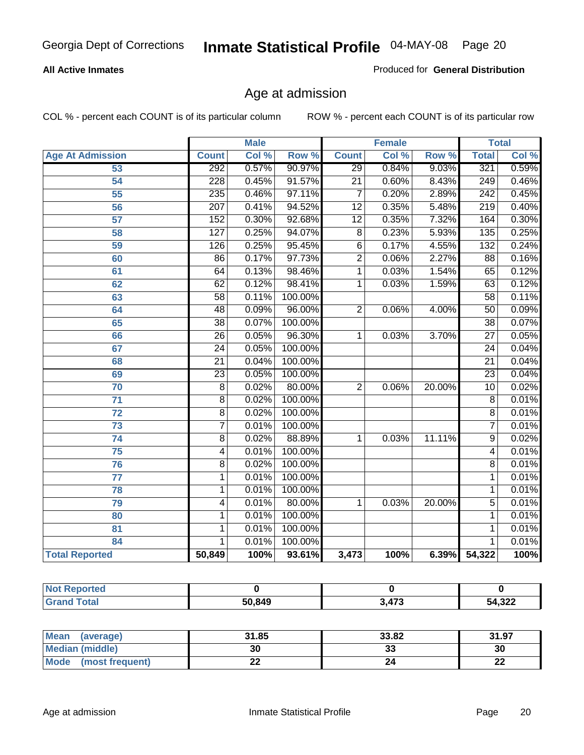Georgia Dept of Corrections **Inmate Statistical Profile** 04-MAY-08

**All Active Inmates**

Produced for **General Distribution**

## Age at admission

COL % - percent each COUNT is of its particular column

ROW % - percent each COUNT is of its particular row

| | Male | | | Female | | | Total | |
|---|---|---|---|---|---|---|---|---|
| **Age At Admission** | **Count** | **Col %** | **Row %** | **Count** | **Col %** | **Row %** | **Total** | **Col %** |
| 53 | 292 | 0.57% | 90.97% | 29 | 0.84% | 9.03% | 321 | 0.59% |
| 54 | 228 | 0.45% | 91.57% | 21 | 0.60% | 8.43% | 249 | 0.46% |
| 55 | 235 | 0.46% | 97.11% | 7 | 0.20% | 2.89% | 242 | 0.45% |
| 56 | 207 | 0.41% | 94.52% | 12 | 0.35% | 5.48% | 219 | 0.40% |
| 57 | 152 | 0.30% | 92.68% | 12 | 0.35% | 7.32% | 164 | 0.30% |
| 58 | 127 | 0.25% | 94.07% | 8 | 0.23% | 5.93% | 135 | 0.25% |
| 59 | 126 | 0.25% | 95.45% | 6 | 0.17% | 4.55% | 132 | 0.24% |
| 60 | 86 | 0.17% | 97.73% | 2 | 0.06% | 2.27% | 88 | 0.16% |
| 61 | 64 | 0.13% | 98.46% | 1 | 0.03% | 1.54% | 65 | 0.12% |
| 62 | 62 | 0.12% | 98.41% | 1 | 0.03% | 1.59% | 63 | 0.12% |
| 63 | 58 | 0.11% | 100.00% | | | | 58 | 0.11% |
| 64 | 48 | 0.09% | 96.00% | 2 | 0.06% | 4.00% | 50 | 0.09% |
| 65 | 38 | 0.07% | 100.00% | | | | 38 | 0.07% |
| 66 | 26 | 0.05% | 96.30% | 1 | 0.03% | 3.70% | 27 | 0.05% |
| 67 | 24 | 0.05% | 100.00% | | | | 24 | 0.04% |
| 68 | 21 | 0.04% | 100.00% | | | | 21 | 0.04% |
| 69 | 23 | 0.05% | 100.00% | | | | 23 | 0.04% |
| 70 | 8 | 0.02% | 80.00% | 2 | 0.06% | 20.00% | 10 | 0.02% |
| 71 | 8 | 0.02% | 100.00% | | | | 8 | 0.01% |
| 72 | 8 | 0.02% | 100.00% | | | | 8 | 0.01% |
| 73 | 7 | 0.01% | 100.00% | | | | 7 | 0.01% |
| 74 | 8 | 0.02% | 88.89% | 1 | 0.03% | 11.11% | 9 | 0.02% |
| 75 | 4 | 0.01% | 100.00% | | | | 4 | 0.01% |
| 76 | 8 | 0.02% | 100.00% | | | | 8 | 0.01% |
| 77 | 1 | 0.01% | 100.00% | | | | 1 | 0.01% |
| 78 | 1 | 0.01% | 100.00% | | | | 1 | 0.01% |
| 79 | 4 | 0.01% | 80.00% | 1 | 0.03% | 20.00% | 5 | 0.01% |
| 80 | 1 | 0.01% | 100.00% | | | | 1 | 0.01% |
| 81 | 1 | 0.01% | 100.00% | | | | 1 | 0.01% |
| 84 | 1 | 0.01% | 100.00% | | | | 1 | 0.01% |
| **Total Reported** | **50,849** | **100%** | **93.61%** | **3,473** | **100%** | **6.39%** | **54,322** | **100%** |

| | Male | Female | Total |
|---|---|---|---|
| **Not Reported** | **0** | **0** | **0** |
| **Grand Total** | **50,849** | **3,473** | **54,322** |

| | Male | Female | Total |
|---|---|---|---|
| **Mean (average)** | **31.85** | **33.82** | **31.97** |
| **Median (middle)** | **30** | **33** | **30** |
| **Mode (most frequent)** | **22** | **24** | **22** |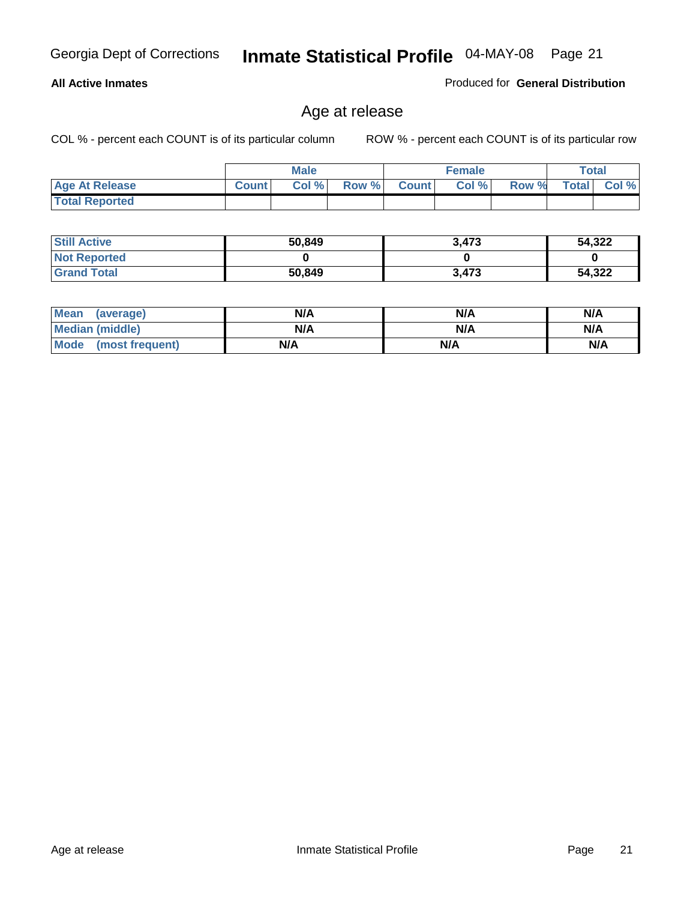Georgia Dept of Corrections **Inmate Statistical Profile** 04-MAY-08

**All Active Inmates**

Produced for **General Distribution**

## Age at release

COL % - percent each COUNT is of its particular column

ROW % - percent each COUNT is of its particular row

| | Male | | | Female | | | Total | |
|---|---|---|---|---|---|---|---|---|
| **Age At Release** | **Count** | **Col %** | **Row %** | **Count** | **Col %** | **Row %** | **Total** | **Col %** |
| **Total Reported** | | | | | | | | |

| | Male | Female | Total |
|---|---|---|---|
| **Still Active** | **50,849** | **3,473** | **54,322** |
| **Not Reported** | **0** | **0** | **0** |
| **Grand Total** | **50,849** | **3,473** | **54,322** |

| | Male | Female | Total |
|---|---|---|---|
| **Mean (average)** | **N/A** | **N/A** | **N/A** |
| **Median (middle)** | **N/A** | **N/A** | **N/A** |
| **Mode (most frequent)** | **N/A** | **N/A** | **N/A** |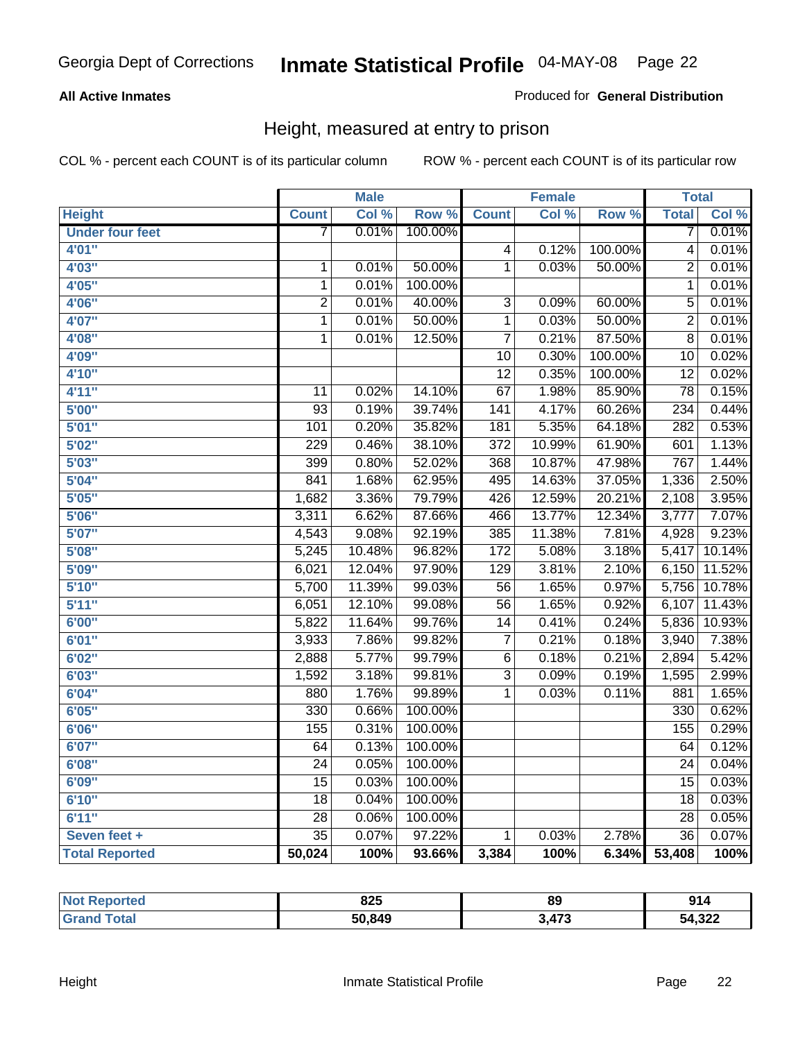Georgia Dept of Corrections **Inmate Statistical Profile** 04-MAY-08

**All Active Inmates**

Produced for **General Distribution**

## Height, measured at entry to prison

COL % - percent each COUNT is of its particular column ROW % - percent each COUNT is of its particular row

| | Male | | | Female | | | Total | |
|---|---|---|---|---|---|---|---|---|
| **Height** | **Count** | **Col %** | **Row %** | **Count** | **Col %** | **Row %** | **Total** | **Col %** |
| **Under four feet** | 7 | 0.01% | 100.00% | | | | 7 | 0.01% |
| **4'01"** | | | | 4 | 0.12% | 100.00% | 4 | 0.01% |
| **4'03"** | 1 | 0.01% | 50.00% | 1 | 0.03% | 50.00% | 2 | 0.01% |
| **4'05"** | 1 | 0.01% | 100.00% | | | | 1 | 0.01% |
| **4'06"** | 2 | 0.01% | 40.00% | 3 | 0.09% | 60.00% | 5 | 0.01% |
| **4'07"** | 1 | 0.01% | 50.00% | 1 | 0.03% | 50.00% | 2 | 0.01% |
| **4'08"** | 1 | 0.01% | 12.50% | 7 | 0.21% | 87.50% | 8 | 0.01% |
| **4'09"** | | | | 10 | 0.30% | 100.00% | 10 | 0.02% |
| **4'10"** | | | | 12 | 0.35% | 100.00% | 12 | 0.02% |
| **4'11"** | 11 | 0.02% | 14.10% | 67 | 1.98% | 85.90% | 78 | 0.15% |
| **5'00"** | 93 | 0.19% | 39.74% | 141 | 4.17% | 60.26% | 234 | 0.44% |
| **5'01"** | 101 | 0.20% | 35.82% | 181 | 5.35% | 64.18% | 282 | 0.53% |
| **5'02"** | 229 | 0.46% | 38.10% | 372 | 10.99% | 61.90% | 601 | 1.13% |
| **5'03"** | 399 | 0.80% | 52.02% | 368 | 10.87% | 47.98% | 767 | 1.44% |
| **5'04"** | 841 | 1.68% | 62.95% | 495 | 14.63% | 37.05% | 1,336 | 2.50% |
| **5'05"** | 1,682 | 3.36% | 79.79% | 426 | 12.59% | 20.21% | 2,108 | 3.95% |
| **5'06"** | 3,311 | 6.62% | 87.66% | 466 | 13.77% | 12.34% | 3,777 | 7.07% |
| **5'07"** | 4,543 | 9.08% | 92.19% | 385 | 11.38% | 7.81% | 4,928 | 9.23% |
| **5'08"** | 5,245 | 10.48% | 96.82% | 172 | 5.08% | 3.18% | 5,417 | 10.14% |
| **5'09"** | 6,021 | 12.04% | 97.90% | 129 | 3.81% | 2.10% | 6,150 | 11.52% |
| **5'10"** | 5,700 | 11.39% | 99.03% | 56 | 1.65% | 0.97% | 5,756 | 10.78% |
| **5'11"** | 6,051 | 12.10% | 99.08% | 56 | 1.65% | 0.92% | 6,107 | 11.43% |
| **6'00"** | 5,822 | 11.64% | 99.76% | 14 | 0.41% | 0.24% | 5,836 | 10.93% |
| **6'01"** | 3,933 | 7.86% | 99.82% | 7 | 0.21% | 0.18% | 3,940 | 7.38% |
| **6'02"** | 2,888 | 5.77% | 99.79% | 6 | 0.18% | 0.21% | 2,894 | 5.42% |
| **6'03"** | 1,592 | 3.18% | 99.81% | 3 | 0.09% | 0.19% | 1,595 | 2.99% |
| **6'04"** | 880 | 1.76% | 99.89% | 1 | 0.03% | 0.11% | 881 | 1.65% |
| **6'05"** | 330 | 0.66% | 100.00% | | | | 330 | 0.62% |
| **6'06"** | 155 | 0.31% | 100.00% | | | | 155 | 0.29% |
| **6'07"** | 64 | 0.13% | 100.00% | | | | 64 | 0.12% |
| **6'08"** | 24 | 0.05% | 100.00% | | | | 24 | 0.04% |
| **6'09"** | 15 | 0.03% | 100.00% | | | | 15 | 0.03% |
| **6'10"** | 18 | 0.04% | 100.00% | | | | 18 | 0.03% |
| **6'11"** | 28 | 0.06% | 100.00% | | | | 28 | 0.05% |
| **Seven feet +** | 35 | 0.07% | 97.22% | 1 | 0.03% | 2.78% | 36 | 0.07% |
| **Total Reported** | **50,024** | **100%** | **93.66%** | **3,384** | **100%** | **6.34%** | **53,408** | **100%** |

| | Male | Female | Total |
|---|---|---|---|
| **Not Reported** | **825** | **89** | **914** |
| **Grand Total** | **50,849** | **3,473** | **54,322** |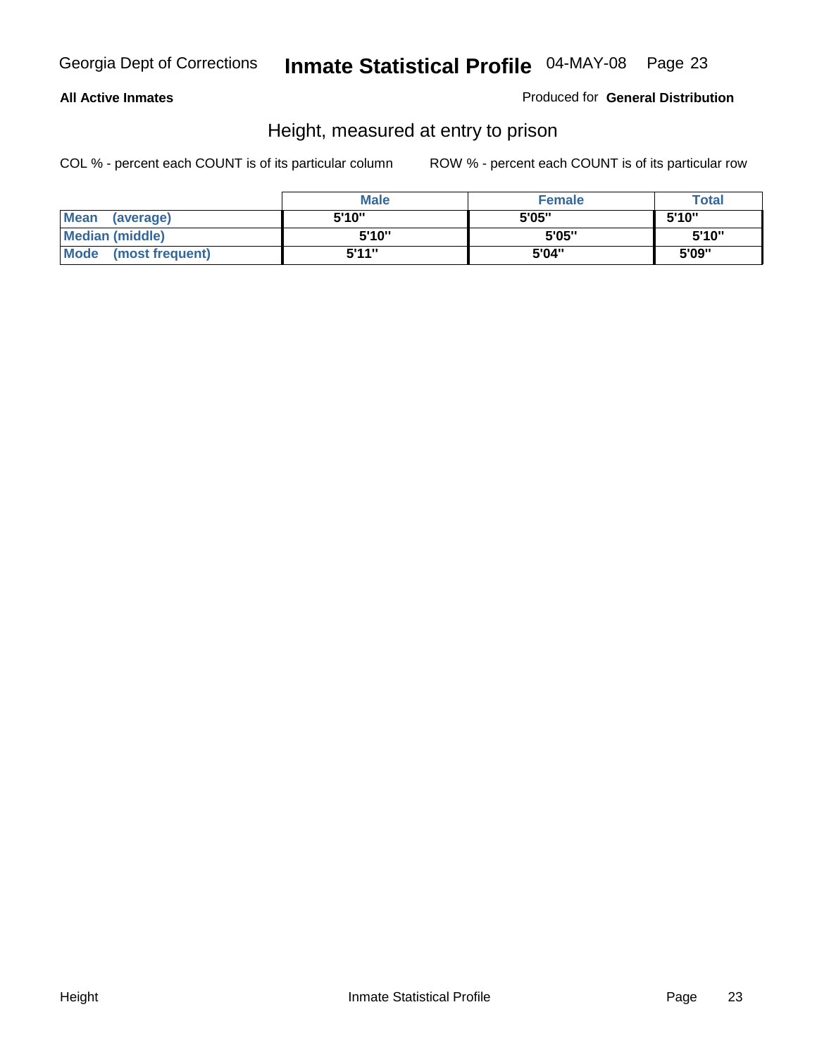**All Active Inmates** Produced for **General Distribution**

## Height, measured at entry to prison

COL % - percent each COUNT is of its particular column ROW % - percent each COUNT is of its particular row

| | Male | Female | Total |
|---|---|---|---|
| **Mean (average)** | 5'10" | 5'05" | 5'10" |
| **Median (middle)** | 5'10" | 5'05" | 5'10" |
| **Mode (most frequent)** | 5'11" | 5'04" | 5'09" |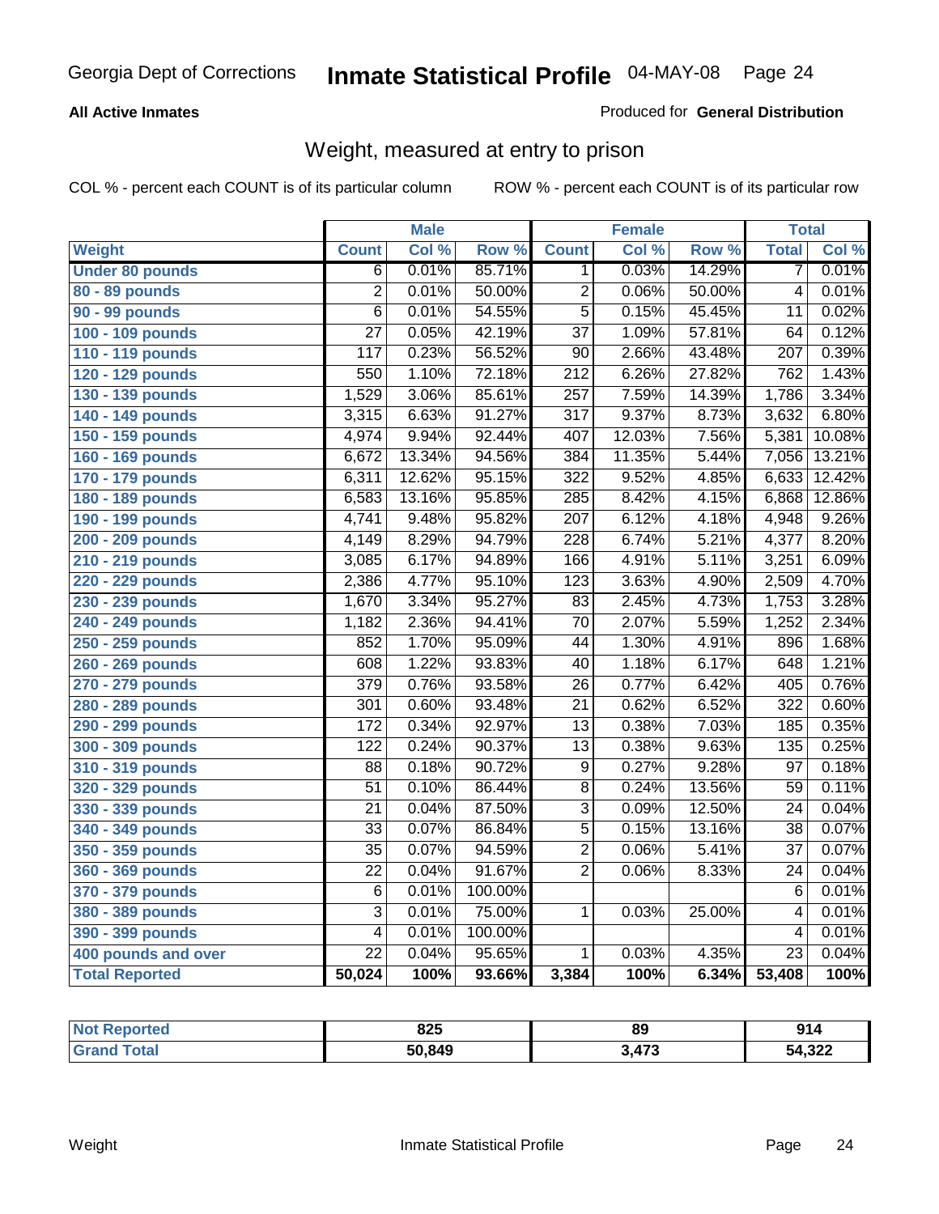Georgia Dept of Corrections **Inmate Statistical Profile** 04-MAY-08

**All Active Inmates** Produced for **General Distribution**

## Weight, measured at entry to prison

COL % - percent each COUNT is of its particular column ROW % - percent each COUNT is of its particular row

| Weight | Male | | | Female | | | Total | |
|---|---|---|---|---|---|---|---|---|
| | Count | Col % | Row % | Count | Col % | Row % | Total | Col % |
| Under 80 pounds | 6 | 0.01% | 85.71% | 1 | 0.03% | 14.29% | 7 | 0.01% |
| 80 - 89 pounds | 2 | 0.01% | 50.00% | 2 | 0.06% | 50.00% | 4 | 0.01% |
| 90 - 99 pounds | 6 | 0.01% | 54.55% | 5 | 0.15% | 45.45% | 11 | 0.02% |
| 100 - 109 pounds | 27 | 0.05% | 42.19% | 37 | 1.09% | 57.81% | 64 | 0.12% |
| 110 - 119 pounds | 117 | 0.23% | 56.52% | 90 | 2.66% | 43.48% | 207 | 0.39% |
| 120 - 129 pounds | 550 | 1.10% | 72.18% | 212 | 6.26% | 27.82% | 762 | 1.43% |
| 130 - 139 pounds | 1,529 | 3.06% | 85.61% | 257 | 7.59% | 14.39% | 1,786 | 3.34% |
| 140 - 149 pounds | 3,315 | 6.63% | 91.27% | 317 | 9.37% | 8.73% | 3,632 | 6.80% |
| 150 - 159 pounds | 4,974 | 9.94% | 92.44% | 407 | 12.03% | 7.56% | 5,381 | 10.08% |
| 160 - 169 pounds | 6,672 | 13.34% | 94.56% | 384 | 11.35% | 5.44% | 7,056 | 13.21% |
| 170 - 179 pounds | 6,311 | 12.62% | 95.15% | 322 | 9.52% | 4.85% | 6,633 | 12.42% |
| 180 - 189 pounds | 6,583 | 13.16% | 95.85% | 285 | 8.42% | 4.15% | 6,868 | 12.86% |
| 190 - 199 pounds | 4,741 | 9.48% | 95.82% | 207 | 6.12% | 4.18% | 4,948 | 9.26% |
| 200 - 209 pounds | 4,149 | 8.29% | 94.79% | 228 | 6.74% | 5.21% | 4,377 | 8.20% |
| 210 - 219 pounds | 3,085 | 6.17% | 94.89% | 166 | 4.91% | 5.11% | 3,251 | 6.09% |
| 220 - 229 pounds | 2,386 | 4.77% | 95.10% | 123 | 3.63% | 4.90% | 2,509 | 4.70% |
| 230 - 239 pounds | 1,670 | 3.34% | 95.27% | 83 | 2.45% | 4.73% | 1,753 | 3.28% |
| 240 - 249 pounds | 1,182 | 2.36% | 94.41% | 70 | 2.07% | 5.59% | 1,252 | 2.34% |
| 250 - 259 pounds | 852 | 1.70% | 95.09% | 44 | 1.30% | 4.91% | 896 | 1.68% |
| 260 - 269 pounds | 608 | 1.22% | 93.83% | 40 | 1.18% | 6.17% | 648 | 1.21% |
| 270 - 279 pounds | 379 | 0.76% | 93.58% | 26 | 0.77% | 6.42% | 405 | 0.76% |
| 280 - 289 pounds | 301 | 0.60% | 93.48% | 21 | 0.62% | 6.52% | 322 | 0.60% |
| 290 - 299 pounds | 172 | 0.34% | 92.97% | 13 | 0.38% | 7.03% | 185 | 0.35% |
| 300 - 309 pounds | 122 | 0.24% | 90.37% | 13 | 0.38% | 9.63% | 135 | 0.25% |
| 310 - 319 pounds | 88 | 0.18% | 90.72% | 9 | 0.27% | 9.28% | 97 | 0.18% |
| 320 - 329 pounds | 51 | 0.10% | 86.44% | 8 | 0.24% | 13.56% | 59 | 0.11% |
| 330 - 339 pounds | 21 | 0.04% | 87.50% | 3 | 0.09% | 12.50% | 24 | 0.04% |
| 340 - 349 pounds | 33 | 0.07% | 86.84% | 5 | 0.15% | 13.16% | 38 | 0.07% |
| 350 - 359 pounds | 35 | 0.07% | 94.59% | 2 | 0.06% | 5.41% | 37 | 0.07% |
| 360 - 369 pounds | 22 | 0.04% | 91.67% | 2 | 0.06% | 8.33% | 24 | 0.04% |
| 370 - 379 pounds | 6 | 0.01% | 100.00% | | | | 6 | 0.01% |
| 380 - 389 pounds | 3 | 0.01% | 75.00% | 1 | 0.03% | 25.00% | 4 | 0.01% |
| 390 - 399 pounds | 4 | 0.01% | 100.00% | | | | 4 | 0.01% |
| 400 pounds and over | 22 | 0.04% | 95.65% | 1 | 0.03% | 4.35% | 23 | 0.04% |
| **Total Reported** | **50,024** | **100%** | **93.66%** | **3,384** | **100%** | **6.34%** | **53,408** | **100%** |

| | Male | Female | Total |
|---|---|---|---|
| Not Reported | 825 | 89 | 914 |
| Grand Total | 50,849 | 3,473 | 54,322 |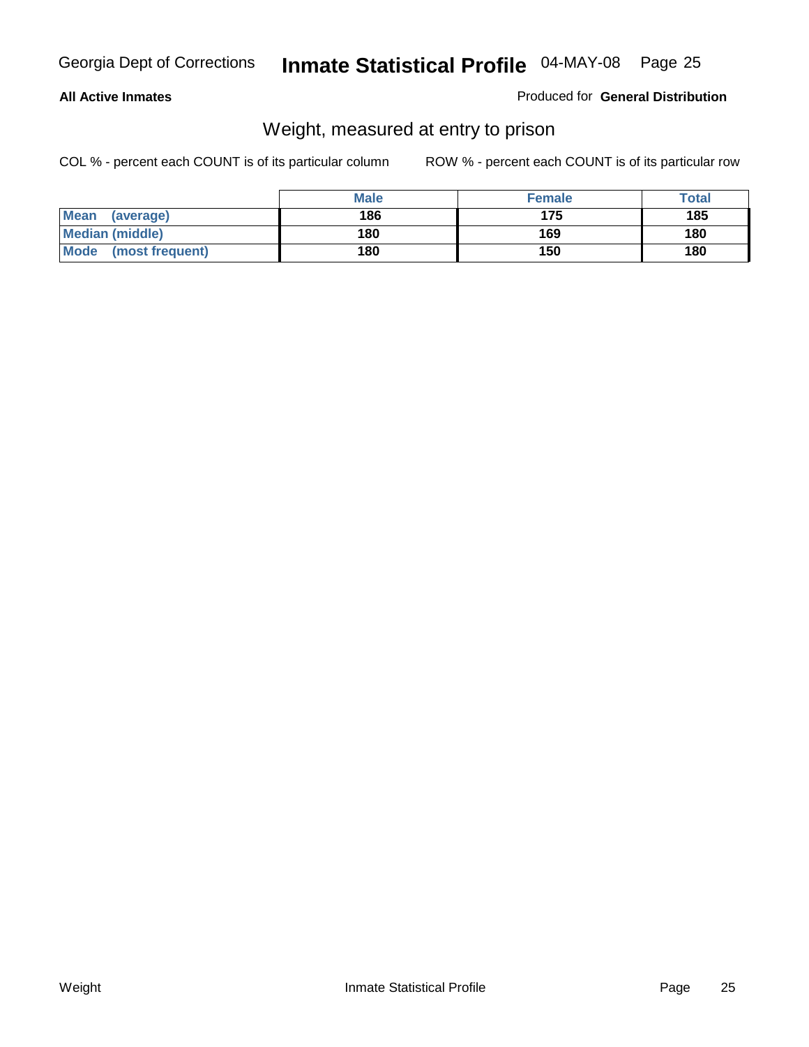**All Active Inmates**

Produced for **General Distribution**

## Weight, measured at entry to prison

COL % - percent each COUNT is of its particular column

ROW % - percent each COUNT is of its particular row

| | Male | Female | Total |
|---|---|---|---|
| **Mean (average)** | 186 | 175 | 185 |
| **Median (middle)** | 180 | 169 | 180 |
| **Mode (most frequent)** | 180 | 150 | 180 |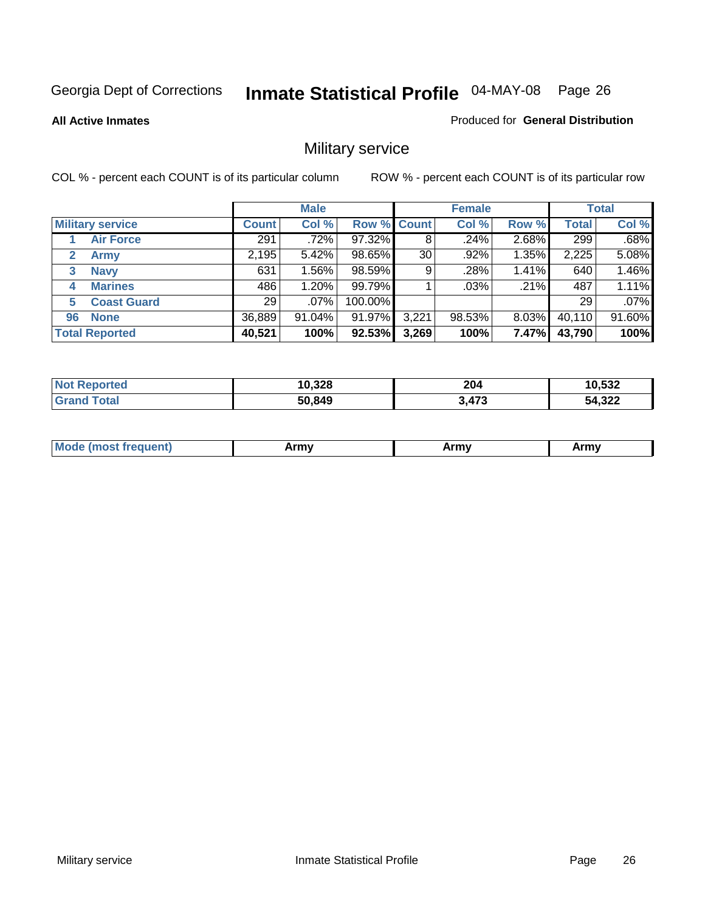Georgia Dept of Corrections **Inmate Statistical Profile** 04-MAY-08

**All Active Inmates**

Produced for **General Distribution**

## Military service

COL % - percent each COUNT is of its particular column

ROW % - percent each COUNT is of its particular row

| | Male | | | Female | | | Total | |
|---|---|---|---|---|---|---|---|---|
| **Military service** | **Count** | **Col %** | **Row %** | **Count** | **Col %** | **Row %** | **Total** | **Col %** |
| 1 **Air Force** | 291 | .72% | 97.32% | 8 | .24% | 2.68% | 299 | .68% |
| 2 **Army** | 2,195 | 5.42% | 98.65% | 30 | .92% | 1.35% | 2,225 | 5.08% |
| 3 **Navy** | 631 | 1.56% | 98.59% | 9 | .28% | 1.41% | 640 | 1.46% |
| 4 **Marines** | 486 | 1.20% | 99.79% | 1 | .03% | .21% | 487 | 1.11% |
| 5 **Coast Guard** | 29 | .07% | 100.00% | | | | 29 | .07% |
| 96 **None** | 36,889 | 91.04% | 91.97% | 3,221 | 98.53% | 8.03% | 40,110 | 91.60% |
| **Total Reported** | **40,521** | **100%** | **92.53%** | **3,269** | **100%** | **7.47%** | **43,790** | **100%** |

| | Male | Female | Total |
|---|---|---|---|
| **Not Reported** | **10,328** | **204** | **10,532** |
| **Grand Total** | **50,849** | **3,473** | **54,322** |

| | Male | Female | Total |
|---|---|---|---|
| **Mode (most frequent)** | **Army** | **Army** | **Army** |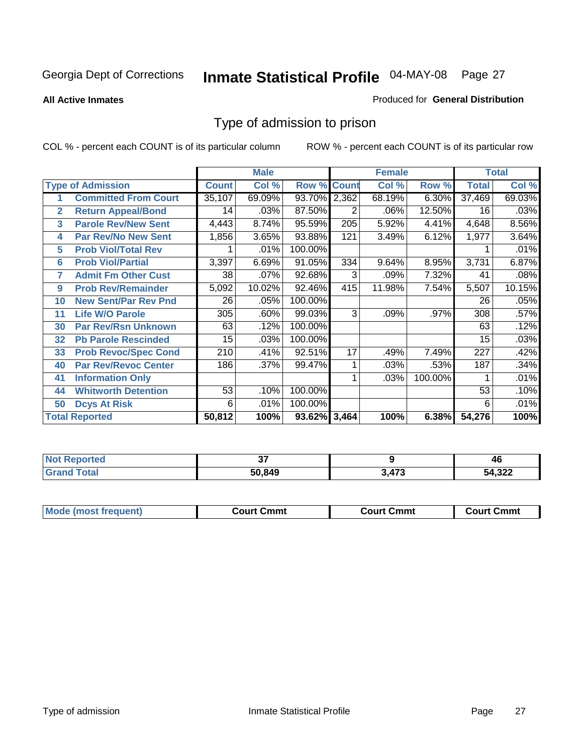Georgia Dept of Corrections **Inmate Statistical Profile** 04-MAY-08

**All Active Inmates**

Produced for **General Distribution**

## Type of admission to prison

COL % - percent each COUNT is of its particular column

ROW % - percent each COUNT is of its particular row

| | | Male | | | Female | | | Total | |
|---|---|---|---|---|---|---|---|---|---|
| | **Type of Admission** | **Count** | **Col %** | **Row %** | **Count** | **Col %** | **Row %** | **Total** | **Col %** |
| 1 | **Committed From Court** | 35,107 | 69.09% | 93.70% | 2,362 | 68.19% | 6.30% | 37,469 | 69.03% |
| 2 | **Return Appeal/Bond** | 14 | .03% | 87.50% | 2 | .06% | 12.50% | 16 | .03% |
| 3 | **Parole Rev/New Sent** | 4,443 | 8.74% | 95.59% | 205 | 5.92% | 4.41% | 4,648 | 8.56% |
| 4 | **Par Rev/No New Sent** | 1,856 | 3.65% | 93.88% | 121 | 3.49% | 6.12% | 1,977 | 3.64% |
| 5 | **Prob Viol/Total Rev** | 1 | .01% | 100.00% | | | | 1 | .01% |
| 6 | **Prob Viol/Partial** | 3,397 | 6.69% | 91.05% | 334 | 9.64% | 8.95% | 3,731 | 6.87% |
| 7 | **Admit Fm Other Cust** | 38 | .07% | 92.68% | 3 | .09% | 7.32% | 41 | .08% |
| 9 | **Prob Rev/Remainder** | 5,092 | 10.02% | 92.46% | 415 | 11.98% | 7.54% | 5,507 | 10.15% |
| 10 | **New Sent/Par Rev Pnd** | 26 | .05% | 100.00% | | | | 26 | .05% |
| 11 | **Life W/O Parole** | 305 | .60% | 99.03% | 3 | .09% | .97% | 308 | .57% |
| 30 | **Par Rev/Rsn Unknown** | 63 | .12% | 100.00% | | | | 63 | .12% |
| 32 | **Pb Parole Rescinded** | 15 | .03% | 100.00% | | | | 15 | .03% |
| 33 | **Prob Revoc/Spec Cond** | 210 | .41% | 92.51% | 17 | .49% | 7.49% | 227 | .42% |
| 40 | **Par Rev/Revoc Center** | 186 | .37% | 99.47% | 1 | .03% | .53% | 187 | .34% |
| 41 | **Information Only** | | | | 1 | .03% | 100.00% | 1 | .01% |
| 44 | **Whitworth Detention** | 53 | .10% | 100.00% | | | | 53 | .10% |
| 50 | **Dcys At Risk** | 6 | .01% | 100.00% | | | | 6 | .01% |
| **Total Reported** | | **50,812** | **100%** | **93.62%** | **3,464** | **100%** | **6.38%** | **54,276** | **100%** |

| | Male | Female | Total |
|---|---|---|---|
| **Not Reported** | **37** | **9** | **46** |
| **Grand Total** | **50,849** | **3,473** | **54,322** |

| | Male | Female | Total |
|---|---|---|---|
| **Mode (most frequent)** | **Court Cmmt** | **Court Cmmt** | **Court Cmmt** |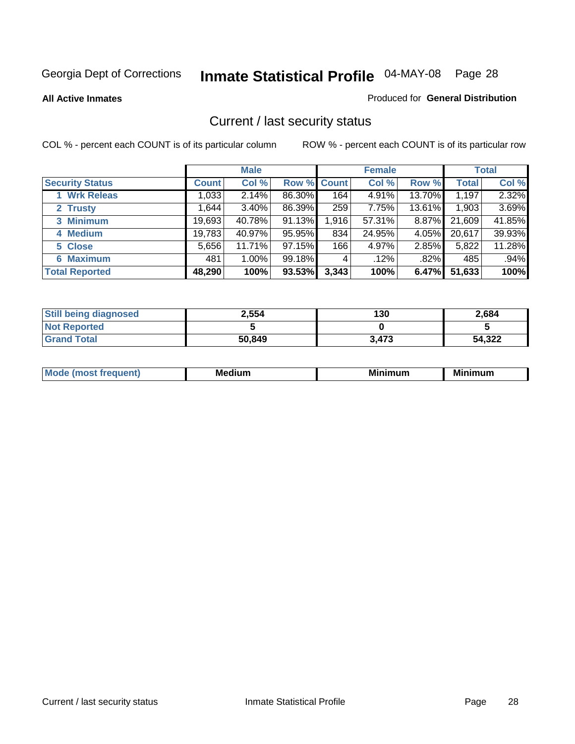Georgia Dept of Corrections **Inmate Statistical Profile** 04-MAY-08

**All Active Inmates**

Produced for **General Distribution**

## Current / last security status

COL % - percent each COUNT is of its particular column

ROW % - percent each COUNT is of its particular row

| | Male | | | Female | | | Total | |
|---|---|---|---|---|---|---|---|---|
| **Security Status** | **Count** | **Col %** | **Row %** | **Count** | **Col %** | **Row %** | **Total** | **Col %** |
| 1 Wrk Releas | 1,033 | 2.14% | 86.30% | 164 | 4.91% | 13.70% | 1,197 | 2.32% |
| 2 Trusty | 1,644 | 3.40% | 86.39% | 259 | 7.75% | 13.61% | 1,903 | 3.69% |
| 3 Minimum | 19,693 | 40.78% | 91.13% | 1,916 | 57.31% | 8.87% | 21,609 | 41.85% |
| 4 Medium | 19,783 | 40.97% | 95.95% | 834 | 24.95% | 4.05% | 20,617 | 39.93% |
| 5 Close | 5,656 | 11.71% | 97.15% | 166 | 4.97% | 2.85% | 5,822 | 11.28% |
| 6 Maximum | 481 | 1.00% | 99.18% | 4 | .12% | .82% | 485 | .94% |
| **Total Reported** | **48,290** | **100%** | **93.53%** | **3,343** | **100%** | **6.47%** | **51,633** | **100%** |

| | Male | Female | Total |
|---|---|---|---|
| Still being diagnosed | 2,554 | 130 | 2,684 |
| Not Reported | 5 | 0 | 5 |
| Grand Total | 50,849 | 3,473 | 54,322 |

| | Male | Female | Total |
|---|---|---|---|
| Mode (most frequent) | Medium | Minimum | Minimum |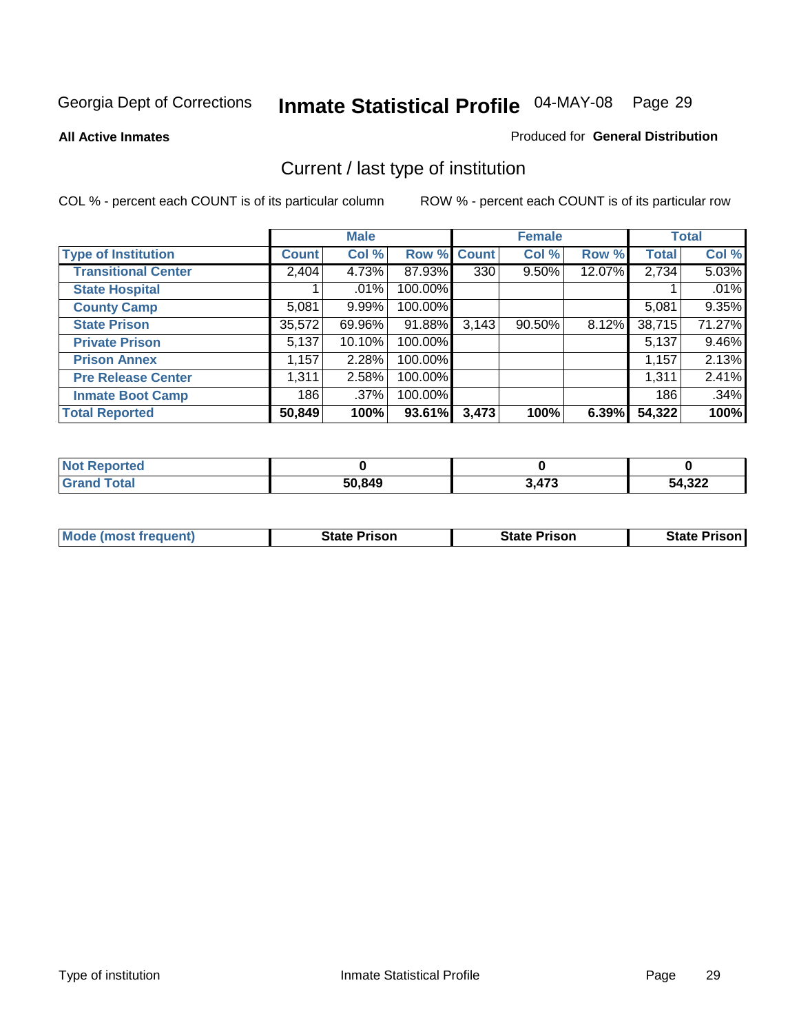Georgia Dept of Corrections **Inmate Statistical Profile** 04-MAY-08

**All Active Inmates**

Produced for **General Distribution**

## Current / last type of institution

COL % - percent each COUNT is of its particular column

ROW % - percent each COUNT is of its particular row

| | Male | | | Female | | | Total | |
|---|---|---|---|---|---|---|---|---|
| **Type of Institution** | **Count** | **Col %** | **Row %** | **Count** | **Col %** | **Row %** | **Total** | **Col %** |
| **Transitional Center** | 2,404 | 4.73% | 87.93% | 330 | 9.50% | 12.07% | 2,734 | 5.03% |
| **State Hospital** | 1 | .01% | 100.00% | | | | 1 | .01% |
| **County Camp** | 5,081 | 9.99% | 100.00% | | | | 5,081 | 9.35% |
| **State Prison** | 35,572 | 69.96% | 91.88% | 3,143 | 90.50% | 8.12% | 38,715 | 71.27% |
| **Private Prison** | 5,137 | 10.10% | 100.00% | | | | 5,137 | 9.46% |
| **Prison Annex** | 1,157 | 2.28% | 100.00% | | | | 1,157 | 2.13% |
| **Pre Release Center** | 1,311 | 2.58% | 100.00% | | | | 1,311 | 2.41% |
| **Inmate Boot Camp** | 186 | .37% | 100.00% | | | | 186 | .34% |
| **Total Reported** | **50,849** | **100%** | **93.61%** | **3,473** | **100%** | **6.39%** | **54,322** | **100%** |

| | Male | Female | Total |
|---|---|---|---|
| **Not Reported** | **0** | **0** | **0** |
| **Grand Total** | **50,849** | **3,473** | **54,322** |

| | Male | Female | Total |
|---|---|---|---|
| **Mode (most frequent)** | **State Prison** | **State Prison** | **State Prison** |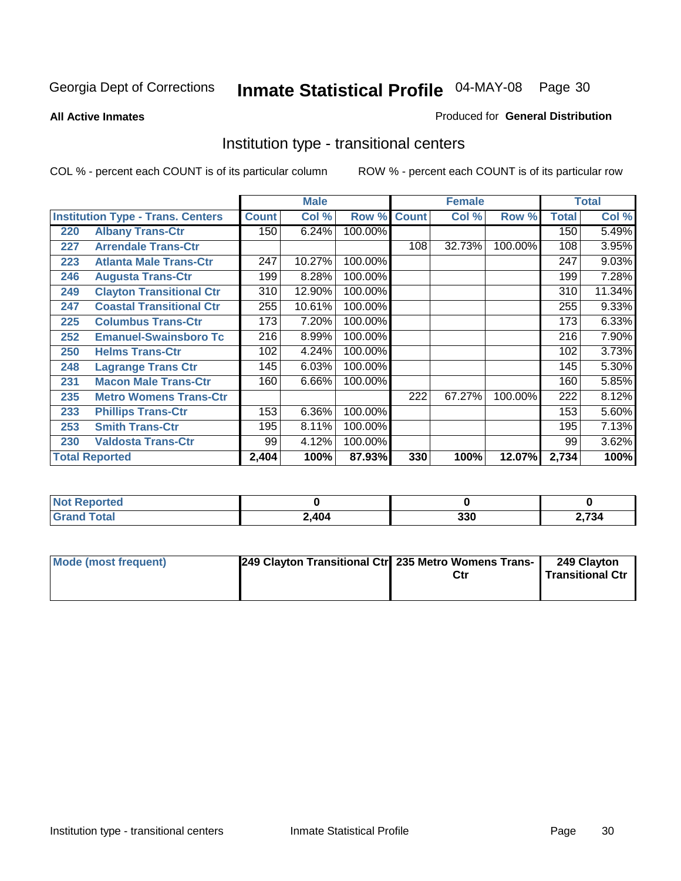Georgia Dept of Corrections

# Inmate Statistical Profile 04-MAY-08 Page 30

**All Active Inmates**

Produced for **General Distribution**

## Institution type - transitional centers

COL % - percent each COUNT is of its particular column

ROW % - percent each COUNT is of its particular row

| | | Male | | | Female | | | Total | |
|---|---|---|---|---|---|---|---|---|---|
| **Institution Type - Trans. Centers** | | **Count** | **Col %** | **Row %** | **Count** | **Col %** | **Row %** | **Total** | **Col %** |
| 220 | Albany Trans-Ctr | 150 | 6.24% | 100.00% | | | | 150 | 5.49% |
| 227 | Arrendale Trans-Ctr | | | | 108 | 32.73% | 100.00% | 108 | 3.95% |
| 223 | Atlanta Male Trans-Ctr | 247 | 10.27% | 100.00% | | | | 247 | 9.03% |
| 246 | Augusta Trans-Ctr | 199 | 8.28% | 100.00% | | | | 199 | 7.28% |
| 249 | Clayton Transitional Ctr | 310 | 12.90% | 100.00% | | | | 310 | 11.34% |
| 247 | Coastal Transitional Ctr | 255 | 10.61% | 100.00% | | | | 255 | 9.33% |
| 225 | Columbus Trans-Ctr | 173 | 7.20% | 100.00% | | | | 173 | 6.33% |
| 252 | Emanuel-Swainsboro Tc | 216 | 8.99% | 100.00% | | | | 216 | 7.90% |
| 250 | Helms Trans-Ctr | 102 | 4.24% | 100.00% | | | | 102 | 3.73% |
| 248 | Lagrange Trans Ctr | 145 | 6.03% | 100.00% | | | | 145 | 5.30% |
| 231 | Macon Male Trans-Ctr | 160 | 6.66% | 100.00% | | | | 160 | 5.85% |
| 235 | Metro Womens Trans-Ctr | | | | 222 | 67.27% | 100.00% | 222 | 8.12% |
| 233 | Phillips Trans-Ctr | 153 | 6.36% | 100.00% | | | | 153 | 5.60% |
| 253 | Smith Trans-Ctr | 195 | 8.11% | 100.00% | | | | 195 | 7.13% |
| 230 | Valdosta Trans-Ctr | 99 | 4.12% | 100.00% | | | | 99 | 3.62% |
| **Total Reported** | | **2,404** | **100%** | **87.93%** | **330** | **100%** | **12.07%** | **2,734** | **100%** |

| | Male | Female | Total |
|---|---|---|---|
| **Not Reported** | **0** | **0** | **0** |
| **Grand Total** | **2,404** | **330** | **2,734** |

| | Male | Female | Total |
|---|---|---|---|
| **Mode (most frequent)** | **249 Clayton Transitional Ctr** | **235 Metro Womens Trans-Ctr** | **249 Clayton Transitional Ctr** |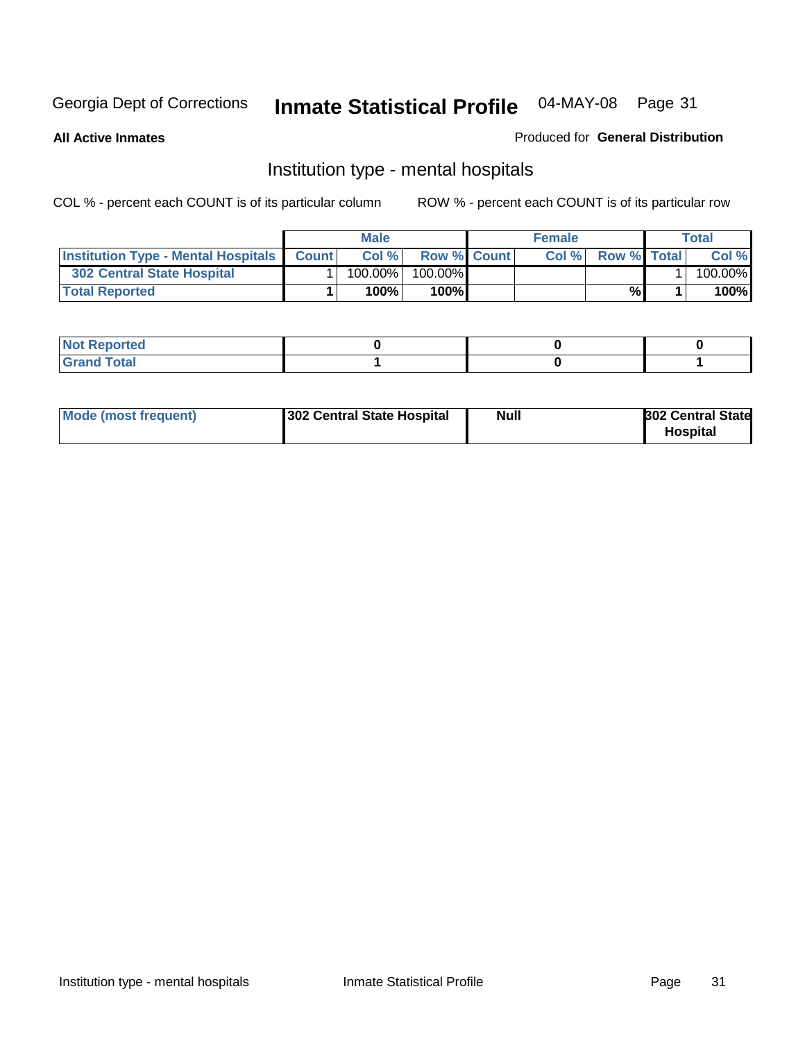Georgia Dept of Corrections **Inmate Statistical Profile** 04-MAY-08

**All Active Inmates**

Produced for **General Distribution**

## Institution type - mental hospitals

COL % - percent each COUNT is of its particular column

ROW % - percent each COUNT is of its particular row

| | Male | | | Female | | | Total | |
|---|---|---|---|---|---|---|---|---|
| **Institution Type - Mental Hospitals** | **Count** | **Col %** | **Row %** | **Count** | **Col %** | **Row %** | **Total** | **Col %** |
| **302 Central State Hospital** | 1 | 100.00% | 100.00% | | | | 1 | 100.00% |
| **Total Reported** | **1** | **100%** | **100%** | | | **%** | **1** | **100%** |

| | Male | Female | Total |
|---|---|---|---|
| **Not Reported** | **0** | **0** | **0** |
| **Grand Total** | **1** | **0** | **1** |

| | Male | Female | Total |
|---|---|---|---|
| **Mode (most frequent)** | **302 Central State Hospital** | **Null** | **302 Central State Hospital** |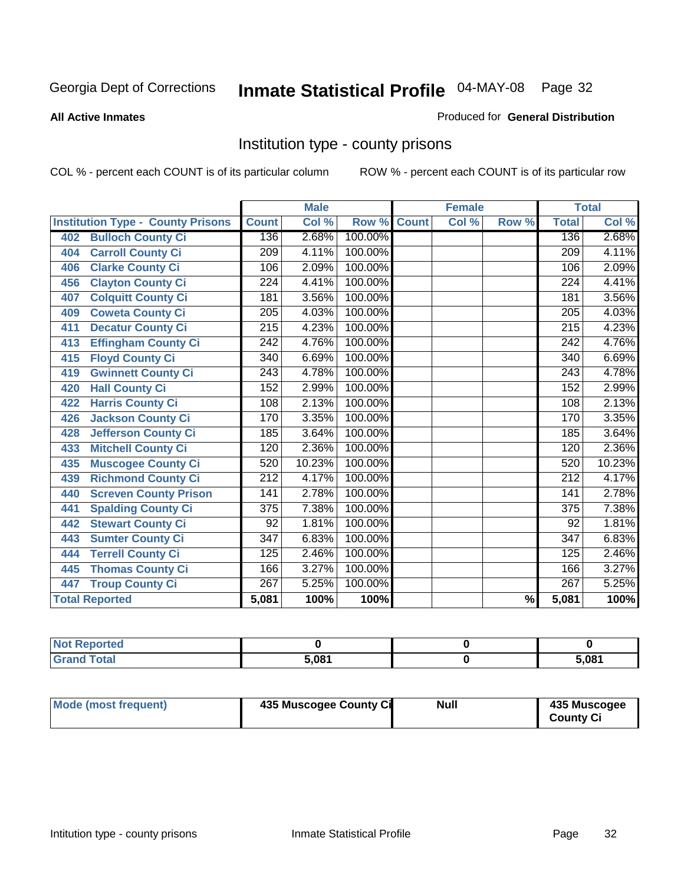Georgia Dept of Corrections **Inmate Statistical Profile** 04-MAY-08

**All Active Inmates**

Produced for **General Distribution**

## Institution type - county prisons

COL % - percent each COUNT is of its particular column

ROW % - percent each COUNT is of its particular row

| Institution Type - County Prisons | Male | | | Female | | | Total | |
|---|---|---|---|---|---|---|---|---|
| | Count | Col % | Row % | Count | Col % | Row % | Total | Col % |
| 402 Bulloch County Ci | 136 | 2.68% | 100.00% | | | | 136 | 2.68% |
| 404 Carroll County Ci | 209 | 4.11% | 100.00% | | | | 209 | 4.11% |
| 406 Clarke County Ci | 106 | 2.09% | 100.00% | | | | 106 | 2.09% |
| 456 Clayton County Ci | 224 | 4.41% | 100.00% | | | | 224 | 4.41% |
| 407 Colquitt County Ci | 181 | 3.56% | 100.00% | | | | 181 | 3.56% |
| 409 Coweta County Ci | 205 | 4.03% | 100.00% | | | | 205 | 4.03% |
| 411 Decatur County Ci | 215 | 4.23% | 100.00% | | | | 215 | 4.23% |
| 413 Effingham County Ci | 242 | 4.76% | 100.00% | | | | 242 | 4.76% |
| 415 Floyd County Ci | 340 | 6.69% | 100.00% | | | | 340 | 6.69% |
| 419 Gwinnett County Ci | 243 | 4.78% | 100.00% | | | | 243 | 4.78% |
| 420 Hall County Ci | 152 | 2.99% | 100.00% | | | | 152 | 2.99% |
| 422 Harris County Ci | 108 | 2.13% | 100.00% | | | | 108 | 2.13% |
| 426 Jackson County Ci | 170 | 3.35% | 100.00% | | | | 170 | 3.35% |
| 428 Jefferson County Ci | 185 | 3.64% | 100.00% | | | | 185 | 3.64% |
| 433 Mitchell County Ci | 120 | 2.36% | 100.00% | | | | 120 | 2.36% |
| 435 Muscogee County Ci | 520 | 10.23% | 100.00% | | | | 520 | 10.23% |
| 439 Richmond County Ci | 212 | 4.17% | 100.00% | | | | 212 | 4.17% |
| 440 Screven County Prison | 141 | 2.78% | 100.00% | | | | 141 | 2.78% |
| 441 Spalding County Ci | 375 | 7.38% | 100.00% | | | | 375 | 7.38% |
| 442 Stewart County Ci | 92 | 1.81% | 100.00% | | | | 92 | 1.81% |
| 443 Sumter County Ci | 347 | 6.83% | 100.00% | | | | 347 | 6.83% |
| 444 Terrell County Ci | 125 | 2.46% | 100.00% | | | | 125 | 2.46% |
| 445 Thomas County Ci | 166 | 3.27% | 100.00% | | | | 166 | 3.27% |
| 447 Troup County Ci | 267 | 5.25% | 100.00% | | | | 267 | 5.25% |
| **Total Reported** | **5,081** | **100%** | **100%** | | | **%** | **5,081** | **100%** |

| | Male | Female | Total |
|---|---|---|---|
| Not Reported | 0 | 0 | 0 |
| Grand Total | 5,081 | 0 | 5,081 |

| | Male | Female | Total |
|---|---|---|---|
| Mode (most frequent) | 435 Muscogee County Ci | Null | 435 Muscogee County Ci |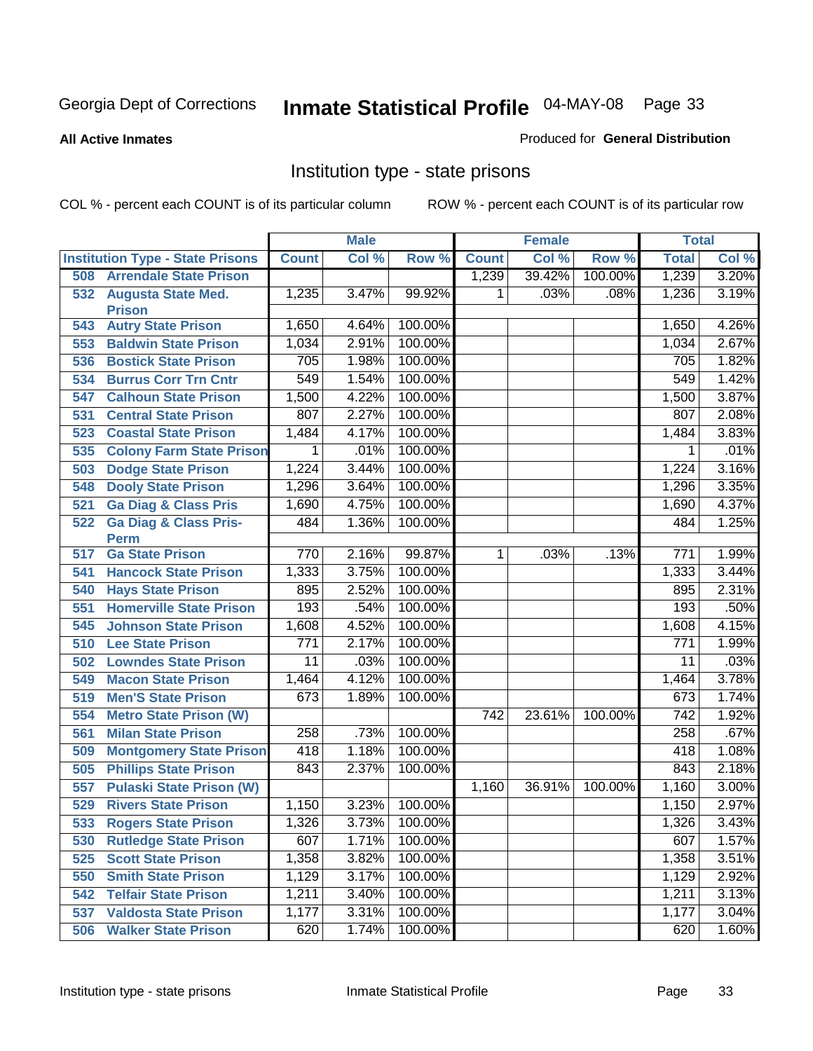Georgia Dept of Corrections **Inmate Statistical Profile** 04-MAY-08

**All Active Inmates**

Produced for **General Distribution**

## Institution type - state prisons

COL % - percent each COUNT is of its particular column ROW % - percent each COUNT is of its particular row

| Institution Type - State Prisons | Male | | | Female | | | Total | |
|---|---|---|---|---|---|---|---|---|
| | Count | Col % | Row % | Count | Col % | Row % | Total | Col % |
| 508 Arrendale State Prison | | | | 1,239 | 39.42% | 100.00% | 1,239 | 3.20% |
| 532 Augusta State Med. Prison | 1,235 | 3.47% | 99.92% | 1 | .03% | .08% | 1,236 | 3.19% |
| 543 Autry State Prison | 1,650 | 4.64% | 100.00% | | | | 1,650 | 4.26% |
| 553 Baldwin State Prison | 1,034 | 2.91% | 100.00% | | | | 1,034 | 2.67% |
| 536 Bostick State Prison | 705 | 1.98% | 100.00% | | | | 705 | 1.82% |
| 534 Burrus Corr Trn Cntr | 549 | 1.54% | 100.00% | | | | 549 | 1.42% |
| 547 Calhoun State Prison | 1,500 | 4.22% | 100.00% | | | | 1,500 | 3.87% |
| 531 Central State Prison | 807 | 2.27% | 100.00% | | | | 807 | 2.08% |
| 523 Coastal State Prison | 1,484 | 4.17% | 100.00% | | | | 1,484 | 3.83% |
| 535 Colony Farm State Prison | 1 | .01% | 100.00% | | | | 1 | .01% |
| 503 Dodge State Prison | 1,224 | 3.44% | 100.00% | | | | 1,224 | 3.16% |
| 548 Dooly State Prison | 1,296 | 3.64% | 100.00% | | | | 1,296 | 3.35% |
| 521 Ga Diag & Class Pris | 1,690 | 4.75% | 100.00% | | | | 1,690 | 4.37% |
| 522 Ga Diag & Class Pris-Perm | 484 | 1.36% | 100.00% | | | | 484 | 1.25% |
| 517 Ga State Prison | 770 | 2.16% | 99.87% | 1 | .03% | .13% | 771 | 1.99% |
| 541 Hancock State Prison | 1,333 | 3.75% | 100.00% | | | | 1,333 | 3.44% |
| 540 Hays State Prison | 895 | 2.52% | 100.00% | | | | 895 | 2.31% |
| 551 Homerville State Prison | 193 | .54% | 100.00% | | | | 193 | .50% |
| 545 Johnson State Prison | 1,608 | 4.52% | 100.00% | | | | 1,608 | 4.15% |
| 510 Lee State Prison | 771 | 2.17% | 100.00% | | | | 771 | 1.99% |
| 502 Lowndes State Prison | 11 | .03% | 100.00% | | | | 11 | .03% |
| 549 Macon State Prison | 1,464 | 4.12% | 100.00% | | | | 1,464 | 3.78% |
| 519 Men'S State Prison | 673 | 1.89% | 100.00% | | | | 673 | 1.74% |
| 554 Metro State Prison (W) | | | | 742 | 23.61% | 100.00% | 742 | 1.92% |
| 561 Milan State Prison | 258 | .73% | 100.00% | | | | 258 | .67% |
| 509 Montgomery State Prison | 418 | 1.18% | 100.00% | | | | 418 | 1.08% |
| 505 Phillips State Prison | 843 | 2.37% | 100.00% | | | | 843 | 2.18% |
| 557 Pulaski State Prison (W) | | | | 1,160 | 36.91% | 100.00% | 1,160 | 3.00% |
| 529 Rivers State Prison | 1,150 | 3.23% | 100.00% | | | | 1,150 | 2.97% |
| 533 Rogers State Prison | 1,326 | 3.73% | 100.00% | | | | 1,326 | 3.43% |
| 530 Rutledge State Prison | 607 | 1.71% | 100.00% | | | | 607 | 1.57% |
| 525 Scott State Prison | 1,358 | 3.82% | 100.00% | | | | 1,358 | 3.51% |
| 550 Smith State Prison | 1,129 | 3.17% | 100.00% | | | | 1,129 | 2.92% |
| 542 Telfair State Prison | 1,211 | 3.40% | 100.00% | | | | 1,211 | 3.13% |
| 537 Valdosta State Prison | 1,177 | 3.31% | 100.00% | | | | 1,177 | 3.04% |
| 506 Walker State Prison | 620 | 1.74% | 100.00% | | | | 620 | 1.60% |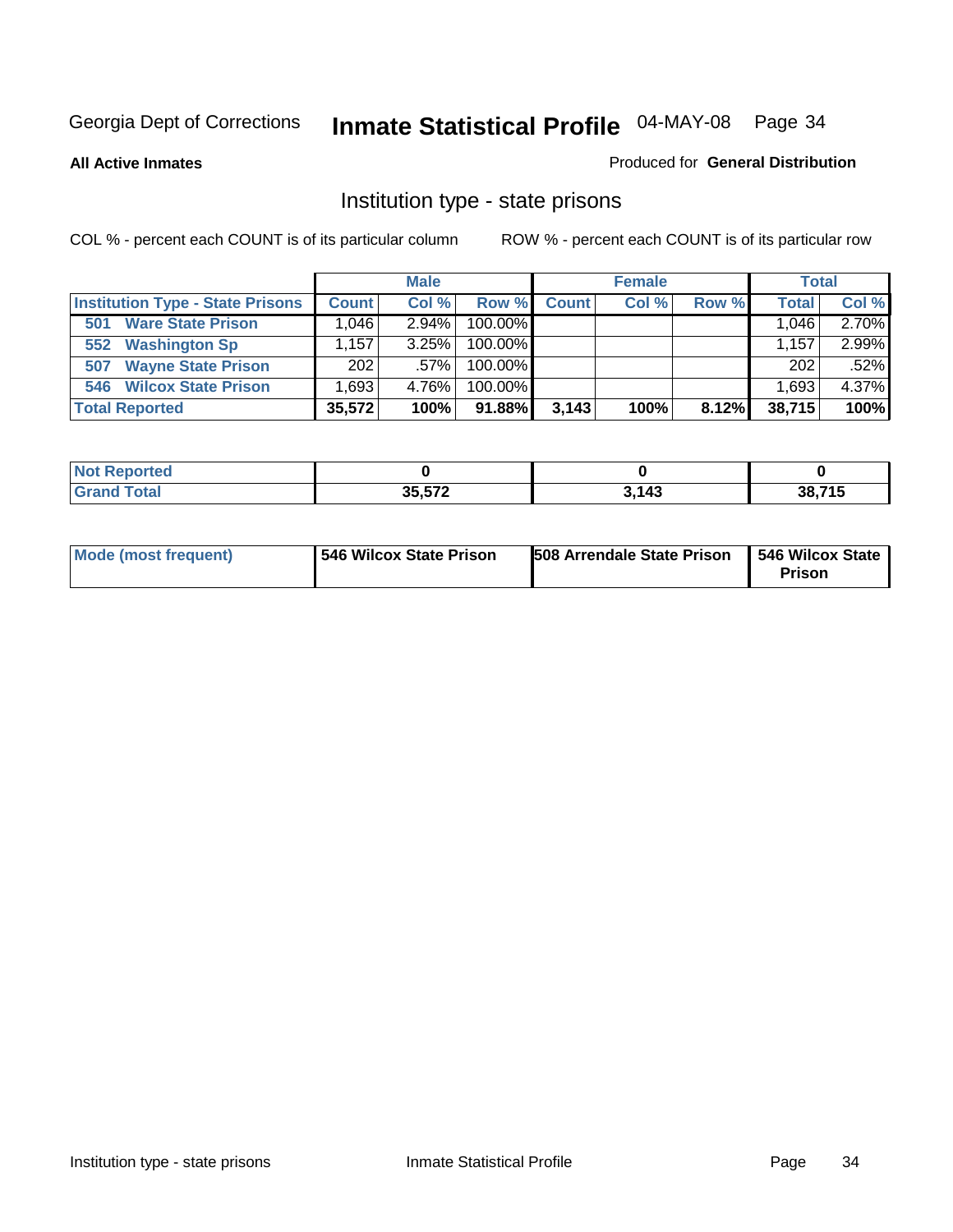Georgia Dept of Corrections **Inmate Statistical Profile** 04-MAY-08

**All Active Inmates**

Produced for **General Distribution**

## Institution type - state prisons

COL % - percent each COUNT is of its particular column

ROW % - percent each COUNT is of its particular row

| | Male | | | Female | | | Total | |
|---|---|---|---|---|---|---|---|---|
| **Institution Type - State Prisons** | **Count** | **Col %** | **Row %** | **Count** | **Col %** | **Row %** | **Total** | **Col %** |
| **501 Ware State Prison** | 1,046 | 2.94% | 100.00% | | | | 1,046 | 2.70% |
| **552 Washington Sp** | 1,157 | 3.25% | 100.00% | | | | 1,157 | 2.99% |
| **507 Wayne State Prison** | 202 | .57% | 100.00% | | | | 202 | .52% |
| **546 Wilcox State Prison** | 1,693 | 4.76% | 100.00% | | | | 1,693 | 4.37% |
| **Total Reported** | **35,572** | **100%** | **91.88%** | **3,143** | **100%** | **8.12%** | **38,715** | **100%** |

| | Male | Female | Total |
|---|---|---|---|
| **Not Reported** | **0** | **0** | **0** |
| **Grand Total** | **35,572** | **3,143** | **38,715** |

| | Male | Female | Total |
|---|---|---|---|
| **Mode (most frequent)** | **546 Wilcox State Prison** | **508 Arrendale State Prison** | **546 Wilcox State Prison** |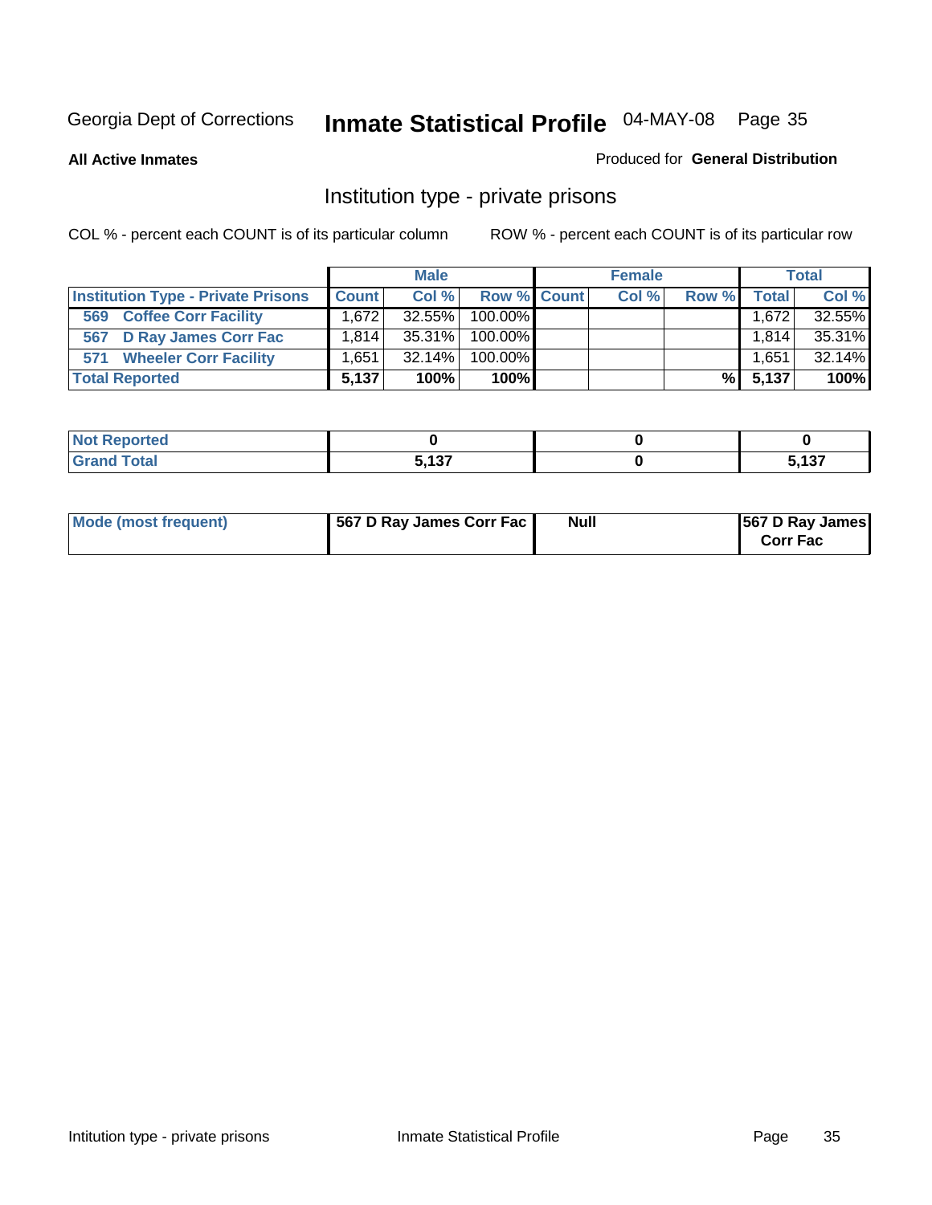Georgia Dept of Corrections **Inmate Statistical Profile** 04-MAY-08

**All Active Inmates**

Produced for **General Distribution**

## Institution type - private prisons

COL % - percent each COUNT is of its particular column

ROW % - percent each COUNT is of its particular row

| | Male | | | Female | | | Total | |
|---|---|---|---|---|---|---|---|---|
| **Institution Type - Private Prisons** | **Count** | **Col %** | **Row %** | **Count** | **Col %** | **Row %** | **Total** | **Col %** |
| **569 Coffee Corr Facility** | 1,672 | 32.55% | 100.00% | | | | 1,672 | 32.55% |
| **567 D Ray James Corr Fac** | 1,814 | 35.31% | 100.00% | | | | 1,814 | 35.31% |
| **571 Wheeler Corr Facility** | 1,651 | 32.14% | 100.00% | | | | 1,651 | 32.14% |
| **Total Reported** | **5,137** | **100%** | **100%** | | | **%** | **5,137** | **100%** |

| | Male | Female | Total |
|---|---|---|---|
| **Not Reported** | **0** | **0** | **0** |
| **Grand Total** | **5,137** | **0** | **5,137** |

| | Male | Female | Total |
|---|---|---|---|
| **Mode (most frequent)** | **567 D Ray James Corr Fac** | **Null** | **567 D Ray James Corr Fac** |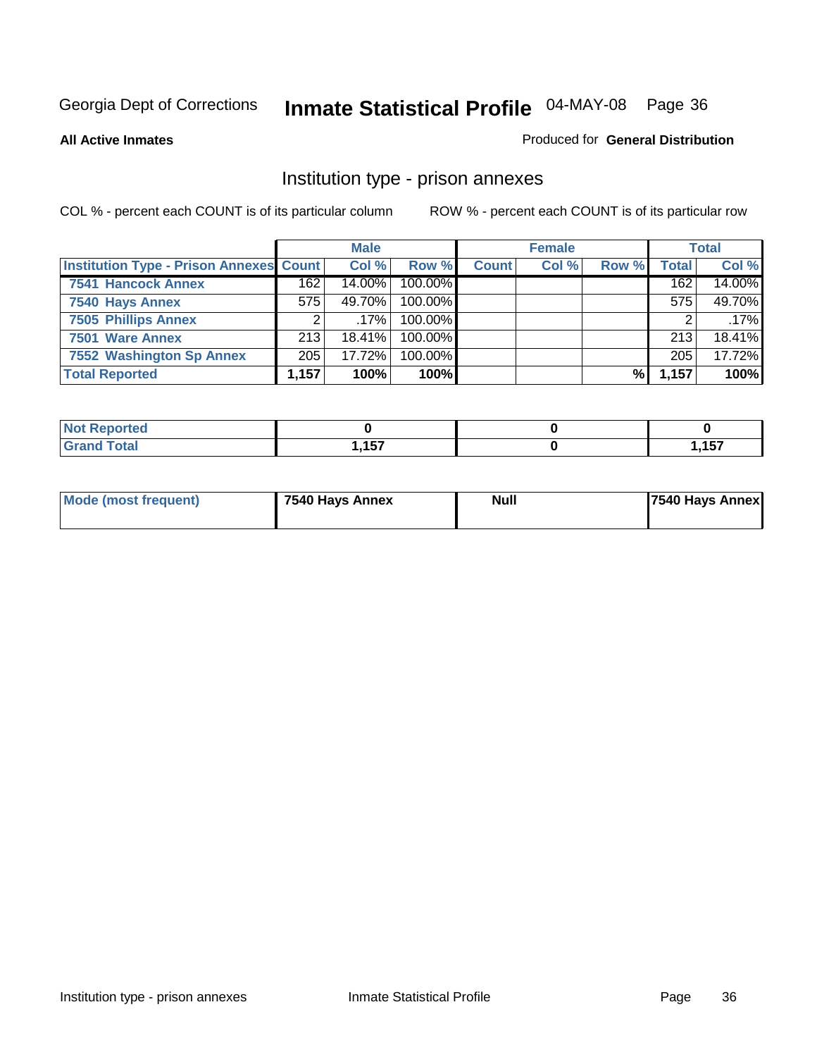Georgia Dept of Corrections **Inmate Statistical Profile** 04-MAY-08

**All Active Inmates**

Produced for **General Distribution**

## Institution type - prison annexes

COL % - percent each COUNT is of its particular column

ROW % - percent each COUNT is of its particular row

| | Male | | | Female | | | Total | |
|---|---|---|---|---|---|---|---|---|
| **Institution Type - Prison Annexes** | **Count** | **Col %** | **Row %** | **Count** | **Col %** | **Row %** | **Total** | **Col %** |
| **7541 Hancock Annex** | 162 | 14.00% | 100.00% | | | | 162 | 14.00% |
| **7540 Hays Annex** | 575 | 49.70% | 100.00% | | | | 575 | 49.70% |
| **7505 Phillips Annex** | 2 | .17% | 100.00% | | | | 2 | .17% |
| **7501 Ware Annex** | 213 | 18.41% | 100.00% | | | | 213 | 18.41% |
| **7552 Washington Sp Annex** | 205 | 17.72% | 100.00% | | | | 205 | 17.72% |
| **Total Reported** | **1,157** | **100%** | **100%** | | | **%** | **1,157** | **100%** |

| | Male | Female | Total |
|---|---|---|---|
| **Not Reported** | **0** | **0** | **0** |
| **Grand Total** | **1,157** | **0** | **1,157** |

| | Male | Female | Total |
|---|---|---|---|
| **Mode (most frequent)** | **7540 Hays Annex** | **Null** | **7540 Hays Annex** |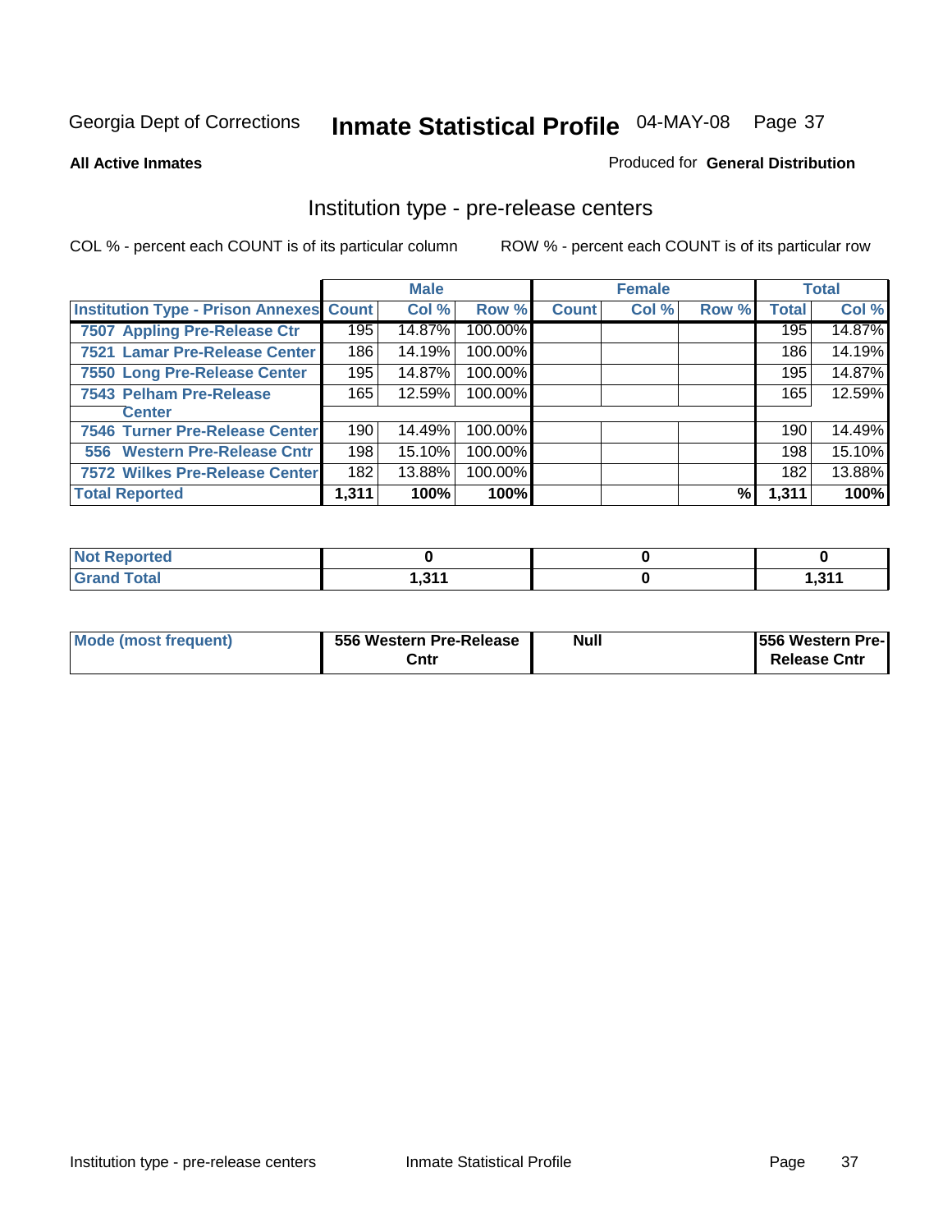Georgia Dept of Corrections **Inmate Statistical Profile** 04-MAY-08

**All Active Inmates**

Produced for **General Distribution**

## Institution type - pre-release centers

COL % - percent each COUNT is of its particular column    ROW % - percent each COUNT is of its particular row

| | Male | | | Female | | | Total | |
|---|---|---|---|---|---|---|---|---|
| **Institution Type - Prison Annexes** | **Count** | **Col %** | **Row %** | **Count** | **Col %** | **Row %** | **Total** | **Col %** |
| 7507 Appling Pre-Release Ctr | 195 | 14.87% | 100.00% | | | | 195 | 14.87% |
| 7521 Lamar Pre-Release Center | 186 | 14.19% | 100.00% | | | | 186 | 14.19% |
| 7550 Long Pre-Release Center | 195 | 14.87% | 100.00% | | | | 195 | 14.87% |
| 7543 Pelham Pre-Release Center | 165 | 12.59% | 100.00% | | | | 165 | 12.59% |
| 7546 Turner Pre-Release Center | 190 | 14.49% | 100.00% | | | | 190 | 14.49% |
| 556 Western Pre-Release Cntr | 198 | 15.10% | 100.00% | | | | 198 | 15.10% |
| 7572 Wilkes Pre-Release Center | 182 | 13.88% | 100.00% | | | | 182 | 13.88% |
| **Total Reported** | **1,311** | **100%** | **100%** | | | **%** | **1,311** | **100%** |

| | Male | Female | Total |
|---|---|---|---|
| **Not Reported** | **0** | **0** | **0** |
| **Grand Total** | **1,311** | **0** | **1,311** |

| | Male | Female | Total |
|---|---|---|---|
| **Mode (most frequent)** | **556 Western Pre-Release Cntr** | **Null** | **556 Western Pre-Release Cntr** |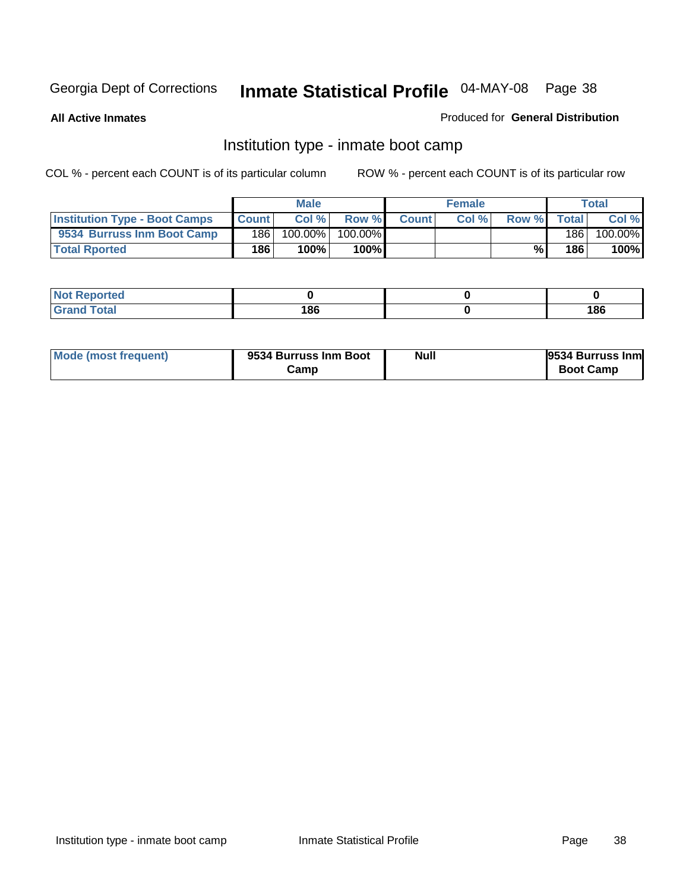Georgia Dept of Corrections **Inmate Statistical Profile** 04-MAY-08

**All Active Inmates**

Produced for **General Distribution**

## Institution type - inmate boot camp

COL % - percent each COUNT is of its particular column

ROW % - percent each COUNT is of its particular row

| | Male | | | Female | | | Total | |
|---|---|---|---|---|---|---|---|---|
| **Institution Type - Boot Camps** | **Count** | **Col %** | **Row %** | **Count** | **Col %** | **Row %** | **Total** | **Col %** |
| **9534 Burruss Inm Boot Camp** | 186 | 100.00% | 100.00% | | | | 186 | 100.00% |
| **Total Rported** | **186** | **100%** | **100%** | | | **%** | **186** | **100%** |

| | Male | Female | Total |
|---|---|---|---|
| **Not Reported** | **0** | **0** | **0** |
| **Grand Total** | **186** | **0** | **186** |

| | Male | Female | Total |
|---|---|---|---|
| **Mode (most frequent)** | **9534 Burruss Inm Boot Camp** | **Null** | **9534 Burruss Inm Boot Camp** |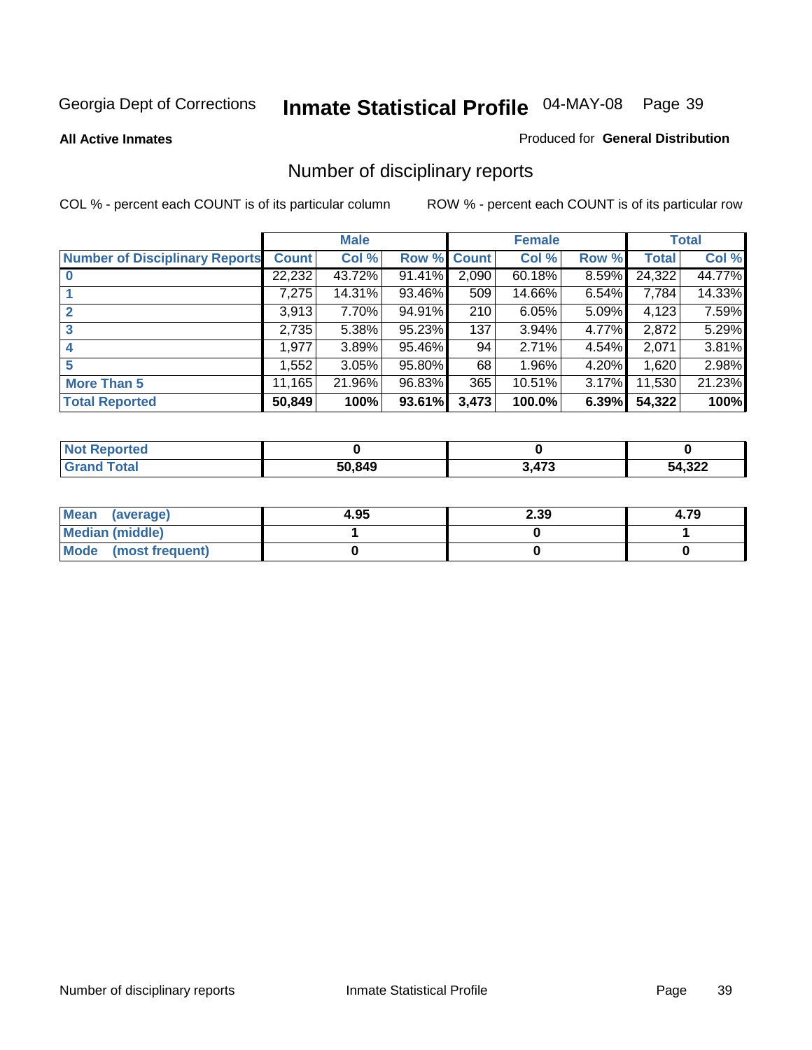Georgia Dept of Corrections

# Inmate Statistical Profile 04-MAY-08

**All Active Inmates**

Produced for **General Distribution**

## Number of disciplinary reports

COL % - percent each COUNT is of its particular column

ROW % - percent each COUNT is of its particular row

| | Male | | | Female | | | Total | |
|---|---|---|---|---|---|---|---|---|
| Number of Disciplinary Reports | Count | Col % | Row % | Count | Col % | Row % | Total | Col % |
| 0 | 22,232 | 43.72% | 91.41% | 2,090 | 60.18% | 8.59% | 24,322 | 44.77% |
| 1 | 7,275 | 14.31% | 93.46% | 509 | 14.66% | 6.54% | 7,784 | 14.33% |
| 2 | 3,913 | 7.70% | 94.91% | 210 | 6.05% | 5.09% | 4,123 | 7.59% |
| 3 | 2,735 | 5.38% | 95.23% | 137 | 3.94% | 4.77% | 2,872 | 5.29% |
| 4 | 1,977 | 3.89% | 95.46% | 94 | 2.71% | 4.54% | 2,071 | 3.81% |
| 5 | 1,552 | 3.05% | 95.80% | 68 | 1.96% | 4.20% | 1,620 | 2.98% |
| More Than 5 | 11,165 | 21.96% | 96.83% | 365 | 10.51% | 3.17% | 11,530 | 21.23% |
| **Total Reported** | **50,849** | **100%** | **93.61%** | **3,473** | **100.0%** | **6.39%** | **54,322** | **100%** |

| | Male | Female | Total |
|---|---|---|---|
| Not Reported | 0 | 0 | 0 |
| Grand Total | 50,849 | 3,473 | 54,322 |

| | Male | Female | Total |
|---|---|---|---|
| Mean (average) | 4.95 | 2.39 | 4.79 |
| Median (middle) | 1 | 0 | 1 |
| Mode (most frequent) | 0 | 0 | 0 |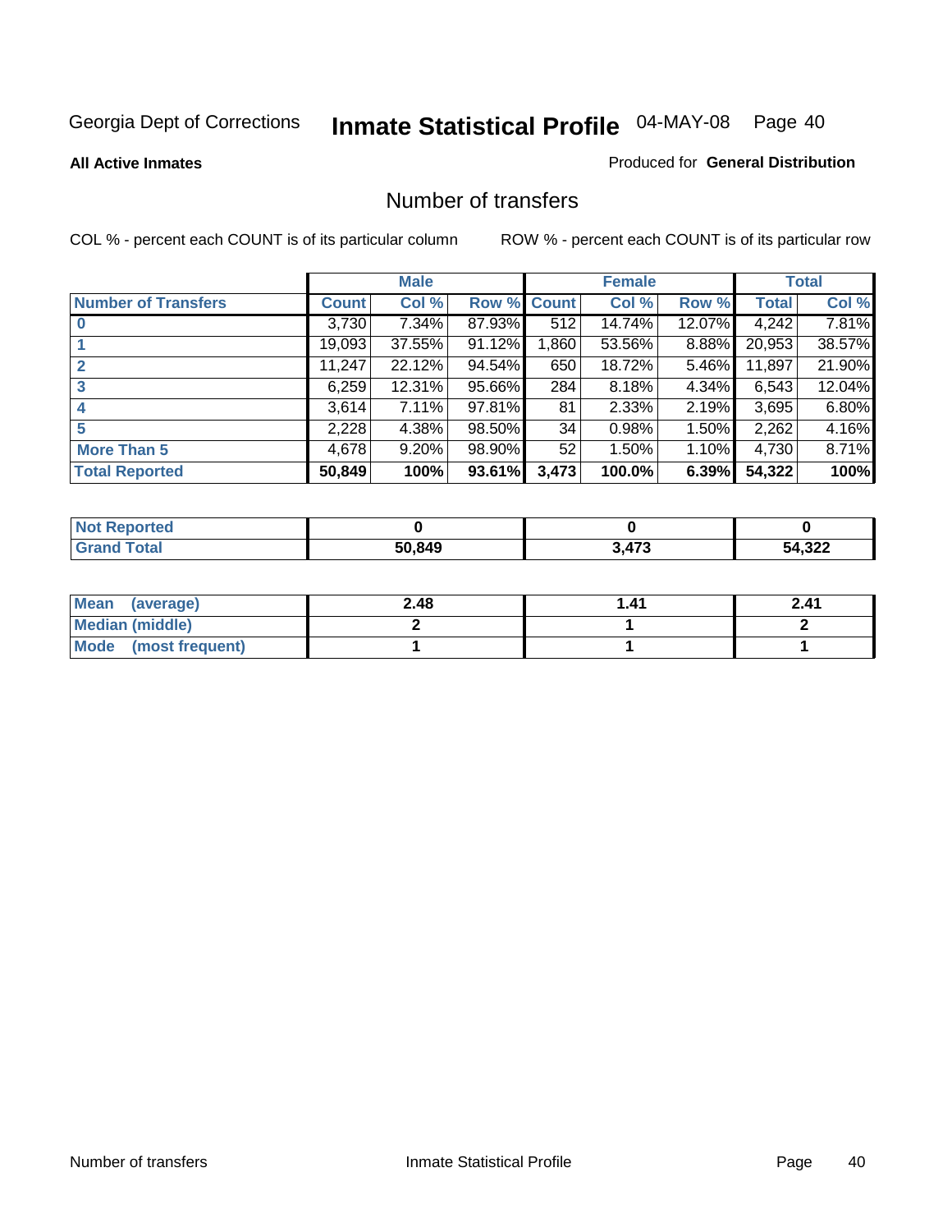Georgia Dept of Corrections **Inmate Statistical Profile** 04-MAY-08 Page 40

**All Active Inmates** Produced for **General Distribution**

## Number of transfers

COL % - percent each COUNT is of its particular column ROW % - percent each COUNT is of its particular row

| | Male | | | Female | | | Total | |
|---|---|---|---|---|---|---|---|---|
| **Number of Transfers** | **Count** | **Col %** | **Row %** | **Count** | **Col %** | **Row %** | **Total** | **Col %** |
| **0** | 3,730 | 7.34% | 87.93% | 512 | 14.74% | 12.07% | 4,242 | 7.81% |
| **1** | 19,093 | 37.55% | 91.12% | 1,860 | 53.56% | 8.88% | 20,953 | 38.57% |
| **2** | 11,247 | 22.12% | 94.54% | 650 | 18.72% | 5.46% | 11,897 | 21.90% |
| **3** | 6,259 | 12.31% | 95.66% | 284 | 8.18% | 4.34% | 6,543 | 12.04% |
| **4** | 3,614 | 7.11% | 97.81% | 81 | 2.33% | 2.19% | 3,695 | 6.80% |
| **5** | 2,228 | 4.38% | 98.50% | 34 | 0.98% | 1.50% | 2,262 | 4.16% |
| **More Than 5** | 4,678 | 9.20% | 98.90% | 52 | 1.50% | 1.10% | 4,730 | 8.71% |
| **Total Reported** | **50,849** | **100%** | **93.61%** | **3,473** | **100.0%** | **6.39%** | **54,322** | **100%** |

| | Male | Female | Total |
|---|---|---|---|
| **Not Reported** | **0** | **0** | **0** |
| **Grand Total** | **50,849** | **3,473** | **54,322** |

| | Male | Female | Total |
|---|---|---|---|
| **Mean (average)** | **2.48** | **1.41** | **2.41** |
| **Median (middle)** | **2** | **1** | **2** |
| **Mode (most frequent)** | **1** | **1** | **1** |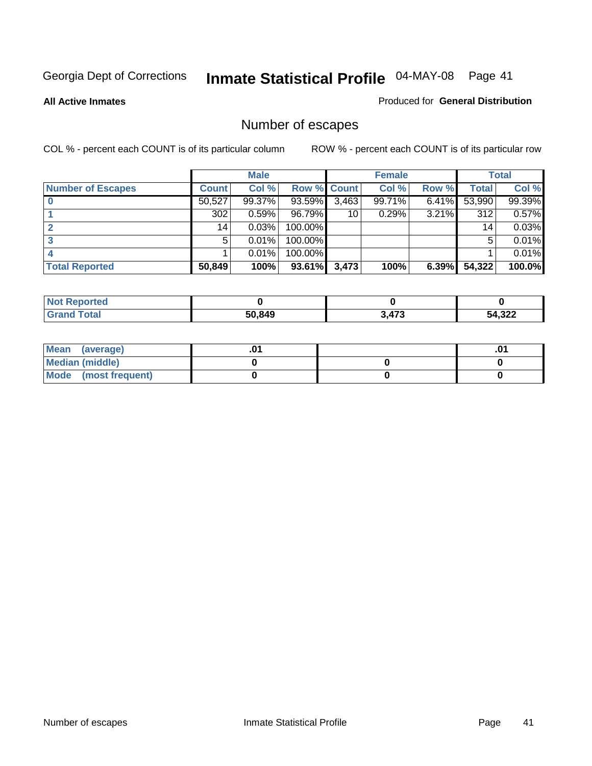Georgia Dept of Corrections **Inmate Statistical Profile** 04-MAY-08

**All Active Inmates**

Produced for **General Distribution**

## Number of escapes

COL % - percent each COUNT is of its particular column

ROW % - percent each COUNT is of its particular row

| | Male | | | Female | | | Total | |
|---|---|---|---|---|---|---|---|---|
| **Number of Escapes** | **Count** | **Col %** | **Row %** | **Count** | **Col %** | **Row %** | **Total** | **Col %** |
| **0** | 50,527 | 99.37% | 93.59% | 3,463 | 99.71% | 6.41% | 53,990 | 99.39% |
| **1** | 302 | 0.59% | 96.79% | 10 | 0.29% | 3.21% | 312 | 0.57% |
| **2** | 14 | 0.03% | 100.00% | | | | 14 | 0.03% |
| **3** | 5 | 0.01% | 100.00% | | | | 5 | 0.01% |
| **4** | 1 | 0.01% | 100.00% | | | | 1 | 0.01% |
| **Total Reported** | **50,849** | **100%** | **93.61%** | **3,473** | **100%** | **6.39%** | **54,322** | **100.0%** |

| | Male | Female | Total |
|---|---|---|---|
| **Not Reported** | **0** | **0** | **0** |
| **Grand Total** | **50,849** | **3,473** | **54,322** |

| | Male | Female | Total |
|---|---|---|---|
| **Mean (average)** | **.01** | | **.01** |
| **Median (middle)** | **0** | **0** | **0** |
| **Mode (most frequent)** | **0** | **0** | **0** |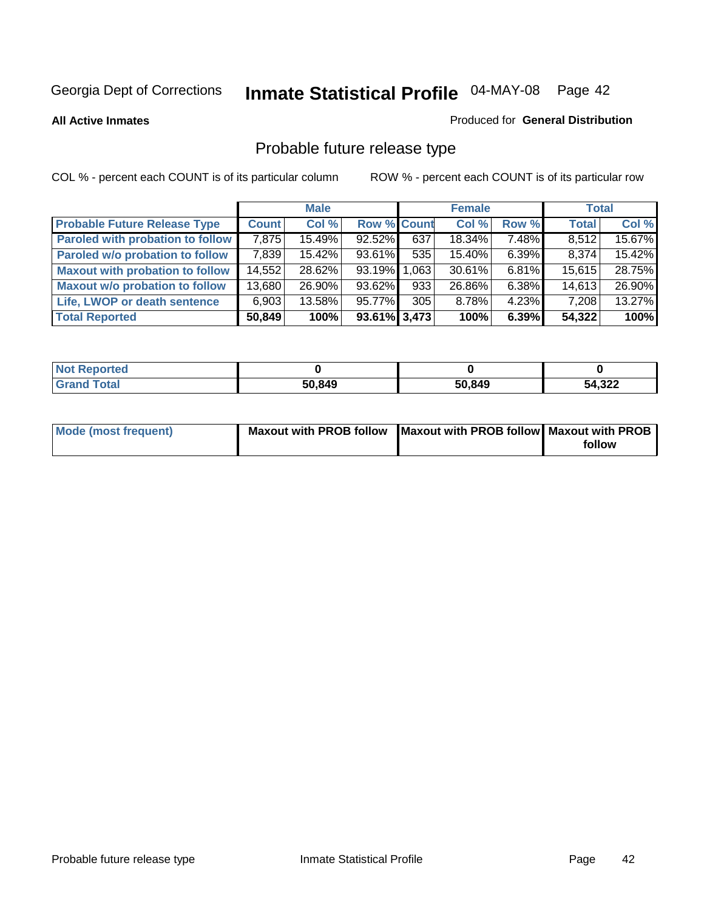Georgia Dept of Corrections **Inmate Statistical Profile** 04-MAY-08

**All Active Inmates**

Produced for **General Distribution**

## Probable future release type

COL % - percent each COUNT is of its particular column

ROW % - percent each COUNT is of its particular row

| | Male | | | Female | | | Total | |
|---|---|---|---|---|---|---|---|---|
| **Probable Future Release Type** | **Count** | **Col %** | **Row %** | **Count** | **Col %** | **Row %** | **Total** | **Col %** |
| **Paroled with probation to follow** | 7,875 | 15.49% | 92.52% | 637 | 18.34% | 7.48% | 8,512 | 15.67% |
| **Paroled w/o probation to follow** | 7,839 | 15.42% | 93.61% | 535 | 15.40% | 6.39% | 8,374 | 15.42% |
| **Maxout with probation to follow** | 14,552 | 28.62% | 93.19% | 1,063 | 30.61% | 6.81% | 15,615 | 28.75% |
| **Maxout w/o probation to follow** | 13,680 | 26.90% | 93.62% | 933 | 26.86% | 6.38% | 14,613 | 26.90% |
| **Life, LWOP or death sentence** | 6,903 | 13.58% | 95.77% | 305 | 8.78% | 4.23% | 7,208 | 13.27% |
| **Total Reported** | **50,849** | **100%** | **93.61%** | **3,473** | **100%** | **6.39%** | **54,322** | **100%** |

| | Male | Female | Total |
|---|---|---|---|
| **Not Reported** | **0** | **0** | **0** |
| **Grand Total** | **50,849** | **50,849** | **54,322** |

| | Male | Female | Total |
|---|---|---|---|
| **Mode (most frequent)** | **Maxout with PROB follow** | **Maxout with PROB follow** | **Maxout with PROB follow** |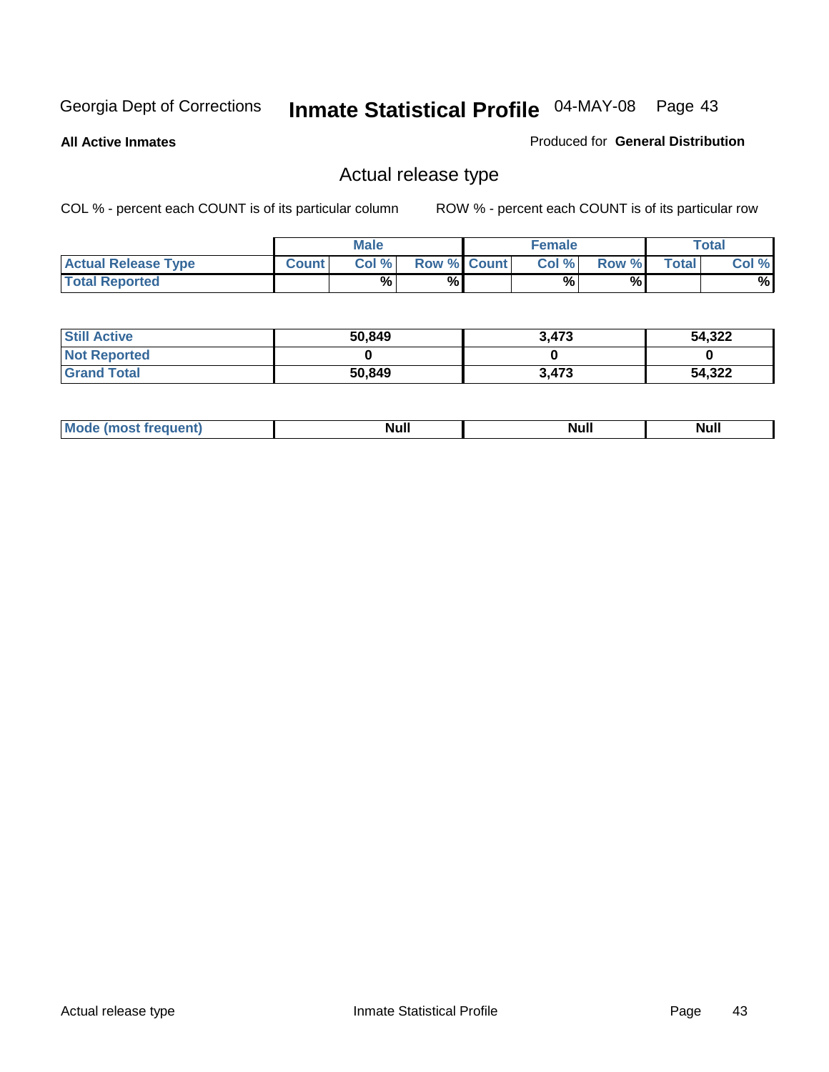Georgia Dept of Corrections **Inmate Statistical Profile** 04-MAY-08 Page 43

**All Active Inmates**

Produced for **General Distribution**

## Actual release type

COL % - percent each COUNT is of its particular column ROW % - percent each COUNT is of its particular row

| | Male | | | Female | | | Total | |
|---|---|---|---|---|---|---|---|---|
| **Actual Release Type** | **Count** | **Col %** | **Row %** | **Count** | **Col %** | **Row %** | **Total** | **Col %** |
| **Total Reported** | | **%** | **%** | | **%** | **%** | | **%** |

| | Male | Female | Total |
|---|---|---|---|
| **Still Active** | **50,849** | **3,473** | **54,322** |
| **Not Reported** | **0** | **0** | **0** |
| **Grand Total** | **50,849** | **3,473** | **54,322** |

| | Male | Female | Total |
|---|---|---|---|
| **Mode (most frequent)** | **Null** | **Null** | **Null** |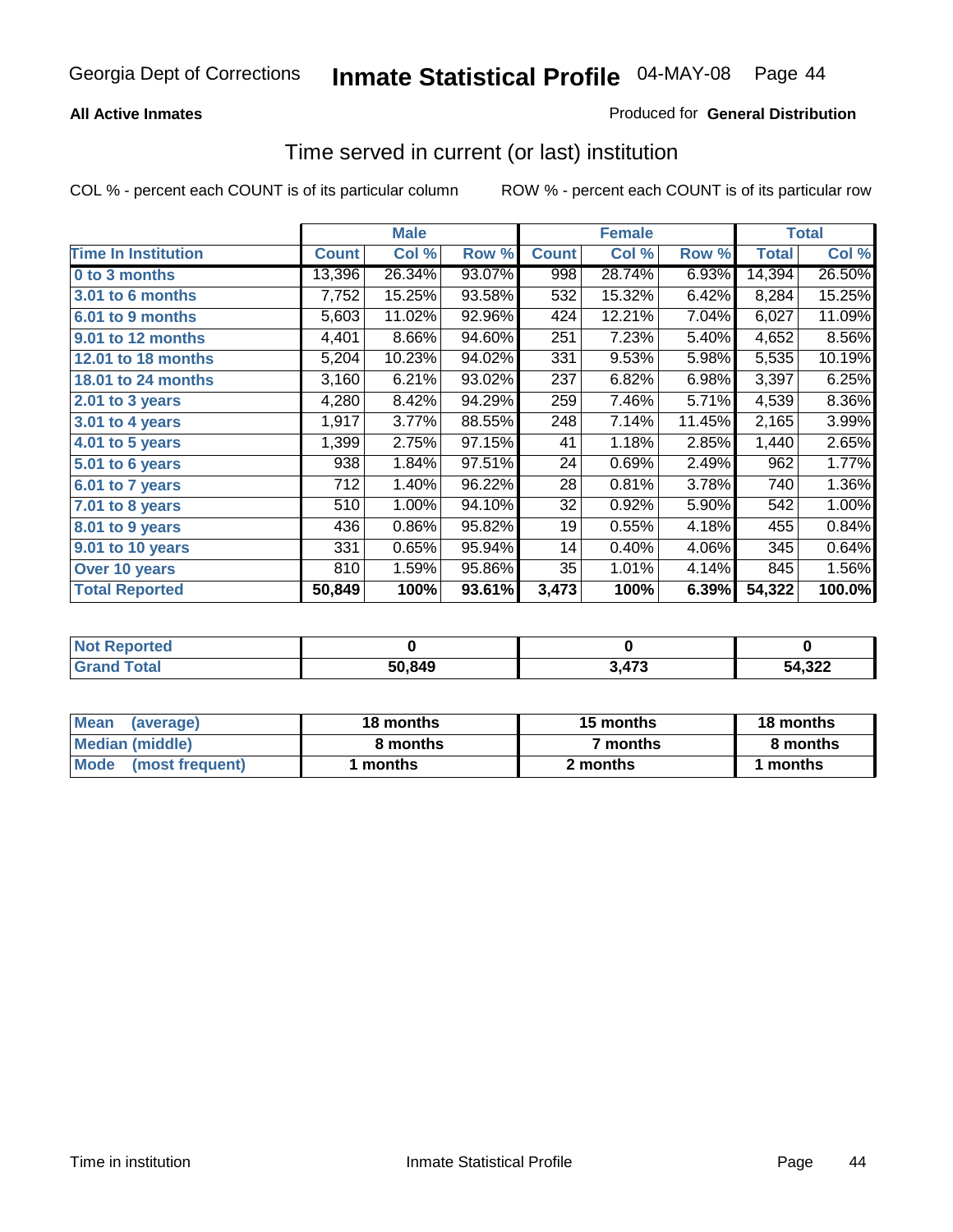# Georgia Dept of Corrections — Inmate Statistical Profile — 04-MAY-08

**All Active Inmates**

Produced for **General Distribution**

## Time served in current (or last) institution

COL % - percent each COUNT is of its particular column

ROW % - percent each COUNT is of its particular row

| | Male | | | Female | | | Total | |
|---|---|---|---|---|---|---|---|---|
| **Time In Institution** | **Count** | **Col %** | **Row %** | **Count** | **Col %** | **Row %** | **Total** | **Col %** |
| **0 to 3 months** | 13,396 | 26.34% | 93.07% | 998 | 28.74% | 6.93% | 14,394 | 26.50% |
| **3.01 to 6 months** | 7,752 | 15.25% | 93.58% | 532 | 15.32% | 6.42% | 8,284 | 15.25% |
| **6.01 to 9 months** | 5,603 | 11.02% | 92.96% | 424 | 12.21% | 7.04% | 6,027 | 11.09% |
| **9.01 to 12 months** | 4,401 | 8.66% | 94.60% | 251 | 7.23% | 5.40% | 4,652 | 8.56% |
| **12.01 to 18 months** | 5,204 | 10.23% | 94.02% | 331 | 9.53% | 5.98% | 5,535 | 10.19% |
| **18.01 to 24 months** | 3,160 | 6.21% | 93.02% | 237 | 6.82% | 6.98% | 3,397 | 6.25% |
| **2.01 to 3 years** | 4,280 | 8.42% | 94.29% | 259 | 7.46% | 5.71% | 4,539 | 8.36% |
| **3.01 to 4 years** | 1,917 | 3.77% | 88.55% | 248 | 7.14% | 11.45% | 2,165 | 3.99% |
| **4.01 to 5 years** | 1,399 | 2.75% | 97.15% | 41 | 1.18% | 2.85% | 1,440 | 2.65% |
| **5.01 to 6 years** | 938 | 1.84% | 97.51% | 24 | 0.69% | 2.49% | 962 | 1.77% |
| **6.01 to 7 years** | 712 | 1.40% | 96.22% | 28 | 0.81% | 3.78% | 740 | 1.36% |
| **7.01 to 8 years** | 510 | 1.00% | 94.10% | 32 | 0.92% | 5.90% | 542 | 1.00% |
| **8.01 to 9 years** | 436 | 0.86% | 95.82% | 19 | 0.55% | 4.18% | 455 | 0.84% |
| **9.01 to 10 years** | 331 | 0.65% | 95.94% | 14 | 0.40% | 4.06% | 345 | 0.64% |
| **Over 10 years** | 810 | 1.59% | 95.86% | 35 | 1.01% | 4.14% | 845 | 1.56% |
| **Total Reported** | **50,849** | **100%** | **93.61%** | **3,473** | **100%** | **6.39%** | **54,322** | **100.0%** |

| | Male | Female | Total |
|---|---|---|---|
| **Not Reported** | **0** | **0** | **0** |
| **Grand Total** | **50,849** | **3,473** | **54,322** |

| | Male | Female | Total |
|---|---|---|---|
| **Mean (average)** | **18 months** | **15 months** | **18 months** |
| **Median (middle)** | **8 months** | **7 months** | **8 months** |
| **Mode (most frequent)** | **1 months** | **2 months** | **1 months** |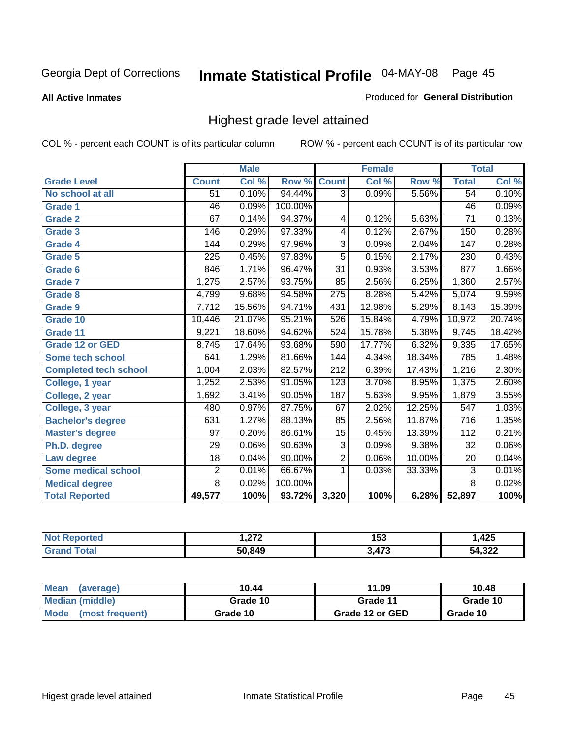Georgia Dept of Corrections **Inmate Statistical Profile** 04-MAY-08 Page 45

**All Active Inmates**

Produced for **General Distribution**

## Highest grade level attained

COL % - percent each COUNT is of its particular column ROW % - percent each COUNT is of its particular row

| | Male | | | Female | | | Total | |
|---|---|---|---|---|---|---|---|---|
| **Grade Level** | **Count** | **Col %** | **Row %** | **Count** | **Col %** | **Row %** | **Total** | **Col %** |
| No school at all | 51 | 0.10% | 94.44% | 3 | 0.09% | 5.56% | 54 | 0.10% |
| Grade 1 | 46 | 0.09% | 100.00% | | | | 46 | 0.09% |
| Grade 2 | 67 | 0.14% | 94.37% | 4 | 0.12% | 5.63% | 71 | 0.13% |
| Grade 3 | 146 | 0.29% | 97.33% | 4 | 0.12% | 2.67% | 150 | 0.28% |
| Grade 4 | 144 | 0.29% | 97.96% | 3 | 0.09% | 2.04% | 147 | 0.28% |
| Grade 5 | 225 | 0.45% | 97.83% | 5 | 0.15% | 2.17% | 230 | 0.43% |
| Grade 6 | 846 | 1.71% | 96.47% | 31 | 0.93% | 3.53% | 877 | 1.66% |
| Grade 7 | 1,275 | 2.57% | 93.75% | 85 | 2.56% | 6.25% | 1,360 | 2.57% |
| Grade 8 | 4,799 | 9.68% | 94.58% | 275 | 8.28% | 5.42% | 5,074 | 9.59% |
| Grade 9 | 7,712 | 15.56% | 94.71% | 431 | 12.98% | 5.29% | 8,143 | 15.39% |
| Grade 10 | 10,446 | 21.07% | 95.21% | 526 | 15.84% | 4.79% | 10,972 | 20.74% |
| Grade 11 | 9,221 | 18.60% | 94.62% | 524 | 15.78% | 5.38% | 9,745 | 18.42% |
| Grade 12 or GED | 8,745 | 17.64% | 93.68% | 590 | 17.77% | 6.32% | 9,335 | 17.65% |
| Some tech school | 641 | 1.29% | 81.66% | 144 | 4.34% | 18.34% | 785 | 1.48% |
| Completed tech school | 1,004 | 2.03% | 82.57% | 212 | 6.39% | 17.43% | 1,216 | 2.30% |
| College, 1 year | 1,252 | 2.53% | 91.05% | 123 | 3.70% | 8.95% | 1,375 | 2.60% |
| College, 2 year | 1,692 | 3.41% | 90.05% | 187 | 5.63% | 9.95% | 1,879 | 3.55% |
| College, 3 year | 480 | 0.97% | 87.75% | 67 | 2.02% | 12.25% | 547 | 1.03% |
| Bachelor's degree | 631 | 1.27% | 88.13% | 85 | 2.56% | 11.87% | 716 | 1.35% |
| Master's degree | 97 | 0.20% | 86.61% | 15 | 0.45% | 13.39% | 112 | 0.21% |
| Ph.D. degree | 29 | 0.06% | 90.63% | 3 | 0.09% | 9.38% | 32 | 0.06% |
| Law degree | 18 | 0.04% | 90.00% | 2 | 0.06% | 10.00% | 20 | 0.04% |
| Some medical school | 2 | 0.01% | 66.67% | 1 | 0.03% | 33.33% | 3 | 0.01% |
| Medical degree | 8 | 0.02% | 100.00% | | | | 8 | 0.02% |
| **Total Reported** | **49,577** | **100%** | **93.72%** | **3,320** | **100%** | **6.28%** | **52,897** | **100%** |

| | Male | Female | Total |
|---|---|---|---|
| Not Reported | 1,272 | 153 | 1,425 |
| Grand Total | 50,849 | 3,473 | 54,322 |

| | Male | Female | Total |
|---|---|---|---|
| Mean (average) | 10.44 | 11.09 | 10.48 |
| Median (middle) | Grade 10 | Grade 11 | Grade 10 |
| Mode (most frequent) | Grade 10 | Grade 12 or GED | Grade 10 |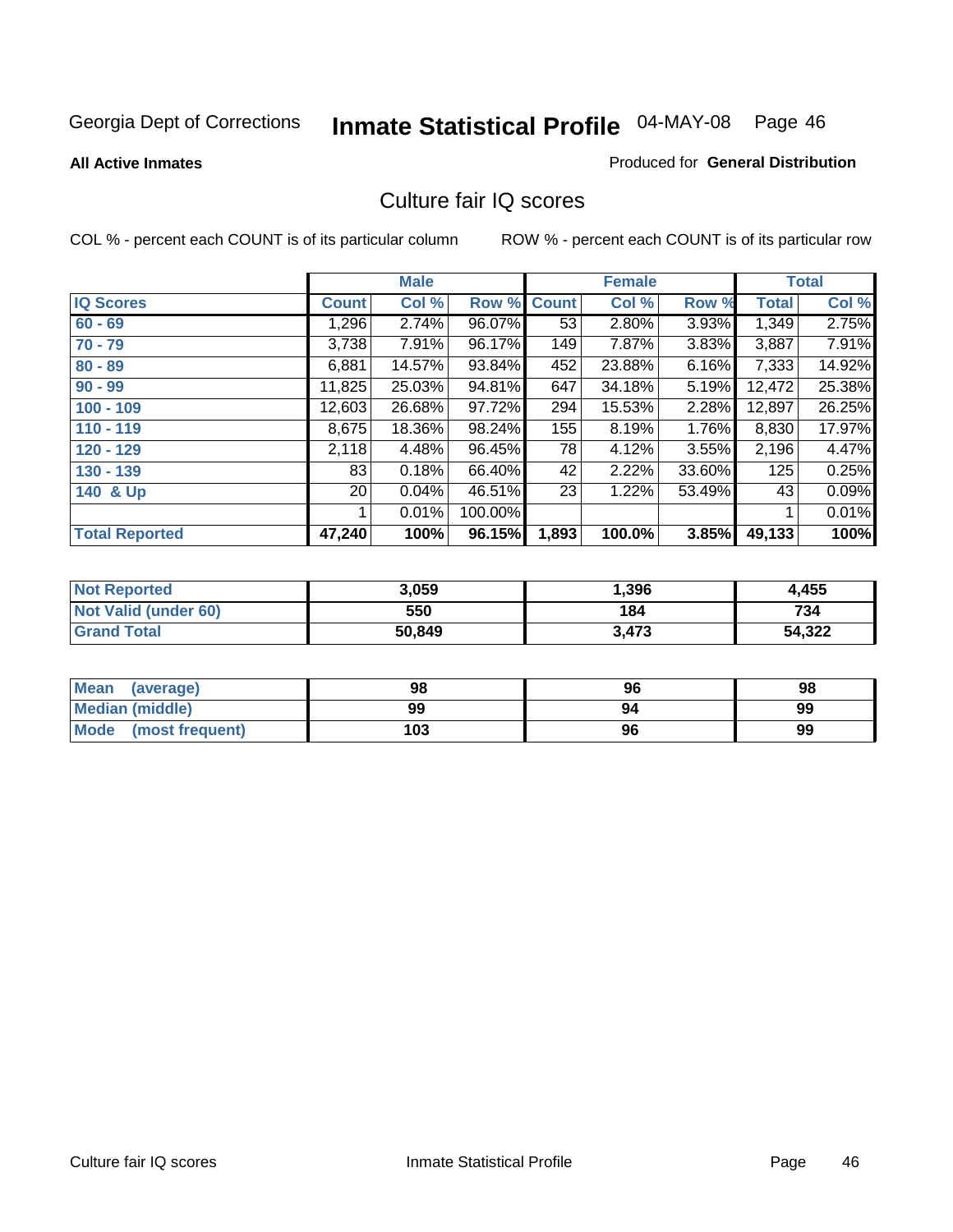Georgia Dept of Corrections **Inmate Statistical Profile** 04-MAY-08

**All Active Inmates**

Produced for **General Distribution**

## Culture fair IQ scores

COL % - percent each COUNT is of its particular column

ROW % - percent each COUNT is of its particular row

| | Male | | | Female | | | Total | |
|---|---|---|---|---|---|---|---|---|
| **IQ Scores** | **Count** | **Col %** | **Row %** | **Count** | **Col %** | **Row %** | **Total** | **Col %** |
| **60 - 69** | 1,296 | 2.74% | 96.07% | 53 | 2.80% | 3.93% | 1,349 | 2.75% |
| **70 - 79** | 3,738 | 7.91% | 96.17% | 149 | 7.87% | 3.83% | 3,887 | 7.91% |
| **80 - 89** | 6,881 | 14.57% | 93.84% | 452 | 23.88% | 6.16% | 7,333 | 14.92% |
| **90 - 99** | 11,825 | 25.03% | 94.81% | 647 | 34.18% | 5.19% | 12,472 | 25.38% |
| **100 - 109** | 12,603 | 26.68% | 97.72% | 294 | 15.53% | 2.28% | 12,897 | 26.25% |
| **110 - 119** | 8,675 | 18.36% | 98.24% | 155 | 8.19% | 1.76% | 8,830 | 17.97% |
| **120 - 129** | 2,118 | 4.48% | 96.45% | 78 | 4.12% | 3.55% | 2,196 | 4.47% |
| **130 - 139** | 83 | 0.18% | 66.40% | 42 | 2.22% | 33.60% | 125 | 0.25% |
| **140 & Up** | 20 | 0.04% | 46.51% | 23 | 1.22% | 53.49% | 43 | 0.09% |
| | 1 | 0.01% | 100.00% | | | | 1 | 0.01% |
| **Total Reported** | **47,240** | **100%** | **96.15%** | **1,893** | **100.0%** | **3.85%** | **49,133** | **100%** |

| | Male | Female | Total |
|---|---|---|---|
| **Not Reported** | **3,059** | **1,396** | **4,455** |
| **Not Valid (under 60)** | **550** | **184** | **734** |
| **Grand Total** | **50,849** | **3,473** | **54,322** |

| | Male | Female | Total |
|---|---|---|---|
| **Mean (average)** | **98** | **96** | **98** |
| **Median (middle)** | **99** | **94** | **99** |
| **Mode (most frequent)** | **103** | **96** | **99** |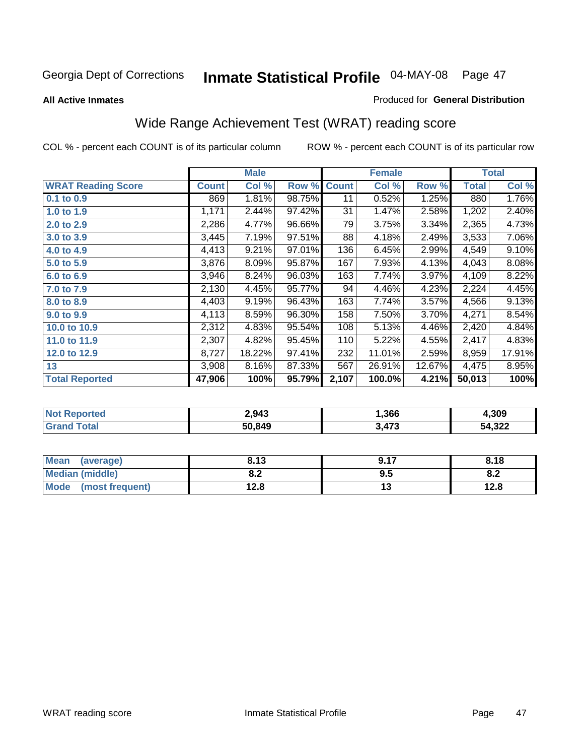Georgia Dept of Corrections **Inmate Statistical Profile** 04-MAY-08

**All Active Inmates**

Produced for **General Distribution**

## Wide Range Achievement Test (WRAT) reading score

COL % - percent each COUNT is of its particular column ROW % - percent each COUNT is of its particular row

| | Male | | | Female | | | Total | |
|---|---|---|---|---|---|---|---|---|
| **WRAT Reading Score** | **Count** | **Col %** | **Row %** | **Count** | **Col %** | **Row %** | **Total** | **Col %** |
| **0.1 to 0.9** | 869 | 1.81% | 98.75% | 11 | 0.52% | 1.25% | 880 | 1.76% |
| **1.0 to 1.9** | 1,171 | 2.44% | 97.42% | 31 | 1.47% | 2.58% | 1,202 | 2.40% |
| **2.0 to 2.9** | 2,286 | 4.77% | 96.66% | 79 | 3.75% | 3.34% | 2,365 | 4.73% |
| **3.0 to 3.9** | 3,445 | 7.19% | 97.51% | 88 | 4.18% | 2.49% | 3,533 | 7.06% |
| **4.0 to 4.9** | 4,413 | 9.21% | 97.01% | 136 | 6.45% | 2.99% | 4,549 | 9.10% |
| **5.0 to 5.9** | 3,876 | 8.09% | 95.87% | 167 | 7.93% | 4.13% | 4,043 | 8.08% |
| **6.0 to 6.9** | 3,946 | 8.24% | 96.03% | 163 | 7.74% | 3.97% | 4,109 | 8.22% |
| **7.0 to 7.9** | 2,130 | 4.45% | 95.77% | 94 | 4.46% | 4.23% | 2,224 | 4.45% |
| **8.0 to 8.9** | 4,403 | 9.19% | 96.43% | 163 | 7.74% | 3.57% | 4,566 | 9.13% |
| **9.0 to 9.9** | 4,113 | 8.59% | 96.30% | 158 | 7.50% | 3.70% | 4,271 | 8.54% |
| **10.0 to 10.9** | 2,312 | 4.83% | 95.54% | 108 | 5.13% | 4.46% | 2,420 | 4.84% |
| **11.0 to 11.9** | 2,307 | 4.82% | 95.45% | 110 | 5.22% | 4.55% | 2,417 | 4.83% |
| **12.0 to 12.9** | 8,727 | 18.22% | 97.41% | 232 | 11.01% | 2.59% | 8,959 | 17.91% |
| **13** | 3,908 | 8.16% | 87.33% | 567 | 26.91% | 12.67% | 4,475 | 8.95% |
| **Total Reported** | **47,906** | **100%** | **95.79%** | **2,107** | **100.0%** | **4.21%** | **50,013** | **100%** |

| | Male | Female | Total |
|---|---|---|---|
| **Not Reported** | **2,943** | **1,366** | **4,309** |
| **Grand Total** | **50,849** | **3,473** | **54,322** |

| | Male | Female | Total |
|---|---|---|---|
| **Mean (average)** | **8.13** | **9.17** | **8.18** |
| **Median (middle)** | **8.2** | **9.5** | **8.2** |
| **Mode (most frequent)** | **12.8** | **13** | **12.8** |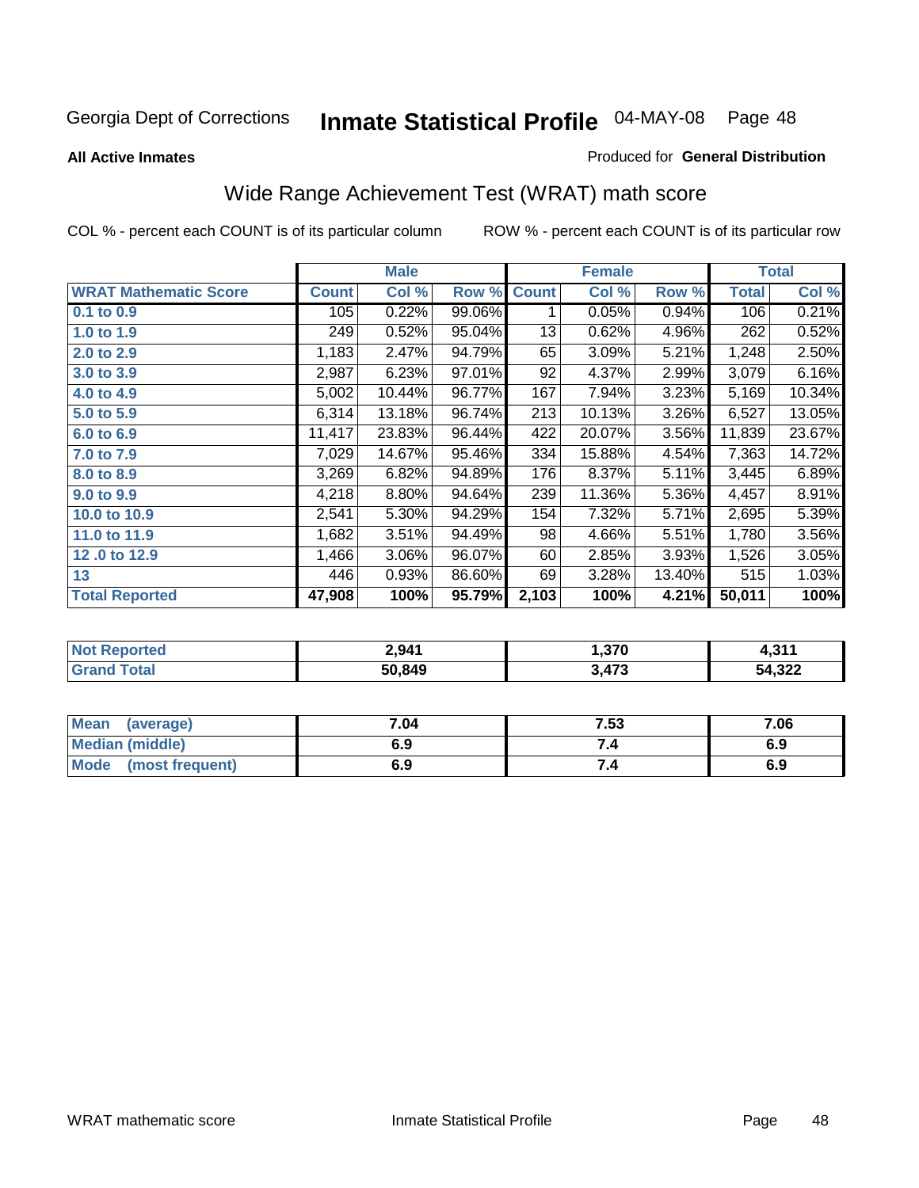Georgia Dept of Corrections **Inmate Statistical Profile** 04-MAY-08

**All Active Inmates**

Produced for **General Distribution**

## Wide Range Achievement Test (WRAT) math score

COL % - percent each COUNT is of its particular column

ROW % - percent each COUNT is of its particular row

| | Male | | | Female | | | Total | |
|---|---|---|---|---|---|---|---|---|
| **WRAT Mathematic Score** | **Count** | **Col %** | **Row %** | **Count** | **Col %** | **Row %** | **Total** | **Col %** |
| 0.1 to 0.9 | 105 | 0.22% | 99.06% | 1 | 0.05% | 0.94% | 106 | 0.21% |
| 1.0 to 1.9 | 249 | 0.52% | 95.04% | 13 | 0.62% | 4.96% | 262 | 0.52% |
| 2.0 to 2.9 | 1,183 | 2.47% | 94.79% | 65 | 3.09% | 5.21% | 1,248 | 2.50% |
| 3.0 to 3.9 | 2,987 | 6.23% | 97.01% | 92 | 4.37% | 2.99% | 3,079 | 6.16% |
| 4.0 to 4.9 | 5,002 | 10.44% | 96.77% | 167 | 7.94% | 3.23% | 5,169 | 10.34% |
| 5.0 to 5.9 | 6,314 | 13.18% | 96.74% | 213 | 10.13% | 3.26% | 6,527 | 13.05% |
| 6.0 to 6.9 | 11,417 | 23.83% | 96.44% | 422 | 20.07% | 3.56% | 11,839 | 23.67% |
| 7.0 to 7.9 | 7,029 | 14.67% | 95.46% | 334 | 15.88% | 4.54% | 7,363 | 14.72% |
| 8.0 to 8.9 | 3,269 | 6.82% | 94.89% | 176 | 8.37% | 5.11% | 3,445 | 6.89% |
| 9.0 to 9.9 | 4,218 | 8.80% | 94.64% | 239 | 11.36% | 5.36% | 4,457 | 8.91% |
| 10.0 to 10.9 | 2,541 | 5.30% | 94.29% | 154 | 7.32% | 5.71% | 2,695 | 5.39% |
| 11.0 to 11.9 | 1,682 | 3.51% | 94.49% | 98 | 4.66% | 5.51% | 1,780 | 3.56% |
| 12 .0 to 12.9 | 1,466 | 3.06% | 96.07% | 60 | 2.85% | 3.93% | 1,526 | 3.05% |
| 13 | 446 | 0.93% | 86.60% | 69 | 3.28% | 13.40% | 515 | 1.03% |
| **Total Reported** | **47,908** | **100%** | **95.79%** | **2,103** | **100%** | **4.21%** | **50,011** | **100%** |

| | Male | Female | Total |
|---|---|---|---|
| Not Reported | 2,941 | 1,370 | 4,311 |
| Grand Total | 50,849 | 3,473 | 54,322 |

| | Male | Female | Total |
|---|---|---|---|
| Mean (average) | 7.04 | 7.53 | 7.06 |
| Median (middle) | 6.9 | 7.4 | 6.9 |
| Mode (most frequent) | 6.9 | 7.4 | 6.9 |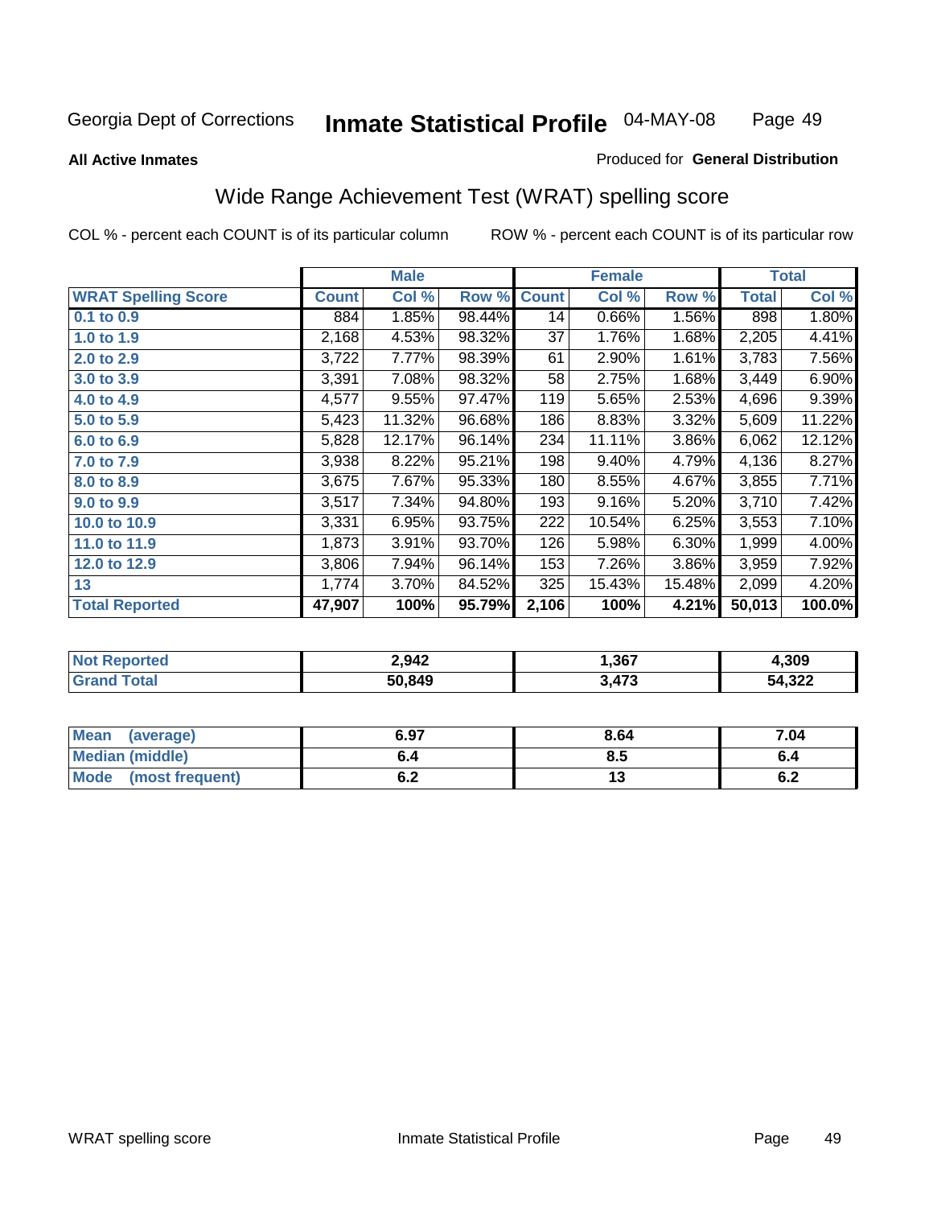Georgia Dept of Corrections **Inmate Statistical Profile** 04-MAY-08

**All Active Inmates**

Produced for **General Distribution**

## Wide Range Achievement Test (WRAT) spelling score

COL % - percent each COUNT is of its particular column ROW % - percent each COUNT is of its particular row

| | Male | | | Female | | | Total | |
|---|---|---|---|---|---|---|---|---|
| **WRAT Spelling Score** | **Count** | **Col %** | **Row %** | **Count** | **Col %** | **Row %** | **Total** | **Col %** |
| **0.1 to 0.9** | 884 | 1.85% | 98.44% | 14 | 0.66% | 1.56% | 898 | 1.80% |
| **1.0 to 1.9** | 2,168 | 4.53% | 98.32% | 37 | 1.76% | 1.68% | 2,205 | 4.41% |
| **2.0 to 2.9** | 3,722 | 7.77% | 98.39% | 61 | 2.90% | 1.61% | 3,783 | 7.56% |
| **3.0 to 3.9** | 3,391 | 7.08% | 98.32% | 58 | 2.75% | 1.68% | 3,449 | 6.90% |
| **4.0 to 4.9** | 4,577 | 9.55% | 97.47% | 119 | 5.65% | 2.53% | 4,696 | 9.39% |
| **5.0 to 5.9** | 5,423 | 11.32% | 96.68% | 186 | 8.83% | 3.32% | 5,609 | 11.22% |
| **6.0 to 6.9** | 5,828 | 12.17% | 96.14% | 234 | 11.11% | 3.86% | 6,062 | 12.12% |
| **7.0 to 7.9** | 3,938 | 8.22% | 95.21% | 198 | 9.40% | 4.79% | 4,136 | 8.27% |
| **8.0 to 8.9** | 3,675 | 7.67% | 95.33% | 180 | 8.55% | 4.67% | 3,855 | 7.71% |
| **9.0 to 9.9** | 3,517 | 7.34% | 94.80% | 193 | 9.16% | 5.20% | 3,710 | 7.42% |
| **10.0 to 10.9** | 3,331 | 6.95% | 93.75% | 222 | 10.54% | 6.25% | 3,553 | 7.10% |
| **11.0 to 11.9** | 1,873 | 3.91% | 93.70% | 126 | 5.98% | 6.30% | 1,999 | 4.00% |
| **12.0 to 12.9** | 3,806 | 7.94% | 96.14% | 153 | 7.26% | 3.86% | 3,959 | 7.92% |
| **13** | 1,774 | 3.70% | 84.52% | 325 | 15.43% | 15.48% | 2,099 | 4.20% |
| **Total Reported** | **47,907** | **100%** | **95.79%** | **2,106** | **100%** | **4.21%** | **50,013** | **100.0%** |

| | Male | Female | Total |
|---|---|---|---|
| **Not Reported** | **2,942** | **1,367** | **4,309** |
| **Grand Total** | **50,849** | **3,473** | **54,322** |

| | Male | Female | Total |
|---|---|---|---|
| **Mean (average)** | **6.97** | **8.64** | **7.04** |
| **Median (middle)** | **6.4** | **8.5** | **6.4** |
| **Mode (most frequent)** | **6.2** | **13** | **6.2** |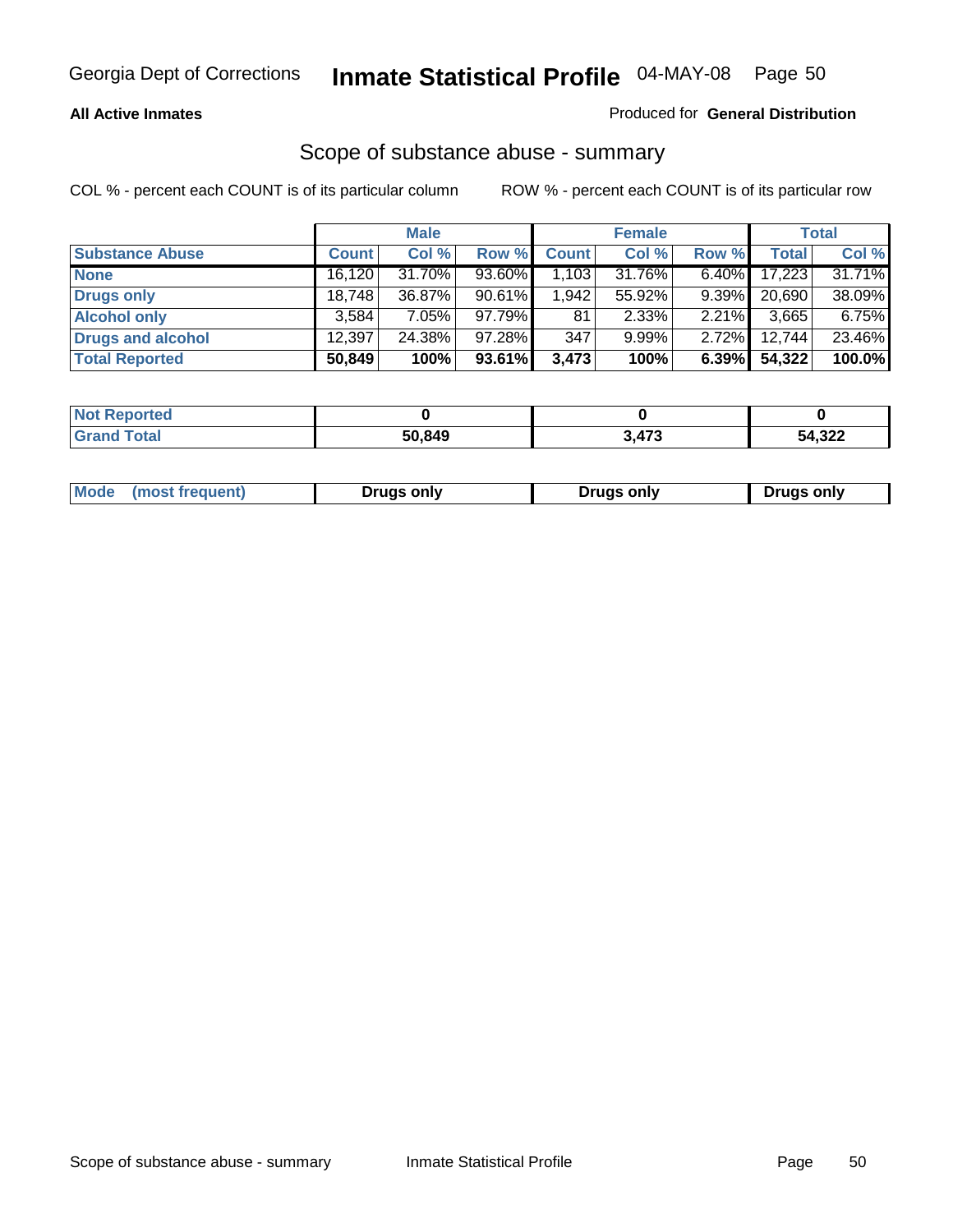Georgia Dept of Corrections **Inmate Statistical Profile** 04-MAY-08

**All Active Inmates**

Produced for **General Distribution**

## Scope of substance abuse - summary

COL % - percent each COUNT is of its particular column

ROW % - percent each COUNT is of its particular row

| | Male | | | Female | | | Total | |
|---|---|---|---|---|---|---|---|---|
| **Substance Abuse** | **Count** | **Col %** | **Row %** | **Count** | **Col %** | **Row %** | **Total** | **Col %** |
| **None** | 16,120 | 31.70% | 93.60% | 1,103 | 31.76% | 6.40% | 17,223 | 31.71% |
| **Drugs only** | 18,748 | 36.87% | 90.61% | 1,942 | 55.92% | 9.39% | 20,690 | 38.09% |
| **Alcohol only** | 3,584 | 7.05% | 97.79% | 81 | 2.33% | 2.21% | 3,665 | 6.75% |
| **Drugs and alcohol** | 12,397 | 24.38% | 97.28% | 347 | 9.99% | 2.72% | 12,744 | 23.46% |
| **Total Reported** | **50,849** | **100%** | **93.61%** | **3,473** | **100%** | **6.39%** | **54,322** | **100.0%** |

| | Male | Female | Total |
|---|---|---|---|
| **Not Reported** | **0** | **0** | **0** |
| **Grand Total** | **50,849** | **3,473** | **54,322** |

| | Male | Female | Total |
|---|---|---|---|
| **Mode (most frequent)** | **Drugs only** | **Drugs only** | **Drugs only** |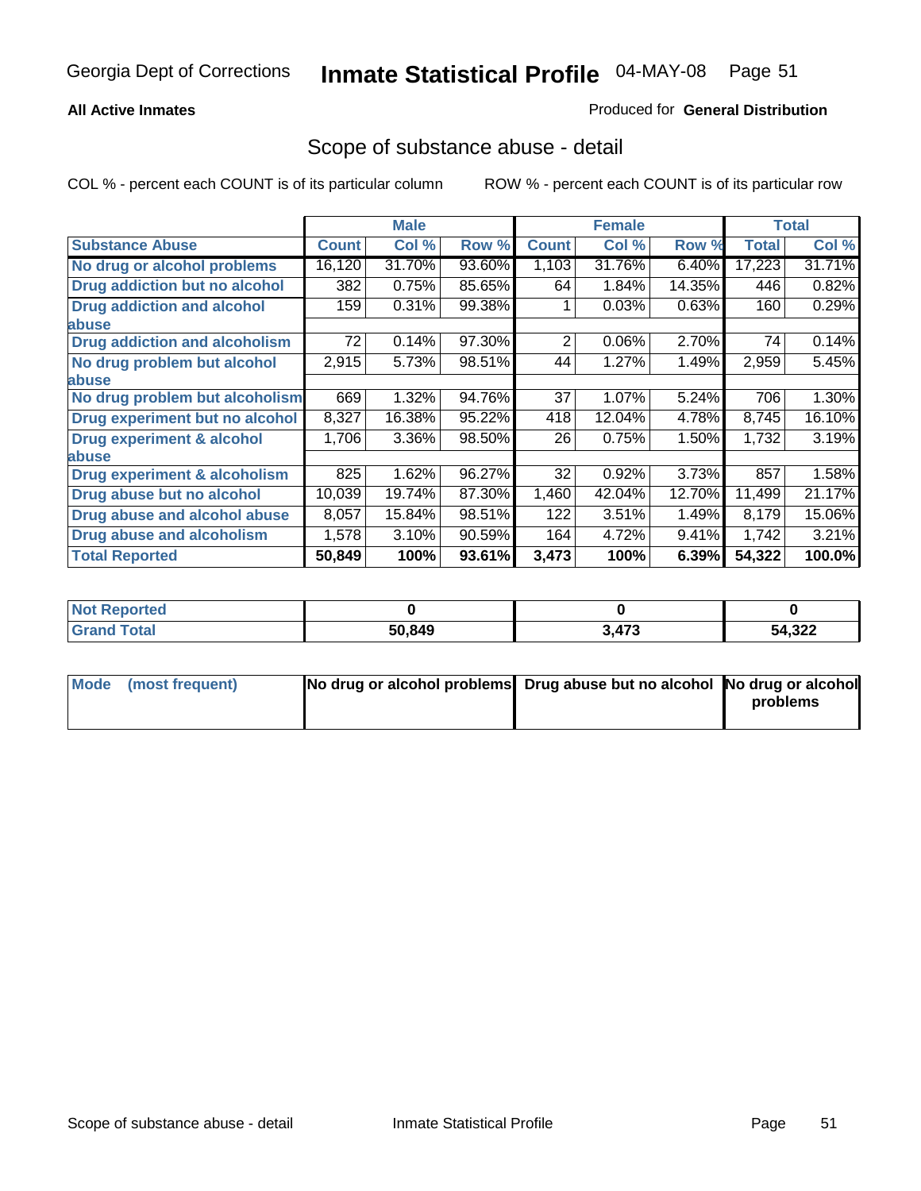Georgia Dept of Corrections **Inmate Statistical Profile** 04-MAY-08

**All Active Inmates**

Produced for **General Distribution**

## Scope of substance abuse - detail

COL % - percent each COUNT is of its particular column ROW % - percent each COUNT is of its particular row

| | Male | | | Female | | | Total | |
|---|---|---|---|---|---|---|---|---|
| **Substance Abuse** | **Count** | **Col %** | **Row %** | **Count** | **Col %** | **Row %** | **Total** | **Col %** |
| **No drug or alcohol problems** | 16,120 | 31.70% | 93.60% | 1,103 | 31.76% | 6.40% | 17,223 | 31.71% |
| **Drug addiction but no alcohol** | 382 | 0.75% | 85.65% | 64 | 1.84% | 14.35% | 446 | 0.82% |
| **Drug addiction and alcohol abuse** | 159 | 0.31% | 99.38% | 1 | 0.03% | 0.63% | 160 | 0.29% |
| **Drug addiction and alcoholism** | 72 | 0.14% | 97.30% | 2 | 0.06% | 2.70% | 74 | 0.14% |
| **No drug problem but alcohol abuse** | 2,915 | 5.73% | 98.51% | 44 | 1.27% | 1.49% | 2,959 | 5.45% |
| **No drug problem but alcoholism** | 669 | 1.32% | 94.76% | 37 | 1.07% | 5.24% | 706 | 1.30% |
| **Drug experiment but no alcohol** | 8,327 | 16.38% | 95.22% | 418 | 12.04% | 4.78% | 8,745 | 16.10% |
| **Drug experiment & alcohol abuse** | 1,706 | 3.36% | 98.50% | 26 | 0.75% | 1.50% | 1,732 | 3.19% |
| **Drug experiment & alcoholism** | 825 | 1.62% | 96.27% | 32 | 0.92% | 3.73% | 857 | 1.58% |
| **Drug abuse but no alcohol** | 10,039 | 19.74% | 87.30% | 1,460 | 42.04% | 12.70% | 11,499 | 21.17% |
| **Drug abuse and alcohol abuse** | 8,057 | 15.84% | 98.51% | 122 | 3.51% | 1.49% | 8,179 | 15.06% |
| **Drug abuse and alcoholism** | 1,578 | 3.10% | 90.59% | 164 | 4.72% | 9.41% | 1,742 | 3.21% |
| **Total Reported** | **50,849** | **100%** | **93.61%** | **3,473** | **100%** | **6.39%** | **54,322** | **100.0%** |

| | Male | Female | Total |
|---|---|---|---|
| **Not Reported** | **0** | **0** | **0** |
| **Grand Total** | **50,849** | **3,473** | **54,322** |

| | Male | Female | Total |
|---|---|---|---|
| **Mode (most frequent)** | **No drug or alcohol problems** | **Drug abuse but no alcohol** | **No drug or alcohol problems** |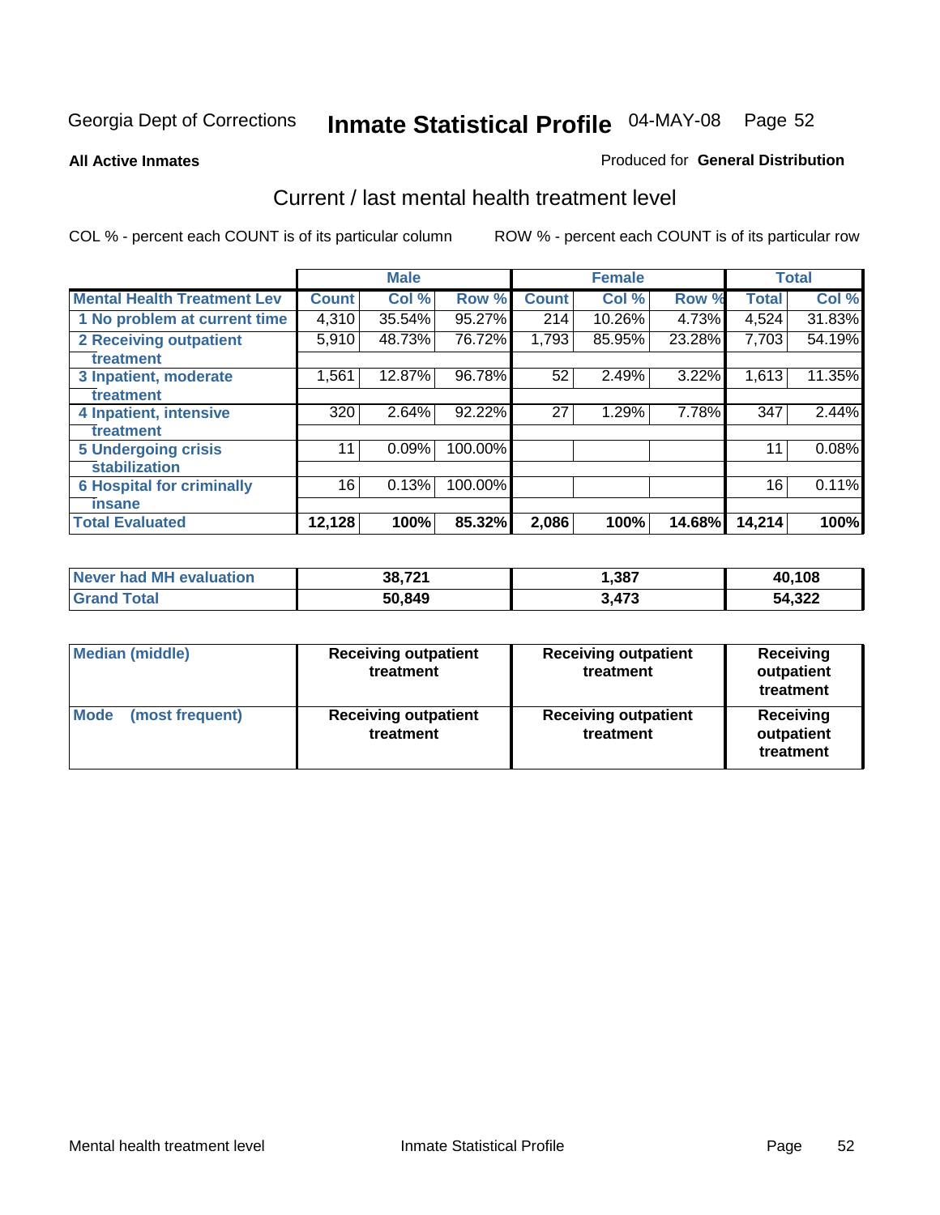Georgia Dept of Corrections **Inmate Statistical Profile** 04-MAY-08

**All Active Inmates**

Produced for **General Distribution**

## Current / last mental health treatment level

COL % - percent each COUNT is of its particular column

ROW % - percent each COUNT is of its particular row

| | Male | | | Female | | | Total | |
|---|---|---|---|---|---|---|---|---|
| **Mental Health Treatment Lev** | **Count** | **Col %** | **Row %** | **Count** | **Col %** | **Row %** | **Total** | **Col %** |
| 1 No problem at current time | 4,310 | 35.54% | 95.27% | 214 | 10.26% | 4.73% | 4,524 | 31.83% |
| 2 Receiving outpatient treatment | 5,910 | 48.73% | 76.72% | 1,793 | 85.95% | 23.28% | 7,703 | 54.19% |
| 3 Inpatient, moderate treatment | 1,561 | 12.87% | 96.78% | 52 | 2.49% | 3.22% | 1,613 | 11.35% |
| 4 Inpatient, intensive treatment | 320 | 2.64% | 92.22% | 27 | 1.29% | 7.78% | 347 | 2.44% |
| 5 Undergoing crisis stabilization | 11 | 0.09% | 100.00% | | | | 11 | 0.08% |
| 6 Hospital for criminally insane | 16 | 0.13% | 100.00% | | | | 16 | 0.11% |
| **Total Evaluated** | **12,128** | **100%** | **85.32%** | **2,086** | **100%** | **14.68%** | **14,214** | **100%** |

| | Male | Female | Total |
|---|---|---|---|
| **Never had MH evaluation** | **38,721** | **1,387** | **40,108** |
| **Grand Total** | **50,849** | **3,473** | **54,322** |

| | Male | Female | Total |
|---|---|---|---|
| **Median (middle)** | **Receiving outpatient treatment** | **Receiving outpatient treatment** | **Receiving outpatient treatment** |
| **Mode (most frequent)** | **Receiving outpatient treatment** | **Receiving outpatient treatment** | **Receiving outpatient treatment** |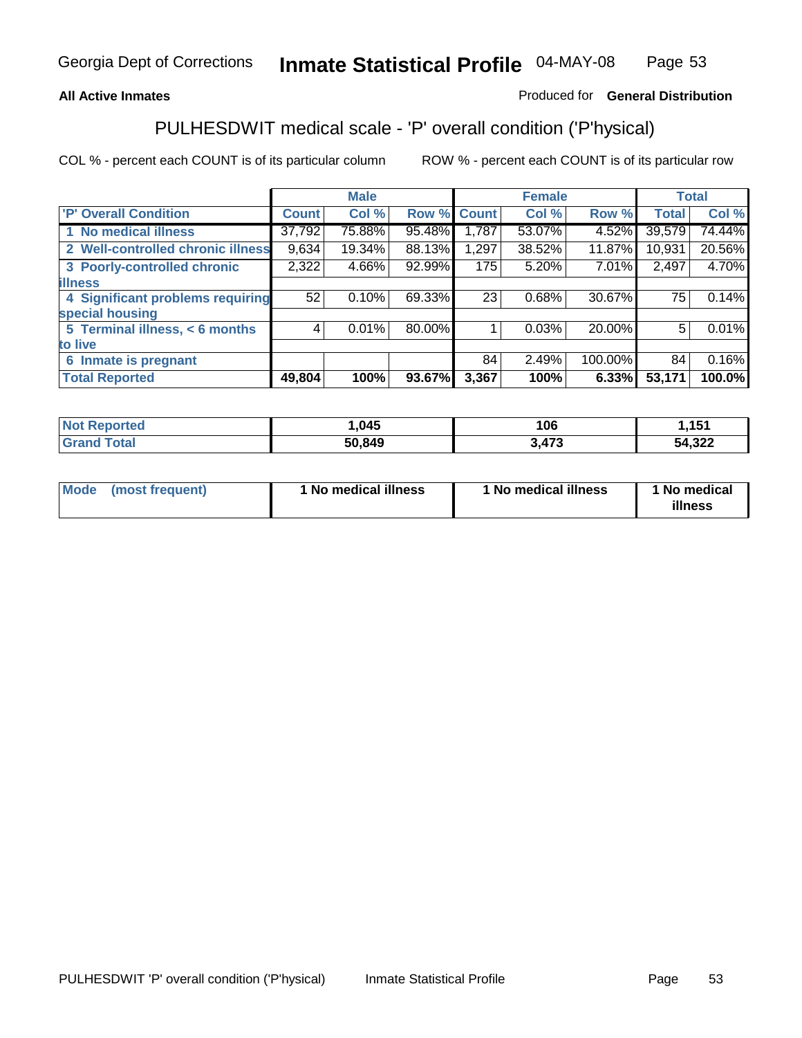Georgia Dept of Corrections **Inmate Statistical Profile** 04-MAY-08

**All Active Inmates** Produced for **General Distribution**

## PULHESDWIT medical scale - 'P' overall condition ('P'hysical)

COL % - percent each COUNT is of its particular column ROW % - percent each COUNT is of its particular row

| | Male | | | Female | | | Total | |
|---|---|---|---|---|---|---|---|---|
| 'P' Overall Condition | Count | Col % | Row % | Count | Col % | Row % | Total | Col % |
| 1 No medical illness | 37,792 | 75.88% | 95.48% | 1,787 | 53.07% | 4.52% | 39,579 | 74.44% |
| 2 Well-controlled chronic illness | 9,634 | 19.34% | 88.13% | 1,297 | 38.52% | 11.87% | 10,931 | 20.56% |
| 3 Poorly-controlled chronic illness | 2,322 | 4.66% | 92.99% | 175 | 5.20% | 7.01% | 2,497 | 4.70% |
| 4 Significant problems requiring special housing | 52 | 0.10% | 69.33% | 23 | 0.68% | 30.67% | 75 | 0.14% |
| 5 Terminal illness, < 6 months to live | 4 | 0.01% | 80.00% | 1 | 0.03% | 20.00% | 5 | 0.01% |
| 6 Inmate is pregnant | | | | 84 | 2.49% | 100.00% | 84 | 0.16% |
| **Total Reported** | **49,804** | **100%** | **93.67%** | **3,367** | **100%** | **6.33%** | **53,171** | **100.0%** |

| | Male | Female | Total |
|---|---|---|---|
| Not Reported | 1,045 | 106 | 1,151 |
| Grand Total | 50,849 | 3,473 | 54,322 |

| | Male | Female | Total |
|---|---|---|---|
| Mode (most frequent) | 1 No medical illness | 1 No medical illness | 1 No medical illness |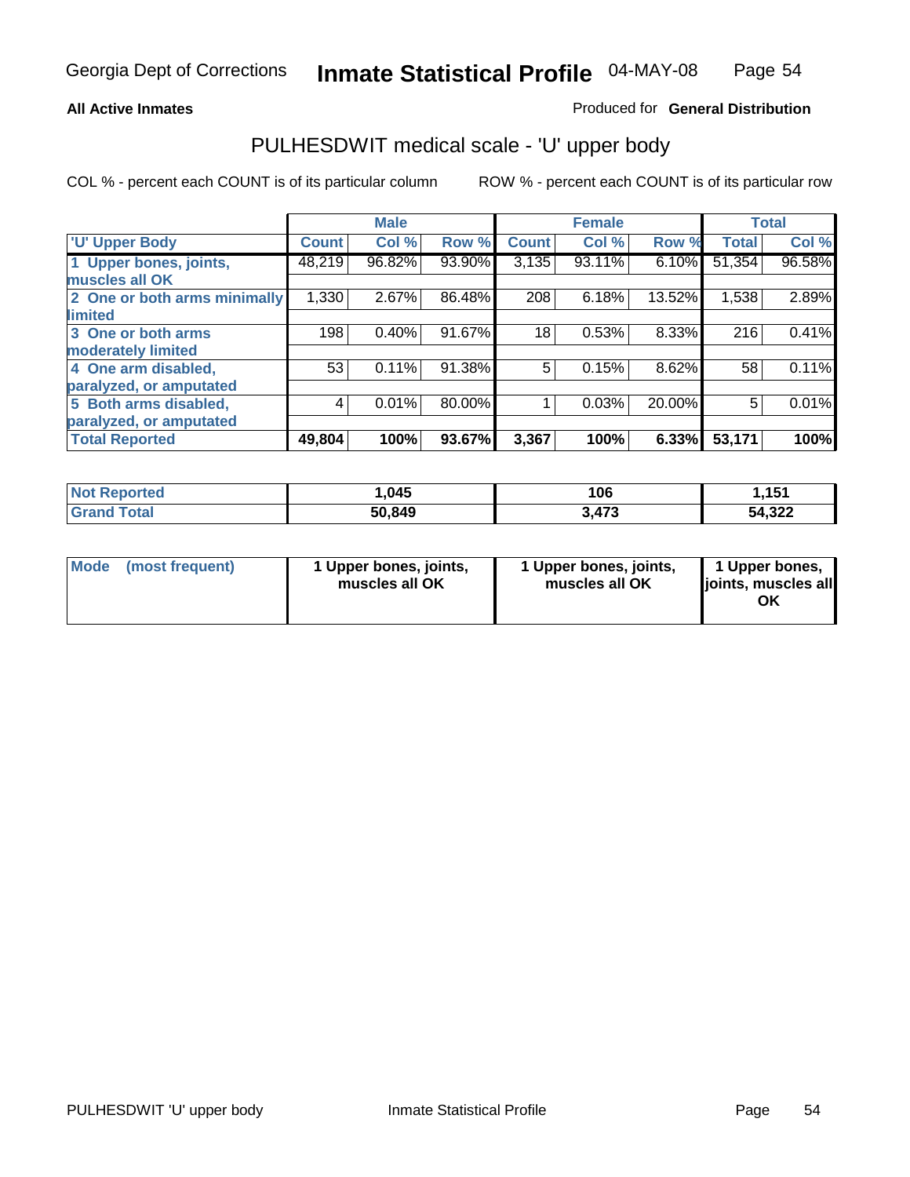Georgia Dept of Corrections **Inmate Statistical Profile** 04-MAY-08

**All Active Inmates**

Produced for **General Distribution**

## PULHESDWIT medical scale - 'U' upper body

COL % - percent each COUNT is of its particular column

ROW % - percent each COUNT is of its particular row

| | Male | | | Female | | | Total | |
|---|---|---|---|---|---|---|---|---|
| 'U' Upper Body | Count | Col % | Row % | Count | Col % | Row % | Total | Col % |
| 1 Upper bones, joints, muscles all OK | 48,219 | 96.82% | 93.90% | 3,135 | 93.11% | 6.10% | 51,354 | 96.58% |
| 2 One or both arms minimally limited | 1,330 | 2.67% | 86.48% | 208 | 6.18% | 13.52% | 1,538 | 2.89% |
| 3 One or both arms moderately limited | 198 | 0.40% | 91.67% | 18 | 0.53% | 8.33% | 216 | 0.41% |
| 4 One arm disabled, paralyzed, or amputated | 53 | 0.11% | 91.38% | 5 | 0.15% | 8.62% | 58 | 0.11% |
| 5 Both arms disabled, paralyzed, or amputated | 4 | 0.01% | 80.00% | 1 | 0.03% | 20.00% | 5 | 0.01% |
| **Total Reported** | **49,804** | **100%** | **93.67%** | **3,367** | **100%** | **6.33%** | **53,171** | **100%** |

| | Male | Female | Total |
|---|---|---|---|
| Not Reported | 1,045 | 106 | 1,151 |
| Grand Total | 50,849 | 3,473 | 54,322 |

| | Male | Female | Total |
|---|---|---|---|
| Mode (most frequent) | 1 Upper bones, joints, muscles all OK | 1 Upper bones, joints, muscles all OK | 1 Upper bones, joints, muscles all OK |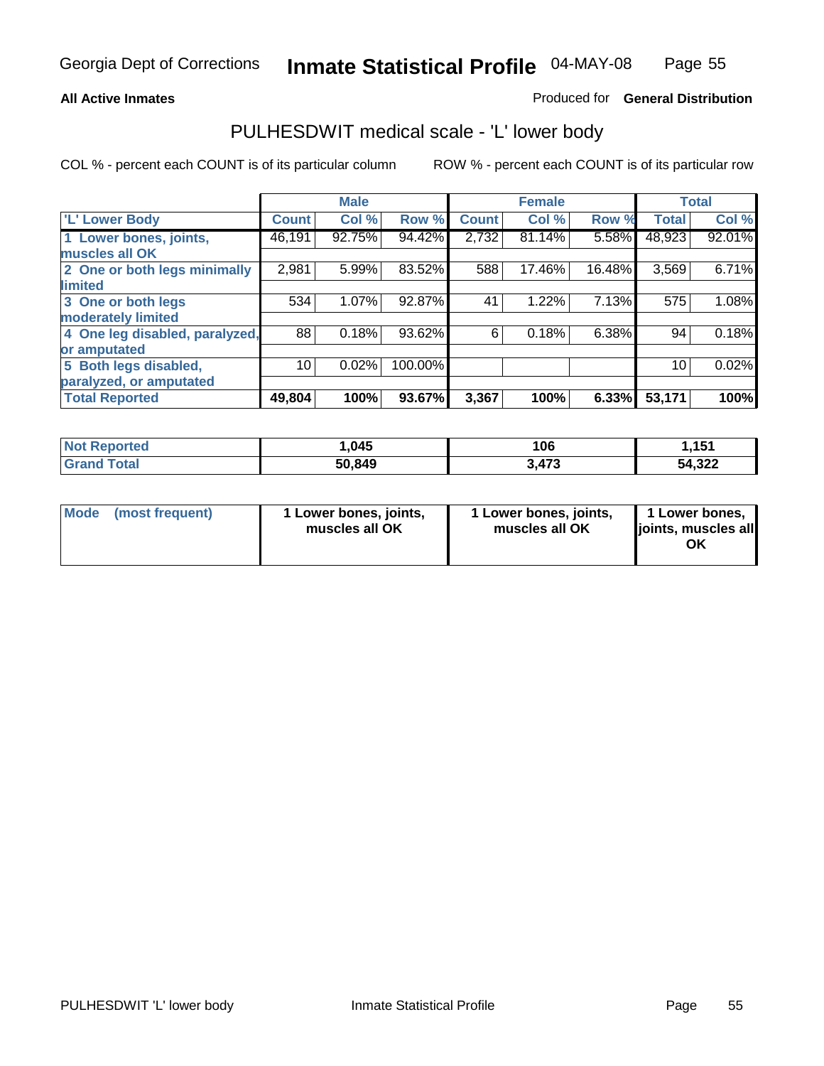**All Active Inmates**

Produced for **General Distribution**

## PULHESDWIT medical scale - 'L' lower body

COL % - percent each COUNT is of its particular column

ROW % - percent each COUNT is of its particular row

| | Male | | | Female | | | Total | |
|---|---|---|---|---|---|---|---|---|
| 'L' Lower Body | Count | Col % | Row % | Count | Col % | Row % | Total | Col % |
| 1 Lower bones, joints, muscles all OK | 46,191 | 92.75% | 94.42% | 2,732 | 81.14% | 5.58% | 48,923 | 92.01% |
| 2 One or both legs minimally limited | 2,981 | 5.99% | 83.52% | 588 | 17.46% | 16.48% | 3,569 | 6.71% |
| 3 One or both legs moderately limited | 534 | 1.07% | 92.87% | 41 | 1.22% | 7.13% | 575 | 1.08% |
| 4 One leg disabled, paralyzed, or amputated | 88 | 0.18% | 93.62% | 6 | 0.18% | 6.38% | 94 | 0.18% |
| 5 Both legs disabled, paralyzed, or amputated | 10 | 0.02% | 100.00% | | | | 10 | 0.02% |
| **Total Reported** | **49,804** | **100%** | **93.67%** | **3,367** | **100%** | **6.33%** | **53,171** | **100%** |

| | Male | Female | Total |
|---|---|---|---|
| Not Reported | 1,045 | 106 | 1,151 |
| Grand Total | 50,849 | 3,473 | 54,322 |

| | Male | Female | Total |
|---|---|---|---|
| Mode (most frequent) | 1 Lower bones, joints, muscles all OK | 1 Lower bones, joints, muscles all OK | 1 Lower bones, joints, muscles all OK |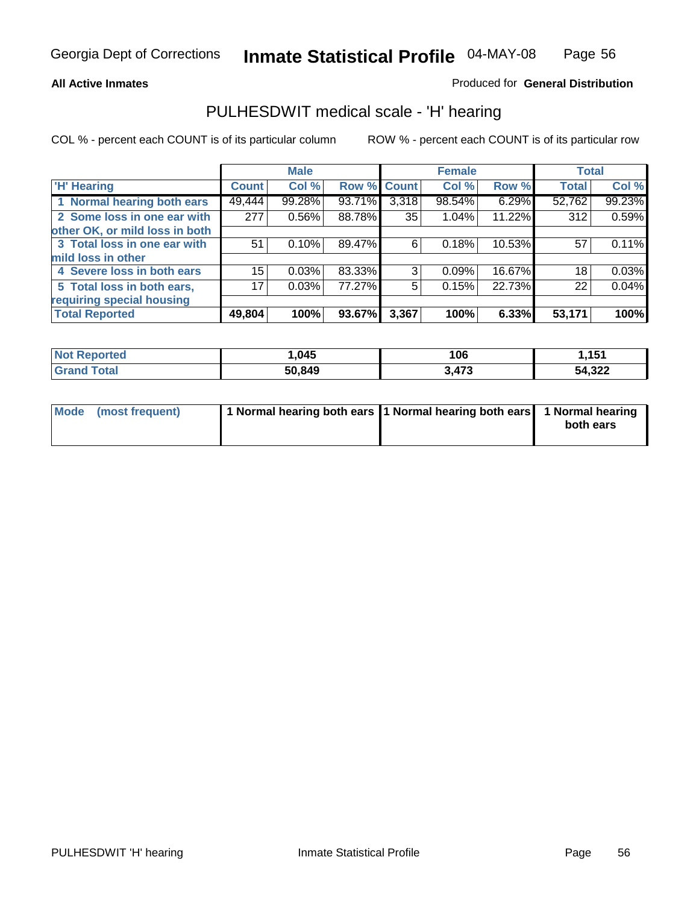Georgia Dept of Corrections **Inmate Statistical Profile** 04-MAY-08

**All Active Inmates**

Produced for **General Distribution**

## PULHESDWIT medical scale - 'H' hearing

COL % - percent each COUNT is of its particular column

ROW % - percent each COUNT is of its particular row

| 'H' Hearing | Male | | | Female | | | Total | |
|---|---|---|---|---|---|---|---|---|
| | Count | Col % | Row % | Count | Col % | Row % | Total | Col % |
| 1 Normal hearing both ears | 49,444 | 99.28% | 93.71% | 3,318 | 98.54% | 6.29% | 52,762 | 99.23% |
| 2 Some loss in one ear with other OK, or mild loss in both | 277 | 0.56% | 88.78% | 35 | 1.04% | 11.22% | 312 | 0.59% |
| 3 Total loss in one ear with mild loss in other | 51 | 0.10% | 89.47% | 6 | 0.18% | 10.53% | 57 | 0.11% |
| 4 Severe loss in both ears | 15 | 0.03% | 83.33% | 3 | 0.09% | 16.67% | 18 | 0.03% |
| 5 Total loss in both ears, requiring special housing | 17 | 0.03% | 77.27% | 5 | 0.15% | 22.73% | 22 | 0.04% |
| **Total Reported** | **49,804** | **100%** | **93.67%** | **3,367** | **100%** | **6.33%** | **53,171** | **100%** |

| | Male | Female | Total |
|---|---|---|---|
| **Not Reported** | 1,045 | 106 | 1,151 |
| **Grand Total** | 50,849 | 3,473 | 54,322 |

| | Male | Female | Total |
|---|---|---|---|
| **Mode (most frequent)** | 1 Normal hearing both ears | 1 Normal hearing both ears | 1 Normal hearing both ears |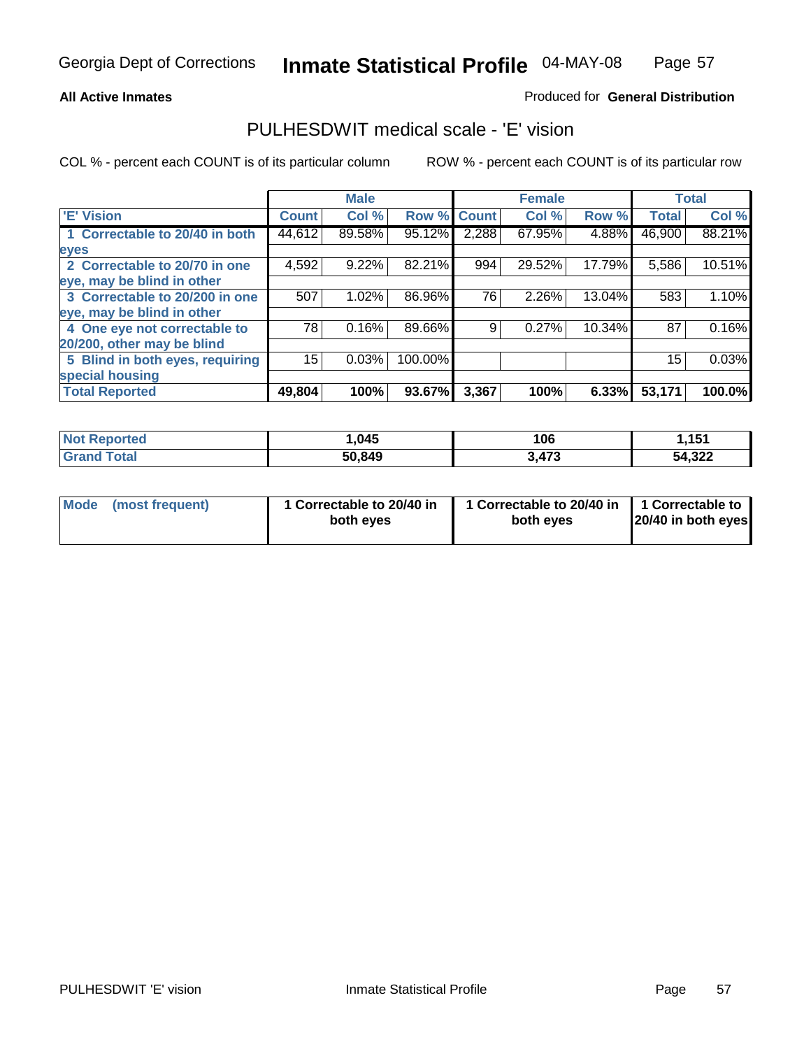Georgia Dept of Corrections **Inmate Statistical Profile** 04-MAY-08

**All Active Inmates**

Produced for **General Distribution**

## PULHESDWIT medical scale - 'E' vision

COL % - percent each COUNT is of its particular column

ROW % - percent each COUNT is of its particular row

| | Male | | | Female | | | Total | |
|---|---|---|---|---|---|---|---|---|
| 'E' Vision | Count | Col % | Row % | Count | Col % | Row % | Total | Col % |
| 1 Correctable to 20/40 in both eyes | 44,612 | 89.58% | 95.12% | 2,288 | 67.95% | 4.88% | 46,900 | 88.21% |
| 2 Correctable to 20/70 in one eye, may be blind in other | 4,592 | 9.22% | 82.21% | 994 | 29.52% | 17.79% | 5,586 | 10.51% |
| 3 Correctable to 20/200 in one eye, may be blind in other | 507 | 1.02% | 86.96% | 76 | 2.26% | 13.04% | 583 | 1.10% |
| 4 One eye not correctable to 20/200, other may be blind | 78 | 0.16% | 89.66% | 9 | 0.27% | 10.34% | 87 | 0.16% |
| 5 Blind in both eyes, requiring special housing | 15 | 0.03% | 100.00% | | | | 15 | 0.03% |
| **Total Reported** | **49,804** | **100%** | **93.67%** | **3,367** | **100%** | **6.33%** | **53,171** | **100.0%** |

| | Male | Female | Total |
|---|---|---|---|
| Not Reported | 1,045 | 106 | 1,151 |
| Grand Total | 50,849 | 3,473 | 54,322 |

| | Male | Female | Total |
|---|---|---|---|
| Mode (most frequent) | 1 Correctable to 20/40 in both eyes | 1 Correctable to 20/40 in both eyes | 1 Correctable to 20/40 in both eyes |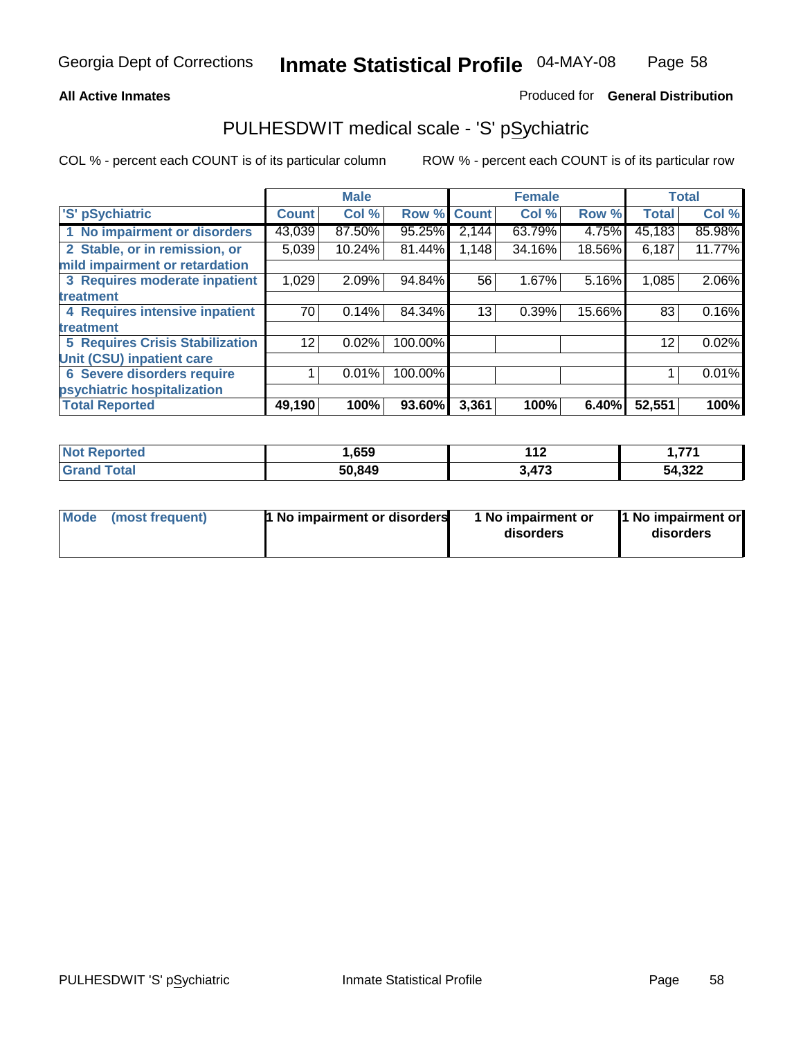Georgia Dept of Corrections **Inmate Statistical Profile** 04-MAY-08

**All Active Inmates** Produced for **General Distribution**

# PULHESDWIT medical scale - 'S' pSychiatric

COL % - percent each COUNT is of its particular column    ROW % - percent each COUNT is of its particular row

| | Male | | | Female | | | Total | |
|---|---|---|---|---|---|---|---|---|
| 'S' pSychiatric | Count | Col % | Row % | Count | Col % | Row % | Total | Col % |
| 1 No impairment or disorders | 43,039 | 87.50% | 95.25% | 2,144 | 63.79% | 4.75% | 45,183 | 85.98% |
| 2 Stable, or in remission, or mild impairment or retardation | 5,039 | 10.24% | 81.44% | 1,148 | 34.16% | 18.56% | 6,187 | 11.77% |
| 3 Requires moderate inpatient treatment | 1,029 | 2.09% | 94.84% | 56 | 1.67% | 5.16% | 1,085 | 2.06% |
| 4 Requires intensive inpatient treatment | 70 | 0.14% | 84.34% | 13 | 0.39% | 15.66% | 83 | 0.16% |
| 5 Requires Crisis Stabilization Unit (CSU) inpatient care | 12 | 0.02% | 100.00% | | | | 12 | 0.02% |
| 6 Severe disorders require psychiatric hospitalization | 1 | 0.01% | 100.00% | | | | 1 | 0.01% |
| **Total Reported** | **49,190** | **100%** | **93.60%** | **3,361** | **100%** | **6.40%** | **52,551** | **100%** |

| | Male | Female | Total |
|---|---|---|---|
| Not Reported | 1,659 | 112 | 1,771 |
| Grand Total | 50,849 | 3,473 | 54,322 |

| | Male | Female | Total |
|---|---|---|---|
| Mode (most frequent) | 1 No impairment or disorders | 1 No impairment or disorders | 1 No impairment or disorders |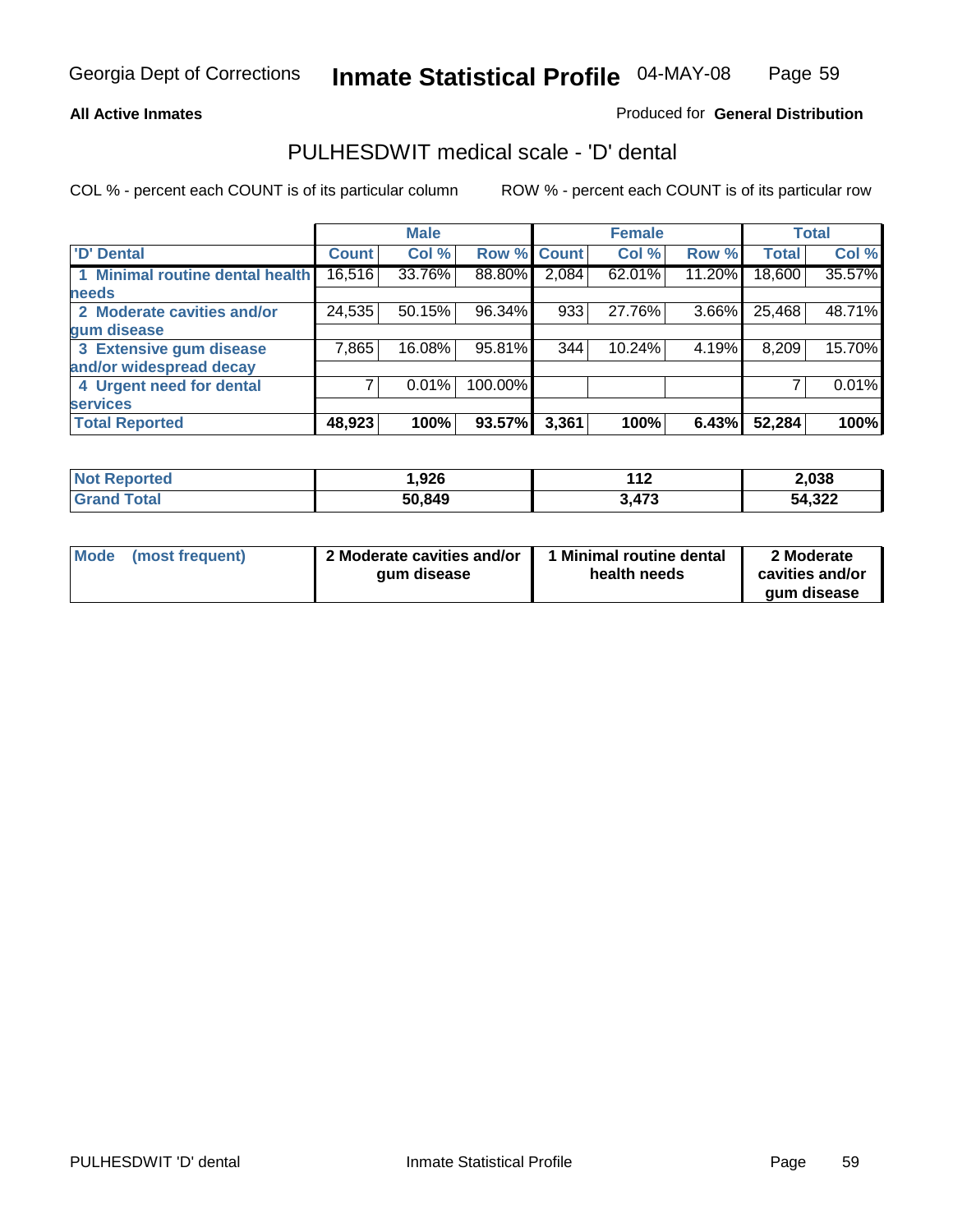**All Active Inmates**

Produced for **General Distribution**

## PULHESDWIT medical scale - 'D' dental

COL % - percent each COUNT is of its particular column

ROW % - percent each COUNT is of its particular row

| | Male | | | Female | | | Total | |
|---|---|---|---|---|---|---|---|---|
| 'D' Dental | Count | Col % | Row % | Count | Col % | Row % | Total | Col % |
| 1 Minimal routine dental health needs | 16,516 | 33.76% | 88.80% | 2,084 | 62.01% | 11.20% | 18,600 | 35.57% |
| 2 Moderate cavities and/or gum disease | 24,535 | 50.15% | 96.34% | 933 | 27.76% | 3.66% | 25,468 | 48.71% |
| 3 Extensive gum disease and/or widespread decay | 7,865 | 16.08% | 95.81% | 344 | 10.24% | 4.19% | 8,209 | 15.70% |
| 4 Urgent need for dental services | 7 | 0.01% | 100.00% | | | | 7 | 0.01% |
| **Total Reported** | **48,923** | **100%** | **93.57%** | **3,361** | **100%** | **6.43%** | **52,284** | **100%** |

| | Male | Female | Total |
|---|---|---|---|
| Not Reported | 1,926 | 112 | 2,038 |
| Grand Total | 50,849 | 3,473 | 54,322 |

| | Male | Female | Total |
|---|---|---|---|
| Mode (most frequent) | 2 Moderate cavities and/or gum disease | 1 Minimal routine dental health needs | 2 Moderate cavities and/or gum disease |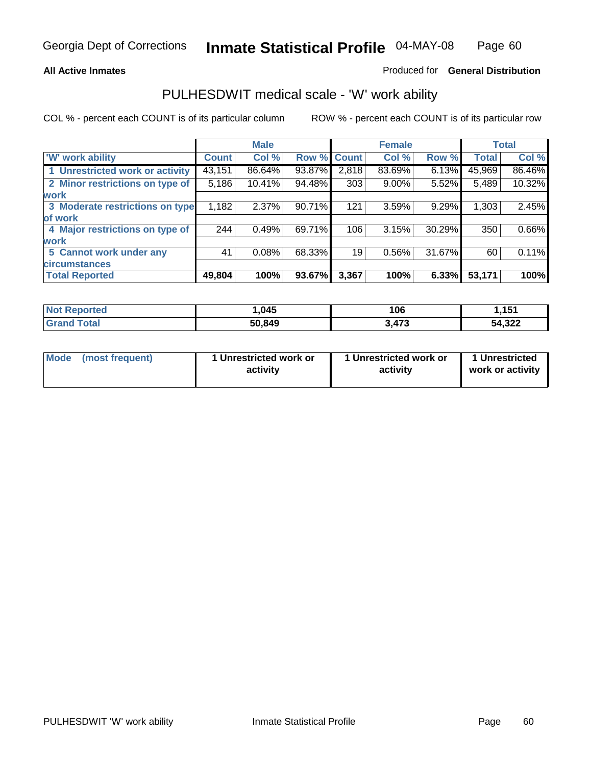Georgia Dept of Corrections **Inmate Statistical Profile** 04-MAY-08

**All Active Inmates**

Produced for **General Distribution**

## PULHESDWIT medical scale - 'W' work ability

COL % - percent each COUNT is of its particular column ROW % - percent each COUNT is of its particular row

| | Male | | | Female | | | Total | |
|---|---|---|---|---|---|---|---|---|
| 'W' work ability | Count | Col % | Row % | Count | Col % | Row % | Total | Col % |
| 1 Unrestricted work or activity | 43,151 | 86.64% | 93.87% | 2,818 | 83.69% | 6.13% | 45,969 | 86.46% |
| 2 Minor restrictions on type of work | 5,186 | 10.41% | 94.48% | 303 | 9.00% | 5.52% | 5,489 | 10.32% |
| 3 Moderate restrictions on type of work | 1,182 | 2.37% | 90.71% | 121 | 3.59% | 9.29% | 1,303 | 2.45% |
| 4 Major restrictions on type of work | 244 | 0.49% | 69.71% | 106 | 3.15% | 30.29% | 350 | 0.66% |
| 5 Cannot work under any circumstances | 41 | 0.08% | 68.33% | 19 | 0.56% | 31.67% | 60 | 0.11% |
| **Total Reported** | **49,804** | **100%** | **93.67%** | **3,367** | **100%** | **6.33%** | **53,171** | **100%** |

| | Male | Female | Total |
|---|---|---|---|
| Not Reported | 1,045 | 106 | 1,151 |
| Grand Total | 50,849 | 3,473 | 54,322 |

| | Male | Female | Total |
|---|---|---|---|
| Mode (most frequent) | 1 Unrestricted work or activity | 1 Unrestricted work or activity | 1 Unrestricted work or activity |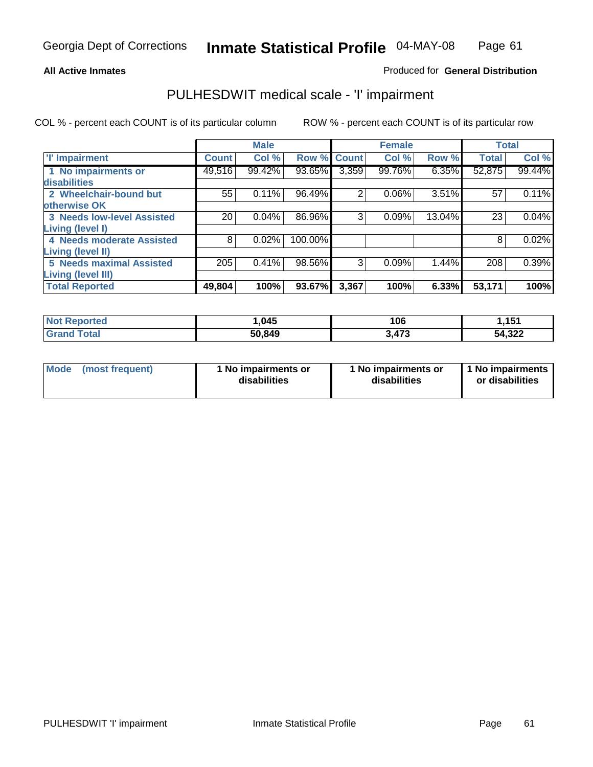Georgia Dept of Corrections **Inmate Statistical Profile** 04-MAY-08

**All Active Inmates**

Produced for **General Distribution**

## PULHESDWIT medical scale - 'I' impairment

COL % - percent each COUNT is of its particular column ROW % - percent each COUNT is of its particular row

| | Male | | | Female | | | Total | |
|---|---|---|---|---|---|---|---|---|
| 'I' Impairment | Count | Col % | Row % | Count | Col % | Row % | Total | Col % |
| 1 No impairments or disabilities | 49,516 | 99.42% | 93.65% | 3,359 | 99.76% | 6.35% | 52,875 | 99.44% |
| 2 Wheelchair-bound but otherwise OK | 55 | 0.11% | 96.49% | 2 | 0.06% | 3.51% | 57 | 0.11% |
| 3 Needs low-level Assisted Living (level I) | 20 | 0.04% | 86.96% | 3 | 0.09% | 13.04% | 23 | 0.04% |
| 4 Needs moderate Assisted Living (level II) | 8 | 0.02% | 100.00% | | | | 8 | 0.02% |
| 5 Needs maximal Assisted Living (level III) | 205 | 0.41% | 98.56% | 3 | 0.09% | 1.44% | 208 | 0.39% |
| **Total Reported** | **49,804** | **100%** | **93.67%** | **3,367** | **100%** | **6.33%** | **53,171** | **100%** |

| | Male | Female | Total |
|---|---|---|---|
| Not Reported | 1,045 | 106 | 1,151 |
| Grand Total | 50,849 | 3,473 | 54,322 |

| | Male | Female | Total |
|---|---|---|---|
| Mode (most frequent) | 1 No impairments or disabilities | 1 No impairments or disabilities | 1 No impairments or disabilities |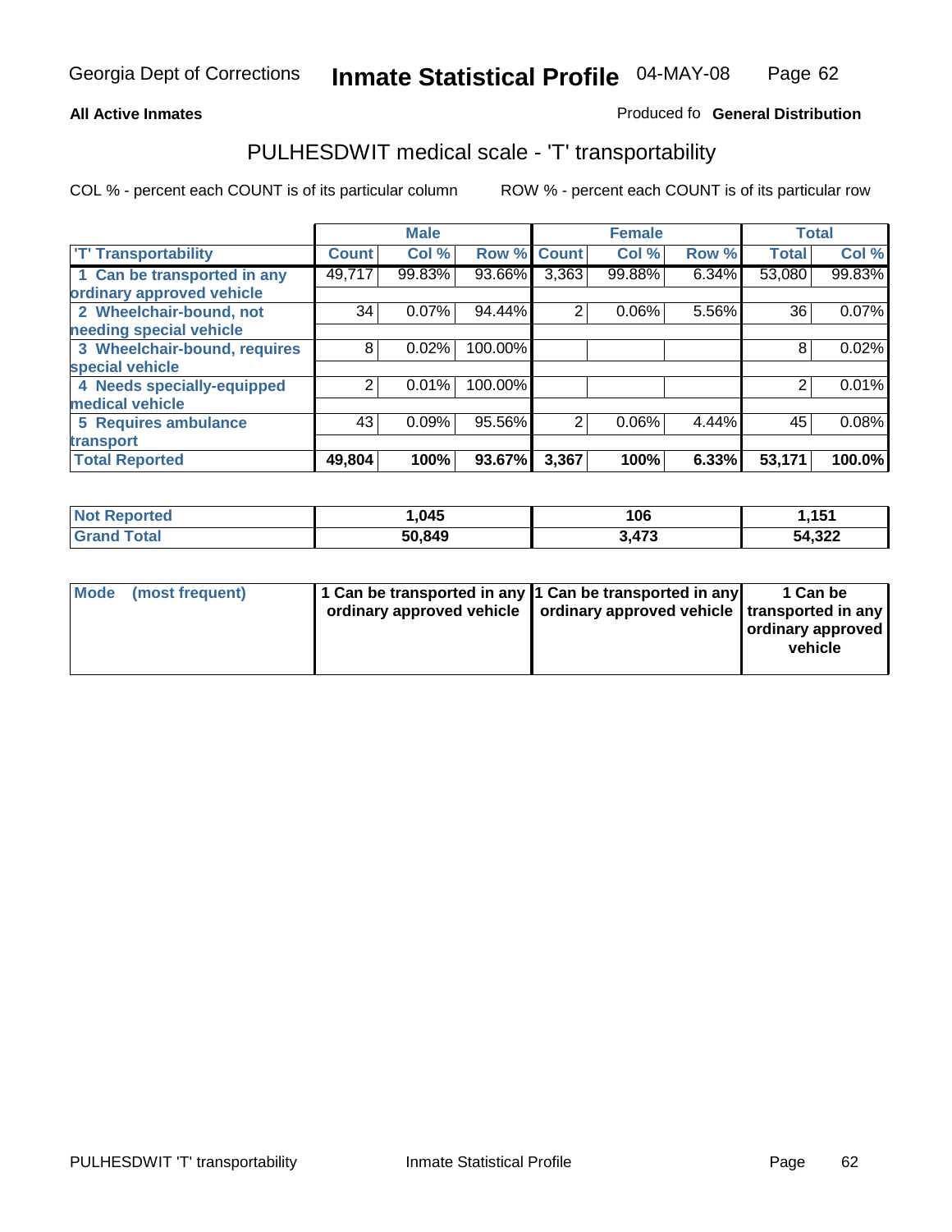Georgia Dept of Corrections **Inmate Statistical Profile** 04-MAY-08

**All Active Inmates**

Produced fo **General Distribution**

## PULHESDWIT medical scale - 'T' transportability

COL % - percent each COUNT is of its particular column

ROW % - percent each COUNT is of its particular row

| | Male | | | Female | | | Total | |
|---|---|---|---|---|---|---|---|---|
| 'T' Transportability | Count | Col % | Row % | Count | Col % | Row % | Total | Col % |
| 1 Can be transported in any ordinary approved vehicle | 49,717 | 99.83% | 93.66% | 3,363 | 99.88% | 6.34% | 53,080 | 99.83% |
| 2 Wheelchair-bound, not needing special vehicle | 34 | 0.07% | 94.44% | 2 | 0.06% | 5.56% | 36 | 0.07% |
| 3 Wheelchair-bound, requires special vehicle | 8 | 0.02% | 100.00% | | | | 8 | 0.02% |
| 4 Needs specially-equipped medical vehicle | 2 | 0.01% | 100.00% | | | | 2 | 0.01% |
| 5 Requires ambulance transport | 43 | 0.09% | 95.56% | 2 | 0.06% | 4.44% | 45 | 0.08% |
| **Total Reported** | **49,804** | **100%** | **93.67%** | **3,367** | **100%** | **6.33%** | **53,171** | **100.0%** |

| | Male | Female | Total |
|---|---|---|---|
| **Not Reported** | **1,045** | **106** | **1,151** |
| **Grand Total** | **50,849** | **3,473** | **54,322** |

| | Male | Female | Total |
|---|---|---|---|
| **Mode (most frequent)** | **1 Can be transported in any ordinary approved vehicle** | **1 Can be transported in any ordinary approved vehicle** | **1 Can be transported in any ordinary approved vehicle** |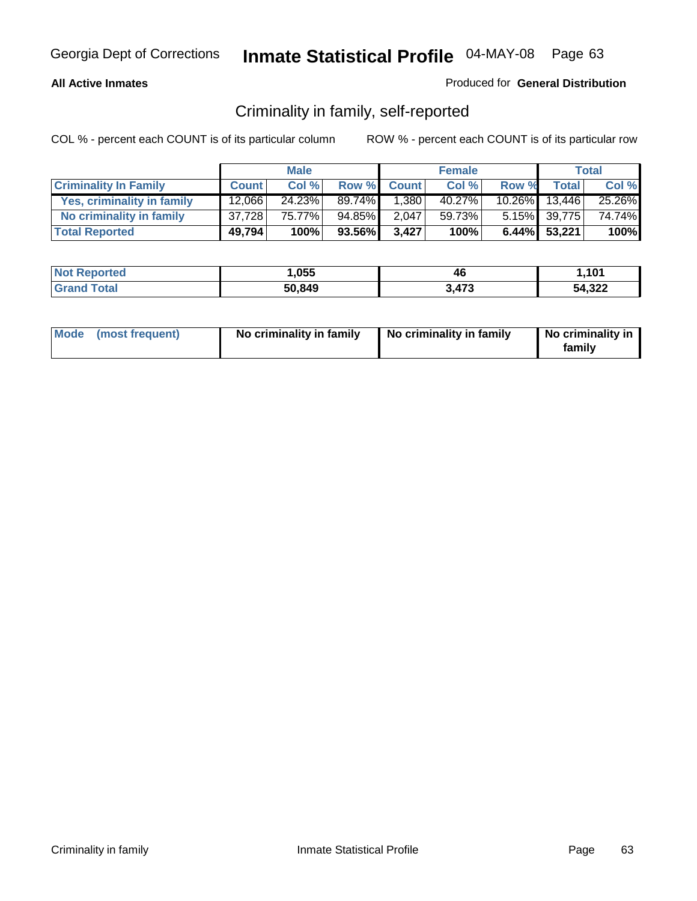**All Active Inmates**

Produced for **General Distribution**

## Criminality in family, self-reported

COL % - percent each COUNT is of its particular column

ROW % - percent each COUNT is of its particular row

| | Male | | | Female | | | Total | |
|---|---|---|---|---|---|---|---|---|
| **Criminality In Family** | **Count** | **Col %** | **Row %** | **Count** | **Col %** | **Row %** | **Total** | **Col %** |
| Yes, criminality in family | 12,066 | 24.23% | 89.74% | 1,380 | 40.27% | 10.26% | 13,446 | 25.26% |
| No criminality in family | 37,728 | 75.77% | 94.85% | 2,047 | 59.73% | 5.15% | 39,775 | 74.74% |
| **Total Reported** | **49,794** | **100%** | **93.56%** | **3,427** | **100%** | **6.44%** | **53,221** | **100%** |

| | Male | Female | Total |
|---|---|---|---|
| Not Reported | 1,055 | 46 | 1,101 |
| Grand Total | 50,849 | 3,473 | 54,322 |

| | Male | Female | Total |
|---|---|---|---|
| Mode (most frequent) | No criminality in family | No criminality in family | No criminality in family |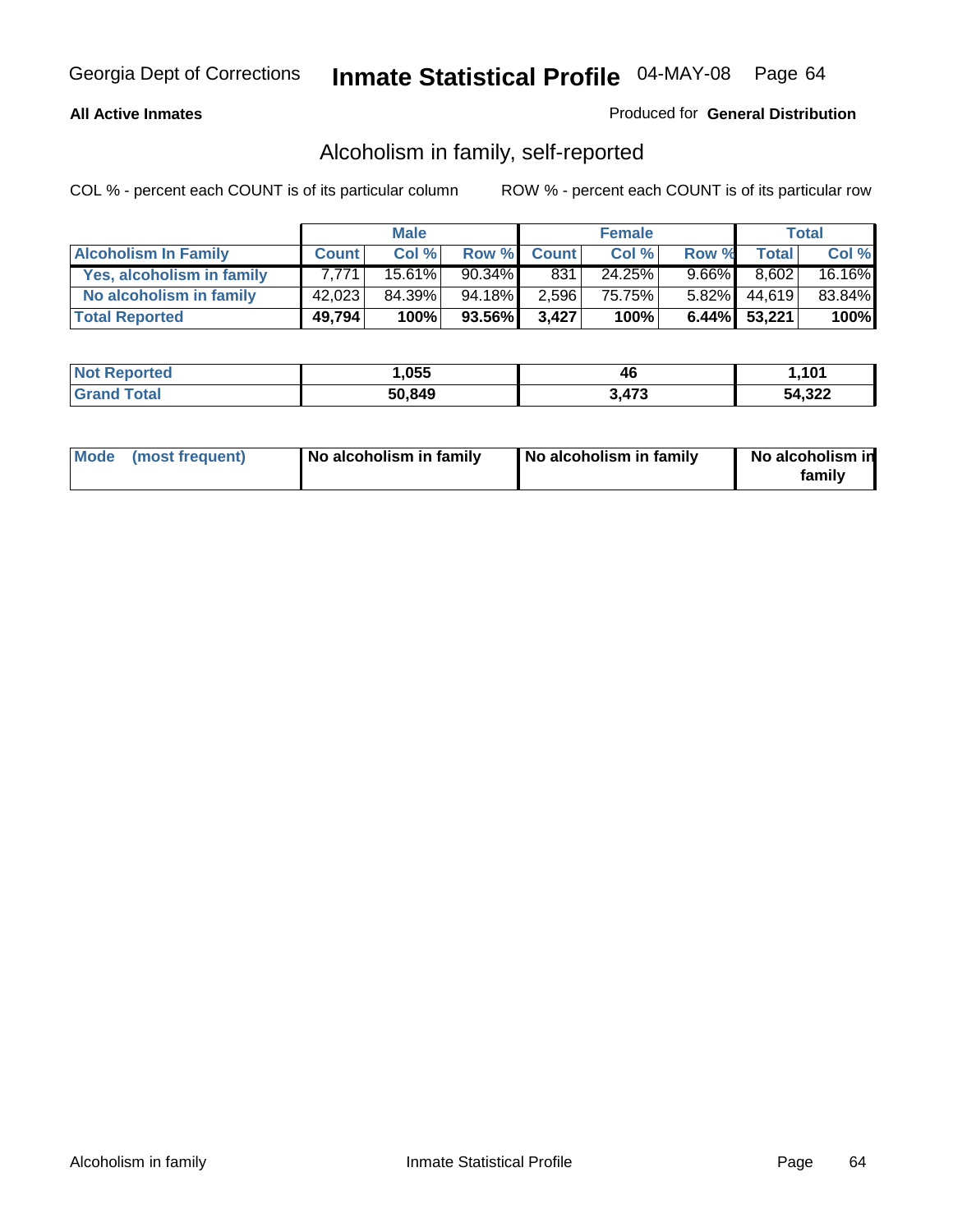Georgia Dept of Corrections **Inmate Statistical Profile** 04-MAY-08

**All Active Inmates**

Produced for **General Distribution**

## Alcoholism in family, self-reported

COL % - percent each COUNT is of its particular column ROW % - percent each COUNT is of its particular row

| | Male | | | Female | | | Total | |
|---|---|---|---|---|---|---|---|---|
| **Alcoholism In Family** | **Count** | **Col %** | **Row %** | **Count** | **Col %** | **Row %** | **Total** | **Col %** |
| **Yes, alcoholism in family** | 7,771 | 15.61% | 90.34% | 831 | 24.25% | 9.66% | 8,602 | 16.16% |
| **No alcoholism in family** | 42,023 | 84.39% | 94.18% | 2,596 | 75.75% | 5.82% | 44,619 | 83.84% |
| **Total Reported** | **49,794** | **100%** | **93.56%** | **3,427** | **100%** | **6.44%** | **53,221** | **100%** |

| | Male | Female | Total |
|---|---|---|---|
| **Not Reported** | **1,055** | **46** | **1,101** |
| **Grand Total** | **50,849** | **3,473** | **54,322** |

| | Male | Female | Total |
|---|---|---|---|
| **Mode (most frequent)** | **No alcoholism in family** | **No alcoholism in family** | **No alcoholism in family** |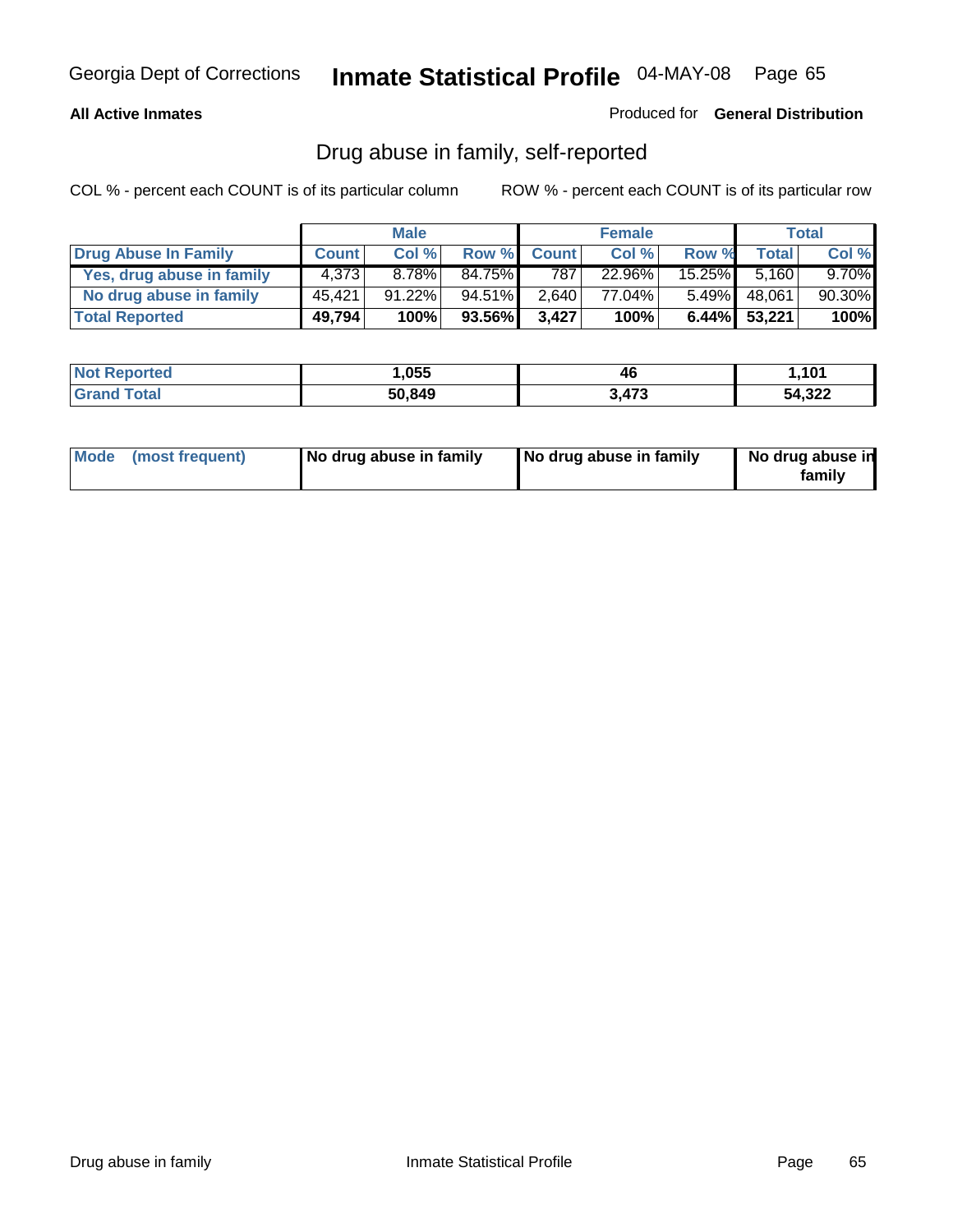Georgia Dept of Corrections **Inmate Statistical Profile** 04-MAY-08

**All Active Inmates**

Produced for **General Distribution**

## Drug abuse in family, self-reported

COL % - percent each COUNT is of its particular column

ROW % - percent each COUNT is of its particular row

| | Male | | | Female | | | Total | |
|---|---|---|---|---|---|---|---|---|
| **Drug Abuse In Family** | **Count** | **Col %** | **Row %** | **Count** | **Col %** | **Row %** | **Total** | **Col %** |
| **Yes, drug abuse in family** | 4,373 | 8.78% | 84.75% | 787 | 22.96% | 15.25% | 5,160 | 9.70% |
| **No drug abuse in family** | 45,421 | 91.22% | 94.51% | 2,640 | 77.04% | 5.49% | 48,061 | 90.30% |
| **Total Reported** | **49,794** | **100%** | **93.56%** | **3,427** | **100%** | **6.44%** | **53,221** | **100%** |

| | Male | Female | Total |
|---|---|---|---|
| **Not Reported** | **1,055** | **46** | **1,101** |
| **Grand Total** | **50,849** | **3,473** | **54,322** |

| | Male | Female | Total |
|---|---|---|---|
| **Mode (most frequent)** | **No drug abuse in family** | **No drug abuse in family** | **No drug abuse in family** |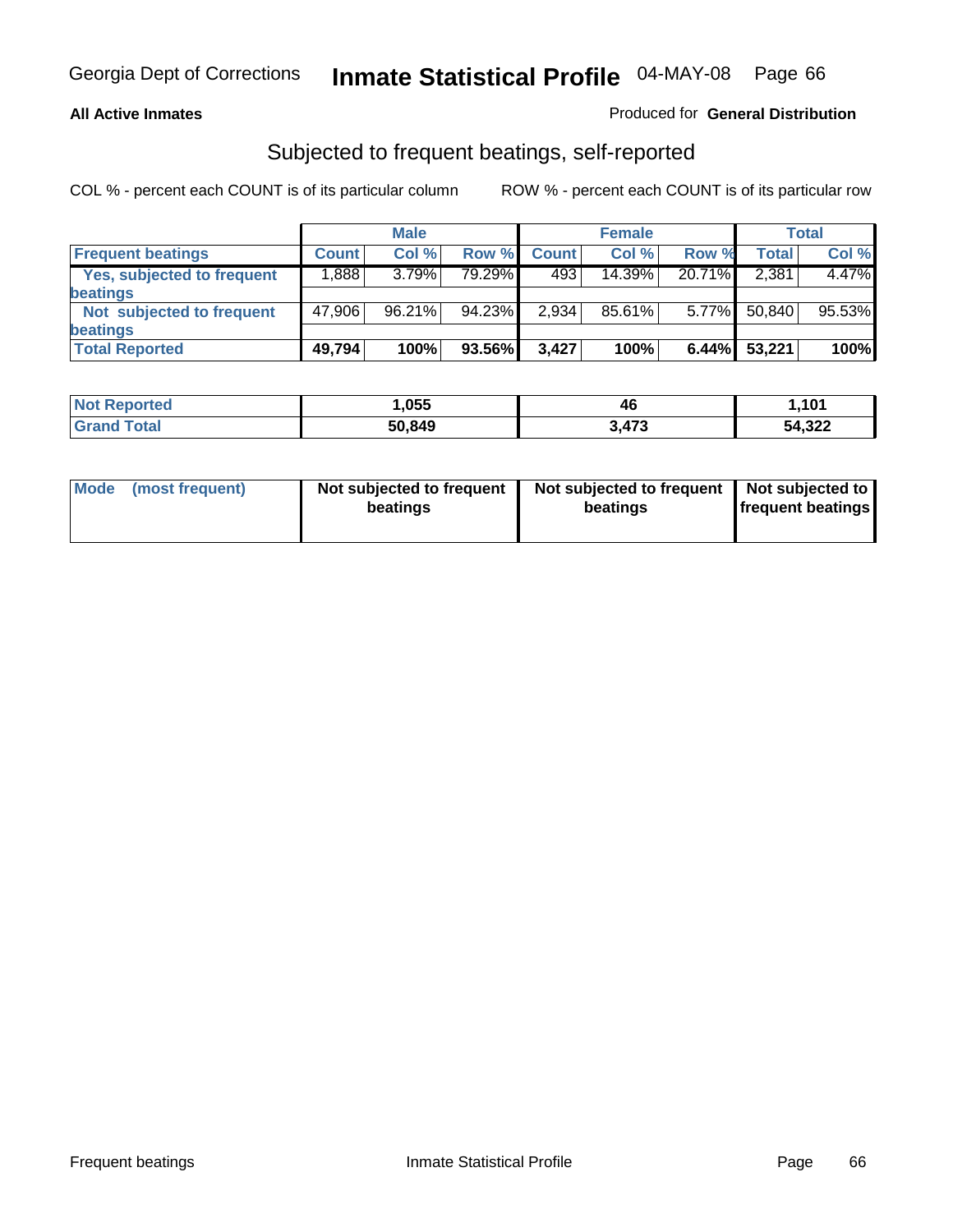**All Active Inmates**

Produced for **General Distribution**

## Subjected to frequent beatings, self-reported

COL % - percent each COUNT is of its particular column

ROW % - percent each COUNT is of its particular row

| | Male | | | Female | | | Total | |
|---|---|---|---|---|---|---|---|---|
| **Frequent beatings** | **Count** | **Col %** | **Row %** | **Count** | **Col %** | **Row %** | **Total** | **Col %** |
| **Yes, subjected to frequent beatings** | 1,888 | 3.79% | 79.29% | 493 | 14.39% | 20.71% | 2,381 | 4.47% |
| **Not subjected to frequent beatings** | 47,906 | 96.21% | 94.23% | 2,934 | 85.61% | 5.77% | 50,840 | 95.53% |
| **Total Reported** | **49,794** | **100%** | **93.56%** | **3,427** | **100%** | **6.44%** | **53,221** | **100%** |

| | Male | Female | Total |
|---|---|---|---|
| **Not Reported** | **1,055** | **46** | **1,101** |
| **Grand Total** | **50,849** | **3,473** | **54,322** |

| | Male | Female | Total |
|---|---|---|---|
| **Mode (most frequent)** | **Not subjected to frequent beatings** | **Not subjected to frequent beatings** | **Not subjected to frequent beatings** |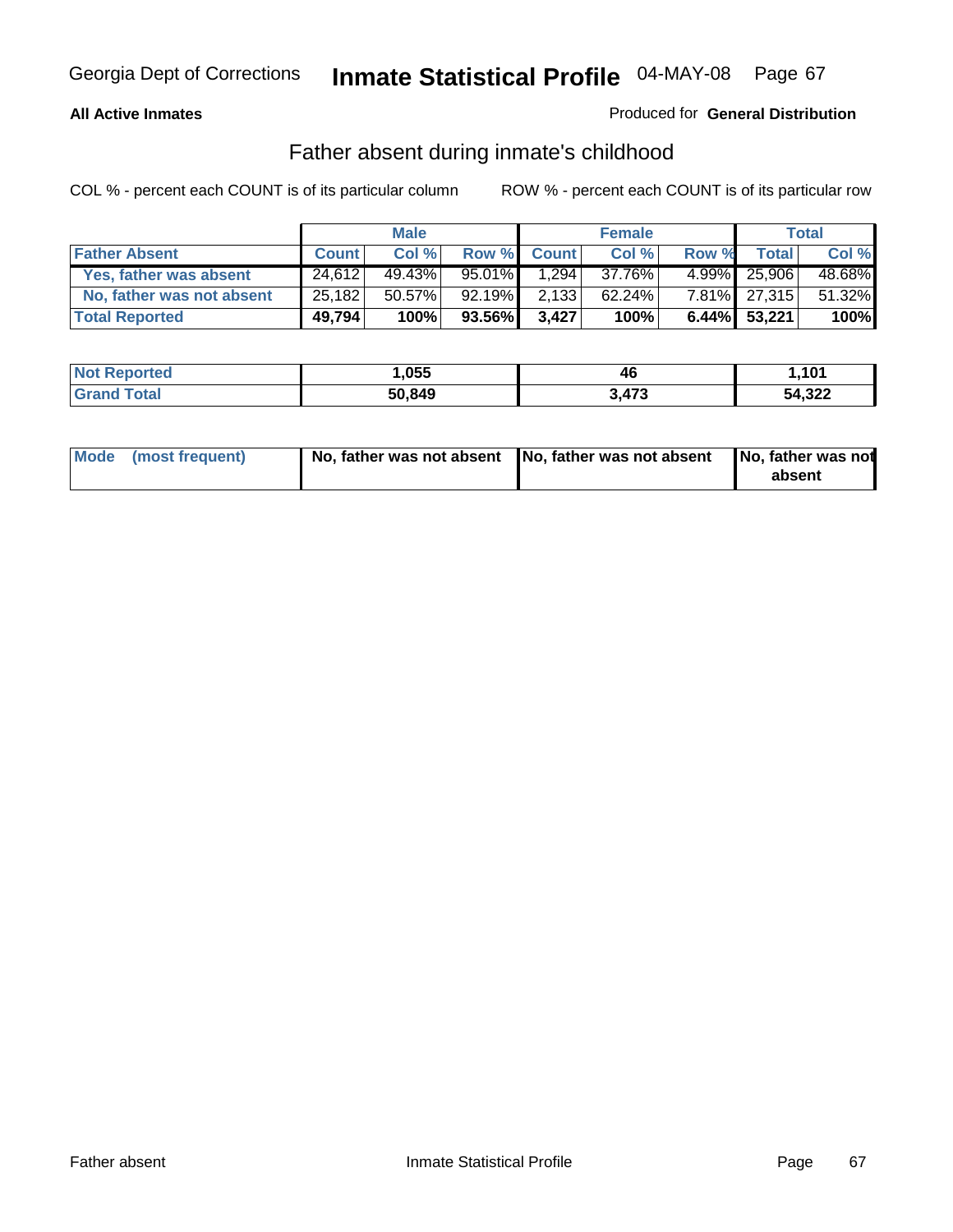Georgia Dept of Corrections **Inmate Statistical Profile** 04-MAY-08

**All Active Inmates**

Produced for **General Distribution**

## Father absent during inmate's childhood

COL % - percent each COUNT is of its particular column ROW % - percent each COUNT is of its particular row

| | Male | | | Female | | | Total | |
|---|---|---|---|---|---|---|---|---|
| **Father Absent** | **Count** | **Col %** | **Row %** | **Count** | **Col %** | **Row %** | **Total** | **Col %** |
| **Yes, father was absent** | 24,612 | 49.43% | 95.01% | 1,294 | 37.76% | 4.99% | 25,906 | 48.68% |
| **No, father was not absent** | 25,182 | 50.57% | 92.19% | 2,133 | 62.24% | 7.81% | 27,315 | 51.32% |
| **Total Reported** | **49,794** | **100%** | **93.56%** | **3,427** | **100%** | **6.44%** | **53,221** | **100%** |

| | Male | Female | Total |
|---|---|---|---|
| **Not Reported** | **1,055** | **46** | **1,101** |
| **Grand Total** | **50,849** | **3,473** | **54,322** |

| | Male | Female | Total |
|---|---|---|---|
| **Mode (most frequent)** | **No, father was not absent** | **No, father was not absent** | **No, father was not absent** |

Father absent Inmate Statistical Profile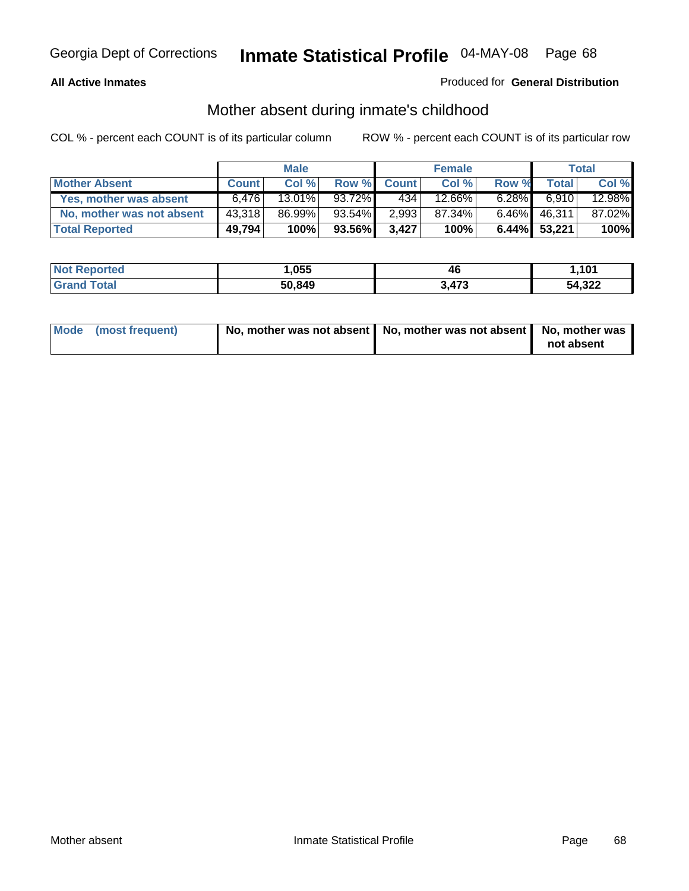Georgia Dept of Corrections **Inmate Statistical Profile** 04-MAY-08

**All Active Inmates**

Produced for **General Distribution**

## Mother absent during inmate's childhood

COL % - percent each COUNT is of its particular column    ROW % - percent each COUNT is of its particular row

| | Male | | | Female | | | Total | |
|---|---|---|---|---|---|---|---|---|
| **Mother Absent** | **Count** | **Col %** | **Row %** | **Count** | **Col %** | **Row %** | **Total** | **Col %** |
| **Yes, mother was absent** | 6,476 | 13.01% | 93.72% | 434 | 12.66% | 6.28% | 6,910 | 12.98% |
| **No, mother was not absent** | 43,318 | 86.99% | 93.54% | 2,993 | 87.34% | 6.46% | 46,311 | 87.02% |
| **Total Reported** | **49,794** | **100%** | **93.56%** | **3,427** | **100%** | **6.44%** | **53,221** | **100%** |

| | Male | Female | Total |
|---|---|---|---|
| **Not Reported** | **1,055** | **46** | **1,101** |
| **Grand Total** | **50,849** | **3,473** | **54,322** |

| | Male | Female | Total |
|---|---|---|---|
| **Mode (most frequent)** | **No, mother was not absent** | **No, mother was not absent** | **No, mother was not absent** |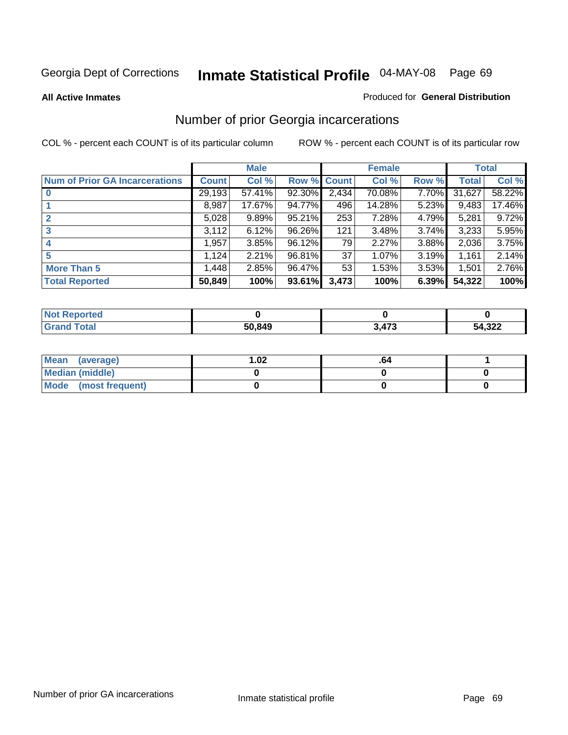Georgia Dept of Corrections **Inmate Statistical Profile** 04-MAY-08

**All Active Inmates**

Produced for **General Distribution**

## Number of prior Georgia incarcerations

COL % - percent each COUNT is of its particular column

ROW % - percent each COUNT is of its particular row

| | Male | | | Female | | | Total | |
|---|---|---|---|---|---|---|---|---|
| **Num of Prior GA Incarcerations** | **Count** | **Col %** | **Row %** | **Count** | **Col %** | **Row %** | **Total** | **Col %** |
| **0** | 29,193 | 57.41% | 92.30% | 2,434 | 70.08% | 7.70% | 31,627 | 58.22% |
| **1** | 8,987 | 17.67% | 94.77% | 496 | 14.28% | 5.23% | 9,483 | 17.46% |
| **2** | 5,028 | 9.89% | 95.21% | 253 | 7.28% | 4.79% | 5,281 | 9.72% |
| **3** | 3,112 | 6.12% | 96.26% | 121 | 3.48% | 3.74% | 3,233 | 5.95% |
| **4** | 1,957 | 3.85% | 96.12% | 79 | 2.27% | 3.88% | 2,036 | 3.75% |
| **5** | 1,124 | 2.21% | 96.81% | 37 | 1.07% | 3.19% | 1,161 | 2.14% |
| **More Than 5** | 1,448 | 2.85% | 96.47% | 53 | 1.53% | 3.53% | 1,501 | 2.76% |
| **Total Reported** | **50,849** | **100%** | **93.61%** | **3,473** | **100%** | **6.39%** | **54,322** | **100%** |

| | Male | Female | Total |
|---|---|---|---|
| **Not Reported** | **0** | **0** | **0** |
| **Grand Total** | **50,849** | **3,473** | **54,322** |

| | Male | Female | Total |
|---|---|---|---|
| **Mean (average)** | **1.02** | **.64** | **1** |
| **Median (middle)** | **0** | **0** | **0** |
| **Mode (most frequent)** | **0** | **0** | **0** |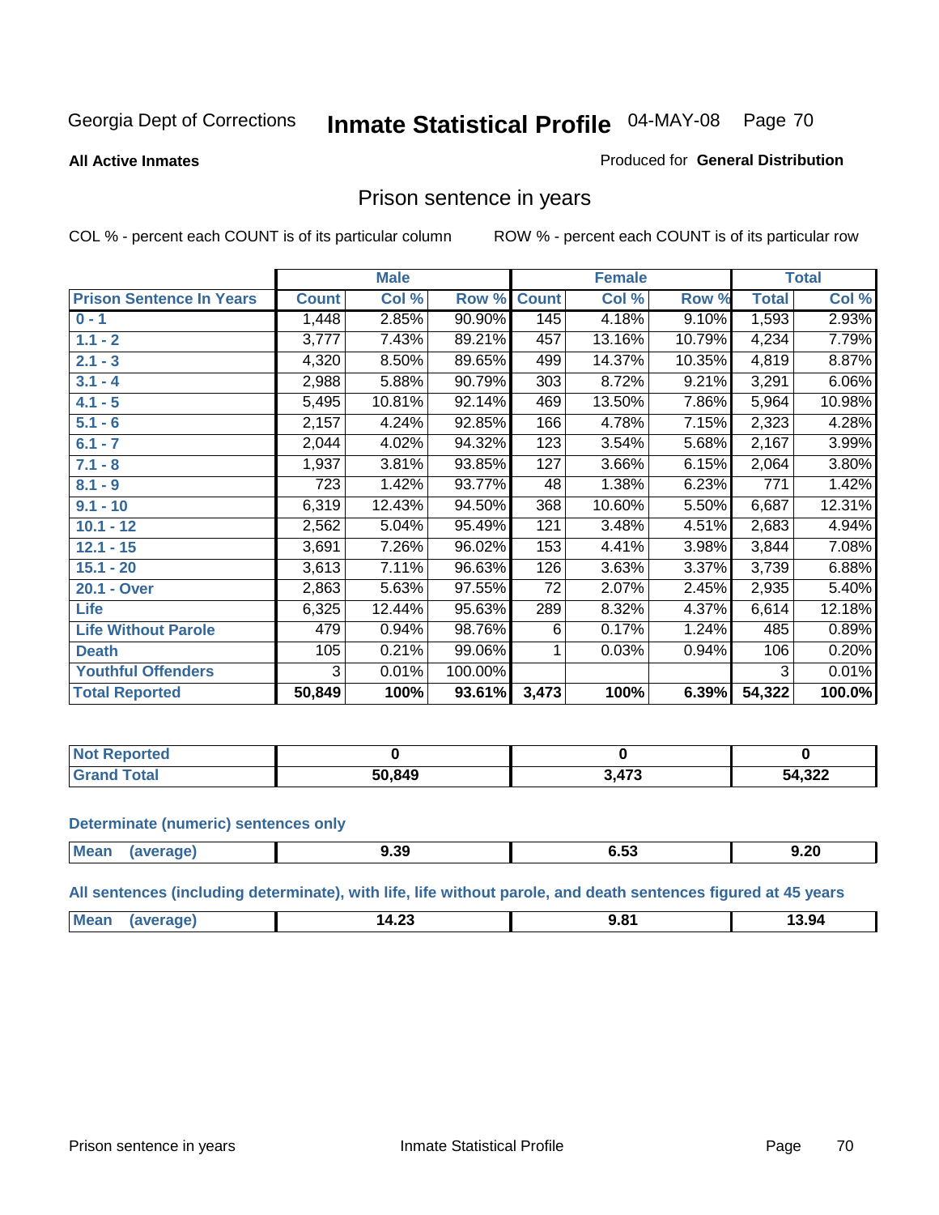Georgia Dept of Corrections **Inmate Statistical Profile** 04-MAY-08

**All Active Inmates**

Produced for **General Distribution**

## Prison sentence in years

COL % - percent each COUNT is of its particular column    ROW % - percent each COUNT is of its particular row

| | Male | | | Female | | | Total | |
|---|---|---|---|---|---|---|---|---|
| **Prison Sentence In Years** | **Count** | **Col %** | **Row %** | **Count** | **Col %** | **Row %** | **Total** | **Col %** |
| 0 - 1 | 1,448 | 2.85% | 90.90% | 145 | 4.18% | 9.10% | 1,593 | 2.93% |
| 1.1 - 2 | 3,777 | 7.43% | 89.21% | 457 | 13.16% | 10.79% | 4,234 | 7.79% |
| 2.1 - 3 | 4,320 | 8.50% | 89.65% | 499 | 14.37% | 10.35% | 4,819 | 8.87% |
| 3.1 - 4 | 2,988 | 5.88% | 90.79% | 303 | 8.72% | 9.21% | 3,291 | 6.06% |
| 4.1 - 5 | 5,495 | 10.81% | 92.14% | 469 | 13.50% | 7.86% | 5,964 | 10.98% |
| 5.1 - 6 | 2,157 | 4.24% | 92.85% | 166 | 4.78% | 7.15% | 2,323 | 4.28% |
| 6.1 - 7 | 2,044 | 4.02% | 94.32% | 123 | 3.54% | 5.68% | 2,167 | 3.99% |
| 7.1 - 8 | 1,937 | 3.81% | 93.85% | 127 | 3.66% | 6.15% | 2,064 | 3.80% |
| 8.1 - 9 | 723 | 1.42% | 93.77% | 48 | 1.38% | 6.23% | 771 | 1.42% |
| 9.1 - 10 | 6,319 | 12.43% | 94.50% | 368 | 10.60% | 5.50% | 6,687 | 12.31% |
| 10.1 - 12 | 2,562 | 5.04% | 95.49% | 121 | 3.48% | 4.51% | 2,683 | 4.94% |
| 12.1 - 15 | 3,691 | 7.26% | 96.02% | 153 | 4.41% | 3.98% | 3,844 | 7.08% |
| 15.1 - 20 | 3,613 | 7.11% | 96.63% | 126 | 3.63% | 3.37% | 3,739 | 6.88% |
| 20.1 - Over | 2,863 | 5.63% | 97.55% | 72 | 2.07% | 2.45% | 2,935 | 5.40% |
| Life | 6,325 | 12.44% | 95.63% | 289 | 8.32% | 4.37% | 6,614 | 12.18% |
| Life Without Parole | 479 | 0.94% | 98.76% | 6 | 0.17% | 1.24% | 485 | 0.89% |
| Death | 105 | 0.21% | 99.06% | 1 | 0.03% | 0.94% | 106 | 0.20% |
| Youthful Offenders | 3 | 0.01% | 100.00% | | | | 3 | 0.01% |
| **Total Reported** | **50,849** | **100%** | **93.61%** | **3,473** | **100%** | **6.39%** | **54,322** | **100.0%** |

| | Male | Female | Total |
|---|---|---|---|
| Not Reported | **0** | **0** | **0** |
| Grand Total | **50,849** | **3,473** | **54,322** |

### Determinate (numeric) sentences only

| | Male | Female | Total |
|---|---|---|---|
| Mean (average) | **9.39** | **6.53** | **9.20** |

### All sentences (including determinate), with life, life without parole, and death sentences figured at 45 years

| | Male | Female | Total |
|---|---|---|---|
| Mean (average) | **14.23** | **9.81** | **13.94** |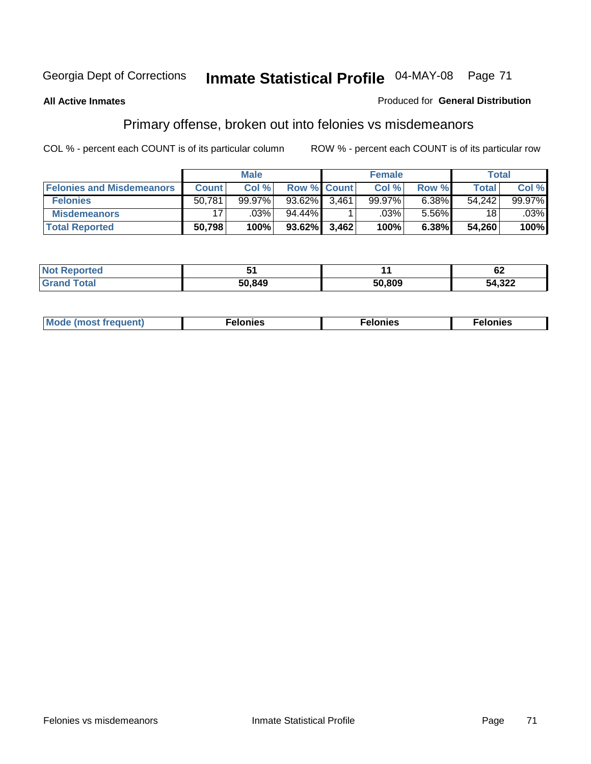Georgia Dept of Corrections **Inmate Statistical Profile** 04-MAY-08

**All Active Inmates**

Produced for **General Distribution**

## Primary offense, broken out into felonies vs misdemeanors

COL % - percent each COUNT is of its particular column

ROW % - percent each COUNT is of its particular row

| | Male | | | Female | | | Total | |
|---|---|---|---|---|---|---|---|---|
| **Felonies and Misdemeanors** | **Count** | **Col %** | **Row %** | **Count** | **Col %** | **Row %** | **Total** | **Col %** |
| **Felonies** | 50,781 | 99.97% | 93.62% | 3,461 | 99.97% | 6.38% | 54,242 | 99.97% |
| **Misdemeanors** | 17 | .03% | 94.44% | 1 | .03% | 5.56% | 18 | .03% |
| **Total Reported** | **50,798** | **100%** | **93.62%** | **3,462** | **100%** | **6.38%** | **54,260** | **100%** |

| | Male | Female | Total |
|---|---|---|---|
| **Not Reported** | **51** | **11** | **62** |
| **Grand Total** | **50,849** | **50,809** | **54,322** |

| | Male | Female | Total |
|---|---|---|---|
| **Mode (most frequent)** | **Felonies** | **Felonies** | **Felonies** |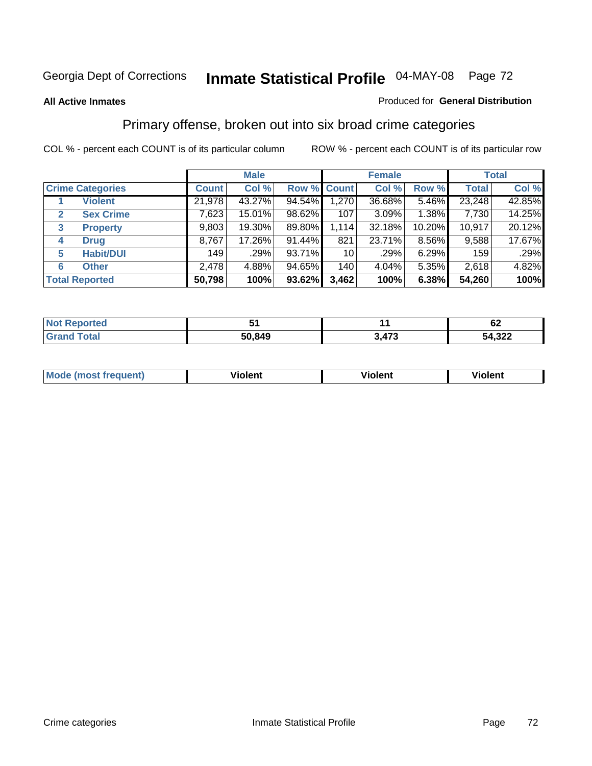Georgia Dept of Corrections **Inmate Statistical Profile** 04-MAY-08

**All Active Inmates**

Produced for **General Distribution**

## Primary offense, broken out into six broad crime categories

COL % - percent each COUNT is of its particular column

ROW % - percent each COUNT is of its particular row

| Crime Categories | Male | | | Female | | | Total | |
|---|---|---|---|---|---|---|---|---|
| | Count | Col % | Row % | Count | Col % | Row % | Total | Col % |
| 1 Violent | 21,978 | 43.27% | 94.54% | 1,270 | 36.68% | 5.46% | 23,248 | 42.85% |
| 2 Sex Crime | 7,623 | 15.01% | 98.62% | 107 | 3.09% | 1.38% | 7,730 | 14.25% |
| 3 Property | 9,803 | 19.30% | 89.80% | 1,114 | 32.18% | 10.20% | 10,917 | 20.12% |
| 4 Drug | 8,767 | 17.26% | 91.44% | 821 | 23.71% | 8.56% | 9,588 | 17.67% |
| 5 Habit/DUI | 149 | .29% | 93.71% | 10 | .29% | 6.29% | 159 | .29% |
| 6 Other | 2,478 | 4.88% | 94.65% | 140 | 4.04% | 5.35% | 2,618 | 4.82% |
| **Total Reported** | **50,798** | **100%** | **93.62%** | **3,462** | **100%** | **6.38%** | **54,260** | **100%** |

| | Male | Female | Total |
|---|---|---|---|
| Not Reported | 51 | 11 | 62 |
| Grand Total | 50,849 | 3,473 | 54,322 |

| | Male | Female | Total |
|---|---|---|---|
| Mode (most frequent) | Violent | Violent | Violent |

Crime categories | Inmate Statistical Profile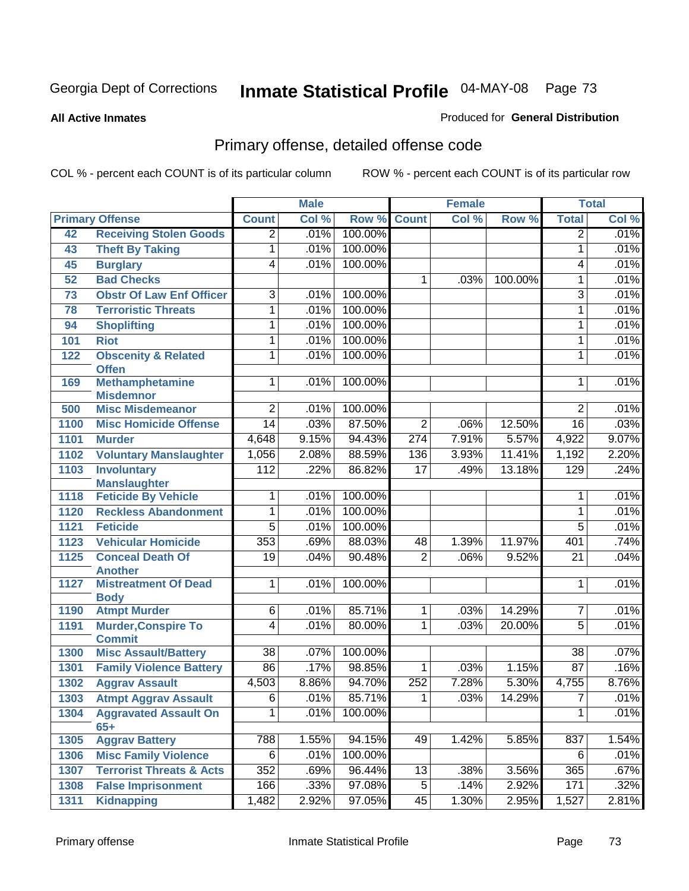Georgia Dept of Corrections **Inmate Statistical Profile** 04-MAY-08

**All Active Inmates** Produced for **General Distribution**

## Primary offense, detailed offense code

COL % - percent each COUNT is of its particular column ROW % - percent each COUNT is of its particular row

| Primary Offense | | Male | | | Female | | | Total | |
|---|---|---|---|---|---|---|---|---|---|
| | | Count | Col % | Row % | Count | Col % | Row % | Total | Col % |
| 42 | Receiving Stolen Goods | 2 | .01% | 100.00% | | | | 2 | .01% |
| 43 | Theft By Taking | 1 | .01% | 100.00% | | | | 1 | .01% |
| 45 | Burglary | 4 | .01% | 100.00% | | | | 4 | .01% |
| 52 | Bad Checks | | | | 1 | .03% | 100.00% | 1 | .01% |
| 73 | Obstr Of Law Enf Officer | 3 | .01% | 100.00% | | | | 3 | .01% |
| 78 | Terroristic Threats | 1 | .01% | 100.00% | | | | 1 | .01% |
| 94 | Shoplifting | 1 | .01% | 100.00% | | | | 1 | .01% |
| 101 | Riot | 1 | .01% | 100.00% | | | | 1 | .01% |
| 122 | Obscenity & Related Offen | 1 | .01% | 100.00% | | | | 1 | .01% |
| 169 | Methamphetamine Misdemnor | 1 | .01% | 100.00% | | | | 1 | .01% |
| 500 | Misc Misdemeanor | 2 | .01% | 100.00% | | | | 2 | .01% |
| 1100 | Misc Homicide Offense | 14 | .03% | 87.50% | 2 | .06% | 12.50% | 16 | .03% |
| 1101 | Murder | 4,648 | 9.15% | 94.43% | 274 | 7.91% | 5.57% | 4,922 | 9.07% |
| 1102 | Voluntary Manslaughter | 1,056 | 2.08% | 88.59% | 136 | 3.93% | 11.41% | 1,192 | 2.20% |
| 1103 | Involuntary Manslaughter | 112 | .22% | 86.82% | 17 | .49% | 13.18% | 129 | .24% |
| 1118 | Feticide By Vehicle | 1 | .01% | 100.00% | | | | 1 | .01% |
| 1120 | Reckless Abandonment | 1 | .01% | 100.00% | | | | 1 | .01% |
| 1121 | Feticide | 5 | .01% | 100.00% | | | | 5 | .01% |
| 1123 | Vehicular Homicide | 353 | .69% | 88.03% | 48 | 1.39% | 11.97% | 401 | .74% |
| 1125 | Conceal Death Of Another | 19 | .04% | 90.48% | 2 | .06% | 9.52% | 21 | .04% |
| 1127 | Mistreatment Of Dead Body | 1 | .01% | 100.00% | | | | 1 | .01% |
| 1190 | Atmpt Murder | 6 | .01% | 85.71% | 1 | .03% | 14.29% | 7 | .01% |
| 1191 | Murder,Conspire To Commit | 4 | .01% | 80.00% | 1 | .03% | 20.00% | 5 | .01% |
| 1300 | Misc Assault/Battery | 38 | .07% | 100.00% | | | | 38 | .07% |
| 1301 | Family Violence Battery | 86 | .17% | 98.85% | 1 | .03% | 1.15% | 87 | .16% |
| 1302 | Aggrav Assault | 4,503 | 8.86% | 94.70% | 252 | 7.28% | 5.30% | 4,755 | 8.76% |
| 1303 | Atmpt Aggrav Assault | 6 | .01% | 85.71% | 1 | .03% | 14.29% | 7 | .01% |
| 1304 | Aggravated Assault On 65+ | 1 | .01% | 100.00% | | | | 1 | .01% |
| 1305 | Aggrav Battery | 788 | 1.55% | 94.15% | 49 | 1.42% | 5.85% | 837 | 1.54% |
| 1306 | Misc Family Violence | 6 | .01% | 100.00% | | | | 6 | .01% |
| 1307 | Terrorist Threats & Acts | 352 | .69% | 96.44% | 13 | .38% | 3.56% | 365 | .67% |
| 1308 | False Imprisonment | 166 | .33% | 97.08% | 5 | .14% | 2.92% | 171 | .32% |
| 1311 | Kidnapping | 1,482 | 2.92% | 97.05% | 45 | 1.30% | 2.95% | 1,527 | 2.81% |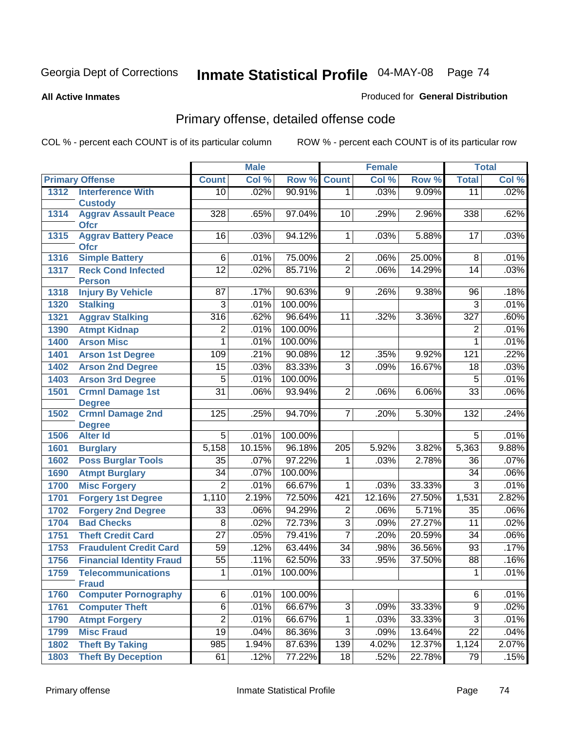Georgia Dept of Corrections **Inmate Statistical Profile** 04-MAY-08

**All Active Inmates**

Produced for **General Distribution**

## Primary offense, detailed offense code

COL % - percent each COUNT is of its particular column

ROW % - percent each COUNT is of its particular row

| Primary Offense | | Male | | | Female | | | Total | |
|---|---|---|---|---|---|---|---|---|---|
| | | Count | Col % | Row % | Count | Col % | Row % | Total | Col % |
| 1312 | Interference With Custody | 10 | .02% | 90.91% | 1 | .03% | 9.09% | 11 | .02% |
| 1314 | Aggrav Assault Peace Ofcr | 328 | .65% | 97.04% | 10 | .29% | 2.96% | 338 | .62% |
| 1315 | Aggrav Battery Peace Ofcr | 16 | .03% | 94.12% | 1 | .03% | 5.88% | 17 | .03% |
| 1316 | Simple Battery | 6 | .01% | 75.00% | 2 | .06% | 25.00% | 8 | .01% |
| 1317 | Reck Cond Infected Person | 12 | .02% | 85.71% | 2 | .06% | 14.29% | 14 | .03% |
| 1318 | Injury By Vehicle | 87 | .17% | 90.63% | 9 | .26% | 9.38% | 96 | .18% |
| 1320 | Stalking | 3 | .01% | 100.00% | | | | 3 | .01% |
| 1321 | Aggrav Stalking | 316 | .62% | 96.64% | 11 | .32% | 3.36% | 327 | .60% |
| 1390 | Atmpt Kidnap | 2 | .01% | 100.00% | | | | 2 | .01% |
| 1400 | Arson Misc | 1 | .01% | 100.00% | | | | 1 | .01% |
| 1401 | Arson 1st Degree | 109 | .21% | 90.08% | 12 | .35% | 9.92% | 121 | .22% |
| 1402 | Arson 2nd Degree | 15 | .03% | 83.33% | 3 | .09% | 16.67% | 18 | .03% |
| 1403 | Arson 3rd Degree | 5 | .01% | 100.00% | | | | 5 | .01% |
| 1501 | Crmnl Damage 1st Degree | 31 | .06% | 93.94% | 2 | .06% | 6.06% | 33 | .06% |
| 1502 | Crmnl Damage 2nd Degree | 125 | .25% | 94.70% | 7 | .20% | 5.30% | 132 | .24% |
| 1506 | Alter Id | 5 | .01% | 100.00% | | | | 5 | .01% |
| 1601 | Burglary | 5,158 | 10.15% | 96.18% | 205 | 5.92% | 3.82% | 5,363 | 9.88% |
| 1602 | Poss Burglar Tools | 35 | .07% | 97.22% | 1 | .03% | 2.78% | 36 | .07% |
| 1690 | Atmpt Burglary | 34 | .07% | 100.00% | | | | 34 | .06% |
| 1700 | Misc Forgery | 2 | .01% | 66.67% | 1 | .03% | 33.33% | 3 | .01% |
| 1701 | Forgery 1st Degree | 1,110 | 2.19% | 72.50% | 421 | 12.16% | 27.50% | 1,531 | 2.82% |
| 1702 | Forgery 2nd Degree | 33 | .06% | 94.29% | 2 | .06% | 5.71% | 35 | .06% |
| 1704 | Bad Checks | 8 | .02% | 72.73% | 3 | .09% | 27.27% | 11 | .02% |
| 1751 | Theft Credit Card | 27 | .05% | 79.41% | 7 | .20% | 20.59% | 34 | .06% |
| 1753 | Fraudulent Credit Card | 59 | .12% | 63.44% | 34 | .98% | 36.56% | 93 | .17% |
| 1756 | Financial Identity Fraud | 55 | .11% | 62.50% | 33 | .95% | 37.50% | 88 | .16% |
| 1759 | Telecommunications Fraud | 1 | .01% | 100.00% | | | | 1 | .01% |
| 1760 | Computer Pornography | 6 | .01% | 100.00% | | | | 6 | .01% |
| 1761 | Computer Theft | 6 | .01% | 66.67% | 3 | .09% | 33.33% | 9 | .02% |
| 1790 | Atmpt Forgery | 2 | .01% | 66.67% | 1 | .03% | 33.33% | 3 | .01% |
| 1799 | Misc Fraud | 19 | .04% | 86.36% | 3 | .09% | 13.64% | 22 | .04% |
| 1802 | Theft By Taking | 985 | 1.94% | 87.63% | 139 | 4.02% | 12.37% | 1,124 | 2.07% |
| 1803 | Theft By Deception | 61 | .12% | 77.22% | 18 | .52% | 22.78% | 79 | .15% |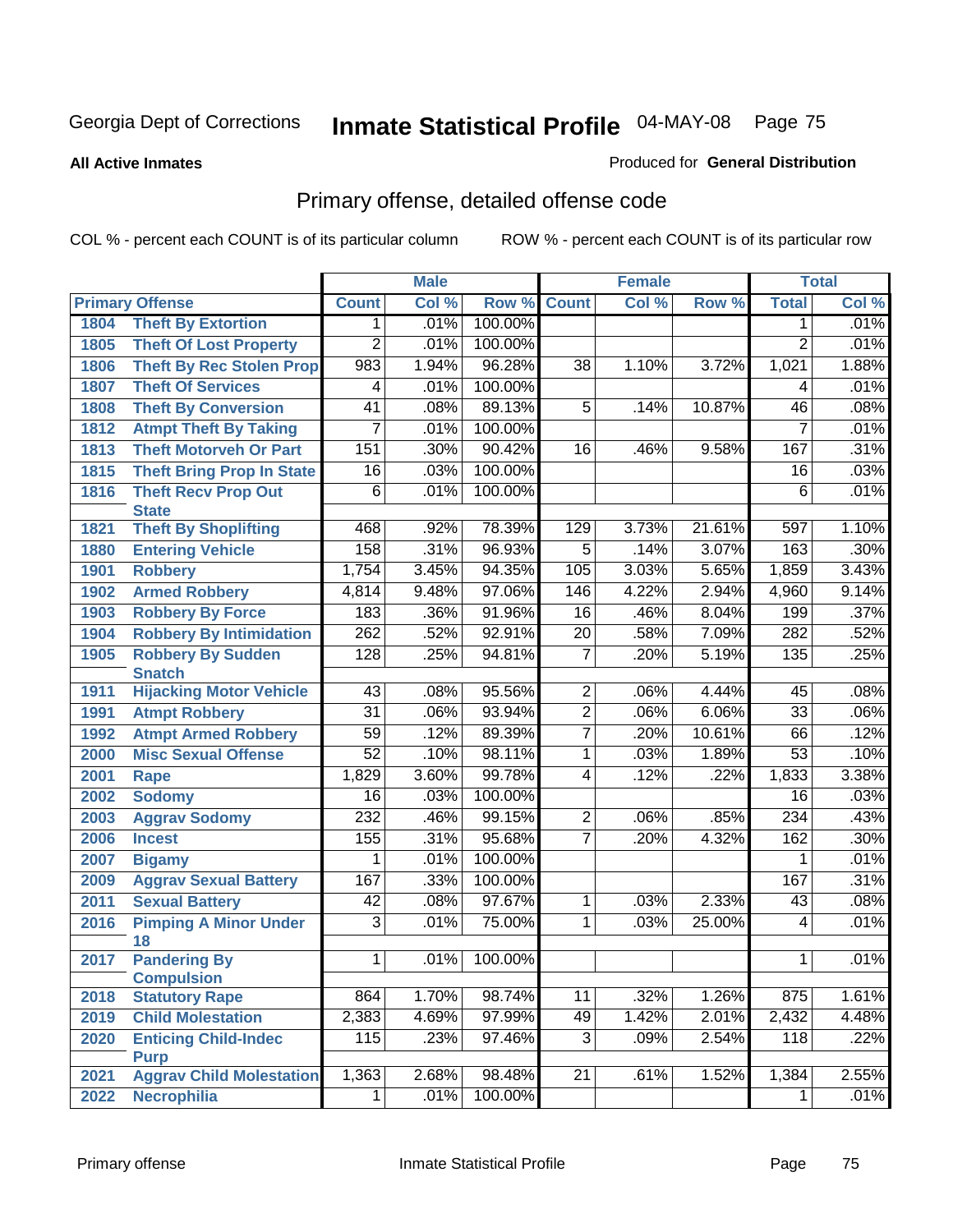Georgia Dept of Corrections **Inmate Statistical Profile** 04-MAY-08 Page 75

**All Active Inmates**

Produced for **General Distribution**

## Primary offense, detailed offense code

COL % - percent each COUNT is of its particular column    ROW % - percent each COUNT is of its particular row

| Primary Offense | | Male | | | Female | | | Total | |
|---|---|---|---|---|---|---|---|---|---|
| | | Count | Col % | Row % | Count | Col % | Row % | Total | Col % |
| 1804 | Theft By Extortion | 1 | .01% | 100.00% | | | | 1 | .01% |
| 1805 | Theft Of Lost Property | 2 | .01% | 100.00% | | | | 2 | .01% |
| 1806 | Theft By Rec Stolen Prop | 983 | 1.94% | 96.28% | 38 | 1.10% | 3.72% | 1,021 | 1.88% |
| 1807 | Theft Of Services | 4 | .01% | 100.00% | | | | 4 | .01% |
| 1808 | Theft By Conversion | 41 | .08% | 89.13% | 5 | .14% | 10.87% | 46 | .08% |
| 1812 | Atmpt Theft By Taking | 7 | .01% | 100.00% | | | | 7 | .01% |
| 1813 | Theft Motorveh Or Part | 151 | .30% | 90.42% | 16 | .46% | 9.58% | 167 | .31% |
| 1815 | Theft Bring Prop In State | 16 | .03% | 100.00% | | | | 16 | .03% |
| 1816 | Theft Recv Prop Out State | 6 | .01% | 100.00% | | | | 6 | .01% |
| 1821 | Theft By Shoplifting | 468 | .92% | 78.39% | 129 | 3.73% | 21.61% | 597 | 1.10% |
| 1880 | Entering Vehicle | 158 | .31% | 96.93% | 5 | .14% | 3.07% | 163 | .30% |
| 1901 | Robbery | 1,754 | 3.45% | 94.35% | 105 | 3.03% | 5.65% | 1,859 | 3.43% |
| 1902 | Armed Robbery | 4,814 | 9.48% | 97.06% | 146 | 4.22% | 2.94% | 4,960 | 9.14% |
| 1903 | Robbery By Force | 183 | .36% | 91.96% | 16 | .46% | 8.04% | 199 | .37% |
| 1904 | Robbery By Intimidation | 262 | .52% | 92.91% | 20 | .58% | 7.09% | 282 | .52% |
| 1905 | Robbery By Sudden Snatch | 128 | .25% | 94.81% | 7 | .20% | 5.19% | 135 | .25% |
| 1911 | Hijacking Motor Vehicle | 43 | .08% | 95.56% | 2 | .06% | 4.44% | 45 | .08% |
| 1991 | Atmpt Robbery | 31 | .06% | 93.94% | 2 | .06% | 6.06% | 33 | .06% |
| 1992 | Atmpt Armed Robbery | 59 | .12% | 89.39% | 7 | .20% | 10.61% | 66 | .12% |
| 2000 | Misc Sexual Offense | 52 | .10% | 98.11% | 1 | .03% | 1.89% | 53 | .10% |
| 2001 | Rape | 1,829 | 3.60% | 99.78% | 4 | .12% | .22% | 1,833 | 3.38% |
| 2002 | Sodomy | 16 | .03% | 100.00% | | | | 16 | .03% |
| 2003 | Aggrav Sodomy | 232 | .46% | 99.15% | 2 | .06% | .85% | 234 | .43% |
| 2006 | Incest | 155 | .31% | 95.68% | 7 | .20% | 4.32% | 162 | .30% |
| 2007 | Bigamy | 1 | .01% | 100.00% | | | | 1 | .01% |
| 2009 | Aggrav Sexual Battery | 167 | .33% | 100.00% | | | | 167 | .31% |
| 2011 | Sexual Battery | 42 | .08% | 97.67% | 1 | .03% | 2.33% | 43 | .08% |
| 2016 | Pimping A Minor Under 18 | 3 | .01% | 75.00% | 1 | .03% | 25.00% | 4 | .01% |
| 2017 | Pandering By Compulsion | 1 | .01% | 100.00% | | | | 1 | .01% |
| 2018 | Statutory Rape | 864 | 1.70% | 98.74% | 11 | .32% | 1.26% | 875 | 1.61% |
| 2019 | Child Molestation | 2,383 | 4.69% | 97.99% | 49 | 1.42% | 2.01% | 2,432 | 4.48% |
| 2020 | Enticing Child-Indec Purp | 115 | .23% | 97.46% | 3 | .09% | 2.54% | 118 | .22% |
| 2021 | Aggrav Child Molestation | 1,363 | 2.68% | 98.48% | 21 | .61% | 1.52% | 1,384 | 2.55% |
| 2022 | Necrophilia | 1 | .01% | 100.00% | | | | 1 | .01% |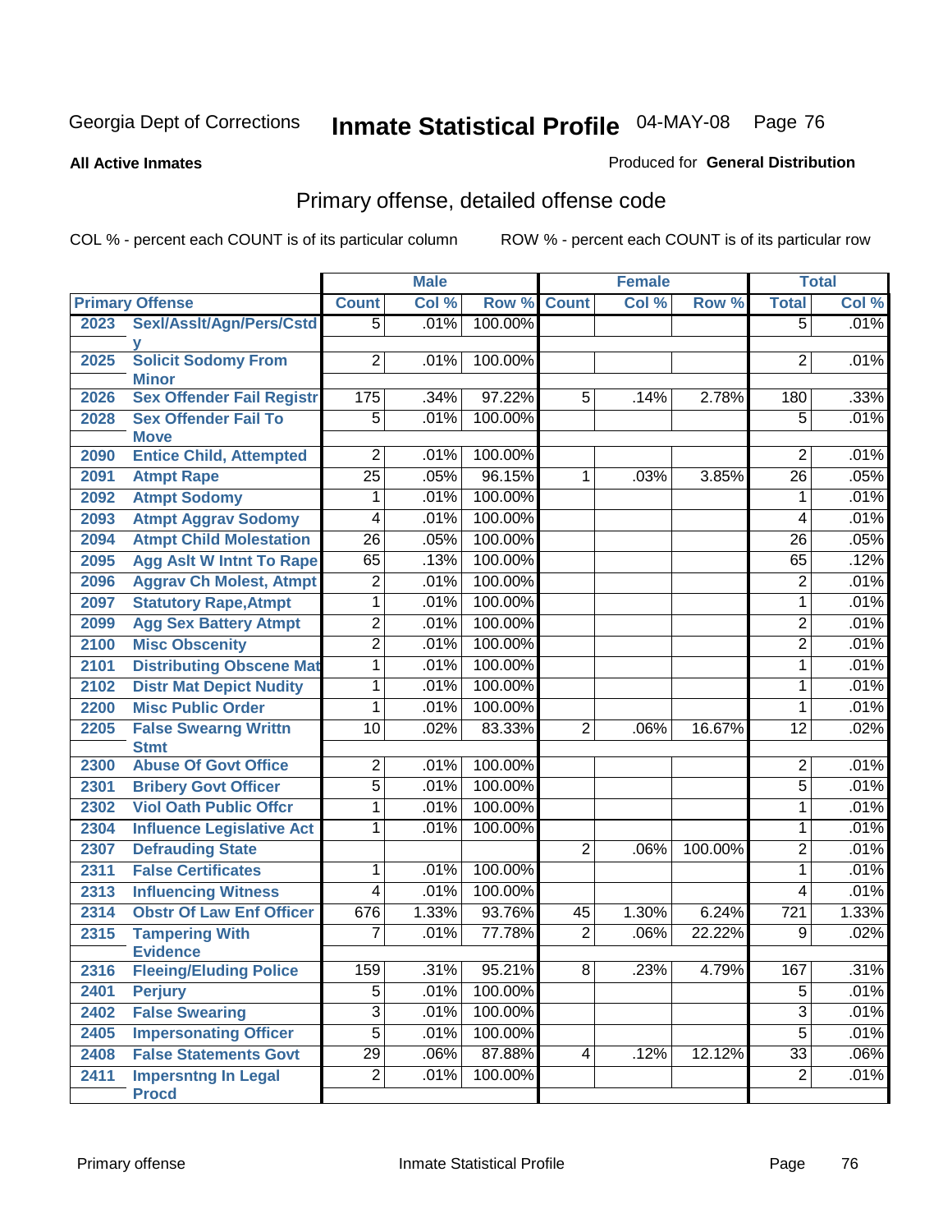Georgia Dept of Corrections **Inmate Statistical Profile** 04-MAY-08

**All Active Inmates**

Produced for **General Distribution**

## Primary offense, detailed offense code

COL % - percent each COUNT is of its particular column

ROW % - percent each COUNT is of its particular row

| Primary Offense | | Male | | | Female | | | Total | |
|---|---|---|---|---|---|---|---|---|---|
| | | Count | Col % | Row % | Count | Col % | Row % | Total | Col % |
| 2023 | Sexl/Asslt/Agn/Pers/Cstdy | 5 | .01% | 100.00% | | | | 5 | .01% |
| 2025 | Solicit Sodomy From Minor | 2 | .01% | 100.00% | | | | 2 | .01% |
| 2026 | Sex Offender Fail Registr | 175 | .34% | 97.22% | 5 | .14% | 2.78% | 180 | .33% |
| 2028 | Sex Offender Fail To Move | 5 | .01% | 100.00% | | | | 5 | .01% |
| 2090 | Entice Child, Attempted | 2 | .01% | 100.00% | | | | 2 | .01% |
| 2091 | Atmpt Rape | 25 | .05% | 96.15% | 1 | .03% | 3.85% | 26 | .05% |
| 2092 | Atmpt Sodomy | 1 | .01% | 100.00% | | | | 1 | .01% |
| 2093 | Atmpt Aggrav Sodomy | 4 | .01% | 100.00% | | | | 4 | .01% |
| 2094 | Atmpt Child Molestation | 26 | .05% | 100.00% | | | | 26 | .05% |
| 2095 | Agg Aslt W Intnt To Rape | 65 | .13% | 100.00% | | | | 65 | .12% |
| 2096 | Aggrav Ch Molest, Atmpt | 2 | .01% | 100.00% | | | | 2 | .01% |
| 2097 | Statutory Rape,Atmpt | 1 | .01% | 100.00% | | | | 1 | .01% |
| 2099 | Agg Sex Battery Atmpt | 2 | .01% | 100.00% | | | | 2 | .01% |
| 2100 | Misc Obscenity | 2 | .01% | 100.00% | | | | 2 | .01% |
| 2101 | Distributing Obscene Mat | 1 | .01% | 100.00% | | | | 1 | .01% |
| 2102 | Distr Mat Depict Nudity | 1 | .01% | 100.00% | | | | 1 | .01% |
| 2200 | Misc Public Order | 1 | .01% | 100.00% | | | | 1 | .01% |
| 2205 | False Swearng Writtn Stmt | 10 | .02% | 83.33% | 2 | .06% | 16.67% | 12 | .02% |
| 2300 | Abuse Of Govt Office | 2 | .01% | 100.00% | | | | 2 | .01% |
| 2301 | Bribery Govt Officer | 5 | .01% | 100.00% | | | | 5 | .01% |
| 2302 | Viol Oath Public Offcr | 1 | .01% | 100.00% | | | | 1 | .01% |
| 2304 | Influence Legislative Act | 1 | .01% | 100.00% | | | | 1 | .01% |
| 2307 | Defrauding State | | | | 2 | .06% | 100.00% | 2 | .01% |
| 2311 | False Certificates | 1 | .01% | 100.00% | | | | 1 | .01% |
| 2313 | Influencing Witness | 4 | .01% | 100.00% | | | | 4 | .01% |
| 2314 | Obstr Of Law Enf Officer | 676 | 1.33% | 93.76% | 45 | 1.30% | 6.24% | 721 | 1.33% |
| 2315 | Tampering With Evidence | 7 | .01% | 77.78% | 2 | .06% | 22.22% | 9 | .02% |
| 2316 | Fleeing/Eluding Police | 159 | .31% | 95.21% | 8 | .23% | 4.79% | 167 | .31% |
| 2401 | Perjury | 5 | .01% | 100.00% | | | | 5 | .01% |
| 2402 | False Swearing | 3 | .01% | 100.00% | | | | 3 | .01% |
| 2405 | Impersonating Officer | 5 | .01% | 100.00% | | | | 5 | .01% |
| 2408 | False Statements Govt | 29 | .06% | 87.88% | 4 | .12% | 12.12% | 33 | .06% |
| 2411 | Impersntng In Legal Procd | 2 | .01% | 100.00% | | | | 2 | .01% |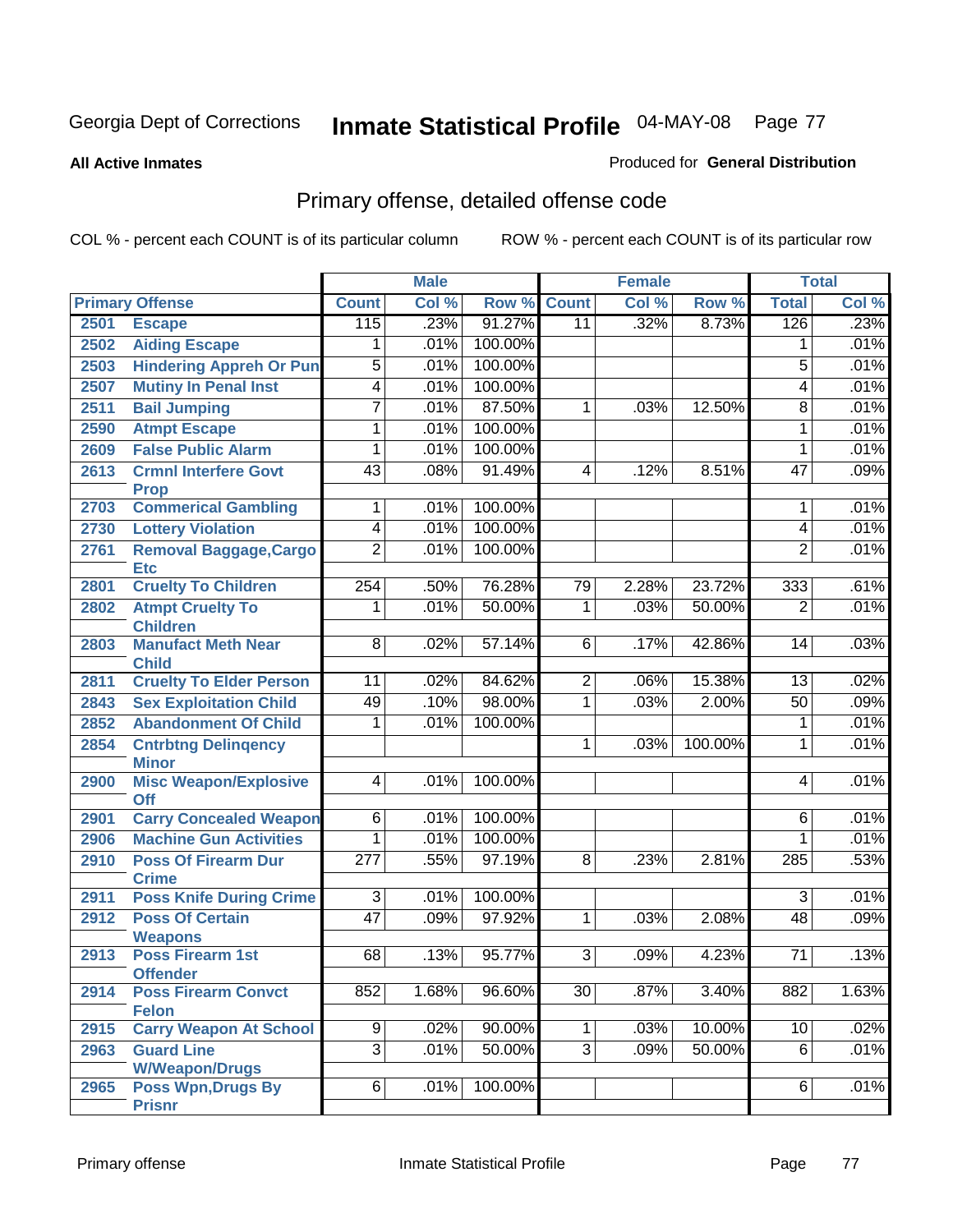Georgia Dept of Corrections **Inmate Statistical Profile** 04-MAY-08

**All Active Inmates**

Produced for **General Distribution**

## Primary offense, detailed offense code

COL % - percent each COUNT is of its particular column ROW % - percent each COUNT is of its particular row

| | | Male | | | Female | | | Total | |
|---|---|---|---|---|---|---|---|---|---|
| **Primary Offense** | | **Count** | **Col %** | **Row %** | **Count** | **Col %** | **Row %** | **Total** | **Col %** |
| 2501 | Escape | 115 | .23% | 91.27% | 11 | .32% | 8.73% | 126 | .23% |
| 2502 | Aiding Escape | 1 | .01% | 100.00% | | | | 1 | .01% |
| 2503 | Hindering Appreh Or Pun | 5 | .01% | 100.00% | | | | 5 | .01% |
| 2507 | Mutiny In Penal Inst | 4 | .01% | 100.00% | | | | 4 | .01% |
| 2511 | Bail Jumping | 7 | .01% | 87.50% | 1 | .03% | 12.50% | 8 | .01% |
| 2590 | Atmpt Escape | 1 | .01% | 100.00% | | | | 1 | .01% |
| 2609 | False Public Alarm | 1 | .01% | 100.00% | | | | 1 | .01% |
| 2613 | Crmnl Interfere Govt Prop | 43 | .08% | 91.49% | 4 | .12% | 8.51% | 47 | .09% |
| 2703 | Commerical Gambling | 1 | .01% | 100.00% | | | | 1 | .01% |
| 2730 | Lottery Violation | 4 | .01% | 100.00% | | | | 4 | .01% |
| 2761 | Removal Baggage,Cargo Etc | 2 | .01% | 100.00% | | | | 2 | .01% |
| 2801 | Cruelty To Children | 254 | .50% | 76.28% | 79 | 2.28% | 23.72% | 333 | .61% |
| 2802 | Atmpt Cruelty To Children | 1 | .01% | 50.00% | 1 | .03% | 50.00% | 2 | .01% |
| 2803 | Manufact Meth Near Child | 8 | .02% | 57.14% | 6 | .17% | 42.86% | 14 | .03% |
| 2811 | Cruelty To Elder Person | 11 | .02% | 84.62% | 2 | .06% | 15.38% | 13 | .02% |
| 2843 | Sex Exploitation Child | 49 | .10% | 98.00% | 1 | .03% | 2.00% | 50 | .09% |
| 2852 | Abandonment Of Child | 1 | .01% | 100.00% | | | | 1 | .01% |
| 2854 | Cntrbtng Delinqency Minor | | | | 1 | .03% | 100.00% | 1 | .01% |
| 2900 | Misc Weapon/Explosive Off | 4 | .01% | 100.00% | | | | 4 | .01% |
| 2901 | Carry Concealed Weapon | 6 | .01% | 100.00% | | | | 6 | .01% |
| 2906 | Machine Gun Activities | 1 | .01% | 100.00% | | | | 1 | .01% |
| 2910 | Poss Of Firearm Dur Crime | 277 | .55% | 97.19% | 8 | .23% | 2.81% | 285 | .53% |
| 2911 | Poss Knife During Crime | 3 | .01% | 100.00% | | | | 3 | .01% |
| 2912 | Poss Of Certain Weapons | 47 | .09% | 97.92% | 1 | .03% | 2.08% | 48 | .09% |
| 2913 | Poss Firearm 1st Offender | 68 | .13% | 95.77% | 3 | .09% | 4.23% | 71 | .13% |
| 2914 | Poss Firearm Convct Felon | 852 | 1.68% | 96.60% | 30 | .87% | 3.40% | 882 | 1.63% |
| 2915 | Carry Weapon At School | 9 | .02% | 90.00% | 1 | .03% | 10.00% | 10 | .02% |
| 2963 | Guard Line W/Weapon/Drugs | 3 | .01% | 50.00% | 3 | .09% | 50.00% | 6 | .01% |
| 2965 | Poss Wpn,Drugs By Prisnr | 6 | .01% | 100.00% | | | | 6 | .01% |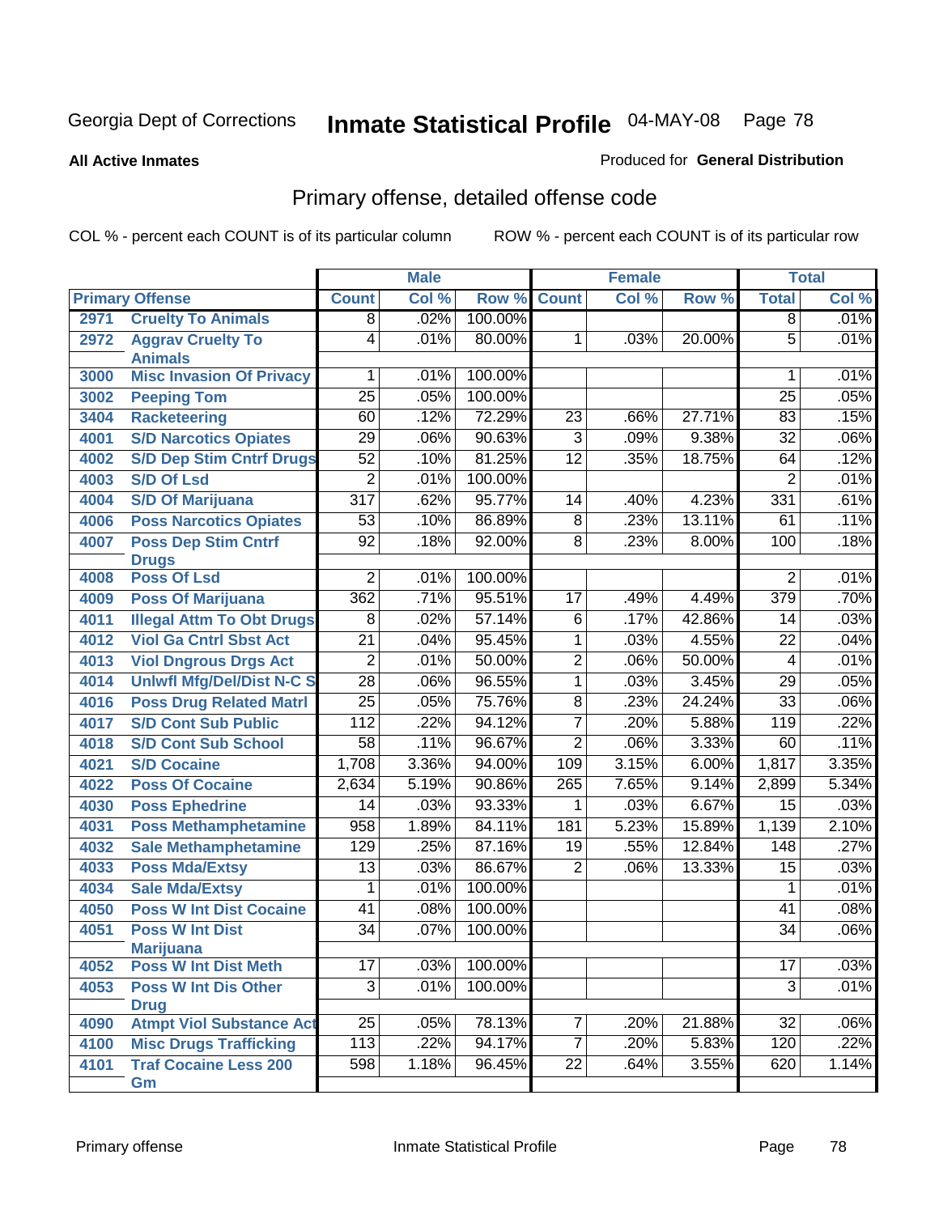Georgia Dept of Corrections

# Inmate Statistical Profile 04-MAY-08

**All Active Inmates**

Produced for **General Distribution**

## Primary offense, detailed offense code

COL % - percent each COUNT is of its particular column        ROW % - percent each COUNT is of its particular row

| Primary Offense | | Male | | | Female | | | Total | |
|---|---|---|---|---|---|---|---|---|---|
| | | Count | Col % | Row % | Count | Col % | Row % | Total | Col % |
| 2971 | Cruelty To Animals | 8 | .02% | 100.00% | | | | 8 | .01% |
| 2972 | Aggrav Cruelty To Animals | 4 | .01% | 80.00% | 1 | .03% | 20.00% | 5 | .01% |
| 3000 | Misc Invasion Of Privacy | 1 | .01% | 100.00% | | | | 1 | .01% |
| 3002 | Peeping Tom | 25 | .05% | 100.00% | | | | 25 | .05% |
| 3404 | Racketeering | 60 | .12% | 72.29% | 23 | .66% | 27.71% | 83 | .15% |
| 4001 | S/D Narcotics Opiates | 29 | .06% | 90.63% | 3 | .09% | 9.38% | 32 | .06% |
| 4002 | S/D Dep Stim Cntrf Drugs | 52 | .10% | 81.25% | 12 | .35% | 18.75% | 64 | .12% |
| 4003 | S/D Of Lsd | 2 | .01% | 100.00% | | | | 2 | .01% |
| 4004 | S/D Of Marijuana | 317 | .62% | 95.77% | 14 | .40% | 4.23% | 331 | .61% |
| 4006 | Poss Narcotics Opiates | 53 | .10% | 86.89% | 8 | .23% | 13.11% | 61 | .11% |
| 4007 | Poss Dep Stim Cntrf Drugs | 92 | .18% | 92.00% | 8 | .23% | 8.00% | 100 | .18% |
| 4008 | Poss Of Lsd | 2 | .01% | 100.00% | | | | 2 | .01% |
| 4009 | Poss Of Marijuana | 362 | .71% | 95.51% | 17 | .49% | 4.49% | 379 | .70% |
| 4011 | Illegal Attm To Obt Drugs | 8 | .02% | 57.14% | 6 | .17% | 42.86% | 14 | .03% |
| 4012 | Viol Ga Cntrl Sbst Act | 21 | .04% | 95.45% | 1 | .03% | 4.55% | 22 | .04% |
| 4013 | Viol Dngrous Drgs Act | 2 | .01% | 50.00% | 2 | .06% | 50.00% | 4 | .01% |
| 4014 | Unlwfl Mfg/Del/Dist N-C S | 28 | .06% | 96.55% | 1 | .03% | 3.45% | 29 | .05% |
| 4016 | Poss Drug Related Matrl | 25 | .05% | 75.76% | 8 | .23% | 24.24% | 33 | .06% |
| 4017 | S/D Cont Sub Public | 112 | .22% | 94.12% | 7 | .20% | 5.88% | 119 | .22% |
| 4018 | S/D Cont Sub School | 58 | .11% | 96.67% | 2 | .06% | 3.33% | 60 | .11% |
| 4021 | S/D Cocaine | 1,708 | 3.36% | 94.00% | 109 | 3.15% | 6.00% | 1,817 | 3.35% |
| 4022 | Poss Of Cocaine | 2,634 | 5.19% | 90.86% | 265 | 7.65% | 9.14% | 2,899 | 5.34% |
| 4030 | Poss Ephedrine | 14 | .03% | 93.33% | 1 | .03% | 6.67% | 15 | .03% |
| 4031 | Poss Methamphetamine | 958 | 1.89% | 84.11% | 181 | 5.23% | 15.89% | 1,139 | 2.10% |
| 4032 | Sale Methamphetamine | 129 | .25% | 87.16% | 19 | .55% | 12.84% | 148 | .27% |
| 4033 | Poss Mda/Extsy | 13 | .03% | 86.67% | 2 | .06% | 13.33% | 15 | .03% |
| 4034 | Sale Mda/Extsy | 1 | .01% | 100.00% | | | | 1 | .01% |
| 4050 | Poss W Int Dist Cocaine | 41 | .08% | 100.00% | | | | 41 | .08% |
| 4051 | Poss W Int Dist Marijuana | 34 | .07% | 100.00% | | | | 34 | .06% |
| 4052 | Poss W Int Dist Meth | 17 | .03% | 100.00% | | | | 17 | .03% |
| 4053 | Poss W Int Dis Other Drug | 3 | .01% | 100.00% | | | | 3 | .01% |
| 4090 | Atmpt Viol Substance Act | 25 | .05% | 78.13% | 7 | .20% | 21.88% | 32 | .06% |
| 4100 | Misc Drugs Trafficking | 113 | .22% | 94.17% | 7 | .20% | 5.83% | 120 | .22% |
| 4101 | Traf Cocaine Less 200 Gm | 598 | 1.18% | 96.45% | 22 | .64% | 3.55% | 620 | 1.14% |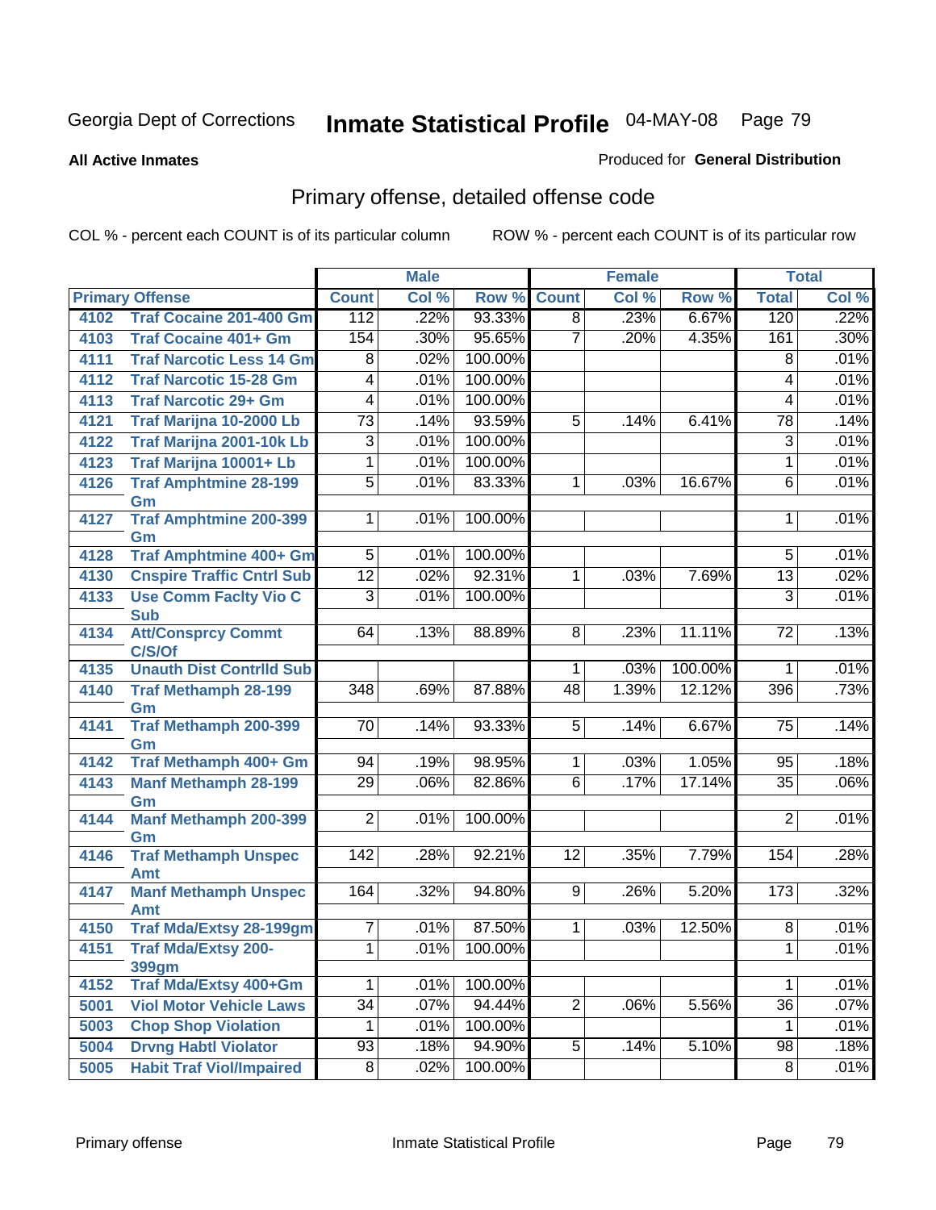Georgia Dept of Corrections **Inmate Statistical Profile** 04-MAY-08

**All Active Inmates** Produced for **General Distribution**

## Primary offense, detailed offense code

COL % - percent each COUNT is of its particular column ROW % - percent each COUNT is of its particular row

| Primary Offense | | Male | | | Female | | | Total | |
|---|---|---|---|---|---|---|---|---|---|
| | | Count | Col % | Row % | Count | Col % | Row % | Total | Col % |
| 4102 | Traf Cocaine 201-400 Gm | 112 | .22% | 93.33% | 8 | .23% | 6.67% | 120 | .22% |
| 4103 | Traf Cocaine 401+ Gm | 154 | .30% | 95.65% | 7 | .20% | 4.35% | 161 | .30% |
| 4111 | Traf Narcotic Less 14 Gm | 8 | .02% | 100.00% | | | | 8 | .01% |
| 4112 | Traf Narcotic 15-28 Gm | 4 | .01% | 100.00% | | | | 4 | .01% |
| 4113 | Traf Narcotic 29+ Gm | 4 | .01% | 100.00% | | | | 4 | .01% |
| 4121 | Traf Marijna 10-2000 Lb | 73 | .14% | 93.59% | 5 | .14% | 6.41% | 78 | .14% |
| 4122 | Traf Marijna 2001-10k Lb | 3 | .01% | 100.00% | | | | 3 | .01% |
| 4123 | Traf Marijna 10001+ Lb | 1 | .01% | 100.00% | | | | 1 | .01% |
| 4126 | Traf Amphtmine 28-199 Gm | 5 | .01% | 83.33% | 1 | .03% | 16.67% | 6 | .01% |
| 4127 | Traf Amphtmine 200-399 Gm | 1 | .01% | 100.00% | | | | 1 | .01% |
| 4128 | Traf Amphtmine 400+ Gm | 5 | .01% | 100.00% | | | | 5 | .01% |
| 4130 | Cnspire Traffic Cntrl Sub | 12 | .02% | 92.31% | 1 | .03% | 7.69% | 13 | .02% |
| 4133 | Use Comm Faclty Vio C Sub | 3 | .01% | 100.00% | | | | 3 | .01% |
| 4134 | Att/Consprcy Commt C/S/Of | 64 | .13% | 88.89% | 8 | .23% | 11.11% | 72 | .13% |
| 4135 | Unauth Dist Contrlld Sub | | | | 1 | .03% | 100.00% | 1 | .01% |
| 4140 | Traf Methamph 28-199 Gm | 348 | .69% | 87.88% | 48 | 1.39% | 12.12% | 396 | .73% |
| 4141 | Traf Methamph 200-399 Gm | 70 | .14% | 93.33% | 5 | .14% | 6.67% | 75 | .14% |
| 4142 | Traf Methamph 400+ Gm | 94 | .19% | 98.95% | 1 | .03% | 1.05% | 95 | .18% |
| 4143 | Manf Methamph 28-199 Gm | 29 | .06% | 82.86% | 6 | .17% | 17.14% | 35 | .06% |
| 4144 | Manf Methamph 200-399 Gm | 2 | .01% | 100.00% | | | | 2 | .01% |
| 4146 | Traf Methamph Unspec Amt | 142 | .28% | 92.21% | 12 | .35% | 7.79% | 154 | .28% |
| 4147 | Manf Methamph Unspec Amt | 164 | .32% | 94.80% | 9 | .26% | 5.20% | 173 | .32% |
| 4150 | Traf Mda/Extsy 28-199gm | 7 | .01% | 87.50% | 1 | .03% | 12.50% | 8 | .01% |
| 4151 | Traf Mda/Extsy 200-399gm | 1 | .01% | 100.00% | | | | 1 | .01% |
| 4152 | Traf Mda/Extsy 400+Gm | 1 | .01% | 100.00% | | | | 1 | .01% |
| 5001 | Viol Motor Vehicle Laws | 34 | .07% | 94.44% | 2 | .06% | 5.56% | 36 | .07% |
| 5003 | Chop Shop Violation | 1 | .01% | 100.00% | | | | 1 | .01% |
| 5004 | Drvng Habtl Violator | 93 | .18% | 94.90% | 5 | .14% | 5.10% | 98 | .18% |
| 5005 | Habit Traf Viol/Impaired | 8 | .02% | 100.00% | | | | 8 | .01% |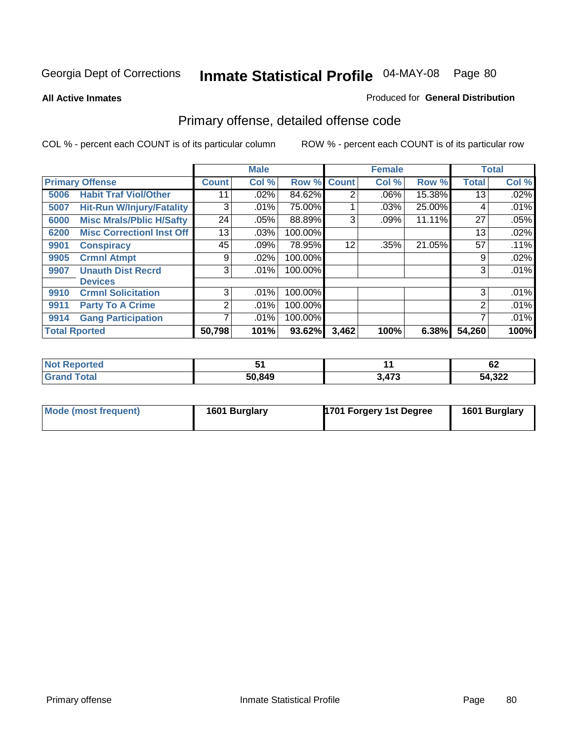Georgia Dept of Corrections

# Inmate Statistical Profile 04-MAY-08

**All Active Inmates**

Produced for **General Distribution**

## Primary offense, detailed offense code

COL % - percent each COUNT is of its particular column

ROW % - percent each COUNT is of its particular row

| | | Male | | | Female | | | Total | |
|---|---|---|---|---|---|---|---|---|---|
| **Primary Offense** | | **Count** | **Col %** | **Row %** | **Count** | **Col %** | **Row %** | **Total** | **Col %** |
| 5006 | Habit Traf Viol/Other | 11 | .02% | 84.62% | 2 | .06% | 15.38% | 13 | .02% |
| 5007 | Hit-Run W/Injury/Fatality | 3 | .01% | 75.00% | 1 | .03% | 25.00% | 4 | .01% |
| 6000 | Misc Mrals/Pblic H/Safty | 24 | .05% | 88.89% | 3 | .09% | 11.11% | 27 | .05% |
| 6200 | Misc Correctionl Inst Off | 13 | .03% | 100.00% | | | | 13 | .02% |
| 9901 | Conspiracy | 45 | .09% | 78.95% | 12 | .35% | 21.05% | 57 | .11% |
| 9905 | Crmnl Atmpt | 9 | .02% | 100.00% | | | | 9 | .02% |
| 9907 | Unauth Dist Recrd Devices | 3 | .01% | 100.00% | | | | 3 | .01% |
| 9910 | Crmnl Solicitation | 3 | .01% | 100.00% | | | | 3 | .01% |
| 9911 | Party To A Crime | 2 | .01% | 100.00% | | | | 2 | .01% |
| 9914 | Gang Participation | 7 | .01% | 100.00% | | | | 7 | .01% |
| **Total Rported** | | **50,798** | **101%** | **93.62%** | **3,462** | **100%** | **6.38%** | **54,260** | **100%** |

| | Male | Female | Total |
|---|---|---|---|
| Not Reported | 51 | 11 | 62 |
| Grand Total | 50,849 | 3,473 | 54,322 |

| | Male | Female | Total |
|---|---|---|---|
| Mode (most frequent) | 1601 Burglary | 1701 Forgery 1st Degree | 1601 Burglary |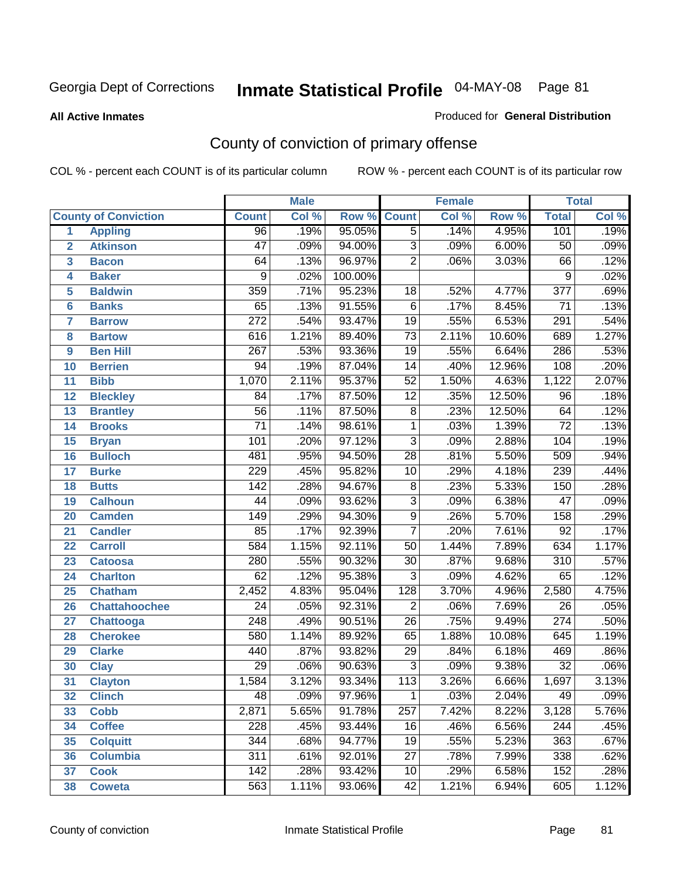Georgia Dept of Corrections **Inmate Statistical Profile** 04-MAY-08

**All Active Inmates**

Produced for **General Distribution**

## County of conviction of primary offense

COL % - percent each COUNT is of its particular column ROW % - percent each COUNT is of its particular row

| | | Male | | | Female | | | Total | |
|---|---|---|---|---|---|---|---|---|---|
| **County of Conviction** | | **Count** | **Col %** | **Row %** | **Count** | **Col %** | **Row %** | **Total** | **Col %** |
| 1 | Appling | 96 | .19% | 95.05% | 5 | .14% | 4.95% | 101 | .19% |
| 2 | Atkinson | 47 | .09% | 94.00% | 3 | .09% | 6.00% | 50 | .09% |
| 3 | Bacon | 64 | .13% | 96.97% | 2 | .06% | 3.03% | 66 | .12% |
| 4 | Baker | 9 | .02% | 100.00% | | | | 9 | .02% |
| 5 | Baldwin | 359 | .71% | 95.23% | 18 | .52% | 4.77% | 377 | .69% |
| 6 | Banks | 65 | .13% | 91.55% | 6 | .17% | 8.45% | 71 | .13% |
| 7 | Barrow | 272 | .54% | 93.47% | 19 | .55% | 6.53% | 291 | .54% |
| 8 | Bartow | 616 | 1.21% | 89.40% | 73 | 2.11% | 10.60% | 689 | 1.27% |
| 9 | Ben Hill | 267 | .53% | 93.36% | 19 | .55% | 6.64% | 286 | .53% |
| 10 | Berrien | 94 | .19% | 87.04% | 14 | .40% | 12.96% | 108 | .20% |
| 11 | Bibb | 1,070 | 2.11% | 95.37% | 52 | 1.50% | 4.63% | 1,122 | 2.07% |
| 12 | Bleckley | 84 | .17% | 87.50% | 12 | .35% | 12.50% | 96 | .18% |
| 13 | Brantley | 56 | .11% | 87.50% | 8 | .23% | 12.50% | 64 | .12% |
| 14 | Brooks | 71 | .14% | 98.61% | 1 | .03% | 1.39% | 72 | .13% |
| 15 | Bryan | 101 | .20% | 97.12% | 3 | .09% | 2.88% | 104 | .19% |
| 16 | Bulloch | 481 | .95% | 94.50% | 28 | .81% | 5.50% | 509 | .94% |
| 17 | Burke | 229 | .45% | 95.82% | 10 | .29% | 4.18% | 239 | .44% |
| 18 | Butts | 142 | .28% | 94.67% | 8 | .23% | 5.33% | 150 | .28% |
| 19 | Calhoun | 44 | .09% | 93.62% | 3 | .09% | 6.38% | 47 | .09% |
| 20 | Camden | 149 | .29% | 94.30% | 9 | .26% | 5.70% | 158 | .29% |
| 21 | Candler | 85 | .17% | 92.39% | 7 | .20% | 7.61% | 92 | .17% |
| 22 | Carroll | 584 | 1.15% | 92.11% | 50 | 1.44% | 7.89% | 634 | 1.17% |
| 23 | Catoosa | 280 | .55% | 90.32% | 30 | .87% | 9.68% | 310 | .57% |
| 24 | Charlton | 62 | .12% | 95.38% | 3 | .09% | 4.62% | 65 | .12% |
| 25 | Chatham | 2,452 | 4.83% | 95.04% | 128 | 3.70% | 4.96% | 2,580 | 4.75% |
| 26 | Chattahoochee | 24 | .05% | 92.31% | 2 | .06% | 7.69% | 26 | .05% |
| 27 | Chattooga | 248 | .49% | 90.51% | 26 | .75% | 9.49% | 274 | .50% |
| 28 | Cherokee | 580 | 1.14% | 89.92% | 65 | 1.88% | 10.08% | 645 | 1.19% |
| 29 | Clarke | 440 | .87% | 93.82% | 29 | .84% | 6.18% | 469 | .86% |
| 30 | Clay | 29 | .06% | 90.63% | 3 | .09% | 9.38% | 32 | .06% |
| 31 | Clayton | 1,584 | 3.12% | 93.34% | 113 | 3.26% | 6.66% | 1,697 | 3.13% |
| 32 | Clinch | 48 | .09% | 97.96% | 1 | .03% | 2.04% | 49 | .09% |
| 33 | Cobb | 2,871 | 5.65% | 91.78% | 257 | 7.42% | 8.22% | 3,128 | 5.76% |
| 34 | Coffee | 228 | .45% | 93.44% | 16 | .46% | 6.56% | 244 | .45% |
| 35 | Colquitt | 344 | .68% | 94.77% | 19 | .55% | 5.23% | 363 | .67% |
| 36 | Columbia | 311 | .61% | 92.01% | 27 | .78% | 7.99% | 338 | .62% |
| 37 | Cook | 142 | .28% | 93.42% | 10 | .29% | 6.58% | 152 | .28% |
| 38 | Coweta | 563 | 1.11% | 93.06% | 42 | 1.21% | 6.94% | 605 | 1.12% |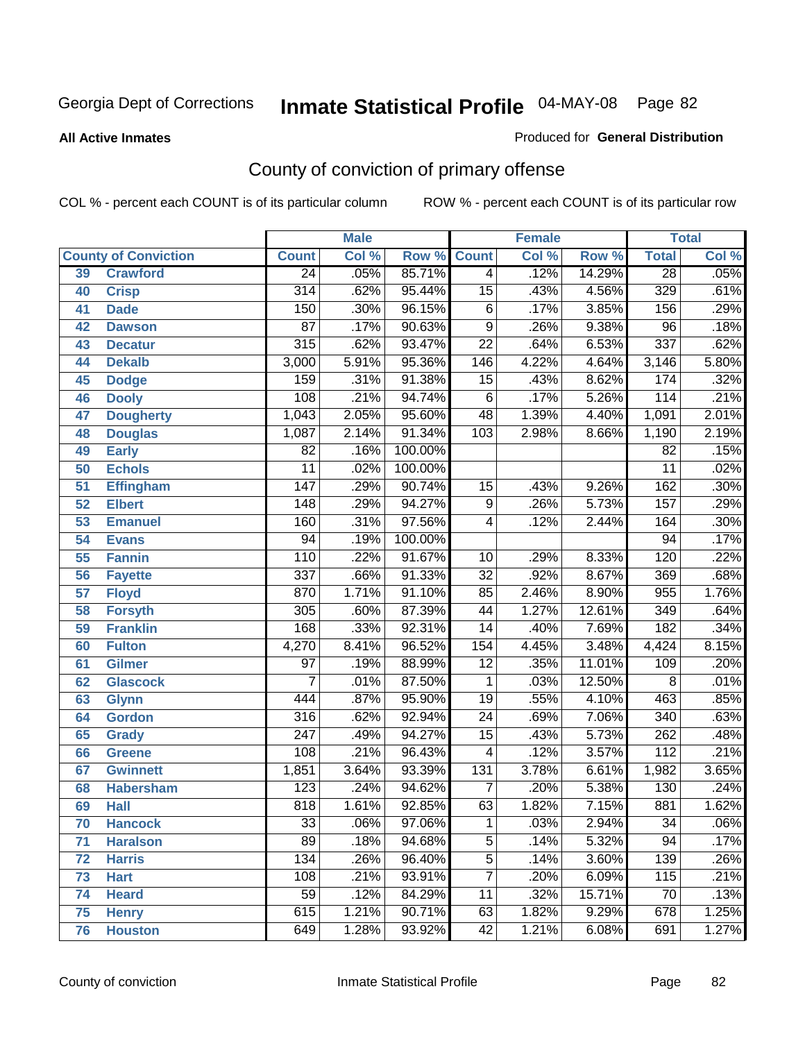Georgia Dept of Corrections

# Inmate Statistical Profile 04-MAY-08

**All Active Inmates**

Produced for **General Distribution**

## County of conviction of primary offense

COL % - percent each COUNT is of its particular column

ROW % - percent each COUNT is of its particular row

| County of Conviction | | Male | | | Female | | | Total | |
|---|---|---|---|---|---|---|---|---|---|
| | | Count | Col % | Row % | Count | Col % | Row % | Total | Col % |
| 39 | Crawford | 24 | .05% | 85.71% | 4 | .12% | 14.29% | 28 | .05% |
| 40 | Crisp | 314 | .62% | 95.44% | 15 | .43% | 4.56% | 329 | .61% |
| 41 | Dade | 150 | .30% | 96.15% | 6 | .17% | 3.85% | 156 | .29% |
| 42 | Dawson | 87 | .17% | 90.63% | 9 | .26% | 9.38% | 96 | .18% |
| 43 | Decatur | 315 | .62% | 93.47% | 22 | .64% | 6.53% | 337 | .62% |
| 44 | Dekalb | 3,000 | 5.91% | 95.36% | 146 | 4.22% | 4.64% | 3,146 | 5.80% |
| 45 | Dodge | 159 | .31% | 91.38% | 15 | .43% | 8.62% | 174 | .32% |
| 46 | Dooly | 108 | .21% | 94.74% | 6 | .17% | 5.26% | 114 | .21% |
| 47 | Dougherty | 1,043 | 2.05% | 95.60% | 48 | 1.39% | 4.40% | 1,091 | 2.01% |
| 48 | Douglas | 1,087 | 2.14% | 91.34% | 103 | 2.98% | 8.66% | 1,190 | 2.19% |
| 49 | Early | 82 | .16% | 100.00% | | | | 82 | .15% |
| 50 | Echols | 11 | .02% | 100.00% | | | | 11 | .02% |
| 51 | Effingham | 147 | .29% | 90.74% | 15 | .43% | 9.26% | 162 | .30% |
| 52 | Elbert | 148 | .29% | 94.27% | 9 | .26% | 5.73% | 157 | .29% |
| 53 | Emanuel | 160 | .31% | 97.56% | 4 | .12% | 2.44% | 164 | .30% |
| 54 | Evans | 94 | .19% | 100.00% | | | | 94 | .17% |
| 55 | Fannin | 110 | .22% | 91.67% | 10 | .29% | 8.33% | 120 | .22% |
| 56 | Fayette | 337 | .66% | 91.33% | 32 | .92% | 8.67% | 369 | .68% |
| 57 | Floyd | 870 | 1.71% | 91.10% | 85 | 2.46% | 8.90% | 955 | 1.76% |
| 58 | Forsyth | 305 | .60% | 87.39% | 44 | 1.27% | 12.61% | 349 | .64% |
| 59 | Franklin | 168 | .33% | 92.31% | 14 | .40% | 7.69% | 182 | .34% |
| 60 | Fulton | 4,270 | 8.41% | 96.52% | 154 | 4.45% | 3.48% | 4,424 | 8.15% |
| 61 | Gilmer | 97 | .19% | 88.99% | 12 | .35% | 11.01% | 109 | .20% |
| 62 | Glascock | 7 | .01% | 87.50% | 1 | .03% | 12.50% | 8 | .01% |
| 63 | Glynn | 444 | .87% | 95.90% | 19 | .55% | 4.10% | 463 | .85% |
| 64 | Gordon | 316 | .62% | 92.94% | 24 | .69% | 7.06% | 340 | .63% |
| 65 | Grady | 247 | .49% | 94.27% | 15 | .43% | 5.73% | 262 | .48% |
| 66 | Greene | 108 | .21% | 96.43% | 4 | .12% | 3.57% | 112 | .21% |
| 67 | Gwinnett | 1,851 | 3.64% | 93.39% | 131 | 3.78% | 6.61% | 1,982 | 3.65% |
| 68 | Habersham | 123 | .24% | 94.62% | 7 | .20% | 5.38% | 130 | .24% |
| 69 | Hall | 818 | 1.61% | 92.85% | 63 | 1.82% | 7.15% | 881 | 1.62% |
| 70 | Hancock | 33 | .06% | 97.06% | 1 | .03% | 2.94% | 34 | .06% |
| 71 | Haralson | 89 | .18% | 94.68% | 5 | .14% | 5.32% | 94 | .17% |
| 72 | Harris | 134 | .26% | 96.40% | 5 | .14% | 3.60% | 139 | .26% |
| 73 | Hart | 108 | .21% | 93.91% | 7 | .20% | 6.09% | 115 | .21% |
| 74 | Heard | 59 | .12% | 84.29% | 11 | .32% | 15.71% | 70 | .13% |
| 75 | Henry | 615 | 1.21% | 90.71% | 63 | 1.82% | 9.29% | 678 | 1.25% |
| 76 | Houston | 649 | 1.28% | 93.92% | 42 | 1.21% | 6.08% | 691 | 1.27% |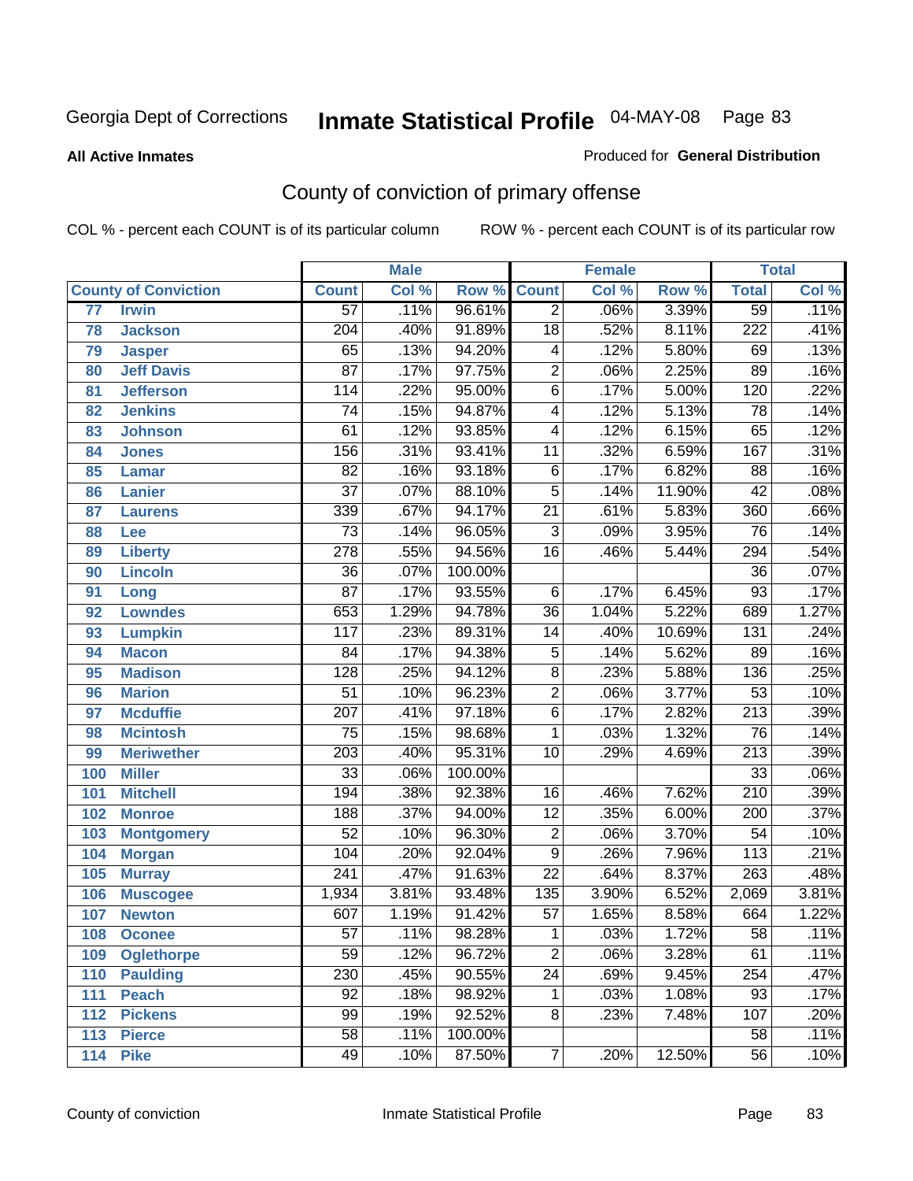Georgia Dept of Corrections

# Inmate Statistical Profile 04-MAY-08

**All Active Inmates**

Produced for **General Distribution**

## County of conviction of primary offense

COL % - percent each COUNT is of its particular column        ROW % - percent each COUNT is of its particular row

| | | Male | | | Female | | | Total | |
|---|---|---|---|---|---|---|---|---|---|
| **County of Conviction** | | **Count** | **Col %** | **Row %** | **Count** | **Col %** | **Row %** | **Total** | **Col %** |
| 77 | **Irwin** | 57 | .11% | 96.61% | 2 | .06% | 3.39% | 59 | .11% |
| 78 | **Jackson** | 204 | .40% | 91.89% | 18 | .52% | 8.11% | 222 | .41% |
| 79 | **Jasper** | 65 | .13% | 94.20% | 4 | .12% | 5.80% | 69 | .13% |
| 80 | **Jeff Davis** | 87 | .17% | 97.75% | 2 | .06% | 2.25% | 89 | .16% |
| 81 | **Jefferson** | 114 | .22% | 95.00% | 6 | .17% | 5.00% | 120 | .22% |
| 82 | **Jenkins** | 74 | .15% | 94.87% | 4 | .12% | 5.13% | 78 | .14% |
| 83 | **Johnson** | 61 | .12% | 93.85% | 4 | .12% | 6.15% | 65 | .12% |
| 84 | **Jones** | 156 | .31% | 93.41% | 11 | .32% | 6.59% | 167 | .31% |
| 85 | **Lamar** | 82 | .16% | 93.18% | 6 | .17% | 6.82% | 88 | .16% |
| 86 | **Lanier** | 37 | .07% | 88.10% | 5 | .14% | 11.90% | 42 | .08% |
| 87 | **Laurens** | 339 | .67% | 94.17% | 21 | .61% | 5.83% | 360 | .66% |
| 88 | **Lee** | 73 | .14% | 96.05% | 3 | .09% | 3.95% | 76 | .14% |
| 89 | **Liberty** | 278 | .55% | 94.56% | 16 | .46% | 5.44% | 294 | .54% |
| 90 | **Lincoln** | 36 | .07% | 100.00% | | | | 36 | .07% |
| 91 | **Long** | 87 | .17% | 93.55% | 6 | .17% | 6.45% | 93 | .17% |
| 92 | **Lowndes** | 653 | 1.29% | 94.78% | 36 | 1.04% | 5.22% | 689 | 1.27% |
| 93 | **Lumpkin** | 117 | .23% | 89.31% | 14 | .40% | 10.69% | 131 | .24% |
| 94 | **Macon** | 84 | .17% | 94.38% | 5 | .14% | 5.62% | 89 | .16% |
| 95 | **Madison** | 128 | .25% | 94.12% | 8 | .23% | 5.88% | 136 | .25% |
| 96 | **Marion** | 51 | .10% | 96.23% | 2 | .06% | 3.77% | 53 | .10% |
| 97 | **Mcduffie** | 207 | .41% | 97.18% | 6 | .17% | 2.82% | 213 | .39% |
| 98 | **Mcintosh** | 75 | .15% | 98.68% | 1 | .03% | 1.32% | 76 | .14% |
| 99 | **Meriwether** | 203 | .40% | 95.31% | 10 | .29% | 4.69% | 213 | .39% |
| 100 | **Miller** | 33 | .06% | 100.00% | | | | 33 | .06% |
| 101 | **Mitchell** | 194 | .38% | 92.38% | 16 | .46% | 7.62% | 210 | .39% |
| 102 | **Monroe** | 188 | .37% | 94.00% | 12 | .35% | 6.00% | 200 | .37% |
| 103 | **Montgomery** | 52 | .10% | 96.30% | 2 | .06% | 3.70% | 54 | .10% |
| 104 | **Morgan** | 104 | .20% | 92.04% | 9 | .26% | 7.96% | 113 | .21% |
| 105 | **Murray** | 241 | .47% | 91.63% | 22 | .64% | 8.37% | 263 | .48% |
| 106 | **Muscogee** | 1,934 | 3.81% | 93.48% | 135 | 3.90% | 6.52% | 2,069 | 3.81% |
| 107 | **Newton** | 607 | 1.19% | 91.42% | 57 | 1.65% | 8.58% | 664 | 1.22% |
| 108 | **Oconee** | 57 | .11% | 98.28% | 1 | .03% | 1.72% | 58 | .11% |
| 109 | **Oglethorpe** | 59 | .12% | 96.72% | 2 | .06% | 3.28% | 61 | .11% |
| 110 | **Paulding** | 230 | .45% | 90.55% | 24 | .69% | 9.45% | 254 | .47% |
| 111 | **Peach** | 92 | .18% | 98.92% | 1 | .03% | 1.08% | 93 | .17% |
| 112 | **Pickens** | 99 | .19% | 92.52% | 8 | .23% | 7.48% | 107 | .20% |
| 113 | **Pierce** | 58 | .11% | 100.00% | | | | 58 | .11% |
| 114 | **Pike** | 49 | .10% | 87.50% | 7 | .20% | 12.50% | 56 | .10% |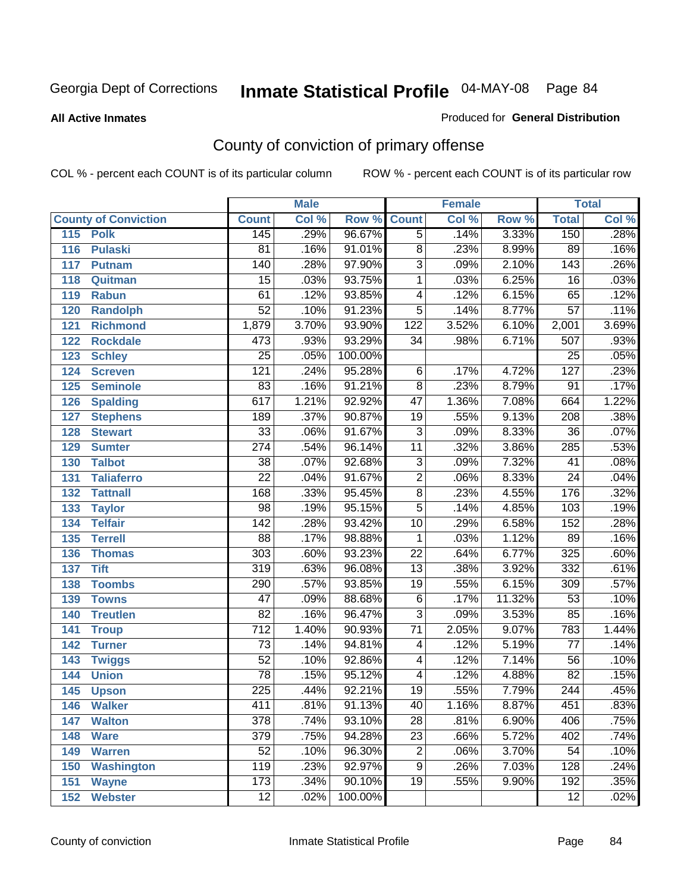Georgia Dept of Corrections

# Inmate Statistical Profile 04-MAY-08

**All Active Inmates**

Produced for **General Distribution**

## County of conviction of primary offense

COL % - percent each COUNT is of its particular column ROW % - percent each COUNT is of its particular row

| County of Conviction | Male | | | Female | | | Total | |
|---|---|---|---|---|---|---|---|---|
| | Count | Col % | Row % | Count | Col % | Row % | Total | Col % |
| 115 Polk | 145 | .29% | 96.67% | 5 | .14% | 3.33% | 150 | .28% |
| 116 Pulaski | 81 | .16% | 91.01% | 8 | .23% | 8.99% | 89 | .16% |
| 117 Putnam | 140 | .28% | 97.90% | 3 | .09% | 2.10% | 143 | .26% |
| 118 Quitman | 15 | .03% | 93.75% | 1 | .03% | 6.25% | 16 | .03% |
| 119 Rabun | 61 | .12% | 93.85% | 4 | .12% | 6.15% | 65 | .12% |
| 120 Randolph | 52 | .10% | 91.23% | 5 | .14% | 8.77% | 57 | .11% |
| 121 Richmond | 1,879 | 3.70% | 93.90% | 122 | 3.52% | 6.10% | 2,001 | 3.69% |
| 122 Rockdale | 473 | .93% | 93.29% | 34 | .98% | 6.71% | 507 | .93% |
| 123 Schley | 25 | .05% | 100.00% | | | | 25 | .05% |
| 124 Screven | 121 | .24% | 95.28% | 6 | .17% | 4.72% | 127 | .23% |
| 125 Seminole | 83 | .16% | 91.21% | 8 | .23% | 8.79% | 91 | .17% |
| 126 Spalding | 617 | 1.21% | 92.92% | 47 | 1.36% | 7.08% | 664 | 1.22% |
| 127 Stephens | 189 | .37% | 90.87% | 19 | .55% | 9.13% | 208 | .38% |
| 128 Stewart | 33 | .06% | 91.67% | 3 | .09% | 8.33% | 36 | .07% |
| 129 Sumter | 274 | .54% | 96.14% | 11 | .32% | 3.86% | 285 | .53% |
| 130 Talbot | 38 | .07% | 92.68% | 3 | .09% | 7.32% | 41 | .08% |
| 131 Taliaferro | 22 | .04% | 91.67% | 2 | .06% | 8.33% | 24 | .04% |
| 132 Tattnall | 168 | .33% | 95.45% | 8 | .23% | 4.55% | 176 | .32% |
| 133 Taylor | 98 | .19% | 95.15% | 5 | .14% | 4.85% | 103 | .19% |
| 134 Telfair | 142 | .28% | 93.42% | 10 | .29% | 6.58% | 152 | .28% |
| 135 Terrell | 88 | .17% | 98.88% | 1 | .03% | 1.12% | 89 | .16% |
| 136 Thomas | 303 | .60% | 93.23% | 22 | .64% | 6.77% | 325 | .60% |
| 137 Tift | 319 | .63% | 96.08% | 13 | .38% | 3.92% | 332 | .61% |
| 138 Toombs | 290 | .57% | 93.85% | 19 | .55% | 6.15% | 309 | .57% |
| 139 Towns | 47 | .09% | 88.68% | 6 | .17% | 11.32% | 53 | .10% |
| 140 Treutlen | 82 | .16% | 96.47% | 3 | .09% | 3.53% | 85 | .16% |
| 141 Troup | 712 | 1.40% | 90.93% | 71 | 2.05% | 9.07% | 783 | 1.44% |
| 142 Turner | 73 | .14% | 94.81% | 4 | .12% | 5.19% | 77 | .14% |
| 143 Twiggs | 52 | .10% | 92.86% | 4 | .12% | 7.14% | 56 | .10% |
| 144 Union | 78 | .15% | 95.12% | 4 | .12% | 4.88% | 82 | .15% |
| 145 Upson | 225 | .44% | 92.21% | 19 | .55% | 7.79% | 244 | .45% |
| 146 Walker | 411 | .81% | 91.13% | 40 | 1.16% | 8.87% | 451 | .83% |
| 147 Walton | 378 | .74% | 93.10% | 28 | .81% | 6.90% | 406 | .75% |
| 148 Ware | 379 | .75% | 94.28% | 23 | .66% | 5.72% | 402 | .74% |
| 149 Warren | 52 | .10% | 96.30% | 2 | .06% | 3.70% | 54 | .10% |
| 150 Washington | 119 | .23% | 92.97% | 9 | .26% | 7.03% | 128 | .24% |
| 151 Wayne | 173 | .34% | 90.10% | 19 | .55% | 9.90% | 192 | .35% |
| 152 Webster | 12 | .02% | 100.00% | | | | 12 | .02% |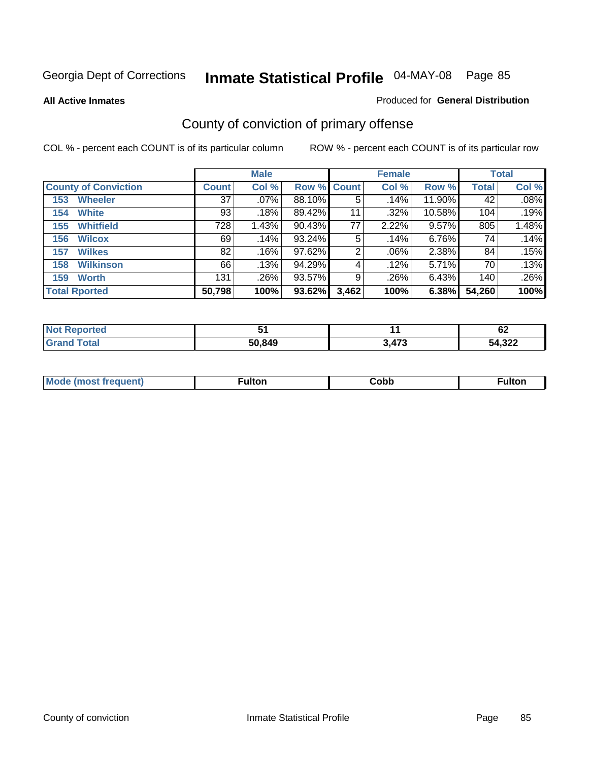Georgia Dept of Corrections **Inmate Statistical Profile** 04-MAY-08

**All Active Inmates**

Produced for **General Distribution**

## County of conviction of primary offense

COL % - percent each COUNT is of its particular column

ROW % - percent each COUNT is of its particular row

| | Male | | | Female | | | Total | |
|---|---|---|---|---|---|---|---|---|
| **County of Conviction** | **Count** | **Col %** | **Row %** | **Count** | **Col %** | **Row %** | **Total** | **Col %** |
| 153 Wheeler | 37 | .07% | 88.10% | 5 | .14% | 11.90% | 42 | .08% |
| 154 White | 93 | .18% | 89.42% | 11 | .32% | 10.58% | 104 | .19% |
| 155 Whitfield | 728 | 1.43% | 90.43% | 77 | 2.22% | 9.57% | 805 | 1.48% |
| 156 Wilcox | 69 | .14% | 93.24% | 5 | .14% | 6.76% | 74 | .14% |
| 157 Wilkes | 82 | .16% | 97.62% | 2 | .06% | 2.38% | 84 | .15% |
| 158 Wilkinson | 66 | .13% | 94.29% | 4 | .12% | 5.71% | 70 | .13% |
| 159 Worth | 131 | .26% | 93.57% | 9 | .26% | 6.43% | 140 | .26% |
| **Total Rported** | **50,798** | **100%** | **93.62%** | **3,462** | **100%** | **6.38%** | **54,260** | **100%** |

| | Male | Female | Total |
|---|---|---|---|
| **Not Reported** | **51** | **11** | **62** |
| **Grand Total** | **50,849** | **3,473** | **54,322** |

| | Male | Female | Total |
|---|---|---|---|
| **Mode (most frequent)** | **Fulton** | **Cobb** | **Fulton** |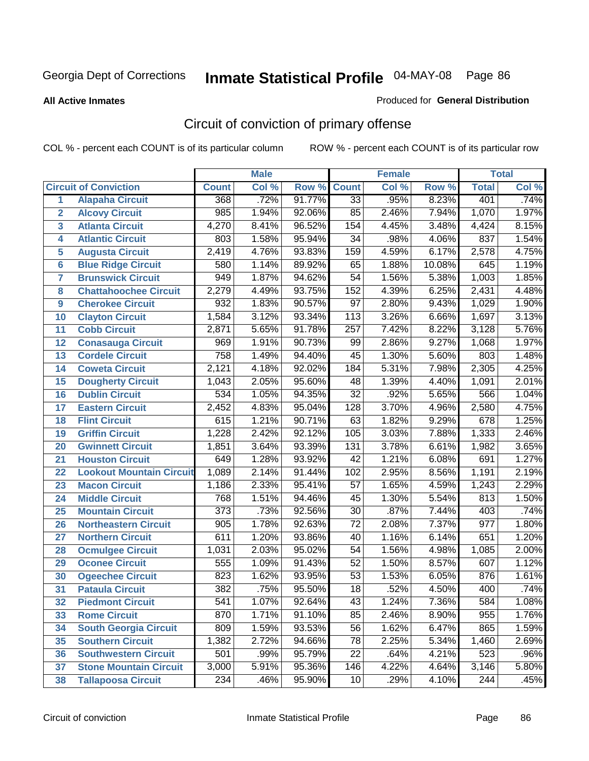Georgia Dept of Corrections **Inmate Statistical Profile** 04-MAY-08

**All Active Inmates**

Produced for **General Distribution**

## Circuit of conviction of primary offense

COL % - percent each COUNT is of its particular column ROW % - percent each COUNT is of its particular row

| | | Male | | | Female | | | Total | |
|---|---|---|---|---|---|---|---|---|---|
| **Circuit of Conviction** | | **Count** | **Col %** | **Row %** | **Count** | **Col %** | **Row %** | **Total** | **Col %** |
| 1 | Alapaha Circuit | 368 | .72% | 91.77% | 33 | .95% | 8.23% | 401 | .74% |
| 2 | Alcovy Circuit | 985 | 1.94% | 92.06% | 85 | 2.46% | 7.94% | 1,070 | 1.97% |
| 3 | Atlanta Circuit | 4,270 | 8.41% | 96.52% | 154 | 4.45% | 3.48% | 4,424 | 8.15% |
| 4 | Atlantic Circuit | 803 | 1.58% | 95.94% | 34 | .98% | 4.06% | 837 | 1.54% |
| 5 | Augusta Circuit | 2,419 | 4.76% | 93.83% | 159 | 4.59% | 6.17% | 2,578 | 4.75% |
| 6 | Blue Ridge Circuit | 580 | 1.14% | 89.92% | 65 | 1.88% | 10.08% | 645 | 1.19% |
| 7 | Brunswick Circuit | 949 | 1.87% | 94.62% | 54 | 1.56% | 5.38% | 1,003 | 1.85% |
| 8 | Chattahoochee Circuit | 2,279 | 4.49% | 93.75% | 152 | 4.39% | 6.25% | 2,431 | 4.48% |
| 9 | Cherokee Circuit | 932 | 1.83% | 90.57% | 97 | 2.80% | 9.43% | 1,029 | 1.90% |
| 10 | Clayton Circuit | 1,584 | 3.12% | 93.34% | 113 | 3.26% | 6.66% | 1,697 | 3.13% |
| 11 | Cobb Circuit | 2,871 | 5.65% | 91.78% | 257 | 7.42% | 8.22% | 3,128 | 5.76% |
| 12 | Conasauga Circuit | 969 | 1.91% | 90.73% | 99 | 2.86% | 9.27% | 1,068 | 1.97% |
| 13 | Cordele Circuit | 758 | 1.49% | 94.40% | 45 | 1.30% | 5.60% | 803 | 1.48% |
| 14 | Coweta Circuit | 2,121 | 4.18% | 92.02% | 184 | 5.31% | 7.98% | 2,305 | 4.25% |
| 15 | Dougherty Circuit | 1,043 | 2.05% | 95.60% | 48 | 1.39% | 4.40% | 1,091 | 2.01% |
| 16 | Dublin Circuit | 534 | 1.05% | 94.35% | 32 | .92% | 5.65% | 566 | 1.04% |
| 17 | Eastern Circuit | 2,452 | 4.83% | 95.04% | 128 | 3.70% | 4.96% | 2,580 | 4.75% |
| 18 | Flint Circuit | 615 | 1.21% | 90.71% | 63 | 1.82% | 9.29% | 678 | 1.25% |
| 19 | Griffin Circuit | 1,228 | 2.42% | 92.12% | 105 | 3.03% | 7.88% | 1,333 | 2.46% |
| 20 | Gwinnett Circuit | 1,851 | 3.64% | 93.39% | 131 | 3.78% | 6.61% | 1,982 | 3.65% |
| 21 | Houston Circuit | 649 | 1.28% | 93.92% | 42 | 1.21% | 6.08% | 691 | 1.27% |
| 22 | Lookout Mountain Circuit | 1,089 | 2.14% | 91.44% | 102 | 2.95% | 8.56% | 1,191 | 2.19% |
| 23 | Macon Circuit | 1,186 | 2.33% | 95.41% | 57 | 1.65% | 4.59% | 1,243 | 2.29% |
| 24 | Middle Circuit | 768 | 1.51% | 94.46% | 45 | 1.30% | 5.54% | 813 | 1.50% |
| 25 | Mountain Circuit | 373 | .73% | 92.56% | 30 | .87% | 7.44% | 403 | .74% |
| 26 | Northeastern Circuit | 905 | 1.78% | 92.63% | 72 | 2.08% | 7.37% | 977 | 1.80% |
| 27 | Northern Circuit | 611 | 1.20% | 93.86% | 40 | 1.16% | 6.14% | 651 | 1.20% |
| 28 | Ocmulgee Circuit | 1,031 | 2.03% | 95.02% | 54 | 1.56% | 4.98% | 1,085 | 2.00% |
| 29 | Oconee Circuit | 555 | 1.09% | 91.43% | 52 | 1.50% | 8.57% | 607 | 1.12% |
| 30 | Ogeechee Circuit | 823 | 1.62% | 93.95% | 53 | 1.53% | 6.05% | 876 | 1.61% |
| 31 | Pataula Circuit | 382 | .75% | 95.50% | 18 | .52% | 4.50% | 400 | .74% |
| 32 | Piedmont Circuit | 541 | 1.07% | 92.64% | 43 | 1.24% | 7.36% | 584 | 1.08% |
| 33 | Rome Circuit | 870 | 1.71% | 91.10% | 85 | 2.46% | 8.90% | 955 | 1.76% |
| 34 | South Georgia Circuit | 809 | 1.59% | 93.53% | 56 | 1.62% | 6.47% | 865 | 1.59% |
| 35 | Southern Circuit | 1,382 | 2.72% | 94.66% | 78 | 2.25% | 5.34% | 1,460 | 2.69% |
| 36 | Southwestern Circuit | 501 | .99% | 95.79% | 22 | .64% | 4.21% | 523 | .96% |
| 37 | Stone Mountain Circuit | 3,000 | 5.91% | 95.36% | 146 | 4.22% | 4.64% | 3,146 | 5.80% |
| 38 | Tallapoosa Circuit | 234 | .46% | 95.90% | 10 | .29% | 4.10% | 244 | .45% |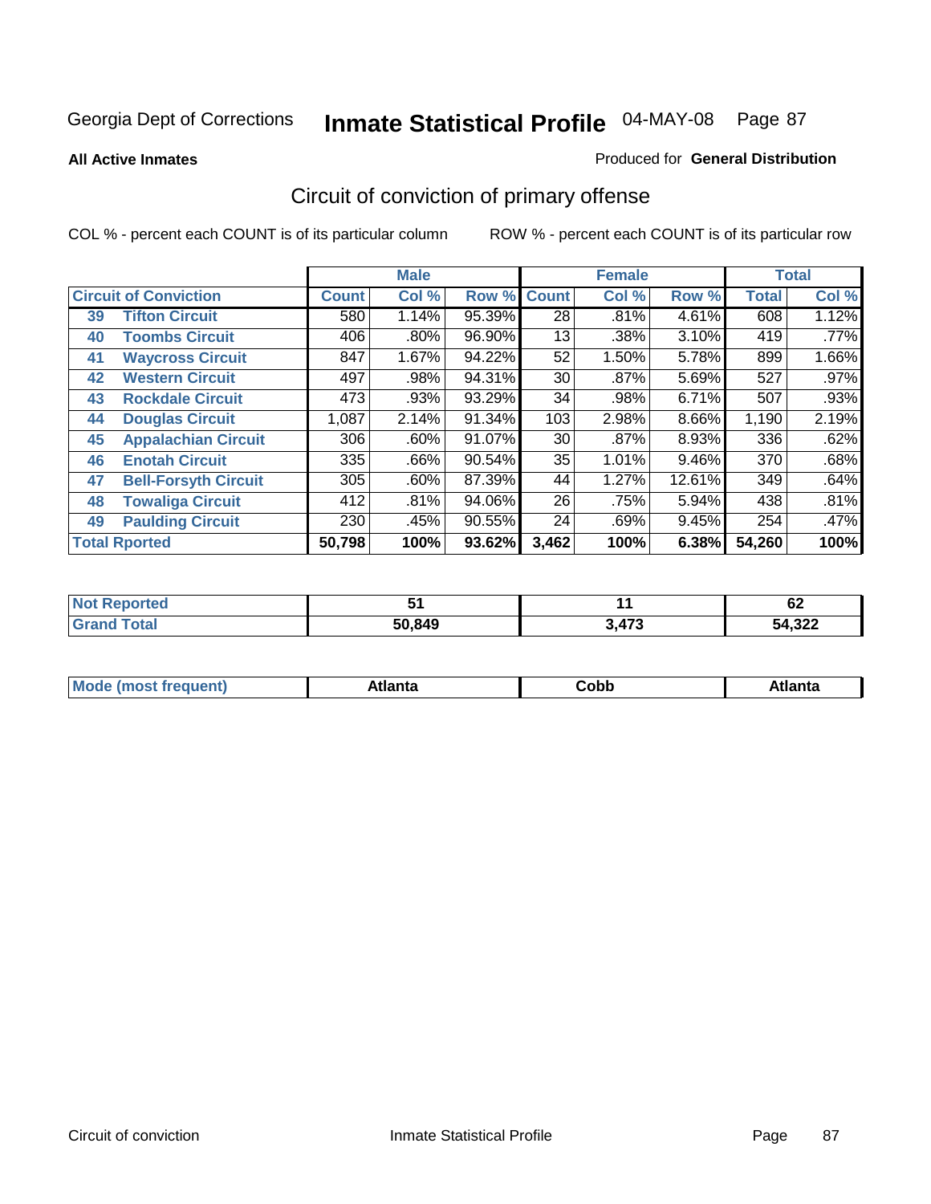Georgia Dept of Corrections

# Inmate Statistical Profile 04-MAY-08

**All Active Inmates**

Produced for **General Distribution**

## Circuit of conviction of primary offense

COL % - percent each COUNT is of its particular column

ROW % - percent each COUNT is of its particular row

| Circuit of Conviction | | Male | | | Female | | | Total | |
|---|---|---|---|---|---|---|---|---|---|
| | | Count | Col % | Row % | Count | Col % | Row % | Total | Col % |
| 39 | Tifton Circuit | 580 | 1.14% | 95.39% | 28 | .81% | 4.61% | 608 | 1.12% |
| 40 | Toombs Circuit | 406 | .80% | 96.90% | 13 | .38% | 3.10% | 419 | .77% |
| 41 | Waycross Circuit | 847 | 1.67% | 94.22% | 52 | 1.50% | 5.78% | 899 | 1.66% |
| 42 | Western Circuit | 497 | .98% | 94.31% | 30 | .87% | 5.69% | 527 | .97% |
| 43 | Rockdale Circuit | 473 | .93% | 93.29% | 34 | .98% | 6.71% | 507 | .93% |
| 44 | Douglas Circuit | 1,087 | 2.14% | 91.34% | 103 | 2.98% | 8.66% | 1,190 | 2.19% |
| 45 | Appalachian Circuit | 306 | .60% | 91.07% | 30 | .87% | 8.93% | 336 | .62% |
| 46 | Enotah Circuit | 335 | .66% | 90.54% | 35 | 1.01% | 9.46% | 370 | .68% |
| 47 | Bell-Forsyth Circuit | 305 | .60% | 87.39% | 44 | 1.27% | 12.61% | 349 | .64% |
| 48 | Towaliga Circuit | 412 | .81% | 94.06% | 26 | .75% | 5.94% | 438 | .81% |
| 49 | Paulding Circuit | 230 | .45% | 90.55% | 24 | .69% | 9.45% | 254 | .47% |
| **Total Rported** | | **50,798** | **100%** | **93.62%** | **3,462** | **100%** | **6.38%** | **54,260** | **100%** |

| | Male | Female | Total |
|---|---|---|---|
| Not Reported | 51 | 11 | 62 |
| Grand Total | 50,849 | 3,473 | 54,322 |

| | Male | Female | Total |
|---|---|---|---|
| Mode (most frequent) | Atlanta | Cobb | Atlanta |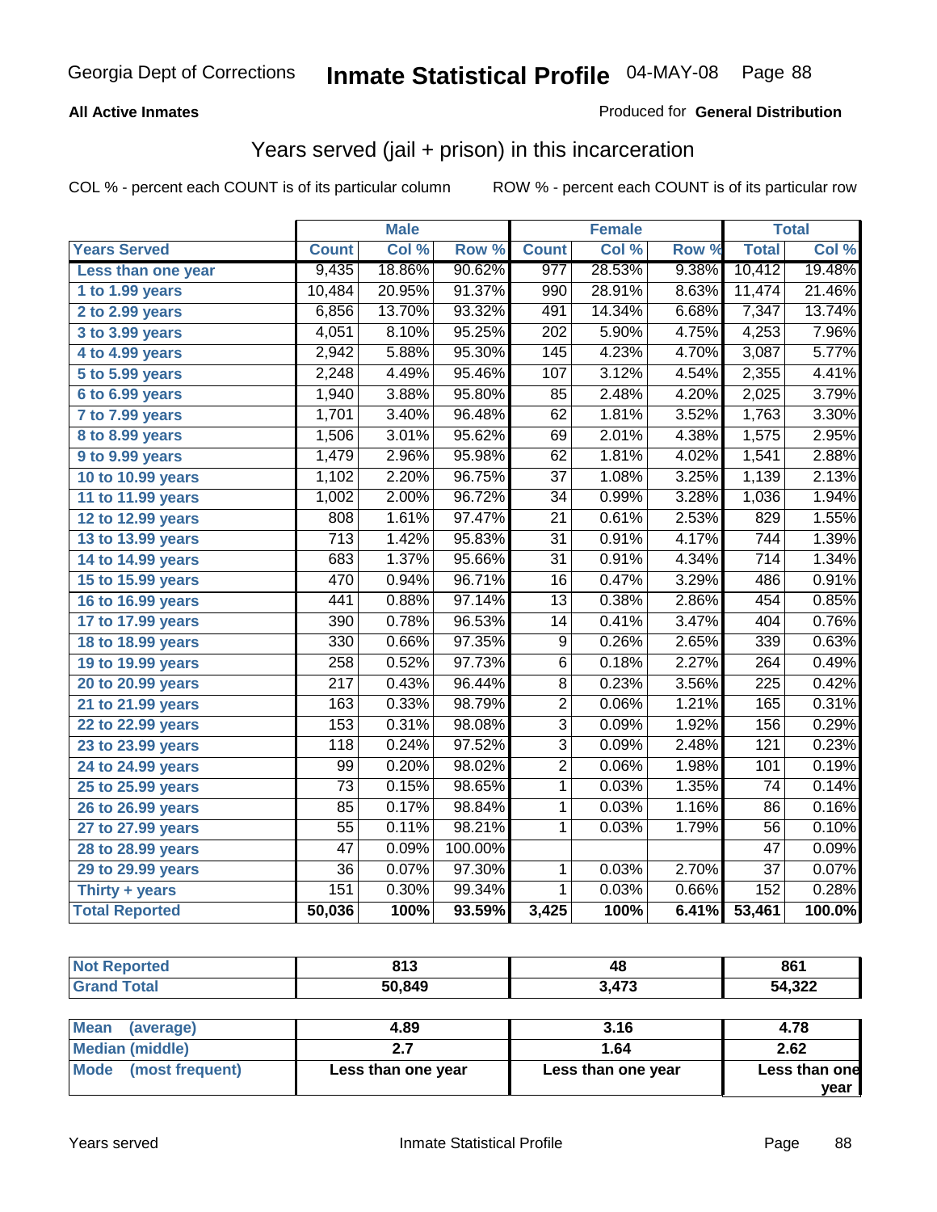# Inmate Statistical Profile

Georgia Dept of Corrections — 04-MAY-08

**All Active Inmates** — Produced for **General Distribution**

## Years served (jail + prison) in this incarceration

COL % - percent each COUNT is of its particular column    ROW % - percent each COUNT is of its particular row

| | Male | | | Female | | | Total | |
|---|---|---|---|---|---|---|---|---|
| **Years Served** | **Count** | **Col %** | **Row %** | **Count** | **Col %** | **Row %** | **Total** | **Col %** |
| Less than one year | 9,435 | 18.86% | 90.62% | 977 | 28.53% | 9.38% | 10,412 | 19.48% |
| 1 to 1.99 years | 10,484 | 20.95% | 91.37% | 990 | 28.91% | 8.63% | 11,474 | 21.46% |
| 2 to 2.99 years | 6,856 | 13.70% | 93.32% | 491 | 14.34% | 6.68% | 7,347 | 13.74% |
| 3 to 3.99 years | 4,051 | 8.10% | 95.25% | 202 | 5.90% | 4.75% | 4,253 | 7.96% |
| 4 to 4.99 years | 2,942 | 5.88% | 95.30% | 145 | 4.23% | 4.70% | 3,087 | 5.77% |
| 5 to 5.99 years | 2,248 | 4.49% | 95.46% | 107 | 3.12% | 4.54% | 2,355 | 4.41% |
| 6 to 6.99 years | 1,940 | 3.88% | 95.80% | 85 | 2.48% | 4.20% | 2,025 | 3.79% |
| 7 to 7.99 years | 1,701 | 3.40% | 96.48% | 62 | 1.81% | 3.52% | 1,763 | 3.30% |
| 8 to 8.99 years | 1,506 | 3.01% | 95.62% | 69 | 2.01% | 4.38% | 1,575 | 2.95% |
| 9 to 9.99 years | 1,479 | 2.96% | 95.98% | 62 | 1.81% | 4.02% | 1,541 | 2.88% |
| 10 to 10.99 years | 1,102 | 2.20% | 96.75% | 37 | 1.08% | 3.25% | 1,139 | 2.13% |
| 11 to 11.99 years | 1,002 | 2.00% | 96.72% | 34 | 0.99% | 3.28% | 1,036 | 1.94% |
| 12 to 12.99 years | 808 | 1.61% | 97.47% | 21 | 0.61% | 2.53% | 829 | 1.55% |
| 13 to 13.99 years | 713 | 1.42% | 95.83% | 31 | 0.91% | 4.17% | 744 | 1.39% |
| 14 to 14.99 years | 683 | 1.37% | 95.66% | 31 | 0.91% | 4.34% | 714 | 1.34% |
| 15 to 15.99 years | 470 | 0.94% | 96.71% | 16 | 0.47% | 3.29% | 486 | 0.91% |
| 16 to 16.99 years | 441 | 0.88% | 97.14% | 13 | 0.38% | 2.86% | 454 | 0.85% |
| 17 to 17.99 years | 390 | 0.78% | 96.53% | 14 | 0.41% | 3.47% | 404 | 0.76% |
| 18 to 18.99 years | 330 | 0.66% | 97.35% | 9 | 0.26% | 2.65% | 339 | 0.63% |
| 19 to 19.99 years | 258 | 0.52% | 97.73% | 6 | 0.18% | 2.27% | 264 | 0.49% |
| 20 to 20.99 years | 217 | 0.43% | 96.44% | 8 | 0.23% | 3.56% | 225 | 0.42% |
| 21 to 21.99 years | 163 | 0.33% | 98.79% | 2 | 0.06% | 1.21% | 165 | 0.31% |
| 22 to 22.99 years | 153 | 0.31% | 98.08% | 3 | 0.09% | 1.92% | 156 | 0.29% |
| 23 to 23.99 years | 118 | 0.24% | 97.52% | 3 | 0.09% | 2.48% | 121 | 0.23% |
| 24 to 24.99 years | 99 | 0.20% | 98.02% | 2 | 0.06% | 1.98% | 101 | 0.19% |
| 25 to 25.99 years | 73 | 0.15% | 98.65% | 1 | 0.03% | 1.35% | 74 | 0.14% |
| 26 to 26.99 years | 85 | 0.17% | 98.84% | 1 | 0.03% | 1.16% | 86 | 0.16% |
| 27 to 27.99 years | 55 | 0.11% | 98.21% | 1 | 0.03% | 1.79% | 56 | 0.10% |
| 28 to 28.99 years | 47 | 0.09% | 100.00% | | | | 47 | 0.09% |
| 29 to 29.99 years | 36 | 0.07% | 97.30% | 1 | 0.03% | 2.70% | 37 | 0.07% |
| Thirty + years | 151 | 0.30% | 99.34% | 1 | 0.03% | 0.66% | 152 | 0.28% |
| **Total Reported** | **50,036** | **100%** | **93.59%** | **3,425** | **100%** | **6.41%** | **53,461** | **100.0%** |

| | Male | Female | Total |
|---|---|---|---|
| Not Reported | 813 | 48 | 861 |
| Grand Total | 50,849 | 3,473 | 54,322 |

| | Male | Female | Total |
|---|---|---|---|
| Mean (average) | 4.89 | 3.16 | 4.78 |
| Median (middle) | 2.7 | 1.64 | 2.62 |
| Mode (most frequent) | Less than one year | Less than one year | Less than one year |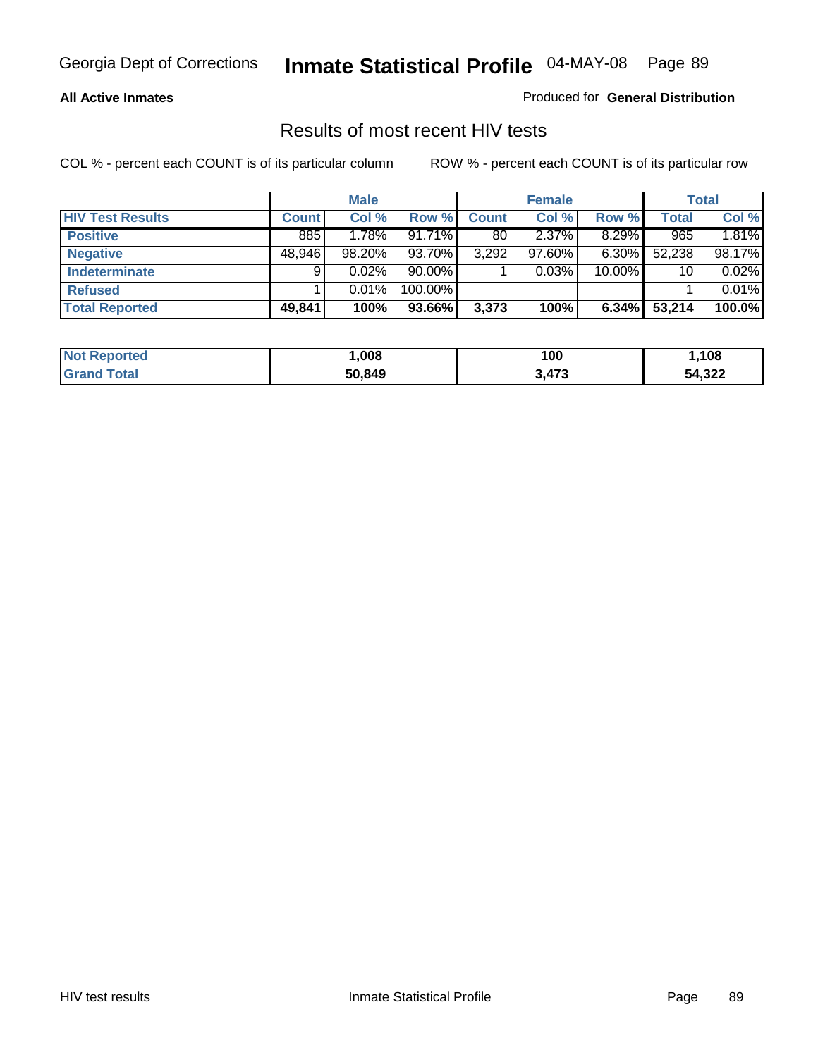**All Active Inmates**

Produced for **General Distribution**

## Results of most recent HIV tests

COL % - percent each COUNT is of its particular column

ROW % - percent each COUNT is of its particular row

| | Male | | | Female | | | Total | |
|---|---|---|---|---|---|---|---|---|
| **HIV Test Results** | **Count** | **Col %** | **Row %** | **Count** | **Col %** | **Row %** | **Total** | **Col %** |
| **Positive** | 885 | 1.78% | 91.71% | 80 | 2.37% | 8.29% | 965 | 1.81% |
| **Negative** | 48,946 | 98.20% | 93.70% | 3,292 | 97.60% | 6.30% | 52,238 | 98.17% |
| **Indeterminate** | 9 | 0.02% | 90.00% | 1 | 0.03% | 10.00% | 10 | 0.02% |
| **Refused** | 1 | 0.01% | 100.00% | | | | 1 | 0.01% |
| **Total Reported** | **49,841** | **100%** | **93.66%** | **3,373** | **100%** | **6.34%** | **53,214** | **100.0%** |

| | Male | Female | Total |
|---|---|---|---|
| **Not Reported** | **1,008** | **100** | **1,108** |
| **Grand Total** | **50,849** | **3,473** | **54,322** |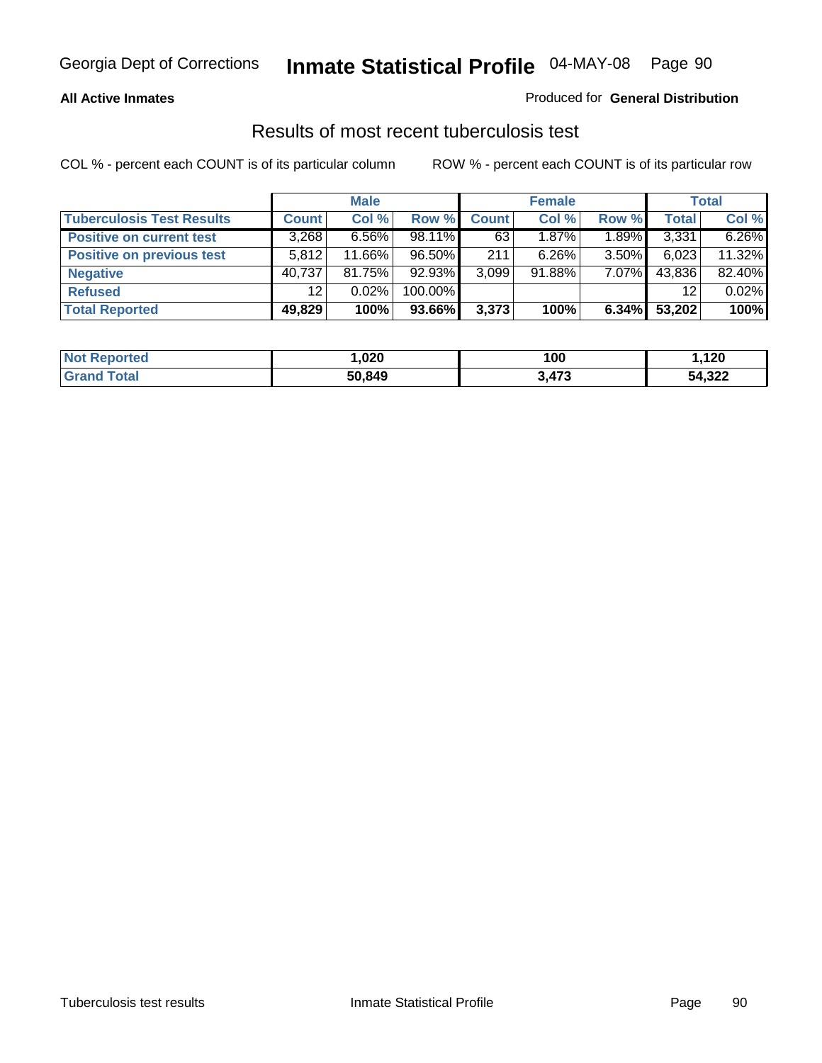**All Active Inmates**

Produced for **General Distribution**

## Results of most recent tuberculosis test

COL % - percent each COUNT is of its particular column

ROW % - percent each COUNT is of its particular row

| | Male | | | Female | | | Total | |
|---|---|---|---|---|---|---|---|---|
| **Tuberculosis Test Results** | **Count** | **Col %** | **Row %** | **Count** | **Col %** | **Row %** | **Total** | **Col %** |
| **Positive on current test** | 3,268 | 6.56% | 98.11% | 63 | 1.87% | 1.89% | 3,331 | 6.26% |
| **Positive on previous test** | 5,812 | 11.66% | 96.50% | 211 | 6.26% | 3.50% | 6,023 | 11.32% |
| **Negative** | 40,737 | 81.75% | 92.93% | 3,099 | 91.88% | 7.07% | 43,836 | 82.40% |
| **Refused** | 12 | 0.02% | 100.00% | | | | 12 | 0.02% |
| **Total Reported** | **49,829** | **100%** | **93.66%** | **3,373** | **100%** | **6.34%** | **53,202** | **100%** |

| | Male | Female | Total |
|---|---|---|---|
| **Not Reported** | **1,020** | **100** | **1,120** |
| **Grand Total** | **50,849** | **3,473** | **54,322** |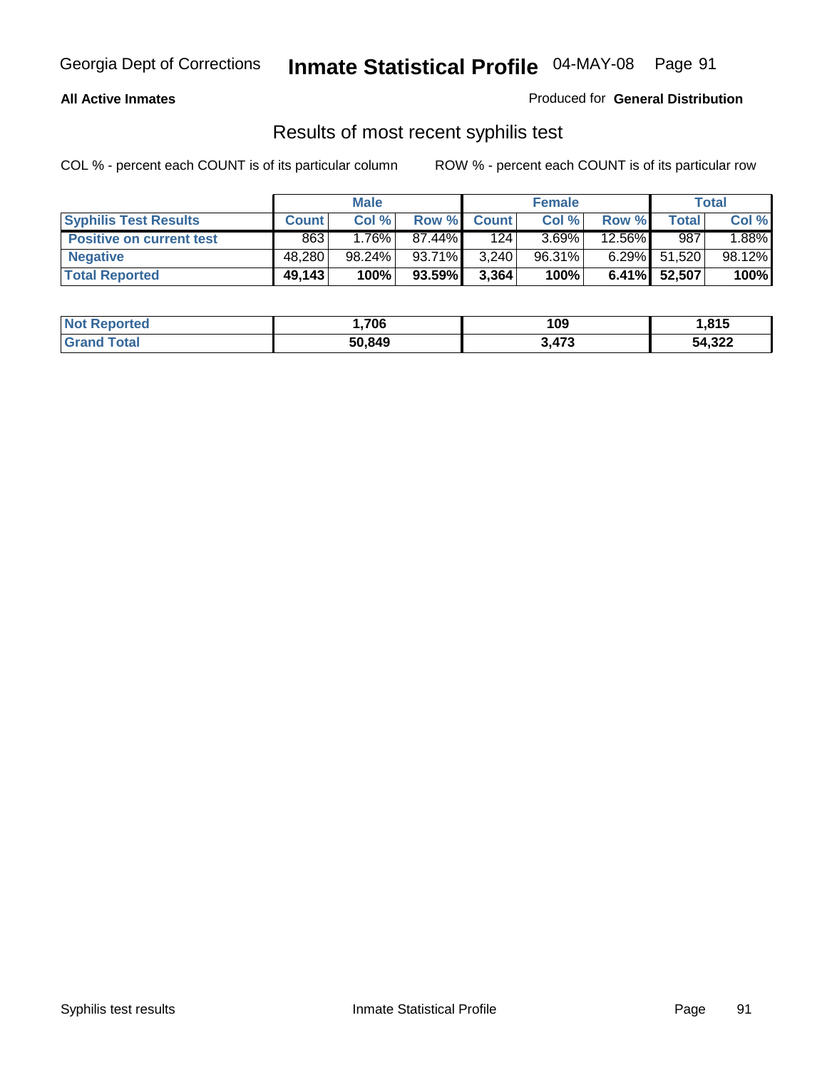Georgia Dept of Corrections **Inmate Statistical Profile** 04-MAY-08

**All Active Inmates**

Produced for **General Distribution**

## Results of most recent syphilis test

COL % - percent each COUNT is of its particular column    ROW % - percent each COUNT is of its particular row

| | Male | | | Female | | | Total | |
|---|---|---|---|---|---|---|---|---|
| **Syphilis Test Results** | **Count** | **Col %** | **Row %** | **Count** | **Col %** | **Row %** | **Total** | **Col %** |
| **Positive on current test** | 863 | 1.76% | 87.44% | 124 | 3.69% | 12.56% | 987 | 1.88% |
| **Negative** | 48,280 | 98.24% | 93.71% | 3,240 | 96.31% | 6.29% | 51,520 | 98.12% |
| **Total Reported** | **49,143** | **100%** | **93.59%** | **3,364** | **100%** | **6.41%** | **52,507** | **100%** |

| | Male | Female | Total |
|---|---|---|---|
| **Not Reported** | **1,706** | **109** | **1,815** |
| **Grand Total** | **50,849** | **3,473** | **54,322** |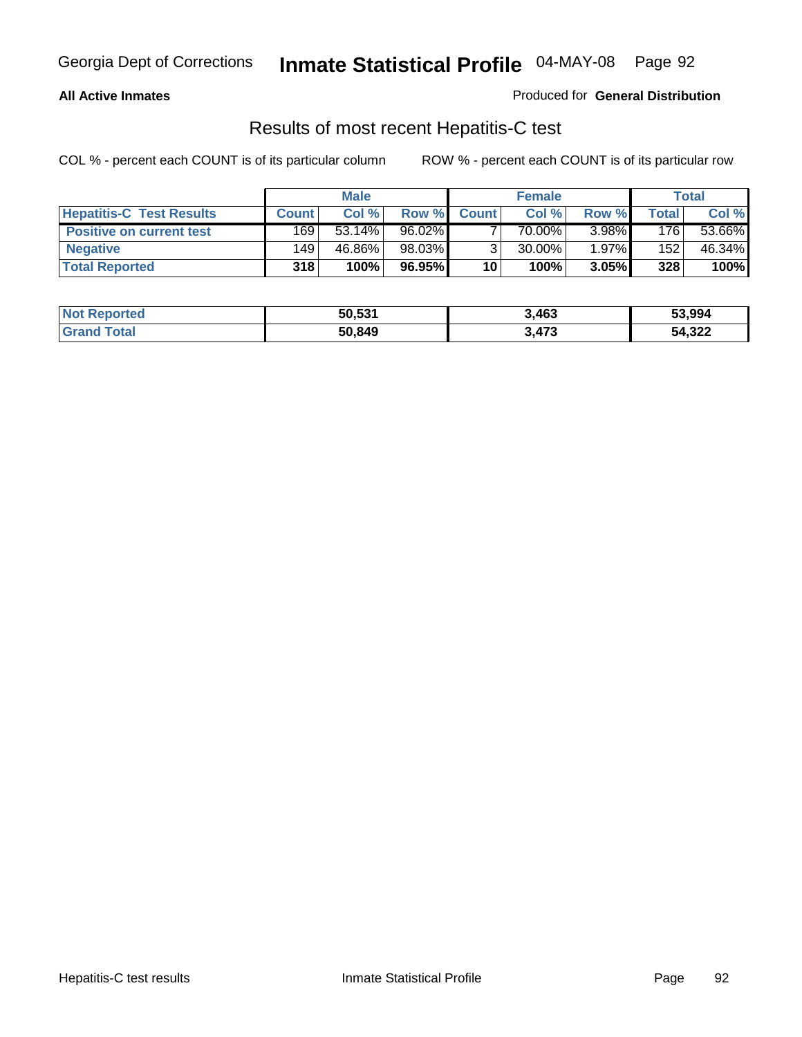Georgia Dept of Corrections **Inmate Statistical Profile** 04-MAY-08

**All Active Inmates**

Produced for **General Distribution**

## Results of most recent Hepatitis-C test

COL % - percent each COUNT is of its particular column

ROW % - percent each COUNT is of its particular row

| | Male | | | Female | | | Total | |
|---|---|---|---|---|---|---|---|---|
| **Hepatitis-C Test Results** | **Count** | **Col %** | **Row %** | **Count** | **Col %** | **Row %** | **Total** | **Col %** |
| **Positive on current test** | 169 | 53.14% | 96.02% | 7 | 70.00% | 3.98% | 176 | 53.66% |
| **Negative** | 149 | 46.86% | 98.03% | 3 | 30.00% | 1.97% | 152 | 46.34% |
| **Total Reported** | **318** | **100%** | **96.95%** | **10** | **100%** | **3.05%** | **328** | **100%** |

| | Male | Female | Total |
|---|---|---|---|
| **Not Reported** | **50,531** | **3,463** | **53,994** |
| **Grand Total** | **50,849** | **3,473** | **54,322** |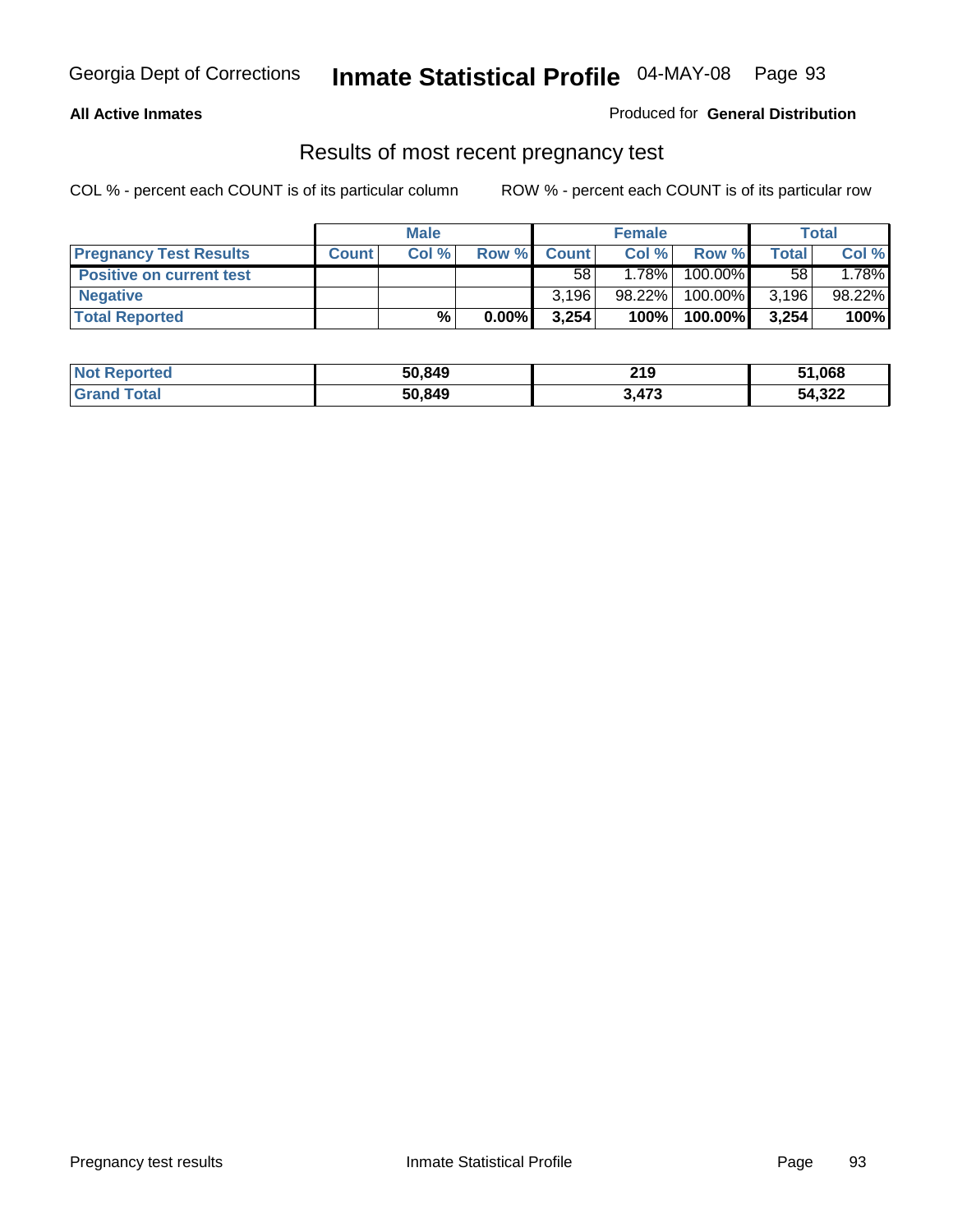Georgia Dept of Corrections **Inmate Statistical Profile** 04-MAY-08

**All Active Inmates**

Produced for **General Distribution**

## Results of most recent pregnancy test

COL % - percent each COUNT is of its particular column     ROW % - percent each COUNT is of its particular row

| | Male | | | Female | | | Total | |
|---|---|---|---|---|---|---|---|---|
| **Pregnancy Test Results** | **Count** | **Col %** | **Row %** | **Count** | **Col %** | **Row %** | **Total** | **Col %** |
| **Positive on current test** | | | | 58 | 1.78% | 100.00% | 58 | 1.78% |
| **Negative** | | | | 3,196 | 98.22% | 100.00% | 3,196 | 98.22% |
| **Total Reported** | | **%** | **0.00%** | **3,254** | **100%** | **100.00%** | **3,254** | **100%** |

| | Male | Female | Total |
|---|---|---|---|
| **Not Reported** | **50,849** | **219** | **51,068** |
| **Grand Total** | **50,849** | **3,473** | **54,322** |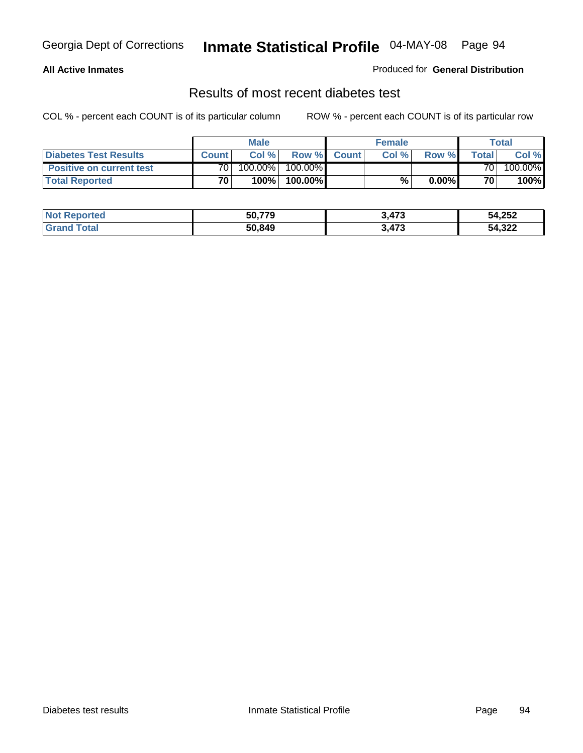Georgia Dept of Corrections **Inmate Statistical Profile** 04-MAY-08

**All Active Inmates**

Produced for **General Distribution**

## Results of most recent diabetes test

COL % - percent each COUNT is of its particular column

ROW % - percent each COUNT is of its particular row

| | Male | | | Female | | | Total | |
|---|---|---|---|---|---|---|---|---|
| **Diabetes Test Results** | **Count** | **Col %** | **Row %** | **Count** | **Col %** | **Row %** | **Total** | **Col %** |
| **Positive on current test** | 70 | 100.00% | 100.00% | | | | 70 | 100.00% |
| **Total Reported** | **70** | **100%** | **100.00%** | | **%** | **0.00%** | **70** | **100%** |

| | Male | Female | Total |
|---|---|---|---|
| **Not Reported** | **50,779** | **3,473** | **54,252** |
| **Grand Total** | **50,849** | **3,473** | **54,322** |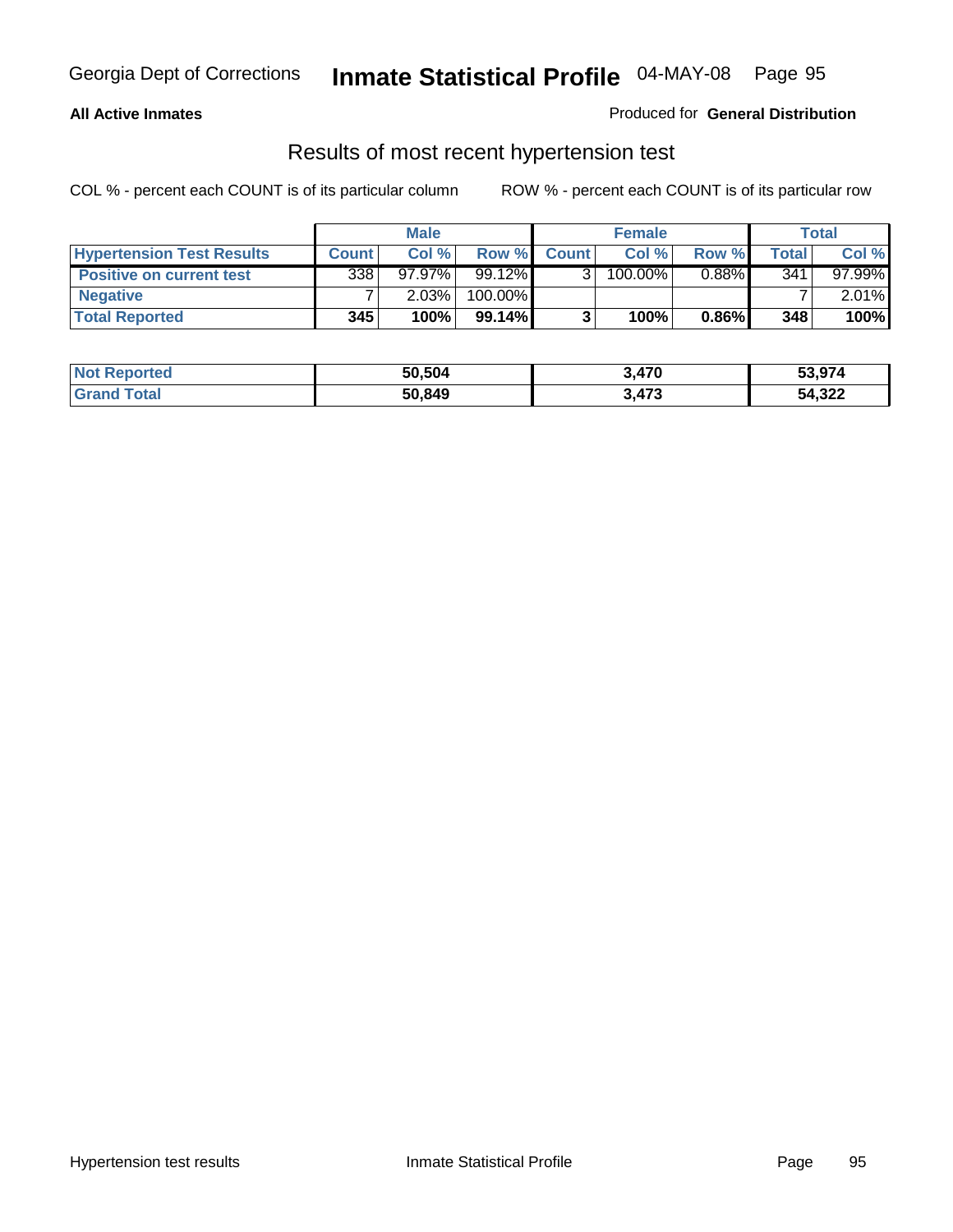**All Active Inmates**

Produced for **General Distribution**

## Results of most recent hypertension test

COL % - percent each COUNT is of its particular column ROW % - percent each COUNT is of its particular row

| | Male | | | Female | | | Total | |
|---|---|---|---|---|---|---|---|---|
| **Hypertension Test Results** | **Count** | **Col %** | **Row %** | **Count** | **Col %** | **Row %** | **Total** | **Col %** |
| **Positive on current test** | 338 | 97.97% | 99.12% | 3 | 100.00% | 0.88% | 341 | 97.99% |
| **Negative** | 7 | 2.03% | 100.00% | | | | 7 | 2.01% |
| **Total Reported** | **345** | **100%** | **99.14%** | **3** | **100%** | **0.86%** | **348** | **100%** |

| | Male | Female | Total |
|---|---|---|---|
| **Not Reported** | **50,504** | **3,470** | **53,974** |
| **Grand Total** | **50,849** | **3,473** | **54,322** |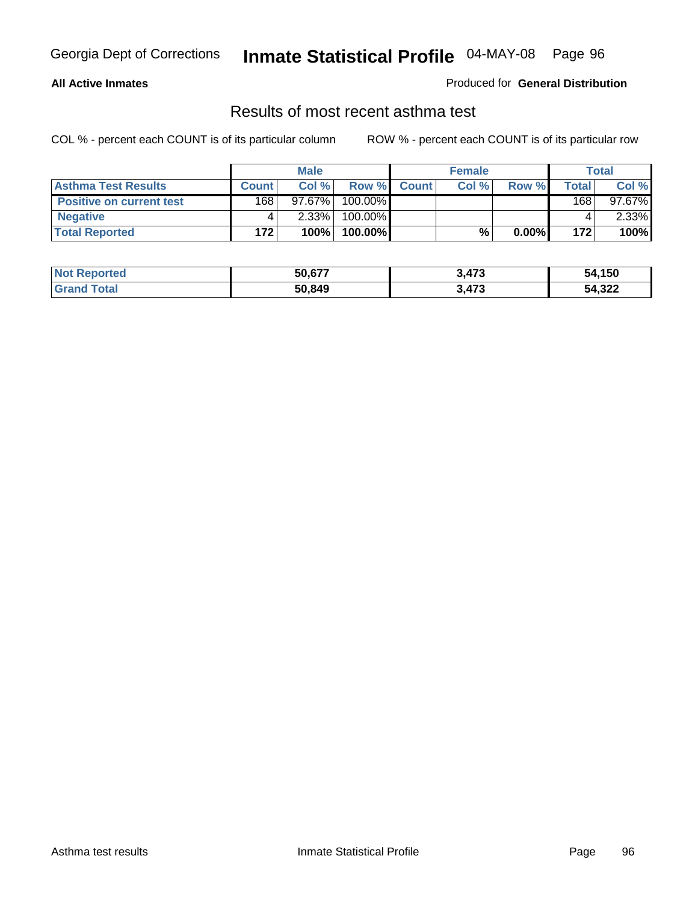Georgia Dept of Corrections **Inmate Statistical Profile** 04-MAY-08

**All Active Inmates**

Produced for **General Distribution**

## Results of most recent asthma test

COL % - percent each COUNT is of its particular column    ROW % - percent each COUNT is of its particular row

| | Male | | | Female | | | Total | |
|---|---|---|---|---|---|---|---|---|
| **Asthma Test Results** | **Count** | **Col %** | **Row %** | **Count** | **Col %** | **Row %** | **Total** | **Col %** |
| **Positive on current test** | 168 | 97.67% | 100.00% | | | | 168 | 97.67% |
| **Negative** | 4 | 2.33% | 100.00% | | | | 4 | 2.33% |
| **Total Reported** | **172** | **100%** | **100.00%** | | **%** | **0.00%** | **172** | **100%** |

| | Male | Female | Total |
|---|---|---|---|
| **Not Reported** | **50,677** | **3,473** | **54,150** |
| **Grand Total** | **50,849** | **3,473** | **54,322** |

Asthma test results    Inmate Statistical Profile